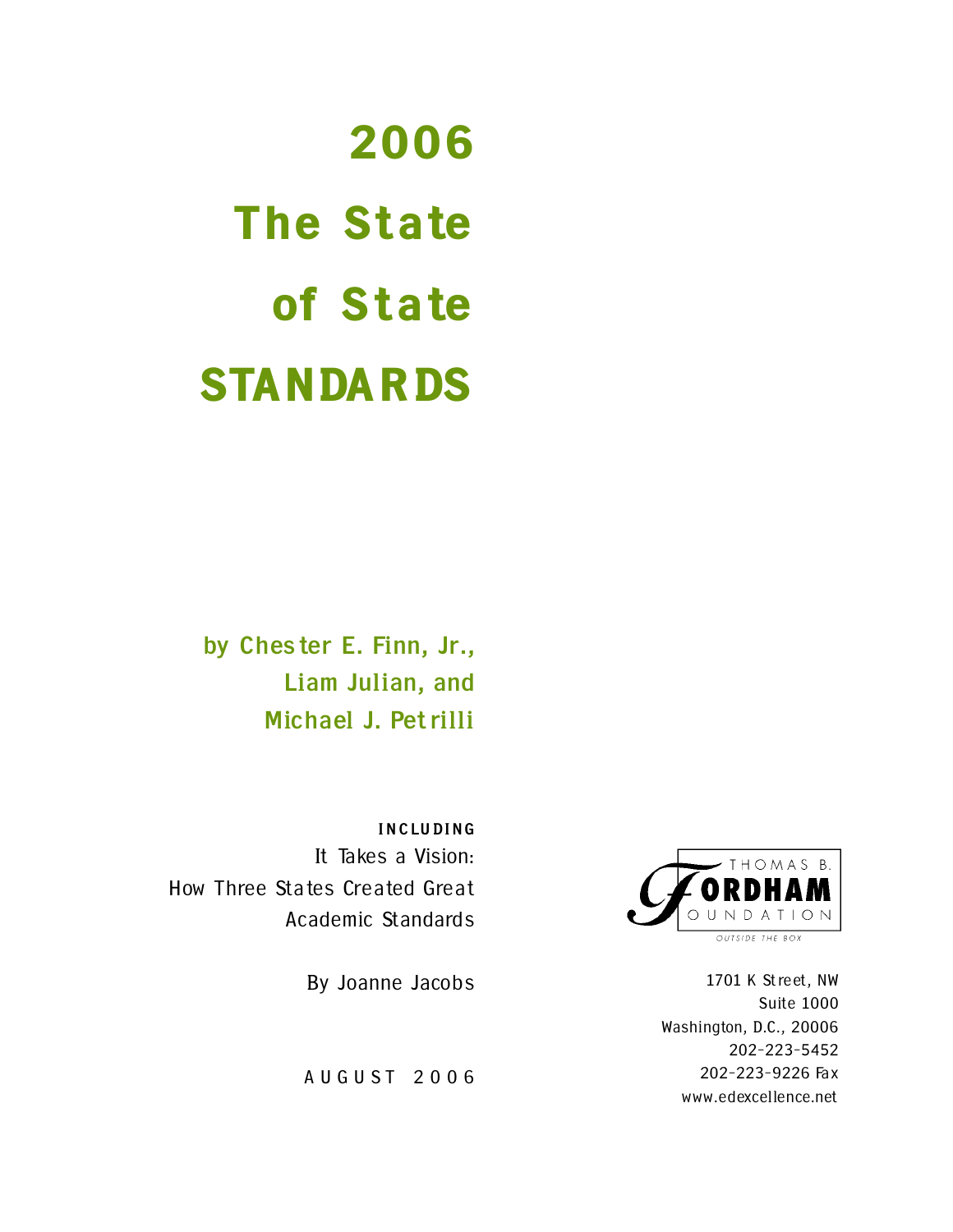# 2006 The State of State STANDARDS

**by Chester E. Finn, Jr., Liam Julian, and Michael J. Petrilli**

**INCLUDING**

It Takes a Vision: How Three States Created Great Academic Standards

By Joanne Jacobs

AUGUST 2006

THOMAS B. FORDHAM FOUNDATION

*OUTSIDE THE BOX*

1701 K Street, NW
Suite 1000
Washington, D.C., 20006
202-223-5452
202-223-9226 Fax
www.edexcellence.net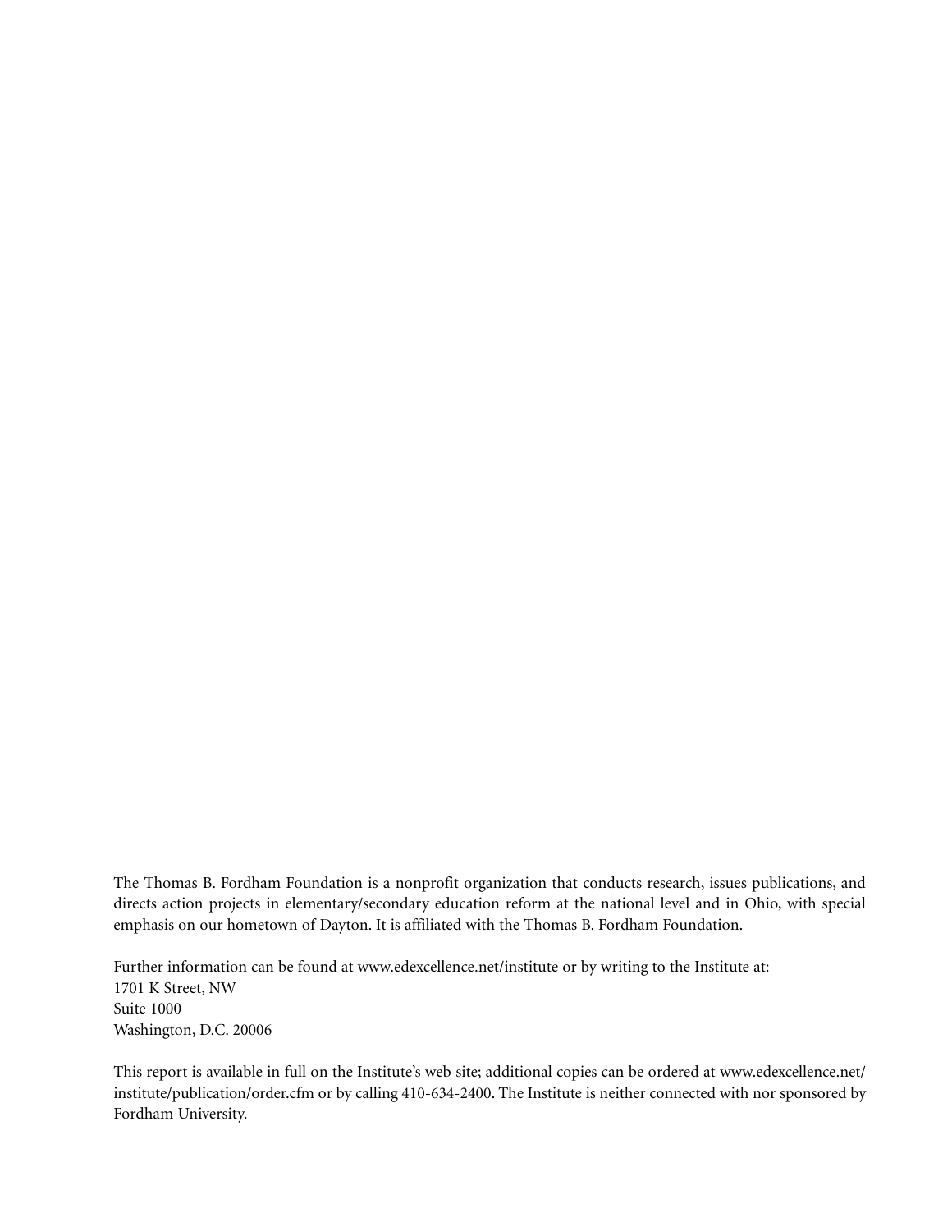The Thomas B. Fordham Foundation is a nonprofit organization that conducts research, issues publications, and directs action projects in elementary/secondary education reform at the national level and in Ohio, with special emphasis on our hometown of Dayton. It is affiliated with the Thomas B. Fordham Foundation.

Further information can be found at www.edexcellence.net/institute or by writing to the Institute at:
1701 K Street, NW
Suite 1000
Washington, D.C. 20006

This report is available in full on the Institute's web site; additional copies can be ordered at www.edexcellence.net/institute/publication/order.cfm or by calling 410-634-2400. The Institute is neither connected with nor sponsored by Fordham University.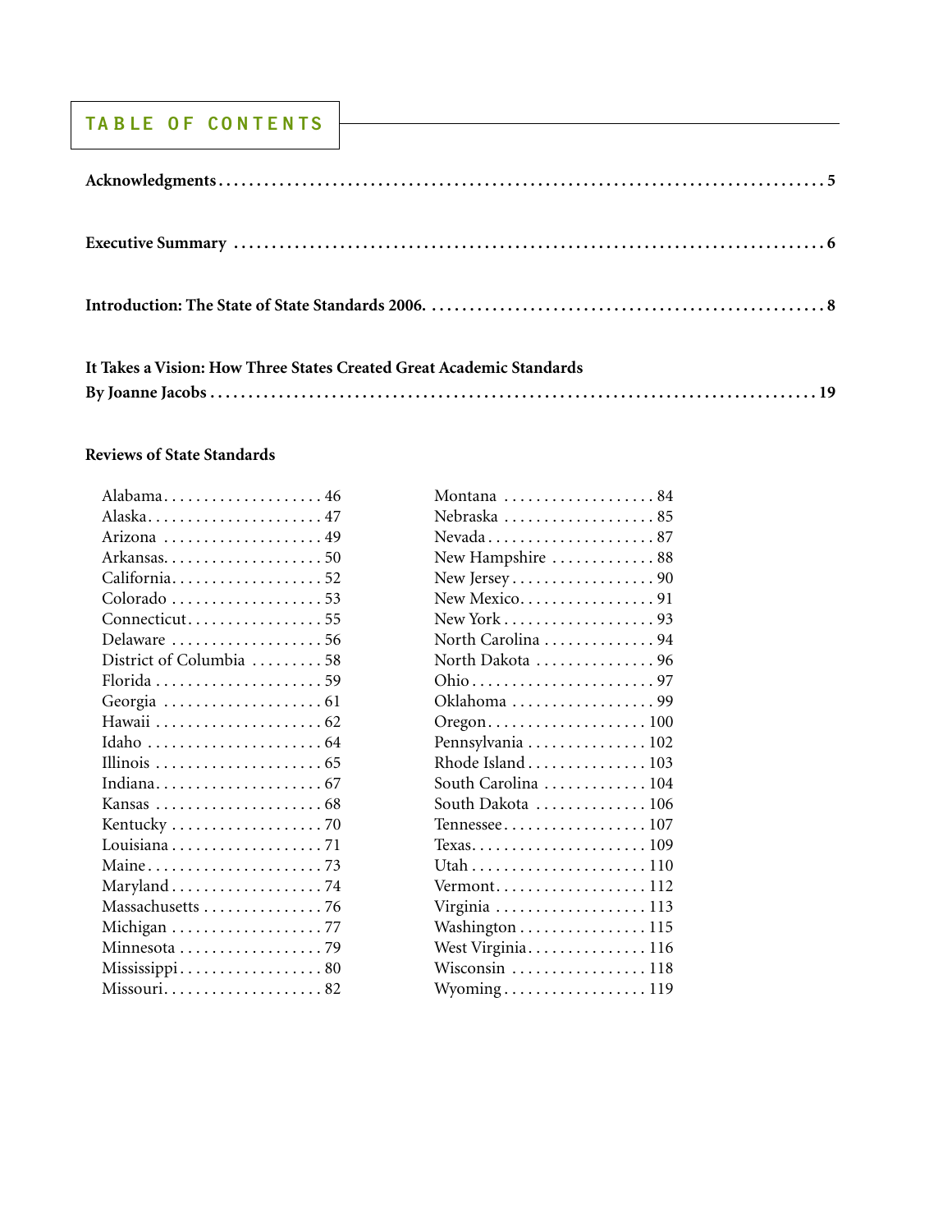# TABLE OF CONTENTS

**Acknowledgments** . . . 5

**Executive Summary** . . . 6

**Introduction: The State of State Standards 2006.** . . . 8

**It Takes a Vision: How Three States Created Great Academic Standards**
**By Joanne Jacobs** . . . 19

**Reviews of State Standards**

- Alabama . . . 46
- Alaska . . . 47
- Arizona . . . 49
- Arkansas . . . 50
- California . . . 52
- Colorado . . . 53
- Connecticut . . . 55
- Delaware . . . 56
- District of Columbia . . . 58
- Florida . . . 59
- Georgia . . . 61
- Hawaii . . . 62
- Idaho . . . 64
- Illinois . . . 65
- Indiana . . . 67
- Kansas . . . 68
- Kentucky . . . 70
- Louisiana . . . 71
- Maine . . . 73
- Maryland . . . 74
- Massachusetts . . . 76
- Michigan . . . 77
- Minnesota . . . 79
- Mississippi . . . 80
- Missouri . . . 82
- Montana . . . 84
- Nebraska . . . 85
- Nevada . . . 87
- New Hampshire . . . 88
- New Jersey . . . 90
- New Mexico . . . 91
- New York . . . 93
- North Carolina . . . 94
- North Dakota . . . 96
- Ohio . . . 97
- Oklahoma . . . 99
- Oregon . . . 100
- Pennsylvania . . . 102
- Rhode Island . . . 103
- South Carolina . . . 104
- South Dakota . . . 106
- Tennessee . . . 107
- Texas . . . 109
- Utah . . . 110
- Vermont . . . 112
- Virginia . . . 113
- Washington . . . 115
- West Virginia . . . 116
- Wisconsin . . . 118
- Wyoming . . . 119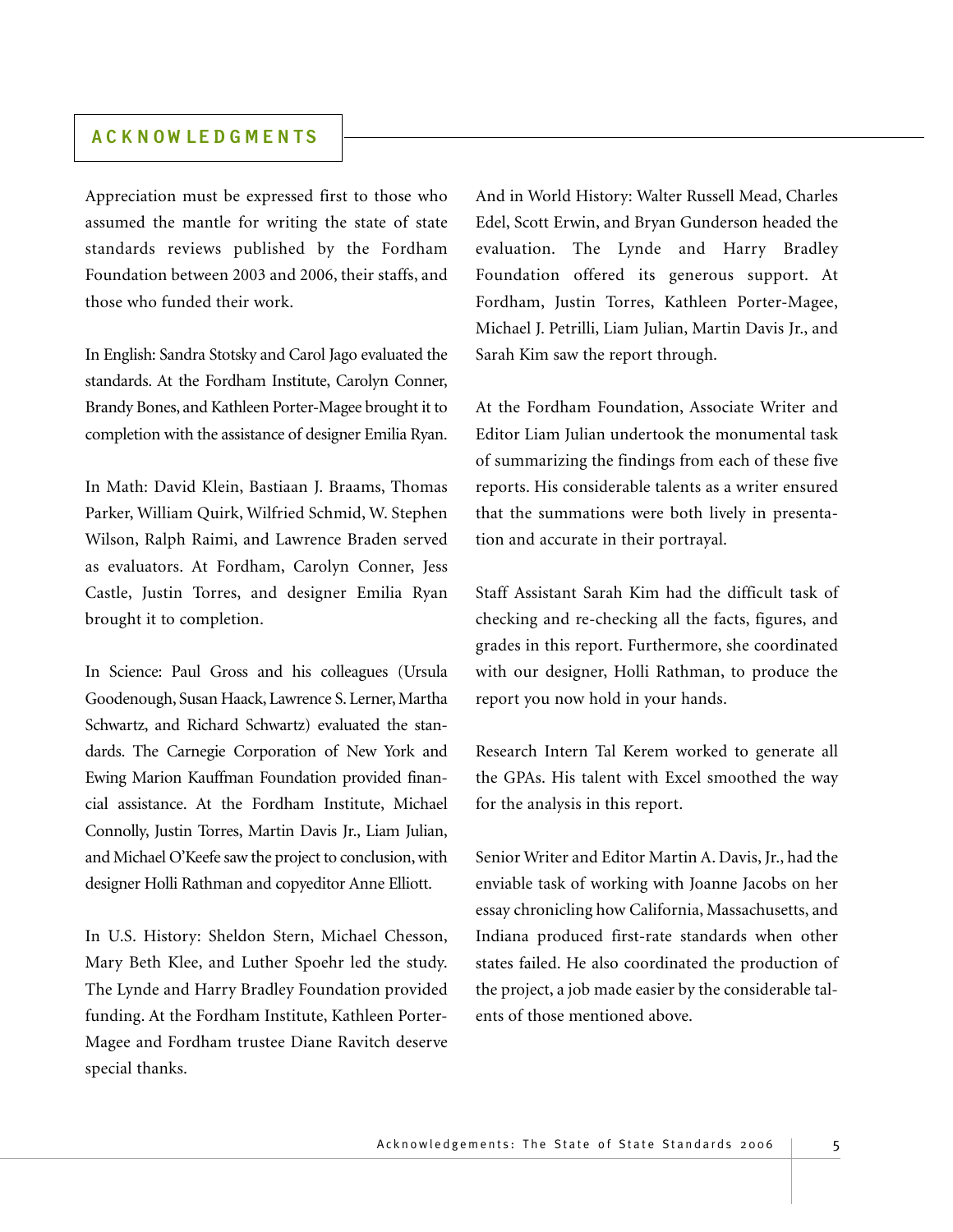# ACKNOWLEDGMENTS

Appreciation must be expressed first to those who assumed the mantle for writing the state of state standards reviews published by the Fordham Foundation between 2003 and 2006, their staffs, and those who funded their work.

In English: Sandra Stotsky and Carol Jago evaluated the standards. At the Fordham Institute, Carolyn Conner, Brandy Bones, and Kathleen Porter-Magee brought it to completion with the assistance of designer Emilia Ryan.

In Math: David Klein, Bastiaan J. Braams, Thomas Parker, William Quirk, Wilfried Schmid, W. Stephen Wilson, Ralph Raimi, and Lawrence Braden served as evaluators. At Fordham, Carolyn Conner, Jess Castle, Justin Torres, and designer Emilia Ryan brought it to completion.

In Science: Paul Gross and his colleagues (Ursula Goodenough, Susan Haack, Lawrence S. Lerner, Martha Schwartz, and Richard Schwartz) evaluated the standards. The Carnegie Corporation of New York and Ewing Marion Kauffman Foundation provided financial assistance. At the Fordham Institute, Michael Connolly, Justin Torres, Martin Davis Jr., Liam Julian, and Michael O'Keefe saw the project to conclusion, with designer Holli Rathman and copyeditor Anne Elliott.

In U.S. History: Sheldon Stern, Michael Chesson, Mary Beth Klee, and Luther Spoehr led the study. The Lynde and Harry Bradley Foundation provided funding. At the Fordham Institute, Kathleen Porter-Magee and Fordham trustee Diane Ravitch deserve special thanks.

And in World History: Walter Russell Mead, Charles Edel, Scott Erwin, and Bryan Gunderson headed the evaluation. The Lynde and Harry Bradley Foundation offered its generous support. At Fordham, Justin Torres, Kathleen Porter-Magee, Michael J. Petrilli, Liam Julian, Martin Davis Jr., and Sarah Kim saw the report through.

At the Fordham Foundation, Associate Writer and Editor Liam Julian undertook the monumental task of summarizing the findings from each of these five reports. His considerable talents as a writer ensured that the summations were both lively in presentation and accurate in their portrayal.

Staff Assistant Sarah Kim had the difficult task of checking and re-checking all the facts, figures, and grades in this report. Furthermore, she coordinated with our designer, Holli Rathman, to produce the report you now hold in your hands.

Research Intern Tal Kerem worked to generate all the GPAs. His talent with Excel smoothed the way for the analysis in this report.

Senior Writer and Editor Martin A. Davis, Jr., had the enviable task of working with Joanne Jacobs on her essay chronicling how California, Massachusetts, and Indiana produced first-rate standards when other states failed. He also coordinated the production of the project, a job made easier by the considerable talents of those mentioned above.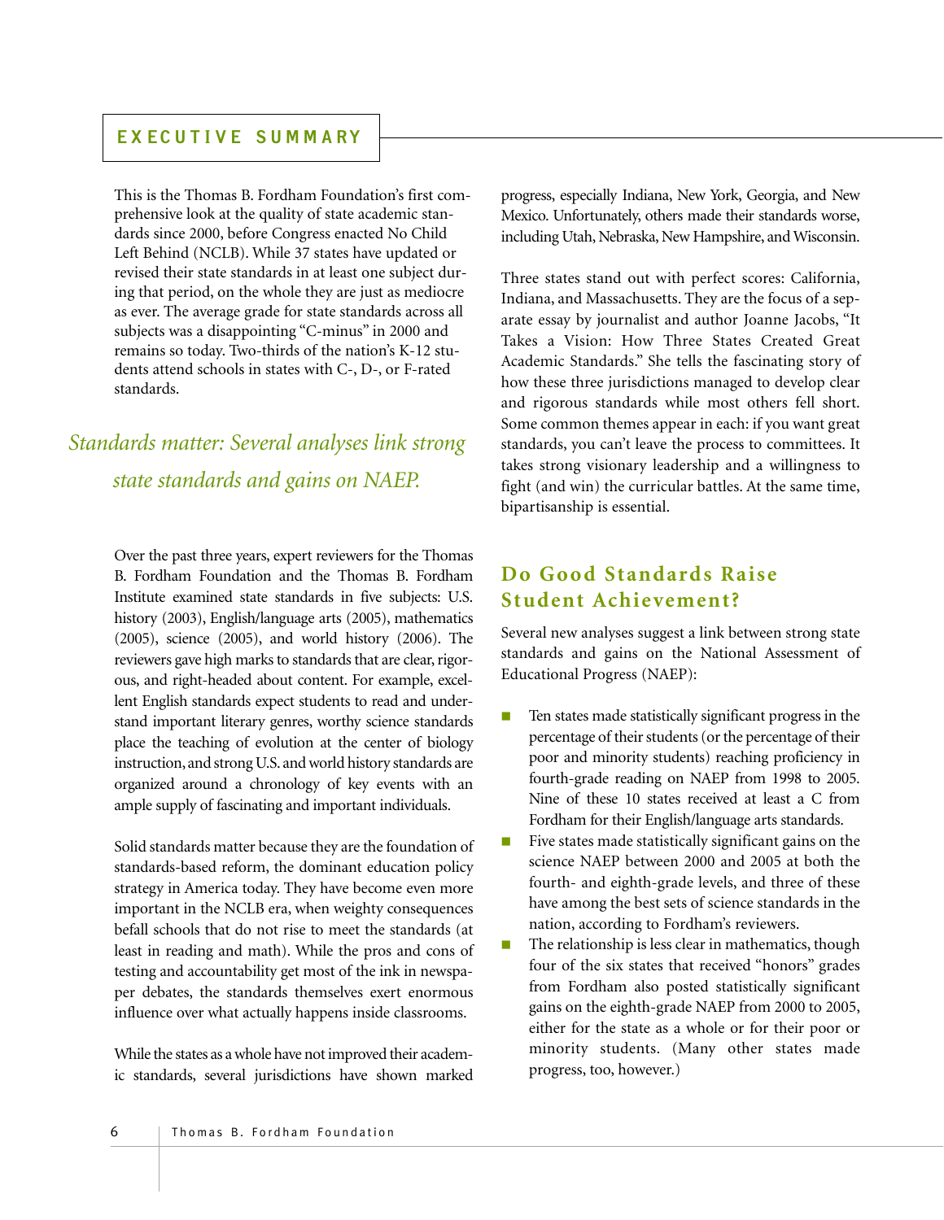# EXECUTIVE SUMMARY

This is the Thomas B. Fordham Foundation's first comprehensive look at the quality of state academic standards since 2000, before Congress enacted No Child Left Behind (NCLB). While 37 states have updated or revised their state standards in at least one subject during that period, on the whole they are just as mediocre as ever. The average grade for state standards across all subjects was a disappointing "C-minus" in 2000 and remains so today. Two-thirds of the nation's K-12 students attend schools in states with C-, D-, or F-rated standards.

*Standards matter: Several analyses link strong state standards and gains on NAEP.*

Over the past three years, expert reviewers for the Thomas B. Fordham Foundation and the Thomas B. Fordham Institute examined state standards in five subjects: U.S. history (2003), English/language arts (2005), mathematics (2005), science (2005), and world history (2006). The reviewers gave high marks to standards that are clear, rigorous, and right-headed about content. For example, excellent English standards expect students to read and understand important literary genres, worthy science standards place the teaching of evolution at the center of biology instruction, and strong U.S. and world history standards are organized around a chronology of key events with an ample supply of fascinating and important individuals.

Solid standards matter because they are the foundation of standards-based reform, the dominant education policy strategy in America today. They have become even more important in the NCLB era, when weighty consequences befall schools that do not rise to meet the standards (at least in reading and math). While the pros and cons of testing and accountability get most of the ink in newspaper debates, the standards themselves exert enormous influence over what actually happens inside classrooms.

While the states as a whole have not improved their academic standards, several jurisdictions have shown marked progress, especially Indiana, New York, Georgia, and New Mexico. Unfortunately, others made their standards worse, including Utah, Nebraska, New Hampshire, and Wisconsin.

Three states stand out with perfect scores: California, Indiana, and Massachusetts. They are the focus of a separate essay by journalist and author Joanne Jacobs, "It Takes a Vision: How Three States Created Great Academic Standards." She tells the fascinating story of how these three jurisdictions managed to develop clear and rigorous standards while most others fell short. Some common themes appear in each: if you want great standards, you can't leave the process to committees. It takes strong visionary leadership and a willingness to fight (and win) the curricular battles. At the same time, bipartisanship is essential.

## Do Good Standards Raise Student Achievement?

Several new analyses suggest a link between strong state standards and gains on the National Assessment of Educational Progress (NAEP):

- Ten states made statistically significant progress in the percentage of their students (or the percentage of their poor and minority students) reaching proficiency in fourth-grade reading on NAEP from 1998 to 2005. Nine of these 10 states received at least a C from Fordham for their English/language arts standards.
- Five states made statistically significant gains on the science NAEP between 2000 and 2005 at both the fourth- and eighth-grade levels, and three of these have among the best sets of science standards in the nation, according to Fordham's reviewers.
- The relationship is less clear in mathematics, though four of the six states that received "honors" grades from Fordham also posted statistically significant gains on the eighth-grade NAEP from 2000 to 2005, either for the state as a whole or for their poor or minority students. (Many other states made progress, too, however.)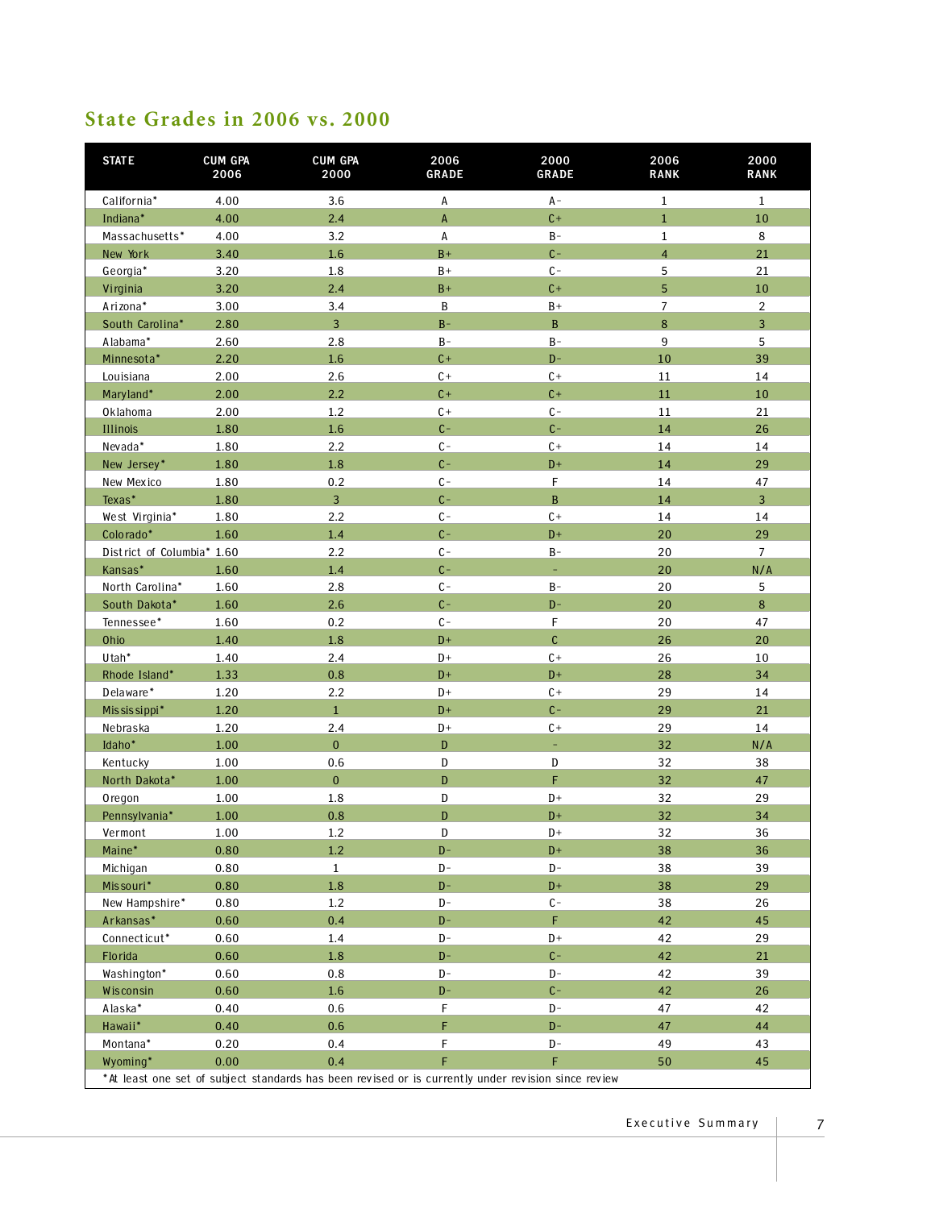## State Grades in 2006 vs. 2000

| STATE | CUM GPA 2006 | CUM GPA 2000 | 2006 GRADE | 2000 GRADE | 2006 RANK | 2000 RANK |
|---|---|---|---|---|---|---|
| California* | 4.00 | 3.6 | A | A- | 1 | 1 |
| Indiana* | 4.00 | 2.4 | A | C+ | 1 | 10 |
| Massachusetts* | 4.00 | 3.2 | A | B- | 1 | 8 |
| New York | 3.40 | 1.6 | B+ | C- | 4 | 21 |
| Georgia* | 3.20 | 1.8 | B+ | C- | 5 | 21 |
| Virginia | 3.20 | 2.4 | B+ | C+ | 5 | 10 |
| Arizona* | 3.00 | 3.4 | B | B+ | 7 | 2 |
| South Carolina* | 2.80 | 3 | B- | B | 8 | 3 |
| Alabama* | 2.60 | 2.8 | B- | B- | 9 | 5 |
| Minnesota* | 2.20 | 1.6 | C+ | D- | 10 | 39 |
| Louisiana | 2.00 | 2.6 | C+ | C+ | 11 | 14 |
| Maryland* | 2.00 | 2.2 | C+ | C+ | 11 | 10 |
| Oklahoma | 2.00 | 1.2 | C+ | C- | 11 | 21 |
| Illinois | 1.80 | 1.6 | C- | C- | 14 | 26 |
| Nevada* | 1.80 | 2.2 | C- | C+ | 14 | 14 |
| New Jersey* | 1.80 | 1.8 | C- | D+ | 14 | 29 |
| New Mexico | 1.80 | 0.2 | C- | F | 14 | 47 |
| Texas* | 1.80 | 3 | C- | B | 14 | 3 |
| West Virginia* | 1.80 | 2.2 | C- | C+ | 14 | 14 |
| Colorado* | 1.60 | 1.4 | C- | D+ | 20 | 29 |
| District of Columbia* | 1.60 | 2.2 | C- | B- | 20 | 7 |
| Kansas* | 1.60 | 1.4 | C- | - | 20 | N/A |
| North Carolina* | 1.60 | 2.8 | C- | B- | 20 | 5 |
| South Dakota* | 1.60 | 2.6 | C- | D- | 20 | 8 |
| Tennessee* | 1.60 | 0.2 | C- | F | 20 | 47 |
| Ohio | 1.40 | 1.8 | D+ | C | 26 | 20 |
| Utah* | 1.40 | 2.4 | D+ | C+ | 26 | 10 |
| Rhode Island* | 1.33 | 0.8 | D+ | D+ | 28 | 34 |
| Delaware* | 1.20 | 2.2 | D+ | C+ | 29 | 14 |
| Mississippi* | 1.20 | 1 | D+ | C- | 29 | 21 |
| Nebraska | 1.20 | 2.4 | D+ | C+ | 29 | 14 |
| Idaho* | 1.00 | 0 | D | - | 32 | N/A |
| Kentucky | 1.00 | 0.6 | D | D | 32 | 38 |
| North Dakota* | 1.00 | 0 | D | F | 32 | 47 |
| Oregon | 1.00 | 1.8 | D | D+ | 32 | 29 |
| Pennsylvania* | 1.00 | 0.8 | D | D+ | 32 | 34 |
| Vermont | 1.00 | 1.2 | D | D+ | 32 | 36 |
| Maine* | 0.80 | 1.2 | D- | D+ | 38 | 36 |
| Michigan | 0.80 | 1 | D- | D- | 38 | 39 |
| Missouri* | 0.80 | 1.8 | D- | D+ | 38 | 29 |
| New Hampshire* | 0.80 | 1.2 | D- | C- | 38 | 26 |
| Arkansas* | 0.60 | 0.4 | D- | F | 42 | 45 |
| Connecticut* | 0.60 | 1.4 | D- | D+ | 42 | 29 |
| Florida | 0.60 | 1.8 | D- | C- | 42 | 21 |
| Washington* | 0.60 | 0.8 | D- | D- | 42 | 39 |
| Wisconsin | 0.60 | 1.6 | D- | C- | 42 | 26 |
| Alaska* | 0.40 | 0.6 | F | D- | 47 | 42 |
| Hawaii* | 0.40 | 0.6 | F | D- | 47 | 44 |
| Montana* | 0.20 | 0.4 | F | D- | 49 | 43 |
| Wyoming* | 0.00 | 0.4 | F | F | 50 | 45 |

*At least one set of subject standards has been revised or is currently under revision since review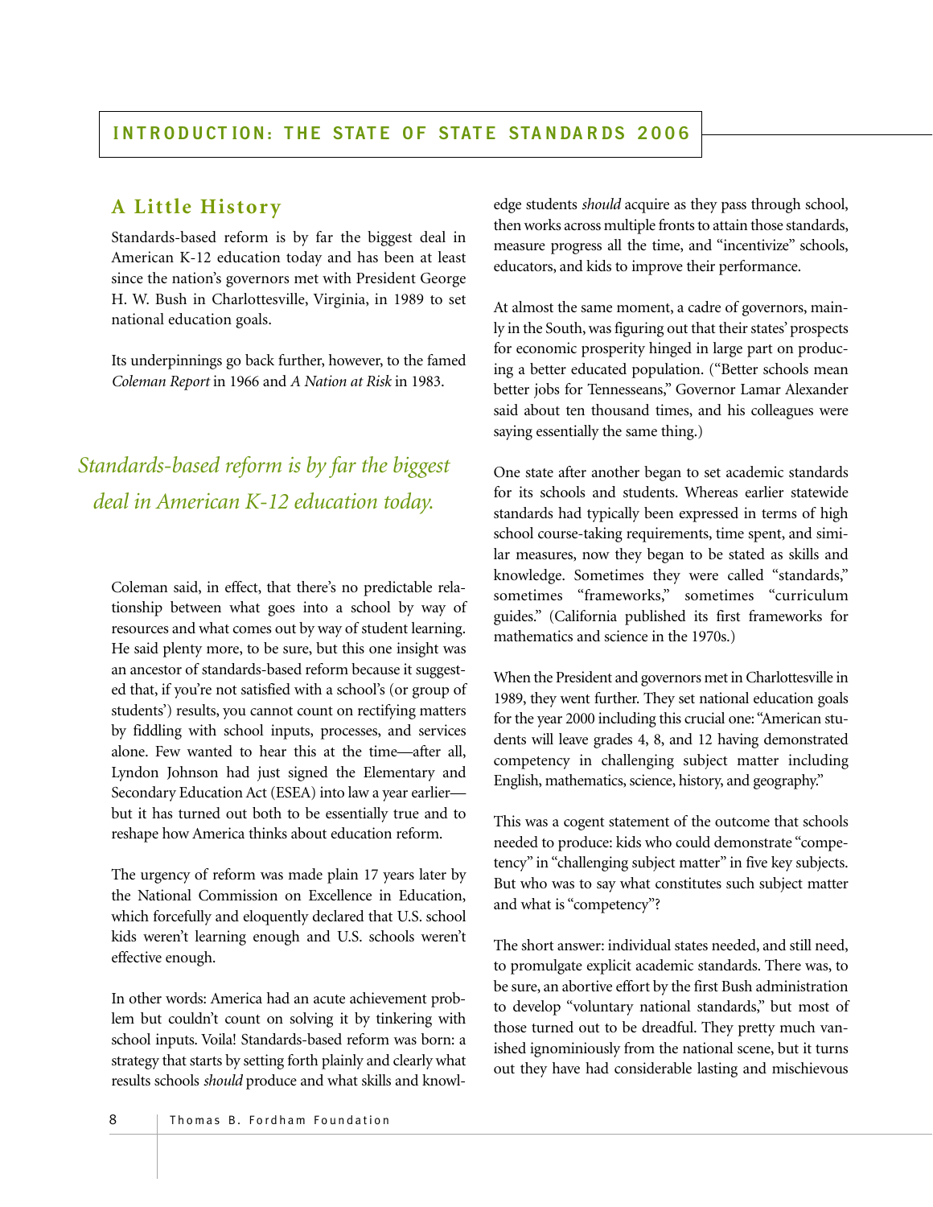## INTRODUCTION: THE STATE OF STATE STANDARDS 2006

### A Little History

Standards-based reform is by far the biggest deal in American K-12 education today and has been at least since the nation's governors met with President George H. W. Bush in Charlottesville, Virginia, in 1989 to set national education goals.

Its underpinnings go back further, however, to the famed *Coleman Report* in 1966 and *A Nation at Risk* in 1983.

*Standards-based reform is by far the biggest deal in American K-12 education today.*

Coleman said, in effect, that there's no predictable relationship between what goes into a school by way of resources and what comes out by way of student learning. He said plenty more, to be sure, but this one insight was an ancestor of standards-based reform because it suggested that, if you're not satisfied with a school's (or group of students') results, you cannot count on rectifying matters by fiddling with school inputs, processes, and services alone. Few wanted to hear this at the time—after all, Lyndon Johnson had just signed the Elementary and Secondary Education Act (ESEA) into law a year earlier—but it has turned out both to be essentially true and to reshape how America thinks about education reform.

The urgency of reform was made plain 17 years later by the National Commission on Excellence in Education, which forcefully and eloquently declared that U.S. school kids weren't learning enough and U.S. schools weren't effective enough.

In other words: America had an acute achievement problem but couldn't count on solving it by tinkering with school inputs. Voila! Standards-based reform was born: a strategy that starts by setting forth plainly and clearly what results schools *should* produce and what skills and knowledge students *should* acquire as they pass through school, then works across multiple fronts to attain those standards, measure progress all the time, and "incentivize" schools, educators, and kids to improve their performance.

At almost the same moment, a cadre of governors, mainly in the South, was figuring out that their states' prospects for economic prosperity hinged in large part on producing a better educated population. ("Better schools mean better jobs for Tennesseans," Governor Lamar Alexander said about ten thousand times, and his colleagues were saying essentially the same thing.)

One state after another began to set academic standards for its schools and students. Whereas earlier statewide standards had typically been expressed in terms of high school course-taking requirements, time spent, and similar measures, now they began to be stated as skills and knowledge. Sometimes they were called "standards," sometimes "frameworks," sometimes "curriculum guides." (California published its first frameworks for mathematics and science in the 1970s.)

When the President and governors met in Charlottesville in 1989, they went further. They set national education goals for the year 2000 including this crucial one: "American students will leave grades 4, 8, and 12 having demonstrated competency in challenging subject matter including English, mathematics, science, history, and geography."

This was a cogent statement of the outcome that schools needed to produce: kids who could demonstrate "competency" in "challenging subject matter" in five key subjects. But who was to say what constitutes such subject matter and what is "competency"?

The short answer: individual states needed, and still need, to promulgate explicit academic standards. There was, to be sure, an abortive effort by the first Bush administration to develop "voluntary national standards," but most of those turned out to be dreadful. They pretty much vanished ignominiously from the national scene, but it turns out they have had considerable lasting and mischievous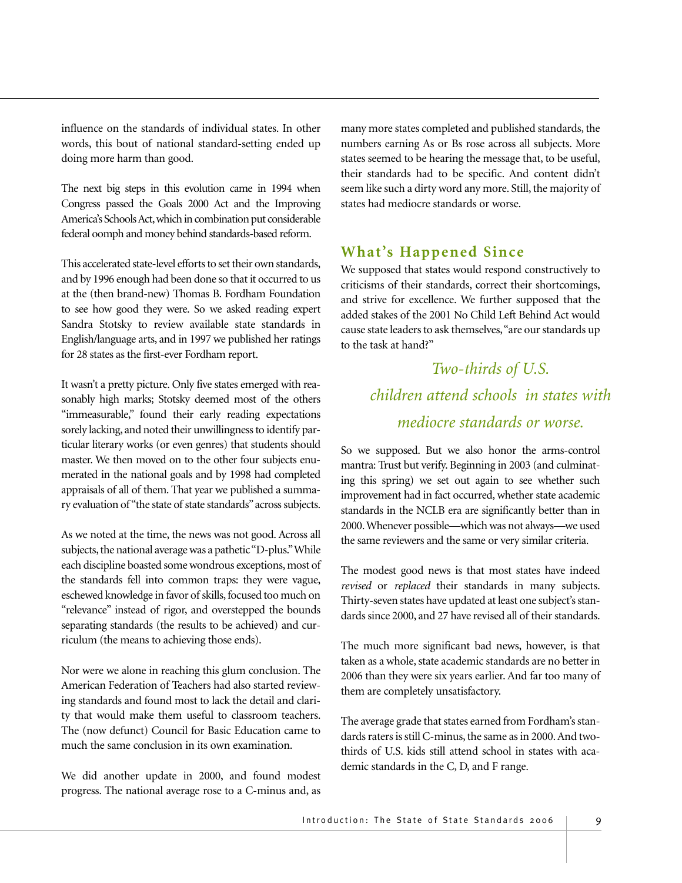influence on the standards of individual states. In other words, this bout of national standard-setting ended up doing more harm than good.

The next big steps in this evolution came in 1994 when Congress passed the Goals 2000 Act and the Improving America's Schools Act, which in combination put considerable federal oomph and money behind standards-based reform.

This accelerated state-level efforts to set their own standards, and by 1996 enough had been done so that it occurred to us at the (then brand-new) Thomas B. Fordham Foundation to see how good they were. So we asked reading expert Sandra Stotsky to review available state standards in English/language arts, and in 1997 we published her ratings for 28 states as the first-ever Fordham report.

It wasn't a pretty picture. Only five states emerged with reasonably high marks; Stotsky deemed most of the others "immeasurable," found their early reading expectations sorely lacking, and noted their unwillingness to identify particular literary works (or even genres) that students should master. We then moved on to the other four subjects enumerated in the national goals and by 1998 had completed appraisals of all of them. That year we published a summary evaluation of "the state of state standards" across subjects.

As we noted at the time, the news was not good. Across all subjects, the national average was a pathetic "D-plus." While each discipline boasted some wondrous exceptions, most of the standards fell into common traps: they were vague, eschewed knowledge in favor of skills, focused too much on "relevance" instead of rigor, and overstepped the bounds separating standards (the results to be achieved) and curriculum (the means to achieving those ends).

Nor were we alone in reaching this glum conclusion. The American Federation of Teachers had also started reviewing standards and found most to lack the detail and clarity that would make them useful to classroom teachers. The (now defunct) Council for Basic Education came to much the same conclusion in its own examination.

We did another update in 2000, and found modest progress. The national average rose to a C-minus and, as many more states completed and published standards, the numbers earning As or Bs rose across all subjects. More states seemed to be hearing the message that, to be useful, their standards had to be specific. And content didn't seem like such a dirty word any more. Still, the majority of states had mediocre standards or worse.

## What's Happened Since

We supposed that states would respond constructively to criticisms of their standards, correct their shortcomings, and strive for excellence. We further supposed that the added stakes of the 2001 No Child Left Behind Act would cause state leaders to ask themselves, "are our standards up to the task at hand?"

*Two-thirds of U.S. children attend schools in states with mediocre standards or worse.*

So we supposed. But we also honor the arms-control mantra: Trust but verify. Beginning in 2003 (and culminating this spring) we set out again to see whether such improvement had in fact occurred, whether state academic standards in the NCLB era are significantly better than in 2000. Whenever possible—which was not always—we used the same reviewers and the same or very similar criteria.

The modest good news is that most states have indeed *revised* or *replaced* their standards in many subjects. Thirty-seven states have updated at least one subject's standards since 2000, and 27 have revised all of their standards.

The much more significant bad news, however, is that taken as a whole, state academic standards are no better in 2006 than they were six years earlier. And far too many of them are completely unsatisfactory.

The average grade that states earned from Fordham's standards raters is still C-minus, the same as in 2000. And two-thirds of U.S. kids still attend school in states with academic standards in the C, D, and F range.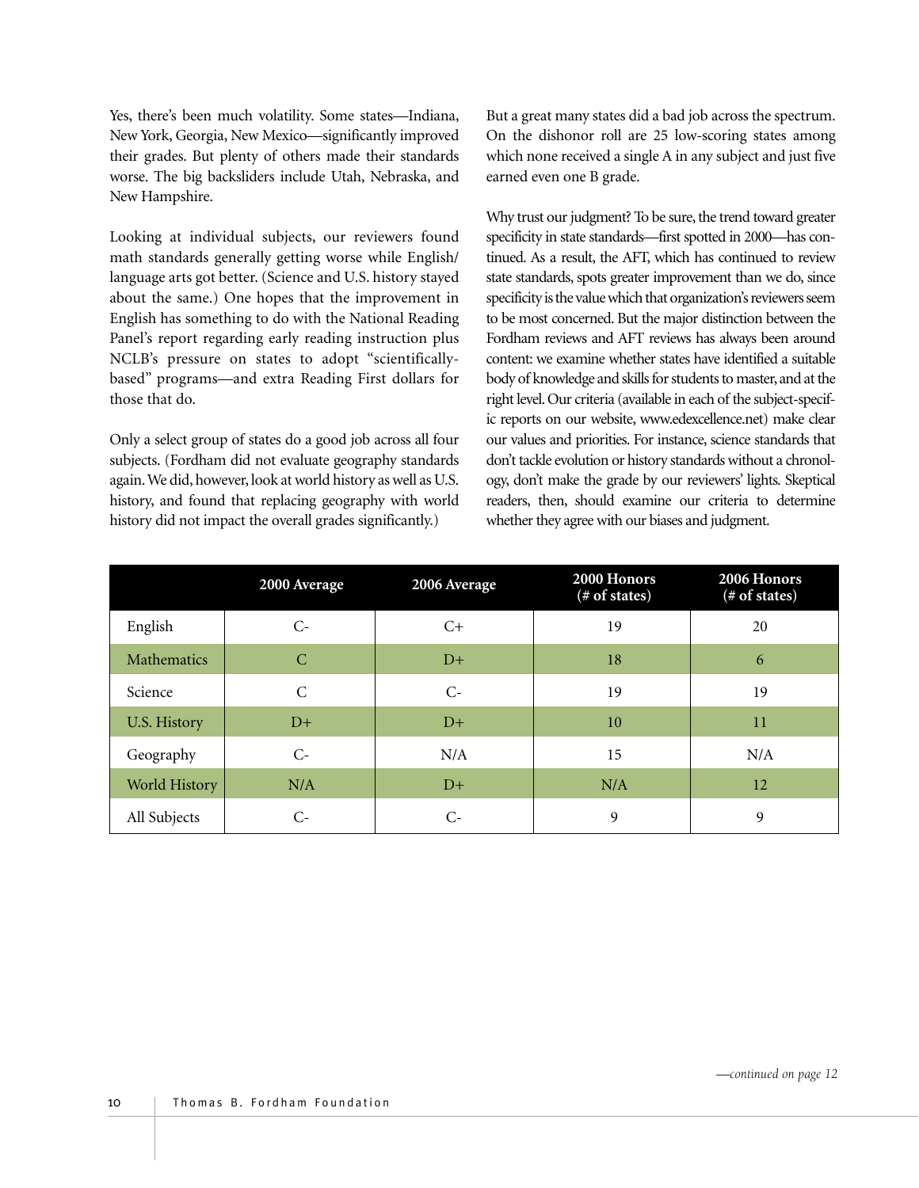Yes, there's been much volatility. Some states—Indiana, New York, Georgia, New Mexico—significantly improved their grades. But plenty of others made their standards worse. The big backsliders include Utah, Nebraska, and New Hampshire.

Looking at individual subjects, our reviewers found math standards generally getting worse while English/language arts got better. (Science and U.S. history stayed about the same.) One hopes that the improvement in English has something to do with the National Reading Panel's report regarding early reading instruction plus NCLB's pressure on states to adopt "scientifically-based" programs—and extra Reading First dollars for those that do.

Only a select group of states do a good job across all four subjects. (Fordham did not evaluate geography standards again. We did, however, look at world history as well as U.S. history, and found that replacing geography with world history did not impact the overall grades significantly.)

But a great many states did a bad job across the spectrum. On the dishonor roll are 25 low-scoring states among which none received a single A in any subject and just five earned even one B grade.

Why trust our judgment? To be sure, the trend toward greater specificity in state standards—first spotted in 2000—has continued. As a result, the AFT, which has continued to review state standards, spots greater improvement than we do, since specificity is the value which that organization's reviewers seem to be most concerned. But the major distinction between the Fordham reviews and AFT reviews has always been around content: we examine whether states have identified a suitable body of knowledge and skills for students to master, and at the right level. Our criteria (available in each of the subject-specific reports on our website, www.edexcellence.net) make clear our values and priorities. For instance, science standards that don't tackle evolution or history standards without a chronology, don't make the grade by our reviewers' lights. Skeptical readers, then, should examine our criteria to determine whether they agree with our biases and judgment.

| | 2000 Average | 2006 Average | 2000 Honors (# of states) | 2006 Honors (# of states) |
|---|---|---|---|---|
| English | C- | C+ | 19 | 20 |
| Mathematics | C | D+ | 18 | 6 |
| Science | C | C- | 19 | 19 |
| U.S. History | D+ | D+ | 10 | 11 |
| Geography | C- | N/A | 15 | N/A |
| World History | N/A | D+ | N/A | 12 |
| All Subjects | C- | C- | 9 | 9 |

*—continued on page 12*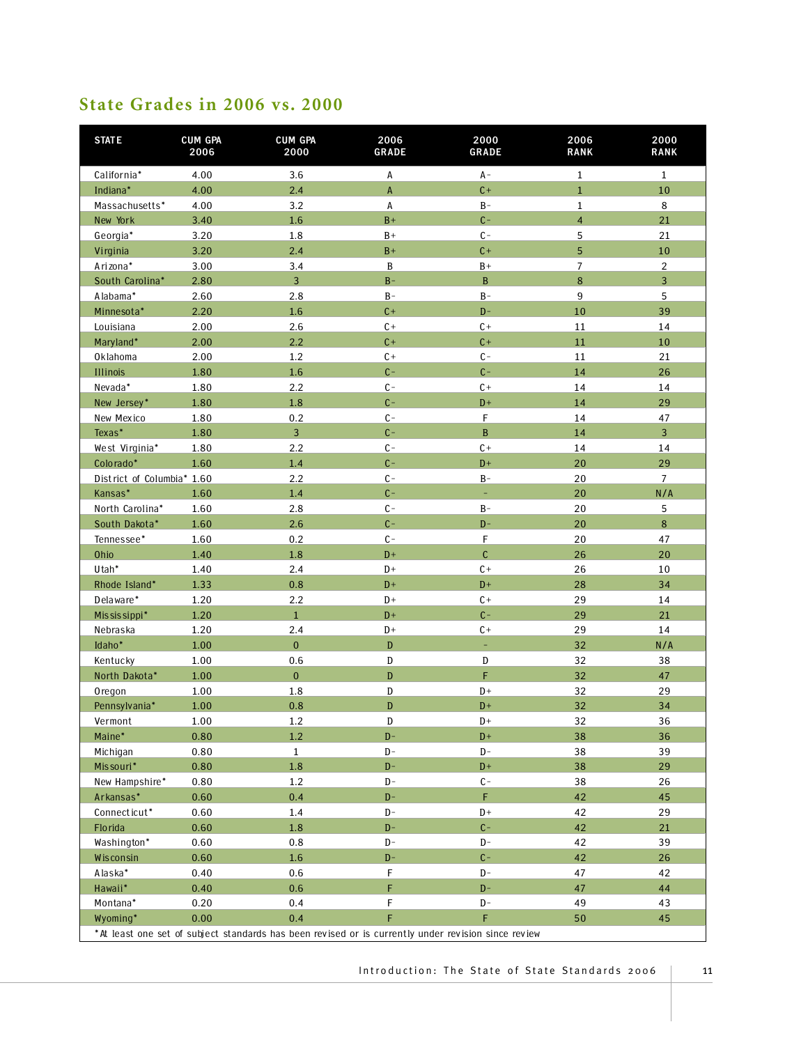## State Grades in 2006 vs. 2000

| STATE | CUM GPA 2006 | CUM GPA 2000 | 2006 GRADE | 2000 GRADE | 2006 RANK | 2000 RANK |
|---|---|---|---|---|---|---|
| California* | 4.00 | 3.6 | A | A- | 1 | 1 |
| Indiana* | 4.00 | 2.4 | A | C+ | 1 | 10 |
| Massachusetts* | 4.00 | 3.2 | A | B- | 1 | 8 |
| New York | 3.40 | 1.6 | B+ | C- | 4 | 21 |
| Georgia* | 3.20 | 1.8 | B+ | C- | 5 | 21 |
| Virginia | 3.20 | 2.4 | B+ | C+ | 5 | 10 |
| Arizona* | 3.00 | 3.4 | B | B+ | 7 | 2 |
| South Carolina* | 2.80 | 3 | B- | B | 8 | 3 |
| Alabama* | 2.60 | 2.8 | B- | B- | 9 | 5 |
| Minnesota* | 2.20 | 1.6 | C+ | D- | 10 | 39 |
| Louisiana | 2.00 | 2.6 | C+ | C+ | 11 | 14 |
| Maryland* | 2.00 | 2.2 | C+ | C+ | 11 | 10 |
| Oklahoma | 2.00 | 1.2 | C+ | C- | 11 | 21 |
| Illinois | 1.80 | 1.6 | C- | C- | 14 | 26 |
| Nevada* | 1.80 | 2.2 | C- | C+ | 14 | 14 |
| New Jersey* | 1.80 | 1.8 | C- | D+ | 14 | 29 |
| New Mexico | 1.80 | 0.2 | C- | F | 14 | 47 |
| Texas* | 1.80 | 3 | C- | B | 14 | 3 |
| West Virginia* | 1.80 | 2.2 | C- | C+ | 14 | 14 |
| Colorado* | 1.60 | 1.4 | C- | D+ | 20 | 29 |
| District of Columbia* | 1.60 | 2.2 | C- | B- | 20 | 7 |
| Kansas* | 1.60 | 1.4 | C- | - | 20 | N/A |
| North Carolina* | 1.60 | 2.8 | C- | B- | 20 | 5 |
| South Dakota* | 1.60 | 2.6 | C- | D- | 20 | 8 |
| Tennessee* | 1.60 | 0.2 | C- | F | 20 | 47 |
| Ohio | 1.40 | 1.8 | D+ | C | 26 | 20 |
| Utah* | 1.40 | 2.4 | D+ | C+ | 26 | 10 |
| Rhode Island* | 1.33 | 0.8 | D+ | D+ | 28 | 34 |
| Delaware* | 1.20 | 2.2 | D+ | C+ | 29 | 14 |
| Mississippi* | 1.20 | 1 | D+ | C- | 29 | 21 |
| Nebraska | 1.20 | 2.4 | D+ | C+ | 29 | 14 |
| Idaho* | 1.00 | 0 | D | - | 32 | N/A |
| Kentucky | 1.00 | 0.6 | D | D | 32 | 38 |
| North Dakota* | 1.00 | 0 | D | F | 32 | 47 |
| Oregon | 1.00 | 1.8 | D | D+ | 32 | 29 |
| Pennsylvania* | 1.00 | 0.8 | D | D+ | 32 | 34 |
| Vermont | 1.00 | 1.2 | D | D+ | 32 | 36 |
| Maine* | 0.80 | 1.2 | D- | D+ | 38 | 36 |
| Michigan | 0.80 | 1 | D- | D- | 38 | 39 |
| Missouri* | 0.80 | 1.8 | D- | D+ | 38 | 29 |
| New Hampshire* | 0.80 | 1.2 | D- | C- | 38 | 26 |
| Arkansas* | 0.60 | 0.4 | D- | F | 42 | 45 |
| Connecticut* | 0.60 | 1.4 | D- | D+ | 42 | 29 |
| Florida | 0.60 | 1.8 | D- | C- | 42 | 21 |
| Washington* | 0.60 | 0.8 | D- | D- | 42 | 39 |
| Wisconsin | 0.60 | 1.6 | D- | C- | 42 | 26 |
| Alaska* | 0.40 | 0.6 | F | D- | 47 | 42 |
| Hawaii* | 0.40 | 0.6 | F | D- | 47 | 44 |
| Montana* | 0.20 | 0.4 | F | D- | 49 | 43 |
| Wyoming* | 0.00 | 0.4 | F | F | 50 | 45 |

*At least one set of subject standards has been revised or is currently under revision since review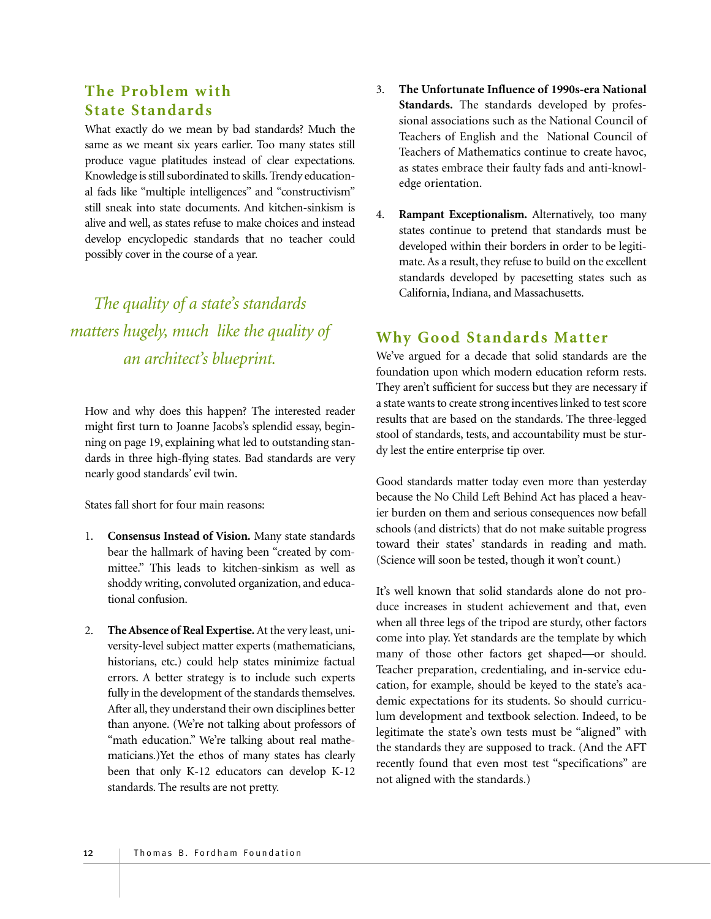## The Problem with State Standards

What exactly do we mean by bad standards? Much the same as we meant six years earlier. Too many states still produce vague platitudes instead of clear expectations. Knowledge is still subordinated to skills. Trendy educational fads like "multiple intelligences" and "constructivism" still sneak into state documents. And kitchen-sinkism is alive and well, as states refuse to make choices and instead develop encyclopedic standards that no teacher could possibly cover in the course of a year.

*The quality of a state's standards matters hugely, much like the quality of an architect's blueprint.*

How and why does this happen? The interested reader might first turn to Joanne Jacobs's splendid essay, beginning on page 19, explaining what led to outstanding standards in three high-flying states. Bad standards are very nearly good standards' evil twin.

States fall short for four main reasons:

1. **Consensus Instead of Vision.** Many state standards bear the hallmark of having been "created by committee." This leads to kitchen-sinkism as well as shoddy writing, convoluted organization, and educational confusion.

2. **The Absence of Real Expertise.** At the very least, university-level subject matter experts (mathematicians, historians, etc.) could help states minimize factual errors. A better strategy is to include such experts fully in the development of the standards themselves. After all, they understand their own disciplines better than anyone. (We're not talking about professors of "math education." We're talking about real mathematicians.)Yet the ethos of many states has clearly been that only K-12 educators can develop K-12 standards. The results are not pretty.

3. **The Unfortunate Influence of 1990s-era National Standards.** The standards developed by professional associations such as the National Council of Teachers of English and the National Council of Teachers of Mathematics continue to create havoc, as states embrace their faulty fads and anti-knowledge orientation.

4. **Rampant Exceptionalism.** Alternatively, too many states continue to pretend that standards must be developed within their borders in order to be legitimate. As a result, they refuse to build on the excellent standards developed by pacesetting states such as California, Indiana, and Massachusetts.

## Why Good Standards Matter

We've argued for a decade that solid standards are the foundation upon which modern education reform rests. They aren't sufficient for success but they are necessary if a state wants to create strong incentives linked to test score results that are based on the standards. The three-legged stool of standards, tests, and accountability must be sturdy lest the entire enterprise tip over.

Good standards matter today even more than yesterday because the No Child Left Behind Act has placed a heavier burden on them and serious consequences now befall schools (and districts) that do not make suitable progress toward their states' standards in reading and math. (Science will soon be tested, though it won't count.)

It's well known that solid standards alone do not produce increases in student achievement and that, even when all three legs of the tripod are sturdy, other factors come into play. Yet standards are the template by which many of those other factors get shaped—or should. Teacher preparation, credentialing, and in-service education, for example, should be keyed to the state's academic expectations for its students. So should curriculum development and textbook selection. Indeed, to be legitimate the state's own tests must be "aligned" with the standards they are supposed to track. (And the AFT recently found that even most test "specifications" are not aligned with the standards.)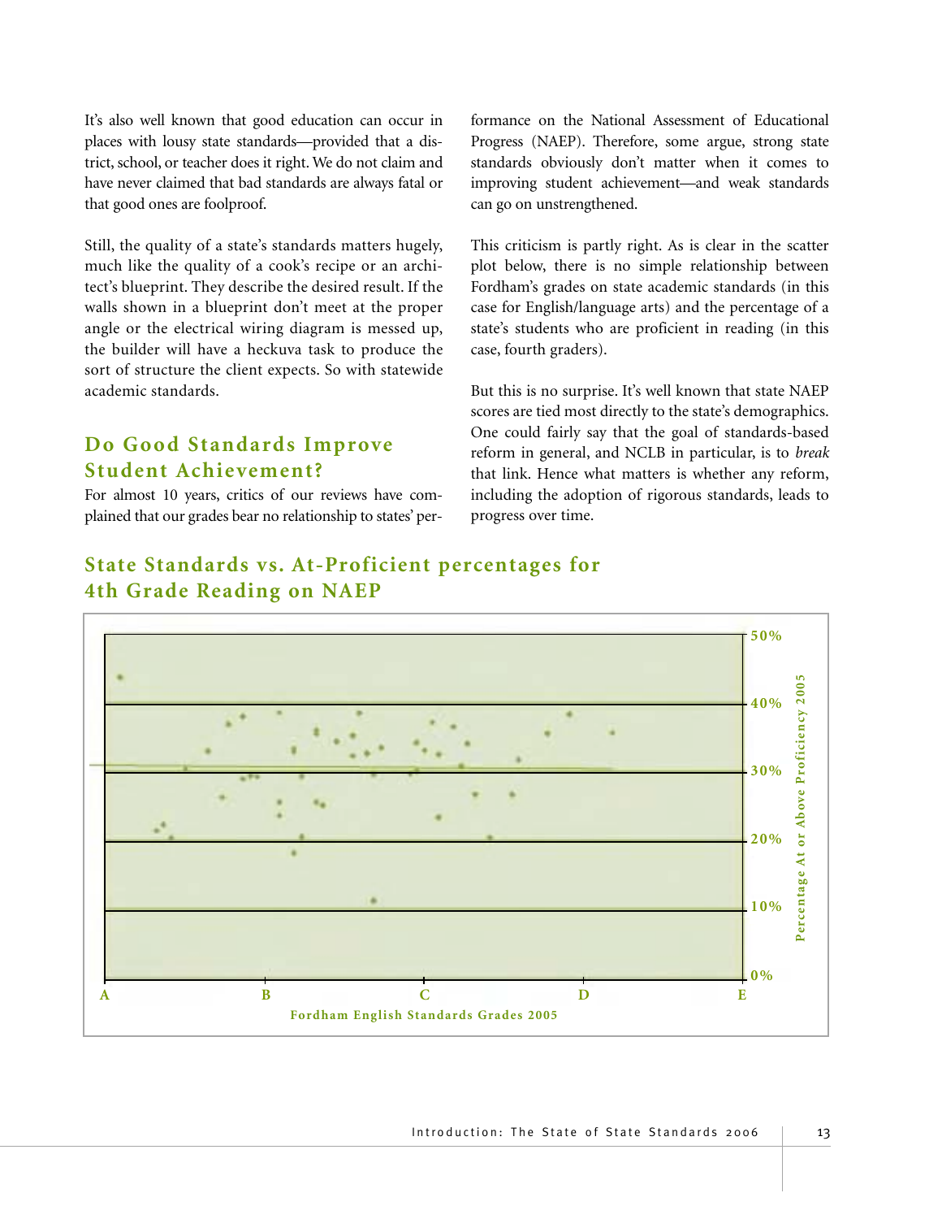It's also well known that good education can occur in places with lousy state standards—provided that a district, school, or teacher does it right. We do not claim and have never claimed that bad standards are always fatal or that good ones are foolproof.

Still, the quality of a state's standards matters hugely, much like the quality of a cook's recipe or an architect's blueprint. They describe the desired result. If the walls shown in a blueprint don't meet at the proper angle or the electrical wiring diagram is messed up, the builder will have a heckuva task to produce the sort of structure the client expects. So with statewide academic standards.

## Do Good Standards Improve Student Achievement?

For almost 10 years, critics of our reviews have complained that our grades bear no relationship to states' performance on the National Assessment of Educational Progress (NAEP). Therefore, some argue, strong state standards obviously don't matter when it comes to improving student achievement—and weak standards can go on unstrengthened.

This criticism is partly right. As is clear in the scatter plot below, there is no simple relationship between Fordham's grades on state academic standards (in this case for English/language arts) and the percentage of a state's students who are proficient in reading (in this case, fourth graders).

But this is no surprise. It's well known that state NAEP scores are tied most directly to the state's demographics. One could fairly say that the goal of standards-based reform in general, and NCLB in particular, is to *break* that link. Hence what matters is whether any reform, including the adoption of rigorous standards, leads to progress over time.

## State Standards vs. At-Proficient percentages for 4th Grade Reading on NAEP

Percentage At or Above Proficiency 2005: 0%, 10%, 20%, 30%, 40%, 50%

Fordham English Standards Grades 2005: A, B, C, D, E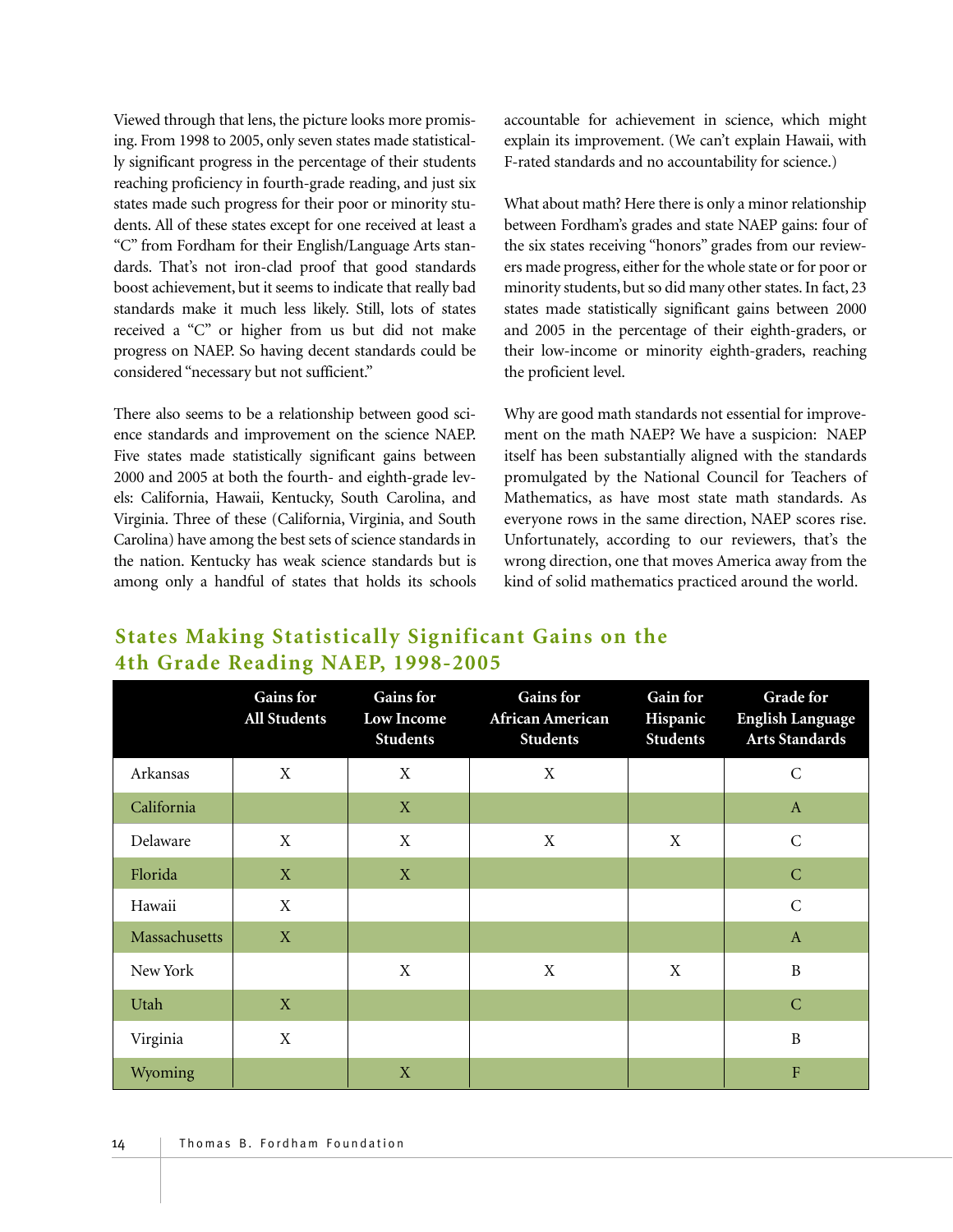Viewed through that lens, the picture looks more promising. From 1998 to 2005, only seven states made statistically significant progress in the percentage of their students reaching proficiency in fourth-grade reading, and just six states made such progress for their poor or minority students. All of these states except for one received at least a "C" from Fordham for their English/Language Arts standards. That's not iron-clad proof that good standards boost achievement, but it seems to indicate that really bad standards make it much less likely. Still, lots of states received a "C" or higher from us but did not make progress on NAEP. So having decent standards could be considered "necessary but not sufficient."

There also seems to be a relationship between good science standards and improvement on the science NAEP. Five states made statistically significant gains between 2000 and 2005 at both the fourth- and eighth-grade levels: California, Hawaii, Kentucky, South Carolina, and Virginia. Three of these (California, Virginia, and South Carolina) have among the best sets of science standards in the nation. Kentucky has weak science standards but is among only a handful of states that holds its schools accountable for achievement in science, which might explain its improvement. (We can't explain Hawaii, with F-rated standards and no accountability for science.)

What about math? Here there is only a minor relationship between Fordham's grades and state NAEP gains: four of the six states receiving "honors" grades from our reviewers made progress, either for the whole state or for poor or minority students, but so did many other states. In fact, 23 states made statistically significant gains between 2000 and 2005 in the percentage of their eighth-graders, or their low-income or minority eighth-graders, reaching the proficient level.

Why are good math standards not essential for improvement on the math NAEP? We have a suspicion: NAEP itself has been substantially aligned with the standards promulgated by the National Council for Teachers of Mathematics, as have most state math standards. As everyone rows in the same direction, NAEP scores rise. Unfortunately, according to our reviewers, that's the wrong direction, one that moves America away from the kind of solid mathematics practiced around the world.

## States Making Statistically Significant Gains on the 4th Grade Reading NAEP, 1998-2005

| | Gains for All Students | Gains for Low Income Students | Gains for African American Students | Gain for Hispanic Students | Grade for English Language Arts Standards |
|---|---|---|---|---|---|
| Arkansas | X | X | X | | C |
| California | | X | | | A |
| Delaware | X | X | X | X | C |
| Florida | X | X | | | C |
| Hawaii | X | | | | C |
| Massachusetts | X | | | | A |
| New York | | X | X | X | B |
| Utah | X | | | | C |
| Virginia | X | | | | B |
| Wyoming | | X | | | F |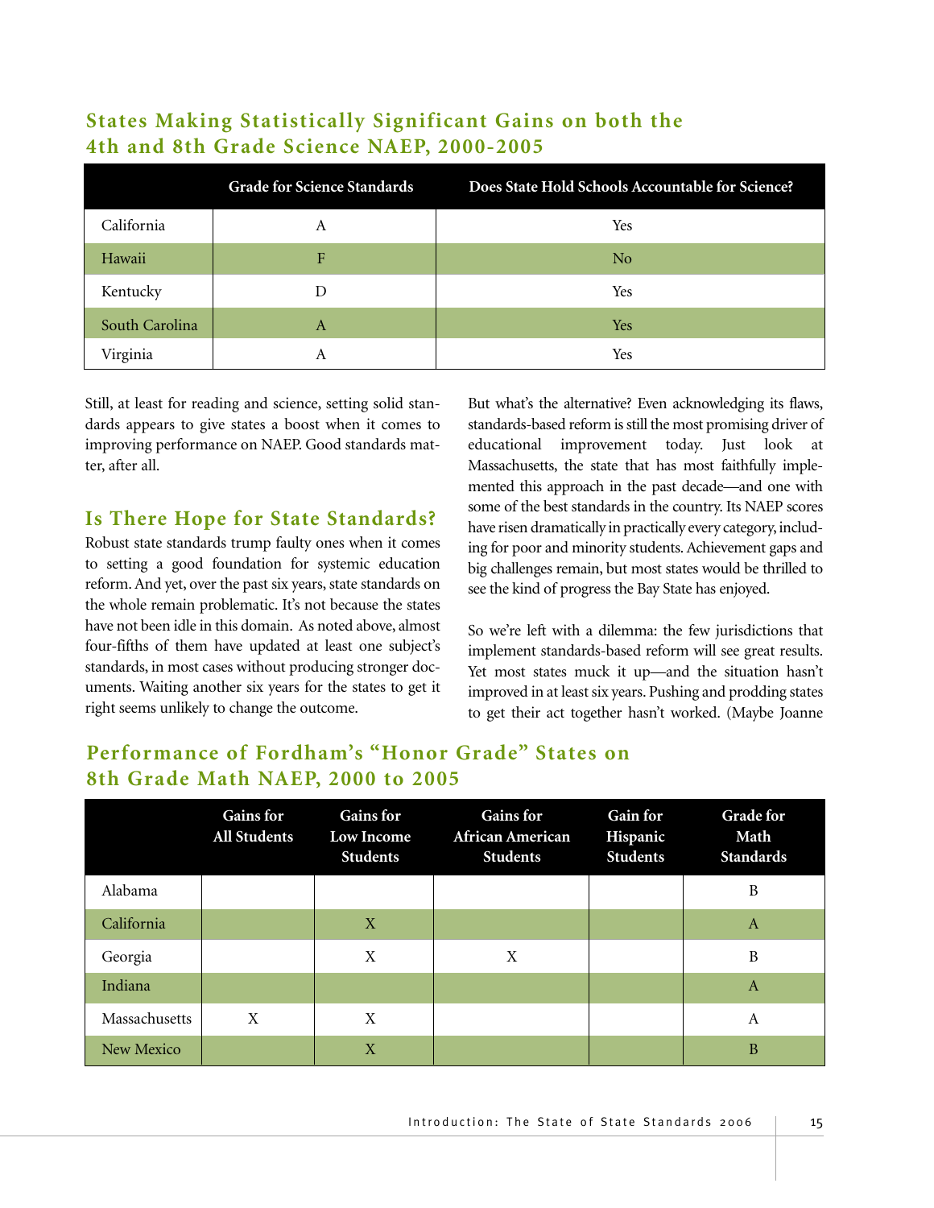## States Making Statistically Significant Gains on both the 4th and 8th Grade Science NAEP, 2000-2005

| | Grade for Science Standards | Does State Hold Schools Accountable for Science? |
|---|---|---|
| California | A | Yes |
| Hawaii | F | No |
| Kentucky | D | Yes |
| South Carolina | A | Yes |
| Virginia | A | Yes |

Still, at least for reading and science, setting solid standards appears to give states a boost when it comes to improving performance on NAEP. Good standards matter, after all.

## Is There Hope for State Standards?

Robust state standards trump faulty ones when it comes to setting a good foundation for systemic education reform. And yet, over the past six years, state standards on the whole remain problematic. It's not because the states have not been idle in this domain. As noted above, almost four-fifths of them have updated at least one subject's standards, in most cases without producing stronger documents. Waiting another six years for the states to get it right seems unlikely to change the outcome.

But what's the alternative? Even acknowledging its flaws, standards-based reform is still the most promising driver of educational improvement today. Just look at Massachusetts, the state that has most faithfully implemented this approach in the past decade—and one with some of the best standards in the country. Its NAEP scores have risen dramatically in practically every category, including for poor and minority students. Achievement gaps and big challenges remain, but most states would be thrilled to see the kind of progress the Bay State has enjoyed.

So we're left with a dilemma: the few jurisdictions that implement standards-based reform will see great results. Yet most states muck it up—and the situation hasn't improved in at least six years. Pushing and prodding states to get their act together hasn't worked. (Maybe Joanne

## Performance of Fordham's "Honor Grade" States on 8th Grade Math NAEP, 2000 to 2005

| | Gains for All Students | Gains for Low Income Students | Gains for African American Students | Gain for Hispanic Students | Grade for Math Standards |
|---|---|---|---|---|---|
| Alabama | | | | | B |
| California | | X | | | A |
| Georgia | | X | X | | B |
| Indiana | | | | | A |
| Massachusetts | X | X | | | A |
| New Mexico | | X | | | B |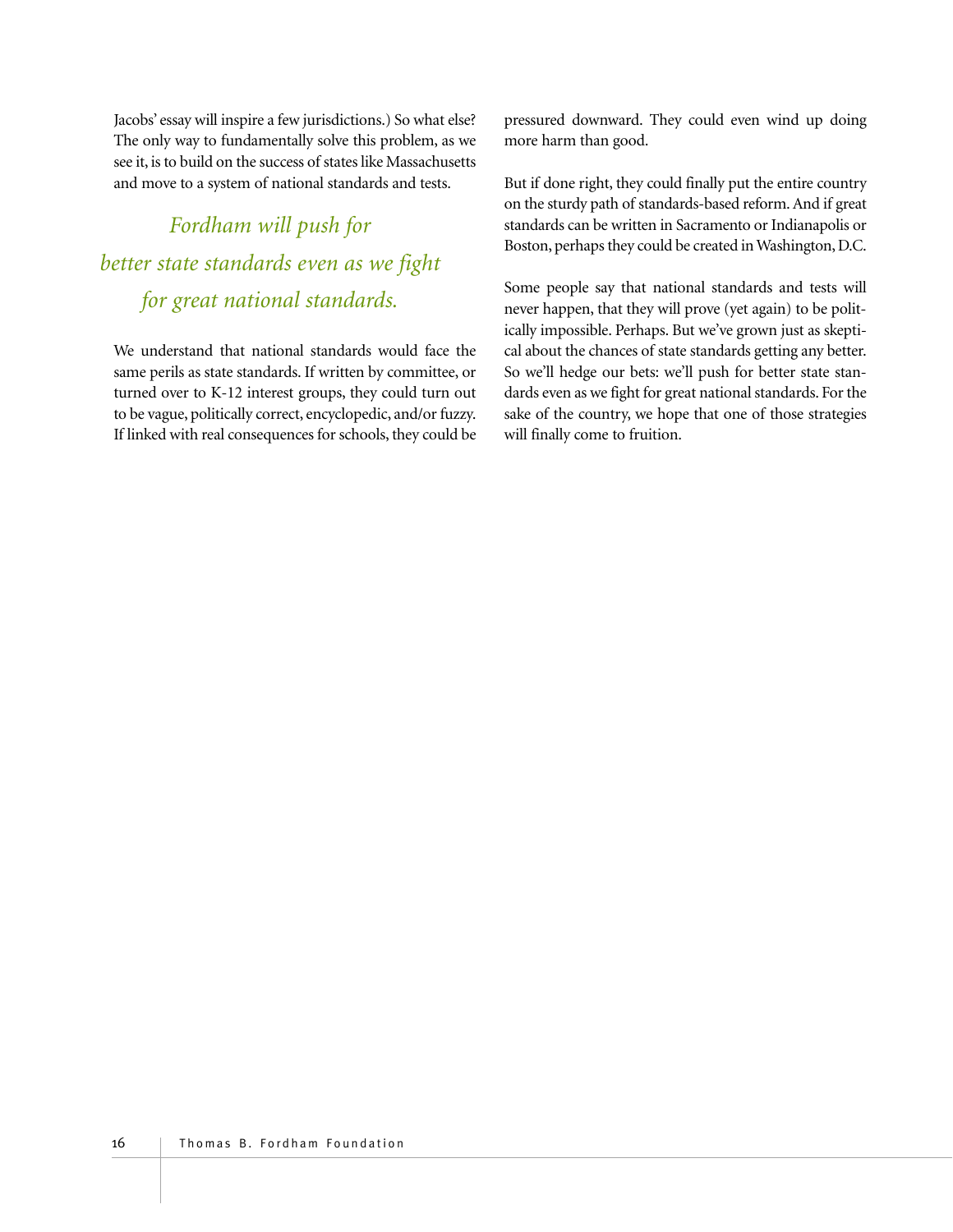Jacobs' essay will inspire a few jurisdictions.) So what else? The only way to fundamentally solve this problem, as we see it, is to build on the success of states like Massachusetts and move to a system of national standards and tests.

*Fordham will push for better state standards even as we fight for great national standards.*

We understand that national standards would face the same perils as state standards. If written by committee, or turned over to K-12 interest groups, they could turn out to be vague, politically correct, encyclopedic, and/or fuzzy. If linked with real consequences for schools, they could be pressured downward. They could even wind up doing more harm than good.

But if done right, they could finally put the entire country on the sturdy path of standards-based reform. And if great standards can be written in Sacramento or Indianapolis or Boston, perhaps they could be created in Washington, D.C.

Some people say that national standards and tests will never happen, that they will prove (yet again) to be politically impossible. Perhaps. But we've grown just as skeptical about the chances of state standards getting any better. So we'll hedge our bets: we'll push for better state standards even as we fight for great national standards. For the sake of the country, we hope that one of those strategies will finally come to fruition.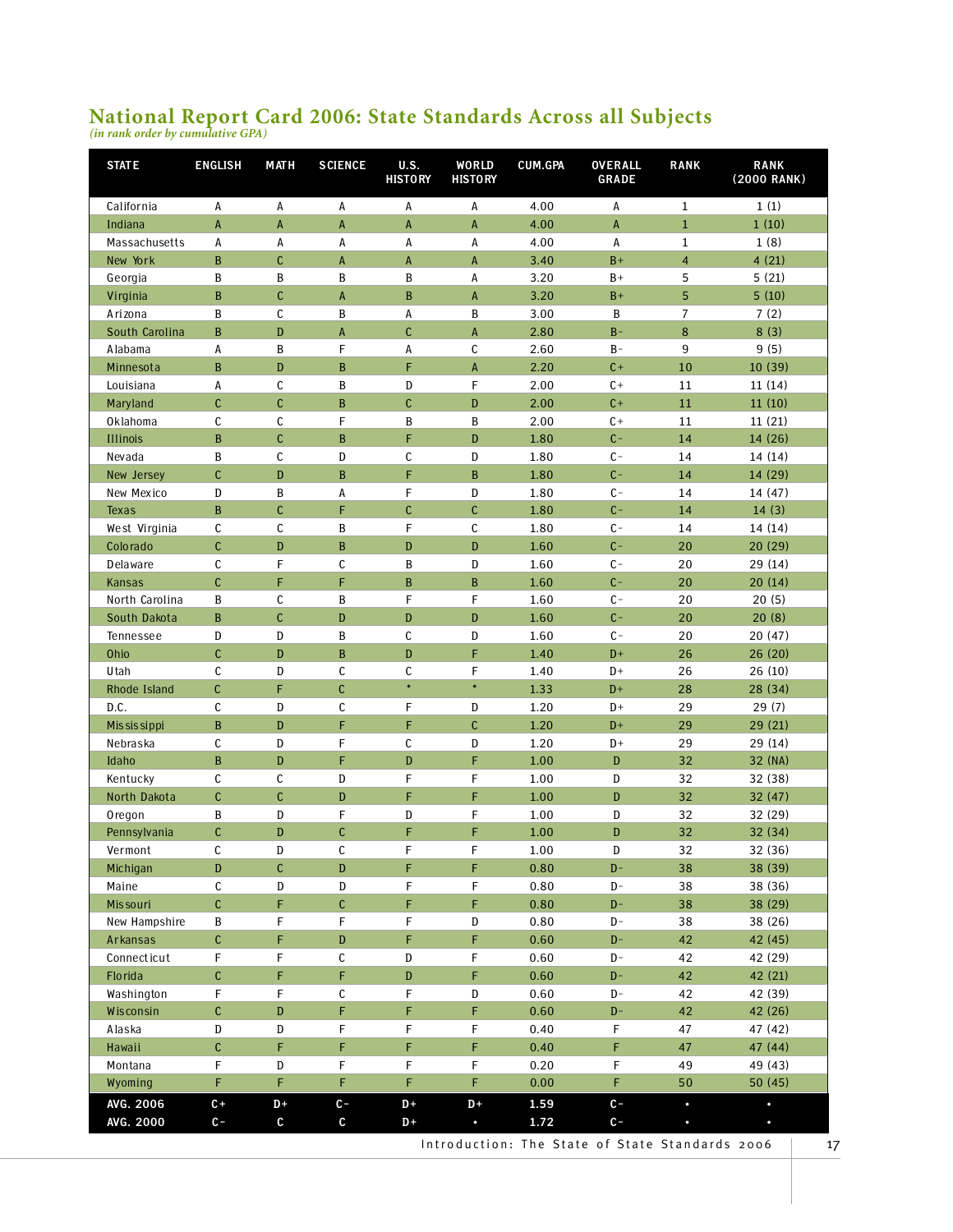## National Report Card 2006: State Standards Across all Subjects

*(in rank order by cumulative GPA)*

| STATE | ENGLISH | MATH | SCIENCE | U.S. HISTORY | WORLD HISTORY | CUM.GPA | OVERALL GRADE | RANK | RANK (2000 RANK) |
|---|---|---|---|---|---|---|---|---|---|
| California | A | A | A | A | A | 4.00 | A | 1 | 1 (1) |
| Indiana | A | A | A | A | A | 4.00 | A | 1 | 1 (10) |
| Massachusetts | A | A | A | A | A | 4.00 | A | 1 | 1 (8) |
| New York | B | C | A | A | A | 3.40 | B+ | 4 | 4 (21) |
| Georgia | B | B | B | B | A | 3.20 | B+ | 5 | 5 (21) |
| Virginia | B | C | A | B | A | 3.20 | B+ | 5 | 5 (10) |
| Arizona | B | C | B | A | B | 3.00 | B | 7 | 7 (2) |
| South Carolina | B | D | A | C | A | 2.80 | B- | 8 | 8 (3) |
| Alabama | A | B | F | A | C | 2.60 | B- | 9 | 9 (5) |
| Minnesota | B | D | B | F | A | 2.20 | C+ | 10 | 10 (39) |
| Louisiana | A | C | B | D | F | 2.00 | C+ | 11 | 11 (14) |
| Maryland | C | C | B | C | D | 2.00 | C+ | 11 | 11 (10) |
| Oklahoma | C | C | F | B | B | 2.00 | C+ | 11 | 11 (21) |
| Illinois | B | C | B | F | D | 1.80 | C- | 14 | 14 (26) |
| Nevada | B | C | D | C | D | 1.80 | C- | 14 | 14 (14) |
| New Jersey | C | D | B | F | B | 1.80 | C- | 14 | 14 (29) |
| New Mexico | D | B | A | F | D | 1.80 | C- | 14 | 14 (47) |
| Texas | B | C | F | C | C | 1.80 | C- | 14 | 14 (3) |
| West Virginia | C | C | B | F | C | 1.80 | C- | 14 | 14 (14) |
| Colorado | C | D | B | D | D | 1.60 | C- | 20 | 20 (29) |
| Delaware | C | F | C | B | D | 1.60 | C- | 20 | 29 (14) |
| Kansas | C | F | F | B | B | 1.60 | C- | 20 | 20 (14) |
| North Carolina | B | C | B | F | F | 1.60 | C- | 20 | 20 (5) |
| South Dakota | B | C | D | D | D | 1.60 | C- | 20 | 20 (8) |
| Tennessee | D | D | B | C | D | 1.60 | C- | 20 | 20 (47) |
| Ohio | C | D | B | D | F | 1.40 | D+ | 26 | 26 (20) |
| Utah | C | D | C | C | F | 1.40 | D+ | 26 | 26 (10) |
| Rhode Island | C | F | C | * | * | 1.33 | D+ | 28 | 28 (34) |
| D.C. | C | D | C | F | D | 1.20 | D+ | 29 | 29 (7) |
| Mississippi | B | D | F | F | C | 1.20 | D+ | 29 | 29 (21) |
| Nebraska | C | D | F | C | D | 1.20 | D+ | 29 | 29 (14) |
| Idaho | B | D | F | D | F | 1.00 | D | 32 | 32 (NA) |
| Kentucky | C | C | D | F | F | 1.00 | D | 32 | 32 (38) |
| North Dakota | C | C | D | F | F | 1.00 | D | 32 | 32 (47) |
| Oregon | B | D | F | D | F | 1.00 | D | 32 | 32 (29) |
| Pennsylvania | C | D | C | F | F | 1.00 | D | 32 | 32 (34) |
| Vermont | C | D | C | F | F | 1.00 | D | 32 | 32 (36) |
| Michigan | D | C | D | F | F | 0.80 | D- | 38 | 38 (39) |
| Maine | C | D | D | F | F | 0.80 | D- | 38 | 38 (36) |
| Missouri | C | F | C | F | F | 0.80 | D- | 38 | 38 (29) |
| New Hampshire | B | F | F | F | D | 0.80 | D- | 38 | 38 (26) |
| Arkansas | C | F | D | F | F | 0.60 | D- | 42 | 42 (45) |
| Connecticut | F | F | C | D | F | 0.60 | D- | 42 | 42 (29) |
| Florida | C | F | F | D | F | 0.60 | D- | 42 | 42 (21) |
| Washington | F | F | C | F | D | 0.60 | D- | 42 | 42 (39) |
| Wisconsin | C | D | F | F | F | 0.60 | D- | 42 | 42 (26) |
| Alaska | D | D | F | F | F | 0.40 | F | 47 | 47 (42) |
| Hawaii | C | F | F | F | F | 0.40 | F | 47 | 47 (44) |
| Montana | F | D | F | F | F | 0.20 | F | 49 | 49 (43) |
| Wyoming | F | F | F | F | F | 0.00 | F | 50 | 50 (45) |
| **AVG. 2006** | **C+** | **D+** | **C-** | **D+** | **D+** | **1.59** | **C-** | • | • |
| **AVG. 2000** | **C-** | **C** | **C** | **D+** | • | **1.72** | **C-** | • | • |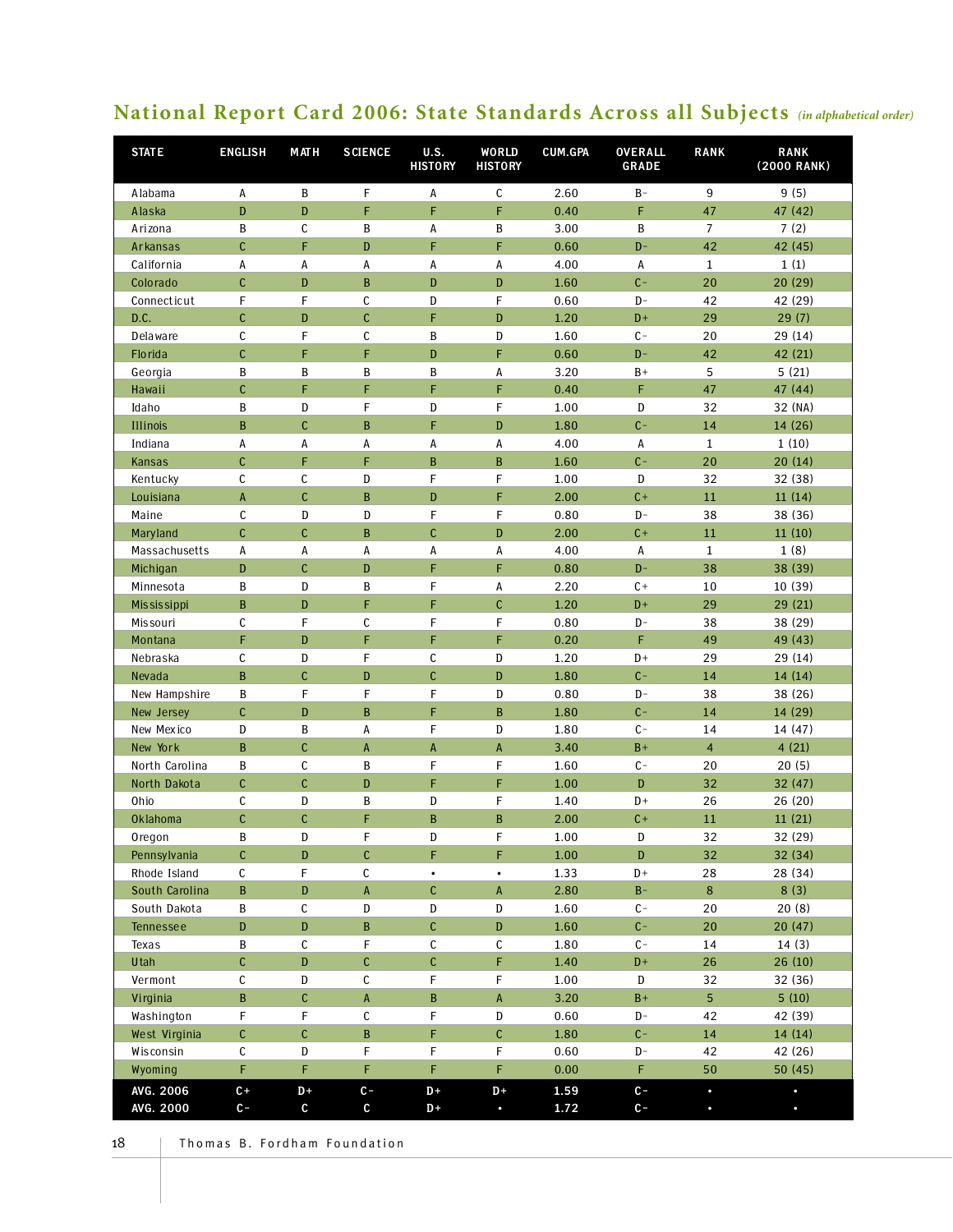## National Report Card 2006: State Standards Across all Subjects *(in alphabetical order)*

| STATE | ENGLISH | MATH | SCIENCE | U.S. HISTORY | WORLD HISTORY | CUM.GPA | OVERALL GRADE | RANK | RANK (2000 RANK) |
|---|---|---|---|---|---|---|---|---|---|
| Alabama | A | B | F | A | C | 2.60 | B- | 9 | 9 (5) |
| Alaska | D | D | F | F | F | 0.40 | F | 47 | 47 (42) |
| Arizona | B | C | B | A | B | 3.00 | B | 7 | 7 (2) |
| Arkansas | C | F | D | F | F | 0.60 | D- | 42 | 42 (45) |
| California | A | A | A | A | A | 4.00 | A | 1 | 1 (1) |
| Colorado | C | D | B | D | D | 1.60 | C- | 20 | 20 (29) |
| Connecticut | F | F | C | D | F | 0.60 | D- | 42 | 42 (29) |
| D.C. | C | D | C | F | D | 1.20 | D+ | 29 | 29 (7) |
| Delaware | C | F | C | B | D | 1.60 | C- | 20 | 29 (14) |
| Florida | C | F | F | D | F | 0.60 | D- | 42 | 42 (21) |
| Georgia | B | B | B | B | A | 3.20 | B+ | 5 | 5 (21) |
| Hawaii | C | F | F | F | F | 0.40 | F | 47 | 47 (44) |
| Idaho | B | D | F | D | F | 1.00 | D | 32 | 32 (NA) |
| Illinois | B | C | B | F | D | 1.80 | C- | 14 | 14 (26) |
| Indiana | A | A | A | A | A | 4.00 | A | 1 | 1 (10) |
| Kansas | C | F | F | B | B | 1.60 | C- | 20 | 20 (14) |
| Kentucky | C | C | D | F | F | 1.00 | D | 32 | 32 (38) |
| Louisiana | A | C | B | D | F | 2.00 | C+ | 11 | 11 (14) |
| Maine | C | D | D | F | F | 0.80 | D- | 38 | 38 (36) |
| Maryland | C | C | B | C | D | 2.00 | C+ | 11 | 11 (10) |
| Massachusetts | A | A | A | A | A | 4.00 | A | 1 | 1 (8) |
| Michigan | D | C | D | F | F | 0.80 | D- | 38 | 38 (39) |
| Minnesota | B | D | B | F | A | 2.20 | C+ | 10 | 10 (39) |
| Mississippi | B | D | F | F | C | 1.20 | D+ | 29 | 29 (21) |
| Missouri | C | F | C | F | F | 0.80 | D- | 38 | 38 (29) |
| Montana | F | D | F | F | F | 0.20 | F | 49 | 49 (43) |
| Nebraska | C | D | F | C | D | 1.20 | D+ | 29 | 29 (14) |
| Nevada | B | C | D | C | D | 1.80 | C- | 14 | 14 (14) |
| New Hampshire | B | F | F | F | D | 0.80 | D- | 38 | 38 (26) |
| New Jersey | C | D | B | F | B | 1.80 | C- | 14 | 14 (29) |
| New Mexico | D | B | A | F | D | 1.80 | C- | 14 | 14 (47) |
| New York | B | C | A | A | A | 3.40 | B+ | 4 | 4 (21) |
| North Carolina | B | C | B | F | F | 1.60 | C- | 20 | 20 (5) |
| North Dakota | C | C | D | F | F | 1.00 | D | 32 | 32 (47) |
| Ohio | C | D | B | D | F | 1.40 | D+ | 26 | 26 (20) |
| Oklahoma | C | C | F | B | B | 2.00 | C+ | 11 | 11 (21) |
| Oregon | B | D | F | D | F | 1.00 | D | 32 | 32 (29) |
| Pennsylvania | C | D | C | F | F | 1.00 | D | 32 | 32 (34) |
| Rhode Island | C | F | C | • | • | 1.33 | D+ | 28 | 28 (34) |
| South Carolina | B | D | A | C | A | 2.80 | B- | 8 | 8 (3) |
| South Dakota | B | C | D | D | D | 1.60 | C- | 20 | 20 (8) |
| Tennessee | D | D | B | C | D | 1.60 | C- | 20 | 20 (47) |
| Texas | B | C | F | C | C | 1.80 | C- | 14 | 14 (3) |
| Utah | C | D | C | C | F | 1.40 | D+ | 26 | 26 (10) |
| Vermont | C | D | C | F | F | 1.00 | D | 32 | 32 (36) |
| Virginia | B | C | A | B | A | 3.20 | B+ | 5 | 5 (10) |
| Washington | F | F | C | F | D | 0.60 | D- | 42 | 42 (39) |
| West Virginia | C | C | B | F | C | 1.80 | C- | 14 | 14 (14) |
| Wisconsin | C | D | F | F | F | 0.60 | D- | 42 | 42 (26) |
| Wyoming | F | F | F | F | F | 0.00 | F | 50 | 50 (45) |
| **AVG. 2006** | **C+** | **D+** | **C-** | **D+** | **D+** | **1.59** | **C-** | **•** | **•** |
| **AVG. 2000** | **C-** | **C** | **C** | **D+** | **•** | **1.72** | **C-** | **•** | **•** |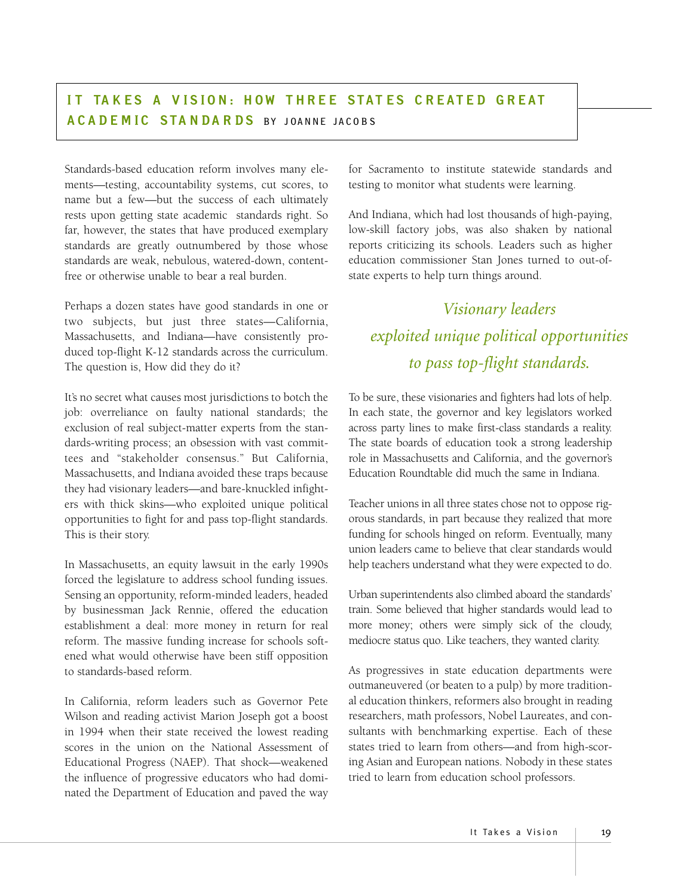# IT TAKES A VISION: HOW THREE STATES CREATED GREAT ACADEMIC STANDARDS

BY JOANNE JACOBS

Standards-based education reform involves many elements—testing, accountability systems, cut scores, to name but a few—but the success of each ultimately rests upon getting state academic standards right. So far, however, the states that have produced exemplary standards are greatly outnumbered by those whose standards are weak, nebulous, watered-down, content-free or otherwise unable to bear a real burden.

Perhaps a dozen states have good standards in one or two subjects, but just three states—California, Massachusetts, and Indiana—have consistently produced top-flight K-12 standards across the curriculum. The question is, How did they do it?

It's no secret what causes most jurisdictions to botch the job: overreliance on faulty national standards; the exclusion of real subject-matter experts from the standards-writing process; an obsession with vast committees and "stakeholder consensus." But California, Massachusetts, and Indiana avoided these traps because they had visionary leaders—and bare-knuckled infighters with thick skins—who exploited unique political opportunities to fight for and pass top-flight standards. This is their story.

In Massachusetts, an equity lawsuit in the early 1990s forced the legislature to address school funding issues. Sensing an opportunity, reform-minded leaders, headed by businessman Jack Rennie, offered the education establishment a deal: more money in return for real reform. The massive funding increase for schools softened what would otherwise have been stiff opposition to standards-based reform.

In California, reform leaders such as Governor Pete Wilson and reading activist Marion Joseph got a boost in 1994 when their state received the lowest reading scores in the union on the National Assessment of Educational Progress (NAEP). That shock—weakened the influence of progressive educators who had dominated the Department of Education and paved the way for Sacramento to institute statewide standards and testing to monitor what students were learning.

And Indiana, which had lost thousands of high-paying, low-skill factory jobs, was also shaken by national reports criticizing its schools. Leaders such as higher education commissioner Stan Jones turned to out-of-state experts to help turn things around.

*Visionary leaders exploited unique political opportunities to pass top-flight standards.*

To be sure, these visionaries and fighters had lots of help. In each state, the governor and key legislators worked across party lines to make first-class standards a reality. The state boards of education took a strong leadership role in Massachusetts and California, and the governor's Education Roundtable did much the same in Indiana.

Teacher unions in all three states chose not to oppose rigorous standards, in part because they realized that more funding for schools hinged on reform. Eventually, many union leaders came to believe that clear standards would help teachers understand what they were expected to do.

Urban superintendents also climbed aboard the standards' train. Some believed that higher standards would lead to more money; others were simply sick of the cloudy, mediocre status quo. Like teachers, they wanted clarity.

As progressives in state education departments were outmaneuvered (or beaten to a pulp) by more traditional education thinkers, reformers also brought in reading researchers, math professors, Nobel Laureates, and consultants with benchmarking expertise. Each of these states tried to learn from others—and from high-scoring Asian and European nations. Nobody in these states tried to learn from education school professors.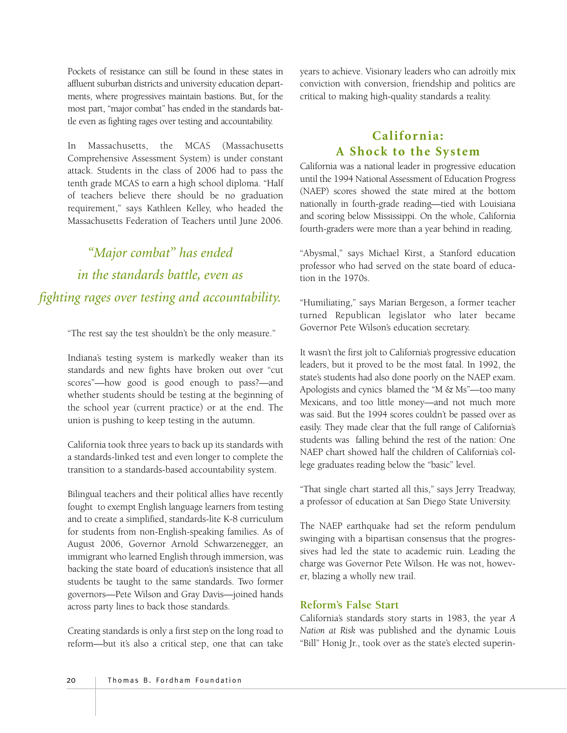Pockets of resistance can still be found in these states in affluent suburban districts and university education departments, where progressives maintain bastions. But, for the most part, "major combat" has ended in the standards battle even as fighting rages over testing and accountability.

In Massachusetts, the MCAS (Massachusetts Comprehensive Assessment System) is under constant attack. Students in the class of 2006 had to pass the tenth grade MCAS to earn a high school diploma. "Half of teachers believe there should be no graduation requirement," says Kathleen Kelley, who headed the Massachusetts Federation of Teachers until June 2006.

*"Major combat" has ended in the standards battle, even as fighting rages over testing and accountability.*

"The rest say the test shouldn't be the only measure."

Indiana's testing system is markedly weaker than its standards and new fights have broken out over "cut scores"—how good is good enough to pass?—and whether students should be testing at the beginning of the school year (current practice) or at the end. The union is pushing to keep testing in the autumn.

California took three years to back up its standards with a standards-linked test and even longer to complete the transition to a standards-based accountability system.

Bilingual teachers and their political allies have recently fought to exempt English language learners from testing and to create a simplified, standards-lite K-8 curriculum for students from non-English-speaking families. As of August 2006, Governor Arnold Schwarzenegger, an immigrant who learned English through immersion, was backing the state board of education's insistence that all students be taught to the same standards. Two former governors—Pete Wilson and Gray Davis—joined hands across party lines to back those standards.

Creating standards is only a first step on the long road to reform—but it's also a critical step, one that can take years to achieve. Visionary leaders who can adroitly mix conviction with conversion, friendship and politics are critical to making high-quality standards a reality.

## California: A Shock to the System

California was a national leader in progressive education until the 1994 National Assessment of Education Progress (NAEP) scores showed the state mired at the bottom nationally in fourth-grade reading—tied with Louisiana and scoring below Mississippi. On the whole, California fourth-graders were more than a year behind in reading.

"Abysmal," says Michael Kirst, a Stanford education professor who had served on the state board of education in the 1970s.

"Humiliating," says Marian Bergeson, a former teacher turned Republican legislator who later became Governor Pete Wilson's education secretary.

It wasn't the first jolt to California's progressive education leaders, but it proved to be the most fatal. In 1992, the state's students had also done poorly on the NAEP exam. Apologists and cynics blamed the "M & Ms"—too many Mexicans, and too little money—and not much more was said. But the 1994 scores couldn't be passed over as easily. They made clear that the full range of California's students was falling behind the rest of the nation: One NAEP chart showed half the children of California's college graduates reading below the "basic" level.

"That single chart started all this," says Jerry Treadway, a professor of education at San Diego State University.

The NAEP earthquake had set the reform pendulum swinging with a bipartisan consensus that the progressives had led the state to academic ruin. Leading the charge was Governor Pete Wilson. He was not, however, blazing a wholly new trail.

### Reform's False Start

California's standards story starts in 1983, the year *A Nation at Risk* was published and the dynamic Louis "Bill" Honig Jr., took over as the state's elected superin-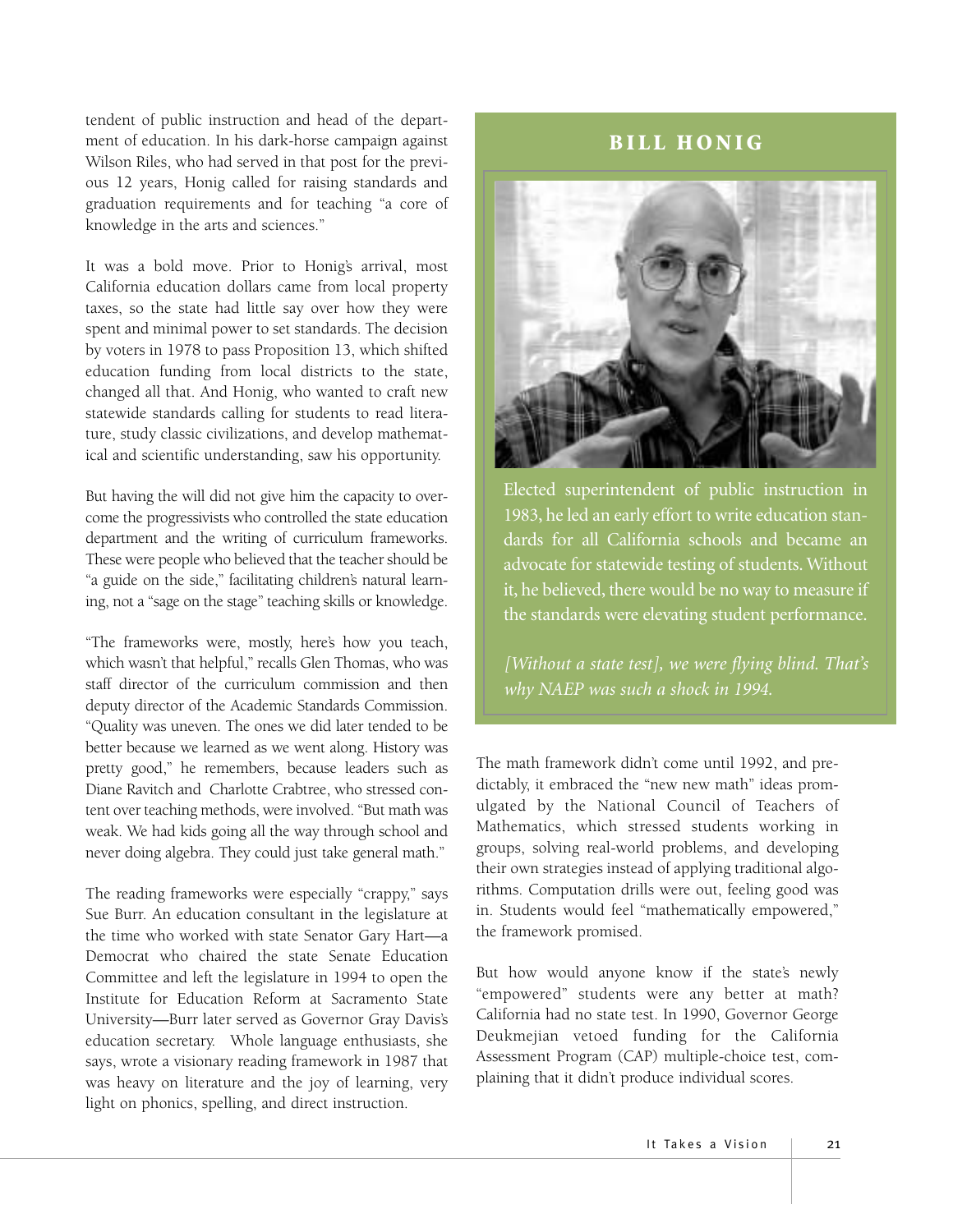tendent of public instruction and head of the department of education. In his dark-horse campaign against Wilson Riles, who had served in that post for the previous 12 years, Honig called for raising standards and graduation requirements and for teaching "a core of knowledge in the arts and sciences."

It was a bold move. Prior to Honig's arrival, most California education dollars came from local property taxes, so the state had little say over how they were spent and minimal power to set standards. The decision by voters in 1978 to pass Proposition 13, which shifted education funding from local districts to the state, changed all that. And Honig, who wanted to craft new statewide standards calling for students to read literature, study classic civilizations, and develop mathematical and scientific understanding, saw his opportunity.

But having the will did not give him the capacity to overcome the progressivists who controlled the state education department and the writing of curriculum frameworks. These were people who believed that the teacher should be "a guide on the side," facilitating children's natural learning, not a "sage on the stage" teaching skills or knowledge.

"The frameworks were, mostly, here's how you teach, which wasn't that helpful," recalls Glen Thomas, who was staff director of the curriculum commission and then deputy director of the Academic Standards Commission. "Quality was uneven. The ones we did later tended to be better because we learned as we went along. History was pretty good," he remembers, because leaders such as Diane Ravitch and Charlotte Crabtree, who stressed content over teaching methods, were involved. "But math was weak. We had kids going all the way through school and never doing algebra. They could just take general math."

The reading frameworks were especially "crappy," says Sue Burr. An education consultant in the legislature at the time who worked with state Senator Gary Hart—a Democrat who chaired the state Senate Education Committee and left the legislature in 1994 to open the Institute for Education Reform at Sacramento State University—Burr later served as Governor Gray Davis's education secretary. Whole language enthusiasts, she says, wrote a visionary reading framework in 1987 that was heavy on literature and the joy of learning, very light on phonics, spelling, and direct instruction.

## BILL HONIG

Elected superintendent of public instruction in 1983, he led an early effort to write education standards for all California schools and became an advocate for statewide testing of students. Without it, he believed, there would be no way to measure if the standards were elevating student performance.

*[Without a state test], we were flying blind. That's why NAEP was such a shock in 1994.*

The math framework didn't come until 1992, and predictably, it embraced the "new new math" ideas promulgated by the National Council of Teachers of Mathematics, which stressed students working in groups, solving real-world problems, and developing their own strategies instead of applying traditional algorithms. Computation drills were out, feeling good was in. Students would feel "mathematically empowered," the framework promised.

But how would anyone know if the state's newly "empowered" students were any better at math? California had no state test. In 1990, Governor George Deukmejian vetoed funding for the California Assessment Program (CAP) multiple-choice test, complaining that it didn't produce individual scores.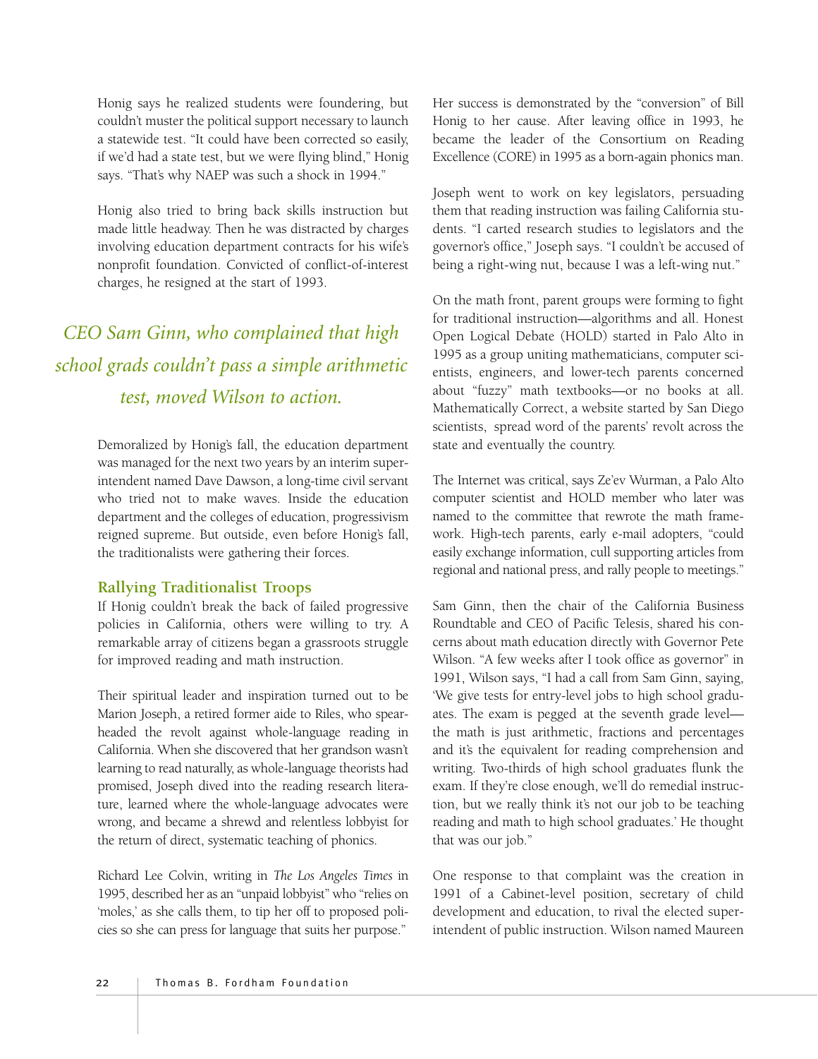Honig says he realized students were foundering, but couldn't muster the political support necessary to launch a statewide test. "It could have been corrected so easily, if we'd had a state test, but we were flying blind," Honig says. "That's why NAEP was such a shock in 1994."

Honig also tried to bring back skills instruction but made little headway. Then he was distracted by charges involving education department contracts for his wife's nonprofit foundation. Convicted of conflict-of-interest charges, he resigned at the start of 1993.

*CEO Sam Ginn, who complained that high school grads couldn't pass a simple arithmetic test, moved Wilson to action.*

Demoralized by Honig's fall, the education department was managed for the next two years by an interim superintendent named Dave Dawson, a long-time civil servant who tried not to make waves. Inside the education department and the colleges of education, progressivism reigned supreme. But outside, even before Honig's fall, the traditionalists were gathering their forces.

### Rallying Traditionalist Troops

If Honig couldn't break the back of failed progressive policies in California, others were willing to try. A remarkable array of citizens began a grassroots struggle for improved reading and math instruction.

Their spiritual leader and inspiration turned out to be Marion Joseph, a retired former aide to Riles, who spearheaded the revolt against whole-language reading in California. When she discovered that her grandson wasn't learning to read naturally, as whole-language theorists had promised, Joseph dived into the reading research literature, learned where the whole-language advocates were wrong, and became a shrewd and relentless lobbyist for the return of direct, systematic teaching of phonics.

Richard Lee Colvin, writing in *The Los Angeles Times* in 1995, described her as an "unpaid lobbyist" who "relies on 'moles,' as she calls them, to tip her off to proposed policies so she can press for language that suits her purpose." Her success is demonstrated by the "conversion" of Bill Honig to her cause. After leaving office in 1993, he became the leader of the Consortium on Reading Excellence (CORE) in 1995 as a born-again phonics man.

Joseph went to work on key legislators, persuading them that reading instruction was failing California students. "I carted research studies to legislators and the governor's office," Joseph says. "I couldn't be accused of being a right-wing nut, because I was a left-wing nut."

On the math front, parent groups were forming to fight for traditional instruction—algorithms and all. Honest Open Logical Debate (HOLD) started in Palo Alto in 1995 as a group uniting mathematicians, computer scientists, engineers, and lower-tech parents concerned about "fuzzy" math textbooks—or no books at all. Mathematically Correct, a website started by San Diego scientists, spread word of the parents' revolt across the state and eventually the country.

The Internet was critical, says Ze'ev Wurman, a Palo Alto computer scientist and HOLD member who later was named to the committee that rewrote the math framework. High-tech parents, early e-mail adopters, "could easily exchange information, cull supporting articles from regional and national press, and rally people to meetings."

Sam Ginn, then the chair of the California Business Roundtable and CEO of Pacific Telesis, shared his concerns about math education directly with Governor Pete Wilson. "A few weeks after I took office as governor" in 1991, Wilson says, "I had a call from Sam Ginn, saying, 'We give tests for entry-level jobs to high school graduates. The exam is pegged at the seventh grade level—the math is just arithmetic, fractions and percentages and it's the equivalent for reading comprehension and writing. Two-thirds of high school graduates flunk the exam. If they're close enough, we'll do remedial instruction, but we really think it's not our job to be teaching reading and math to high school graduates.' He thought that was our job."

One response to that complaint was the creation in 1991 of a Cabinet-level position, secretary of child development and education, to rival the elected superintendent of public instruction. Wilson named Maureen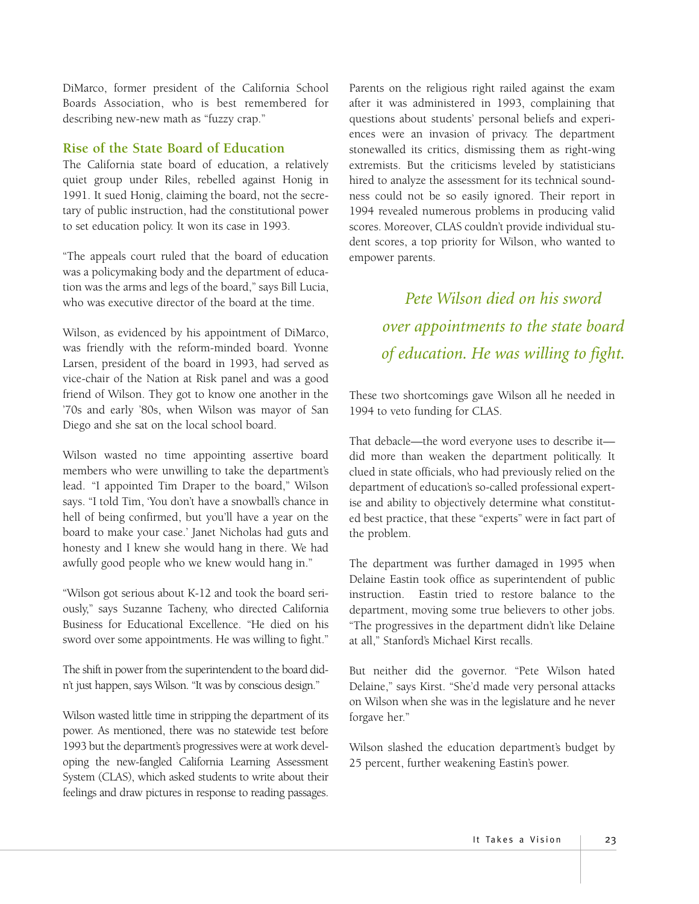DiMarco, former president of the California School Boards Association, who is best remembered for describing new-new math as "fuzzy crap."

## Rise of the State Board of Education

The California state board of education, a relatively quiet group under Riles, rebelled against Honig in 1991. It sued Honig, claiming the board, not the secretary of public instruction, had the constitutional power to set education policy. It won its case in 1993.

"The appeals court ruled that the board of education was a policymaking body and the department of education was the arms and legs of the board," says Bill Lucia, who was executive director of the board at the time.

Wilson, as evidenced by his appointment of DiMarco, was friendly with the reform-minded board. Yvonne Larsen, president of the board in 1993, had served as vice-chair of the Nation at Risk panel and was a good friend of Wilson. They got to know one another in the '70s and early '80s, when Wilson was mayor of San Diego and she sat on the local school board.

Wilson wasted no time appointing assertive board members who were unwilling to take the department's lead. "I appointed Tim Draper to the board," Wilson says. "I told Tim, 'You don't have a snowball's chance in hell of being confirmed, but you'll have a year on the board to make your case.' Janet Nicholas had guts and honesty and I knew she would hang in there. We had awfully good people who we knew would hang in."

"Wilson got serious about K-12 and took the board seriously," says Suzanne Tacheny, who directed California Business for Educational Excellence. "He died on his sword over some appointments. He was willing to fight."

The shift in power from the superintendent to the board didn't just happen, says Wilson. "It was by conscious design."

Wilson wasted little time in stripping the department of its power. As mentioned, there was no statewide test before 1993 but the department's progressives were at work developing the new-fangled California Learning Assessment System (CLAS), which asked students to write about their feelings and draw pictures in response to reading passages. Parents on the religious right railed against the exam after it was administered in 1993, complaining that questions about students' personal beliefs and experiences were an invasion of privacy. The department stonewalled its critics, dismissing them as right-wing extremists. But the criticisms leveled by statisticians hired to analyze the assessment for its technical soundness could not be so easily ignored. Their report in 1994 revealed numerous problems in producing valid scores. Moreover, CLAS couldn't provide individual student scores, a top priority for Wilson, who wanted to empower parents.

> *Pete Wilson died on his sword over appointments to the state board of education. He was willing to fight.*

These two shortcomings gave Wilson all he needed in 1994 to veto funding for CLAS.

That debacle—the word everyone uses to describe it—did more than weaken the department politically. It clued in state officials, who had previously relied on the department of education's so-called professional expertise and ability to objectively determine what constituted best practice, that these "experts" were in fact part of the problem.

The department was further damaged in 1995 when Delaine Eastin took office as superintendent of public instruction. Eastin tried to restore balance to the department, moving some true believers to other jobs. "The progressives in the department didn't like Delaine at all," Stanford's Michael Kirst recalls.

But neither did the governor. "Pete Wilson hated Delaine," says Kirst. "She'd made very personal attacks on Wilson when she was in the legislature and he never forgave her."

Wilson slashed the education department's budget by 25 percent, further weakening Eastin's power.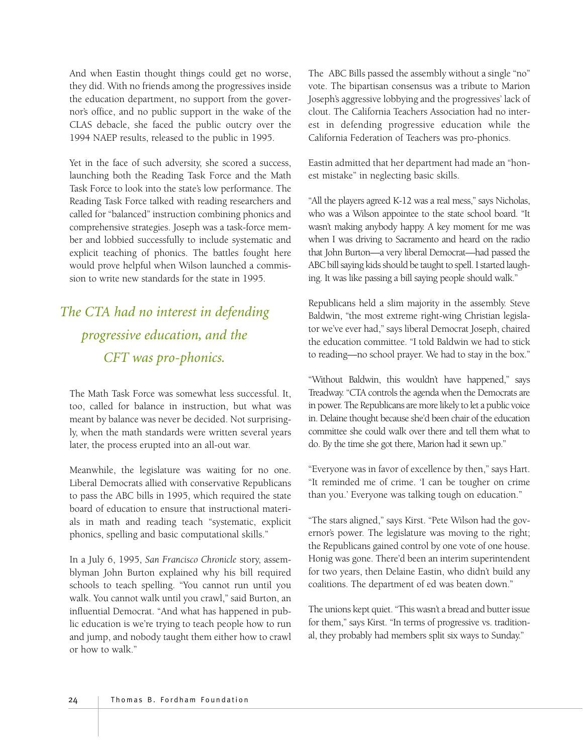And when Eastin thought things could get no worse, they did. With no friends among the progressives inside the education department, no support from the governor's office, and no public support in the wake of the CLAS debacle, she faced the public outcry over the 1994 NAEP results, released to the public in 1995.

Yet in the face of such adversity, she scored a success, launching both the Reading Task Force and the Math Task Force to look into the state's low performance. The Reading Task Force talked with reading researchers and called for "balanced" instruction combining phonics and comprehensive strategies. Joseph was a task-force member and lobbied successfully to include systematic and explicit teaching of phonics. The battles fought here would prove helpful when Wilson launched a commission to write new standards for the state in 1995.

*The CTA had no interest in defending progressive education, and the CFT was pro-phonics.*

The Math Task Force was somewhat less successful. It, too, called for balance in instruction, but what was meant by balance was never be decided. Not surprisingly, when the math standards were written several years later, the process erupted into an all-out war.

Meanwhile, the legislature was waiting for no one. Liberal Democrats allied with conservative Republicans to pass the ABC bills in 1995, which required the state board of education to ensure that instructional materials in math and reading teach "systematic, explicit phonics, spelling and basic computational skills."

In a July 6, 1995, *San Francisco Chronicle* story, assemblyman John Burton explained why his bill required schools to teach spelling. "You cannot run until you walk. You cannot walk until you crawl," said Burton, an influential Democrat. "And what has happened in public education is we're trying to teach people how to run and jump, and nobody taught them either how to crawl or how to walk."

The ABC Bills passed the assembly without a single "no" vote. The bipartisan consensus was a tribute to Marion Joseph's aggressive lobbying and the progressives' lack of clout. The California Teachers Association had no interest in defending progressive education while the California Federation of Teachers was pro-phonics.

Eastin admitted that her department had made an "honest mistake" in neglecting basic skills.

"All the players agreed K-12 was a real mess," says Nicholas, who was a Wilson appointee to the state school board. "It wasn't making anybody happy. A key moment for me was when I was driving to Sacramento and heard on the radio that John Burton—a very liberal Democrat—had passed the ABC bill saying kids should be taught to spell. I started laughing. It was like passing a bill saying people should walk."

Republicans held a slim majority in the assembly. Steve Baldwin, "the most extreme right-wing Christian legislator we've ever had," says liberal Democrat Joseph, chaired the education committee. "I told Baldwin we had to stick to reading—no school prayer. We had to stay in the box."

"Without Baldwin, this wouldn't have happened," says Treadway. "CTA controls the agenda when the Democrats are in power. The Republicans are more likely to let a public voice in. Delaine thought because she'd been chair of the education committee she could walk over there and tell them what to do. By the time she got there, Marion had it sewn up."

"Everyone was in favor of excellence by then," says Hart. "It reminded me of crime. 'I can be tougher on crime than you.' Everyone was talking tough on education."

"The stars aligned," says Kirst. "Pete Wilson had the governor's power. The legislature was moving to the right; the Republicans gained control by one vote of one house. Honig was gone. There'd been an interim superintendent for two years, then Delaine Eastin, who didn't build any coalitions. The department of ed was beaten down."

The unions kept quiet. "This wasn't a bread and butter issue for them," says Kirst. "In terms of progressive vs. traditional, they probably had members split six ways to Sunday."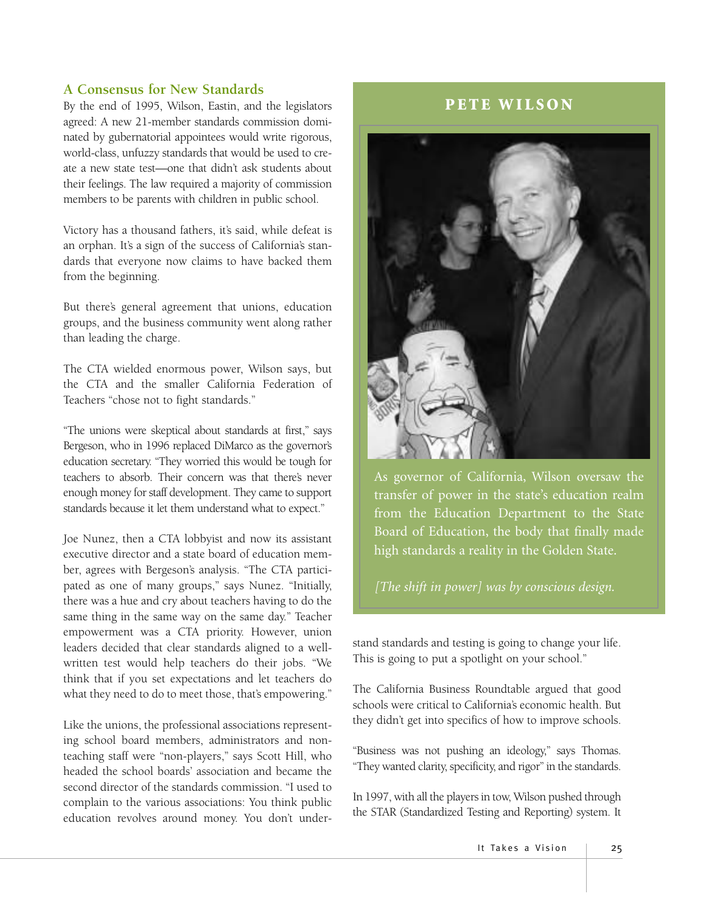## A Consensus for New Standards

By the end of 1995, Wilson, Eastin, and the legislators agreed: A new 21-member standards commission dominated by gubernatorial appointees would write rigorous, world-class, unfuzzy standards that would be used to create a new state test—one that didn't ask students about their feelings. The law required a majority of commission members to be parents with children in public school.

Victory has a thousand fathers, it's said, while defeat is an orphan. It's a sign of the success of California's standards that everyone now claims to have backed them from the beginning.

But there's general agreement that unions, education groups, and the business community went along rather than leading the charge.

The CTA wielded enormous power, Wilson says, but the CTA and the smaller California Federation of Teachers "chose not to fight standards."

"The unions were skeptical about standards at first," says Bergeson, who in 1996 replaced DiMarco as the governor's education secretary. "They worried this would be tough for teachers to absorb. Their concern was that there's never enough money for staff development. They came to support standards because it let them understand what to expect."

Joe Nunez, then a CTA lobbyist and now its assistant executive director and a state board of education member, agrees with Bergeson's analysis. "The CTA participated as one of many groups," says Nunez. "Initially, there was a hue and cry about teachers having to do the same thing in the same way on the same day." Teacher empowerment was a CTA priority. However, union leaders decided that clear standards aligned to a well-written test would help teachers do their jobs. "We think that if you set expectations and let teachers do what they need to do to meet those, that's empowering."

Like the unions, the professional associations representing school board members, administrators and non-teaching staff were "non-players," says Scott Hill, who headed the school boards' association and became the second director of the standards commission. "I used to complain to the various associations: You think public education revolves around money. You don't understand standards and testing is going to change your life. This is going to put a spotlight on your school."

The California Business Roundtable argued that good schools were critical to California's economic health. But they didn't get into specifics of how to improve schools.

"Business was not pushing an ideology," says Thomas. "They wanted clarity, specificity, and rigor" in the standards.

In 1997, with all the players in tow, Wilson pushed through the STAR (Standardized Testing and Reporting) system. It

---

**PETE WILSON**

As governor of California, Wilson oversaw the transfer of power in the state's education realm from the Education Department to the State Board of Education, the body that finally made high standards a reality in the Golden State.

*[The shift in power] was by conscious design.*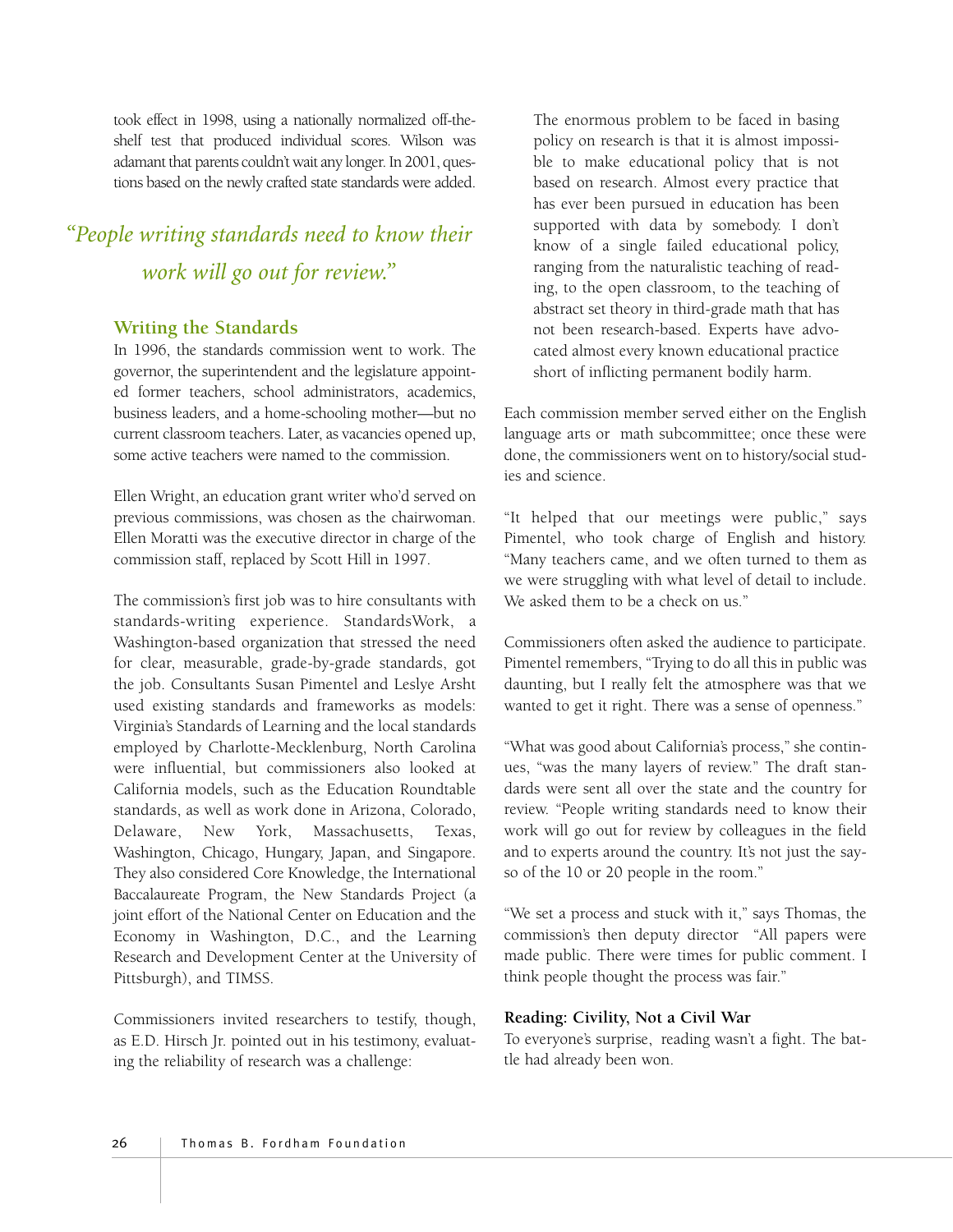took effect in 1998, using a nationally normalized off-the-shelf test that produced individual scores. Wilson was adamant that parents couldn't wait any longer. In 2001, questions based on the newly crafted state standards were added.

*"People writing standards need to know their work will go out for review."*

### Writing the Standards

In 1996, the standards commission went to work. The governor, the superintendent and the legislature appointed former teachers, school administrators, academics, business leaders, and a home-schooling mother—but no current classroom teachers. Later, as vacancies opened up, some active teachers were named to the commission.

Ellen Wright, an education grant writer who'd served on previous commissions, was chosen as the chairwoman. Ellen Moratti was the executive director in charge of the commission staff, replaced by Scott Hill in 1997.

The commission's first job was to hire consultants with standards-writing experience. StandardsWork, a Washington-based organization that stressed the need for clear, measurable, grade-by-grade standards, got the job. Consultants Susan Pimentel and Leslye Arsht used existing standards and frameworks as models: Virginia's Standards of Learning and the local standards employed by Charlotte-Mecklenburg, North Carolina were influential, but commissioners also looked at California models, such as the Education Roundtable standards, as well as work done in Arizona, Colorado, Delaware, New York, Massachusetts, Texas, Washington, Chicago, Hungary, Japan, and Singapore. They also considered Core Knowledge, the International Baccalaureate Program, the New Standards Project (a joint effort of the National Center on Education and the Economy in Washington, D.C., and the Learning Research and Development Center at the University of Pittsburgh), and TIMSS.

Commissioners invited researchers to testify, though, as E.D. Hirsch Jr. pointed out in his testimony, evaluating the reliability of research was a challenge:

> The enormous problem to be faced in basing policy on research is that it is almost impossible to make educational policy that is not based on research. Almost every practice that has ever been pursued in education has been supported with data by somebody. I don't know of a single failed educational policy, ranging from the naturalistic teaching of reading, to the open classroom, to the teaching of abstract set theory in third-grade math that has not been research-based. Experts have advocated almost every known educational practice short of inflicting permanent bodily harm.

Each commission member served either on the English language arts or math subcommittee; once these were done, the commissioners went on to history/social studies and science.

"It helped that our meetings were public," says Pimentel, who took charge of English and history. "Many teachers came, and we often turned to them as we were struggling with what level of detail to include. We asked them to be a check on us."

Commissioners often asked the audience to participate. Pimentel remembers, "Trying to do all this in public was daunting, but I really felt the atmosphere was that we wanted to get it right. There was a sense of openness."

"What was good about California's process," she continues, "was the many layers of review." The draft standards were sent all over the state and the country for review. "People writing standards need to know their work will go out for review by colleagues in the field and to experts around the country. It's not just the say-so of the 10 or 20 people in the room."

"We set a process and stuck with it," says Thomas, the commission's then deputy director "All papers were made public. There were times for public comment. I think people thought the process was fair."

#### Reading: Civility, Not a Civil War

To everyone's surprise, reading wasn't a fight. The battle had already been won.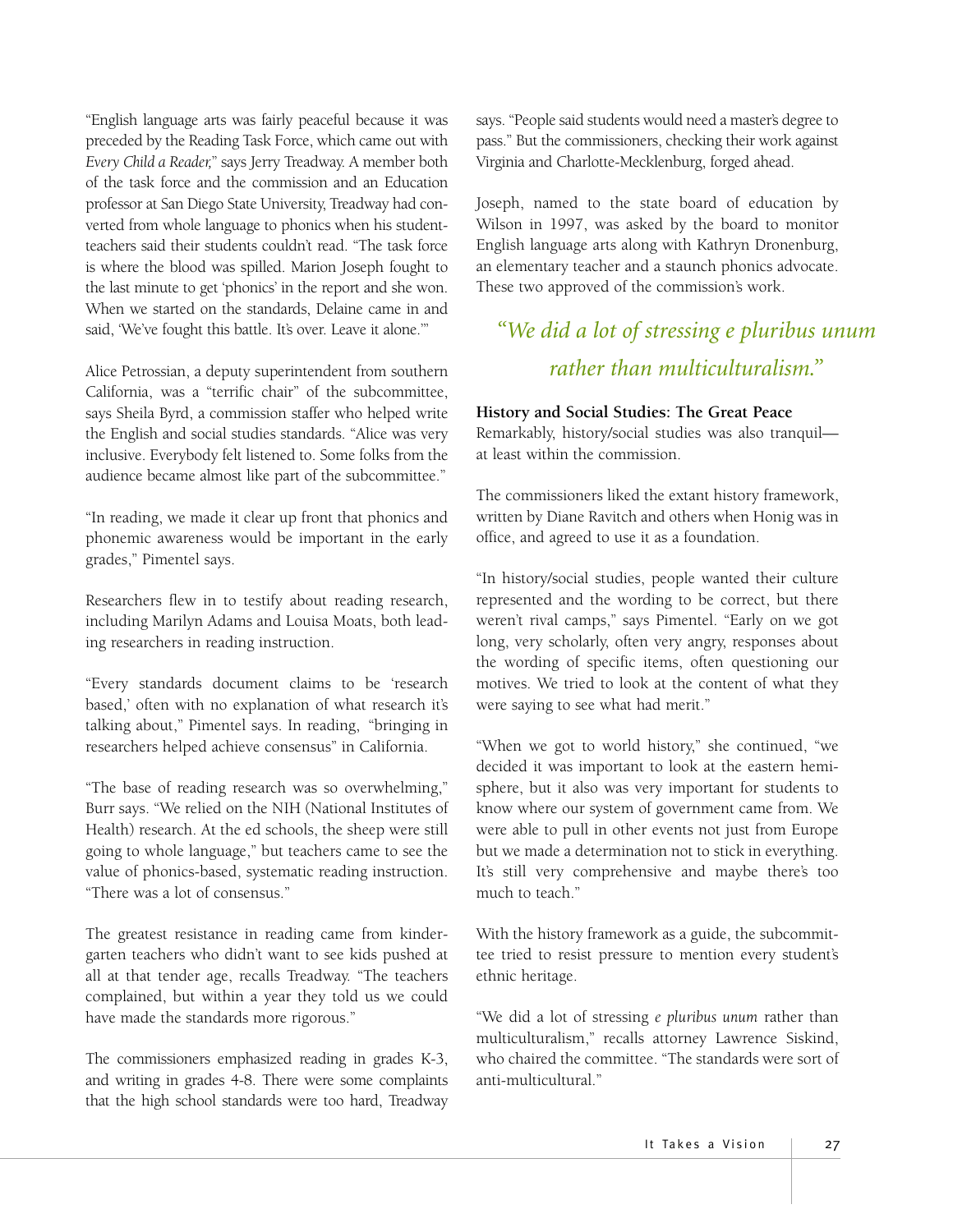"English language arts was fairly peaceful because it was preceded by the Reading Task Force, which came out with *Every Child a Reader,*" says Jerry Treadway. A member both of the task force and the commission and an Education professor at San Diego State University, Treadway had converted from whole language to phonics when his student-teachers said their students couldn't read. "The task force is where the blood was spilled. Marion Joseph fought to the last minute to get 'phonics' in the report and she won. When we started on the standards, Delaine came in and said, 'We've fought this battle. It's over. Leave it alone.'"

Alice Petrossian, a deputy superintendent from southern California, was a "terrific chair" of the subcommittee, says Sheila Byrd, a commission staffer who helped write the English and social studies standards. "Alice was very inclusive. Everybody felt listened to. Some folks from the audience became almost like part of the subcommittee."

"In reading, we made it clear up front that phonics and phonemic awareness would be important in the early grades," Pimentel says.

Researchers flew in to testify about reading research, including Marilyn Adams and Louisa Moats, both leading researchers in reading instruction.

"Every standards document claims to be 'research based,' often with no explanation of what research it's talking about," Pimentel says. In reading, "bringing in researchers helped achieve consensus" in California.

"The base of reading research was so overwhelming," Burr says. "We relied on the NIH (National Institutes of Health) research. At the ed schools, the sheep were still going to whole language," but teachers came to see the value of phonics-based, systematic reading instruction. "There was a lot of consensus."

The greatest resistance in reading came from kindergarten teachers who didn't want to see kids pushed at all at that tender age, recalls Treadway. "The teachers complained, but within a year they told us we could have made the standards more rigorous."

The commissioners emphasized reading in grades K-3, and writing in grades 4-8. There were some complaints that the high school standards were too hard, Treadway says. "People said students would need a master's degree to pass." But the commissioners, checking their work against Virginia and Charlotte-Mecklenburg, forged ahead.

Joseph, named to the state board of education by Wilson in 1997, was asked by the board to monitor English language arts along with Kathryn Dronenburg, an elementary teacher and a staunch phonics advocate. These two approved of the commission's work.

> *"We did a lot of stressing e pluribus unum rather than multiculturalism."*

**History and Social Studies: The Great Peace**

Remarkably, history/social studies was also tranquil—at least within the commission.

The commissioners liked the extant history framework, written by Diane Ravitch and others when Honig was in office, and agreed to use it as a foundation.

"In history/social studies, people wanted their culture represented and the wording to be correct, but there weren't rival camps," says Pimentel. "Early on we got long, very scholarly, often very angry, responses about the wording of specific items, often questioning our motives. We tried to look at the content of what they were saying to see what had merit."

"When we got to world history," she continued, "we decided it was important to look at the eastern hemisphere, but it also was very important for students to know where our system of government came from. We were able to pull in other events not just from Europe but we made a determination not to stick in everything. It's still very comprehensive and maybe there's too much to teach."

With the history framework as a guide, the subcommittee tried to resist pressure to mention every student's ethnic heritage.

"We did a lot of stressing *e pluribus unum* rather than multiculturalism," recalls attorney Lawrence Siskind, who chaired the committee. "The standards were sort of anti-multicultural."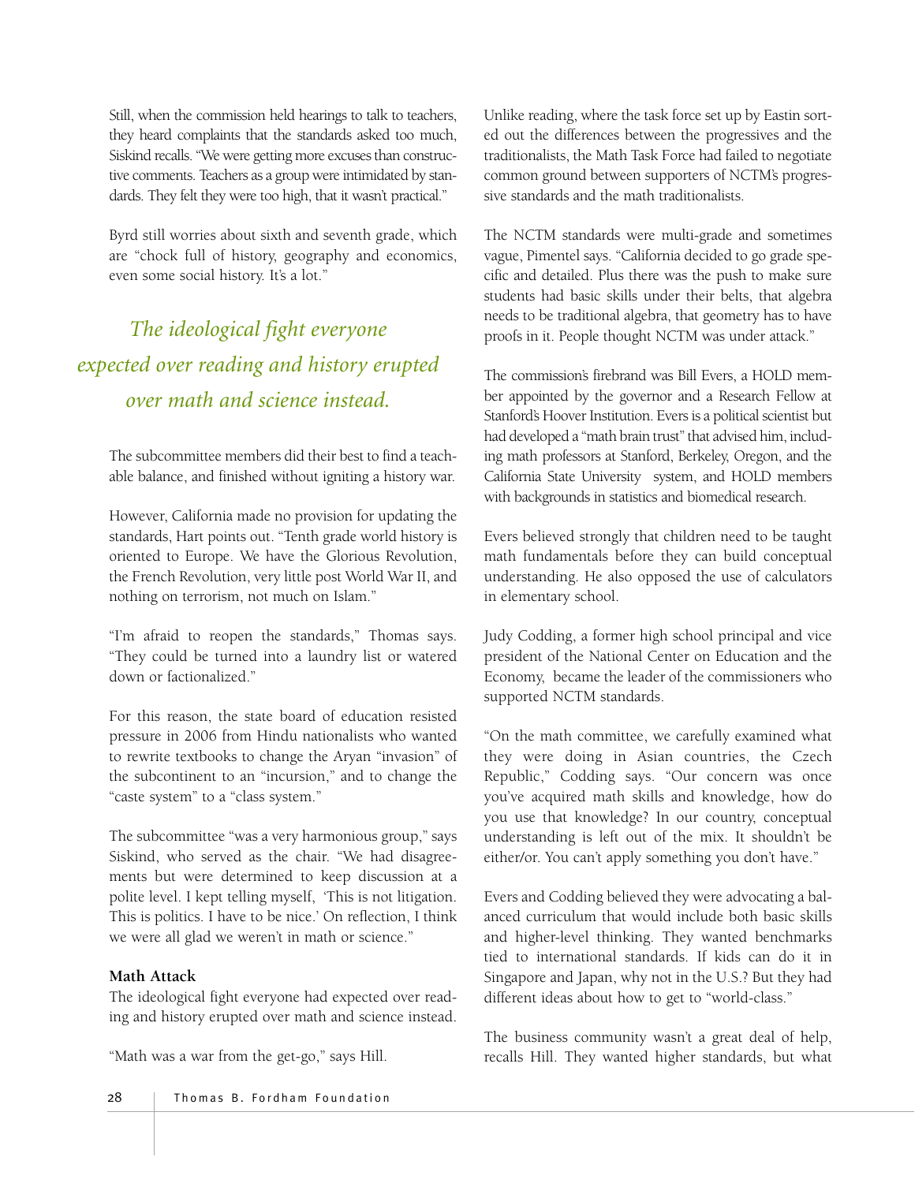Still, when the commission held hearings to talk to teachers, they heard complaints that the standards asked too much, Siskind recalls. "We were getting more excuses than constructive comments. Teachers as a group were intimidated by standards. They felt they were too high, that it wasn't practical."

Byrd still worries about sixth and seventh grade, which are "chock full of history, geography and economics, even some social history. It's a lot."

> *The ideological fight everyone expected over reading and history erupted over math and science instead.*

The subcommittee members did their best to find a teachable balance, and finished without igniting a history war.

However, California made no provision for updating the standards, Hart points out. "Tenth grade world history is oriented to Europe. We have the Glorious Revolution, the French Revolution, very little post World War II, and nothing on terrorism, not much on Islam."

"I'm afraid to reopen the standards," Thomas says. "They could be turned into a laundry list or watered down or factionalized."

For this reason, the state board of education resisted pressure in 2006 from Hindu nationalists who wanted to rewrite textbooks to change the Aryan "invasion" of the subcontinent to an "incursion," and to change the "caste system" to a "class system."

The subcommittee "was a very harmonious group," says Siskind, who served as the chair. "We had disagreements but were determined to keep discussion at a polite level. I kept telling myself, 'This is not litigation. This is politics. I have to be nice.' On reflection, I think we were all glad we weren't in math or science."

**Math Attack**

The ideological fight everyone had expected over reading and history erupted over math and science instead.

"Math was a war from the get-go," says Hill.

Unlike reading, where the task force set up by Eastin sorted out the differences between the progressives and the traditionalists, the Math Task Force had failed to negotiate common ground between supporters of NCTM's progressive standards and the math traditionalists.

The NCTM standards were multi-grade and sometimes vague, Pimentel says. "California decided to go grade specific and detailed. Plus there was the push to make sure students had basic skills under their belts, that algebra needs to be traditional algebra, that geometry has to have proofs in it. People thought NCTM was under attack."

The commission's firebrand was Bill Evers, a HOLD member appointed by the governor and a Research Fellow at Stanford's Hoover Institution. Evers is a political scientist but had developed a "math brain trust" that advised him, including math professors at Stanford, Berkeley, Oregon, and the California State University system, and HOLD members with backgrounds in statistics and biomedical research.

Evers believed strongly that children need to be taught math fundamentals before they can build conceptual understanding. He also opposed the use of calculators in elementary school.

Judy Codding, a former high school principal and vice president of the National Center on Education and the Economy, became the leader of the commissioners who supported NCTM standards.

"On the math committee, we carefully examined what they were doing in Asian countries, the Czech Republic," Codding says. "Our concern was once you've acquired math skills and knowledge, how do you use that knowledge? In our country, conceptual understanding is left out of the mix. It shouldn't be either/or. You can't apply something you don't have."

Evers and Codding believed they were advocating a balanced curriculum that would include both basic skills and higher-level thinking. They wanted benchmarks tied to international standards. If kids can do it in Singapore and Japan, why not in the U.S.? But they had different ideas about how to get to "world-class."

The business community wasn't a great deal of help, recalls Hill. They wanted higher standards, but what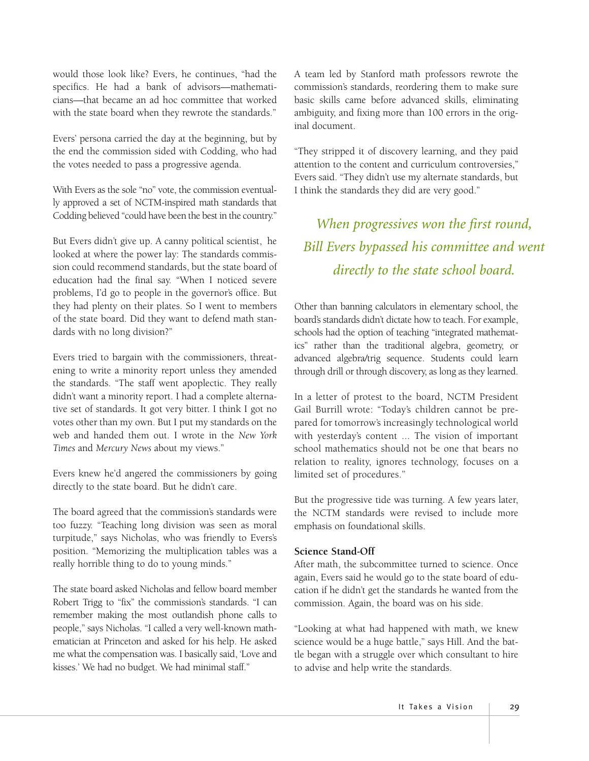would those look like? Evers, he continues, "had the specifics. He had a bank of advisors—mathematicians—that became an ad hoc committee that worked with the state board when they rewrote the standards."

Evers' persona carried the day at the beginning, but by the end the commission sided with Codding, who had the votes needed to pass a progressive agenda.

With Evers as the sole "no" vote, the commission eventually approved a set of NCTM-inspired math standards that Codding believed "could have been the best in the country."

But Evers didn't give up. A canny political scientist, he looked at where the power lay: The standards commission could recommend standards, but the state board of education had the final say. "When I noticed severe problems, I'd go to people in the governor's office. But they had plenty on their plates. So I went to members of the state board. Did they want to defend math standards with no long division?"

Evers tried to bargain with the commissioners, threatening to write a minority report unless they amended the standards. "The staff went apoplectic. They really didn't want a minority report. I had a complete alternative set of standards. It got very bitter. I think I got no votes other than my own. But I put my standards on the web and handed them out. I wrote in the *New York Times* and *Mercury News* about my views."

Evers knew he'd angered the commissioners by going directly to the state board. But he didn't care.

The board agreed that the commission's standards were too fuzzy. "Teaching long division was seen as moral turpitude," says Nicholas, who was friendly to Evers's position. "Memorizing the multiplication tables was a really horrible thing to do to young minds."

The state board asked Nicholas and fellow board member Robert Trigg to "fix" the commission's standards. "I can remember making the most outlandish phone calls to people," says Nicholas. "I called a very well-known mathematician at Princeton and asked for his help. He asked me what the compensation was. I basically said, 'Love and kisses.' We had no budget. We had minimal staff."

A team led by Stanford math professors rewrote the commission's standards, reordering them to make sure basic skills came before advanced skills, eliminating ambiguity, and fixing more than 100 errors in the original document.

"They stripped it of discovery learning, and they paid attention to the content and curriculum controversies," Evers said. "They didn't use my alternate standards, but I think the standards they did are very good."

> *When progressives won the first round, Bill Evers bypassed his committee and went directly to the state school board.*

Other than banning calculators in elementary school, the board's standards didn't dictate how to teach. For example, schools had the option of teaching "integrated mathematics" rather than the traditional algebra, geometry, or advanced algebra/trig sequence. Students could learn through drill or through discovery, as long as they learned.

In a letter of protest to the board, NCTM President Gail Burrill wrote: "Today's children cannot be prepared for tomorrow's increasingly technological world with yesterday's content ... The vision of important school mathematics should not be one that bears no relation to reality, ignores technology, focuses on a limited set of procedures."

But the progressive tide was turning. A few years later, the NCTM standards were revised to include more emphasis on foundational skills.

**Science Stand-Off**

After math, the subcommittee turned to science. Once again, Evers said he would go to the state board of education if he didn't get the standards he wanted from the commission. Again, the board was on his side.

"Looking at what had happened with math, we knew science would be a huge battle," says Hill. And the battle began with a struggle over which consultant to hire to advise and help write the standards.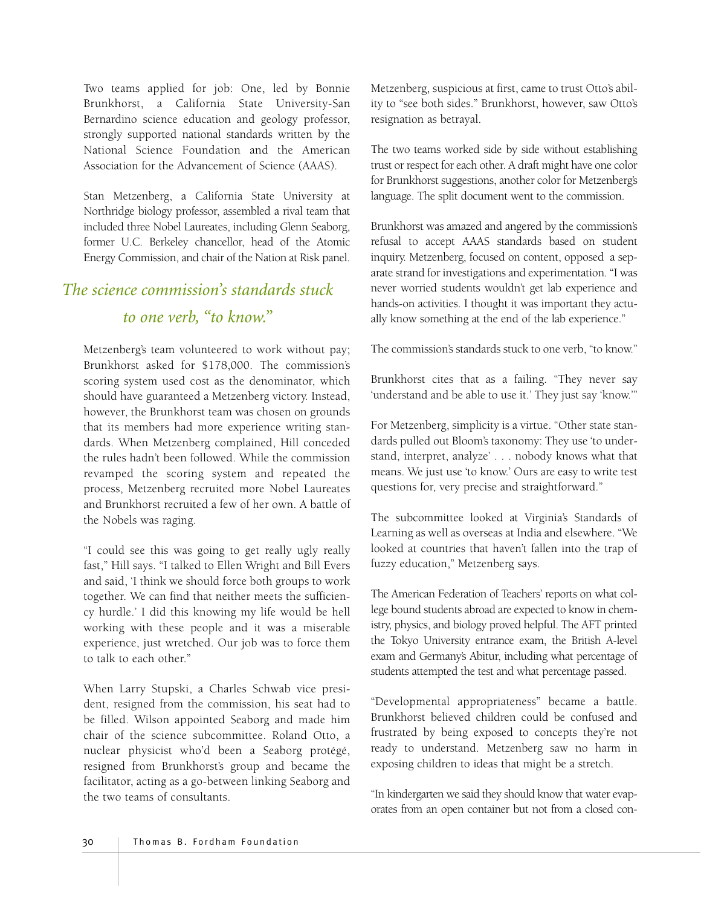Two teams applied for job: One, led by Bonnie Brunkhorst, a California State University-San Bernardino science education and geology professor, strongly supported national standards written by the National Science Foundation and the American Association for the Advancement of Science (AAAS).

Stan Metzenberg, a California State University at Northridge biology professor, assembled a rival team that included three Nobel Laureates, including Glenn Seaborg, former U.C. Berkeley chancellor, head of the Atomic Energy Commission, and chair of the Nation at Risk panel.

*The science commission's standards stuck to one verb, "to know."*

Metzenberg's team volunteered to work without pay; Brunkhorst asked for $178,000. The commission's scoring system used cost as the denominator, which should have guaranteed a Metzenberg victory. Instead, however, the Brunkhorst team was chosen on grounds that its members had more experience writing standards. When Metzenberg complained, Hill conceded the rules hadn't been followed. While the commission revamped the scoring system and repeated the process, Metzenberg recruited more Nobel Laureates and Brunkhorst recruited a few of her own. A battle of the Nobels was raging.

"I could see this was going to get really ugly really fast," Hill says. "I talked to Ellen Wright and Bill Evers and said, 'I think we should force both groups to work together. We can find that neither meets the sufficiency hurdle.' I did this knowing my life would be hell working with these people and it was a miserable experience, just wretched. Our job was to force them to talk to each other."

When Larry Stupski, a Charles Schwab vice president, resigned from the commission, his seat had to be filled. Wilson appointed Seaborg and made him chair of the science subcommittee. Roland Otto, a nuclear physicist who'd been a Seaborg protégé, resigned from Brunkhorst's group and became the facilitator, acting as a go-between linking Seaborg and the two teams of consultants.

Metzenberg, suspicious at first, came to trust Otto's ability to "see both sides." Brunkhorst, however, saw Otto's resignation as betrayal.

The two teams worked side by side without establishing trust or respect for each other. A draft might have one color for Brunkhorst suggestions, another color for Metzenberg's language. The split document went to the commission.

Brunkhorst was amazed and angered by the commission's refusal to accept AAAS standards based on student inquiry. Metzenberg, focused on content, opposed a separate strand for investigations and experimentation. "I was never worried students wouldn't get lab experience and hands-on activities. I thought it was important they actually know something at the end of the lab experience."

The commission's standards stuck to one verb, "to know."

Brunkhorst cites that as a failing. "They never say 'understand and be able to use it.' They just say 'know.'"

For Metzenberg, simplicity is a virtue. "Other state standards pulled out Bloom's taxonomy: They use 'to understand, interpret, analyze' . . . nobody knows what that means. We just use 'to know.' Ours are easy to write test questions for, very precise and straightforward."

The subcommittee looked at Virginia's Standards of Learning as well as overseas at India and elsewhere. "We looked at countries that haven't fallen into the trap of fuzzy education," Metzenberg says.

The American Federation of Teachers' reports on what college bound students abroad are expected to know in chemistry, physics, and biology proved helpful. The AFT printed the Tokyo University entrance exam, the British A-level exam and Germany's Abitur, including what percentage of students attempted the test and what percentage passed.

"Developmental appropriateness" became a battle. Brunkhorst believed children could be confused and frustrated by being exposed to concepts they're not ready to understand. Metzenberg saw no harm in exposing children to ideas that might be a stretch.

"In kindergarten we said they should know that water evaporates from an open container but not from a closed con-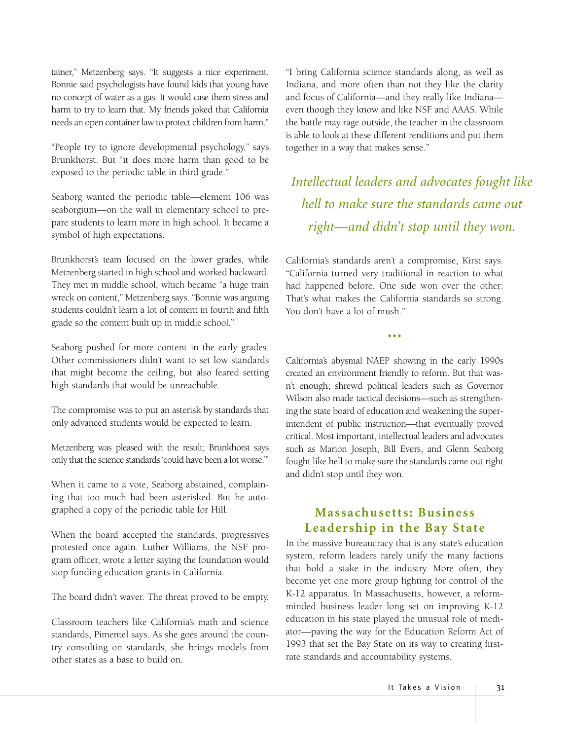tainer," Metzenberg says. "It suggests a nice experiment. Bonnie said psychologists have found kids that young have no concept of water as a gas. It would case them stress and harm to try to learn that. My friends joked that California needs an open container law to protect children from harm."

"People try to ignore developmental psychology," says Brunkhorst. But "it does more harm than good to be exposed to the periodic table in third grade."

Seaborg wanted the periodic table—element 106 was seaborgium—on the wall in elementary school to prepare students to learn more in high school. It became a symbol of high expectations.

Brunkhorst's team focused on the lower grades, while Metzenberg started in high school and worked backward. They met in middle school, which became "a huge train wreck on content," Metzenberg says. "Bonnie was arguing students couldn't learn a lot of content in fourth and fifth grade so the content built up in middle school."

Seaborg pushed for more content in the early grades. Other commissioners didn't want to set low standards that might become the ceiling, but also feared setting high standards that would be unreachable.

The compromise was to put an asterisk by standards that only advanced students would be expected to learn.

Metzenberg was pleased with the result; Brunkhorst says only that the science standards 'could have been a lot worse.'"

When it came to a vote, Seaborg abstained, complaining that too much had been asterisked. But he autographed a copy of the periodic table for Hill.

When the board accepted the standards, progressives protested once again. Luther Williams, the NSF program officer, wrote a letter saying the foundation would stop funding education grants in California.

The board didn't waver. The threat proved to be empty.

Classroom teachers like California's math and science standards, Pimentel says. As she goes around the country consulting on standards, she brings models from other states as a base to build on.

"I bring California science standards along, as well as Indiana, and more often than not they like the clarity and focus of California—and they really like Indiana—even though they know and like NSF and AAAS. While the battle may rage outside, the teacher in the classroom is able to look at these different renditions and put them together in a way that makes sense."

*Intellectual leaders and advocates fought like hell to make sure the standards came out right—and didn't stop until they won.*

California's standards aren't a compromise, Kirst says. "California turned very traditional in reaction to what had happened before. One side won over the other: That's what makes the California standards so strong. You don't have a lot of mush."

• • •

California's abysmal NAEP showing in the early 1990s created an environment friendly to reform. But that wasn't enough; shrewd political leaders such as Governor Wilson also made tactical decisions—such as strengthening the state board of education and weakening the superintendent of public instruction—that eventually proved critical. Most important, intellectual leaders and advocates such as Marion Joseph, Bill Evers, and Glenn Seaborg fought like hell to make sure the standards came out right and didn't stop until they won.

## Massachusetts: Business Leadership in the Bay State

In the massive bureaucracy that is any state's education system, reform leaders rarely unify the many factions that hold a stake in the industry. More often, they become yet one more group fighting for control of the K-12 apparatus. In Massachusetts, however, a reform-minded business leader long set on improving K-12 education in his state played the unusual role of mediator—paving the way for the Education Reform Act of 1993 that set the Bay State on its way to creating first-rate standards and accountability systems.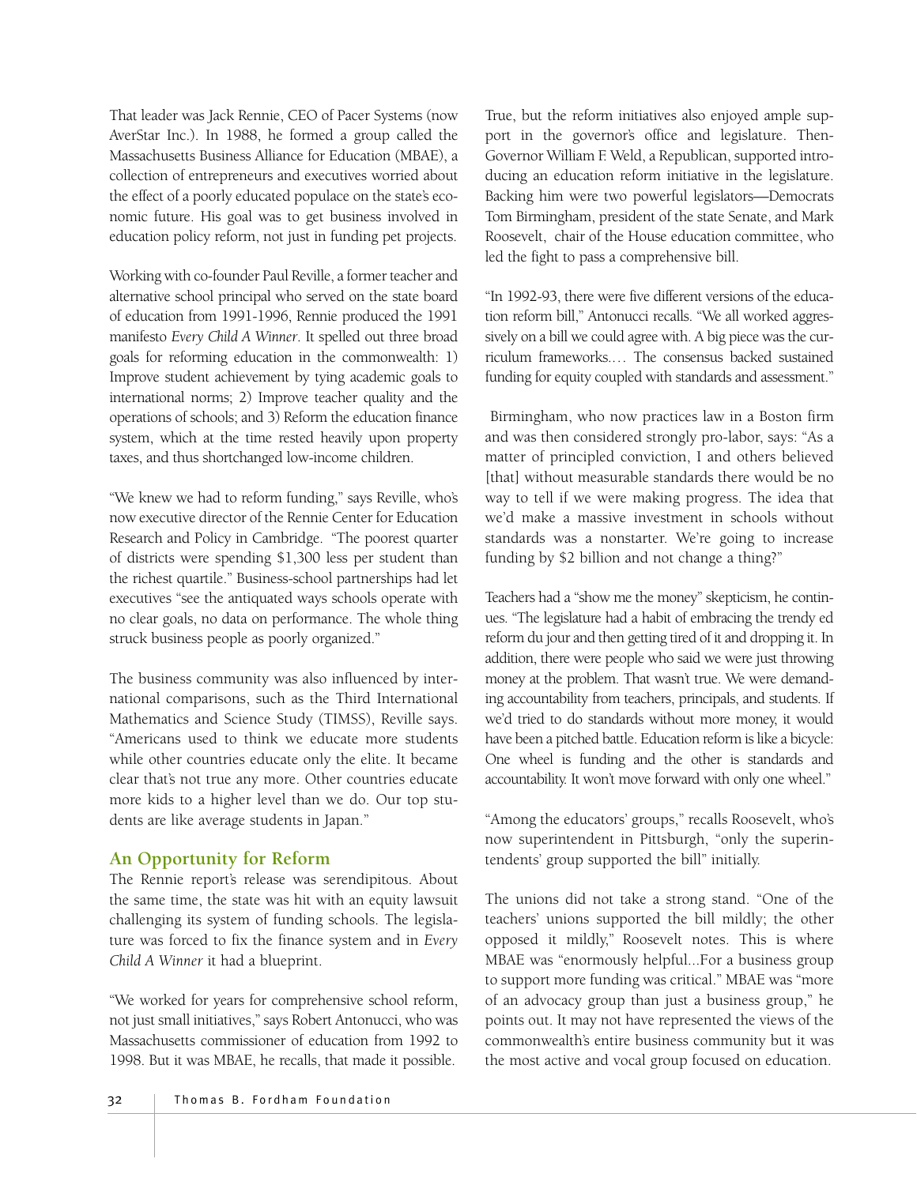That leader was Jack Rennie, CEO of Pacer Systems (now AverStar Inc.). In 1988, he formed a group called the Massachusetts Business Alliance for Education (MBAE), a collection of entrepreneurs and executives worried about the effect of a poorly educated populace on the state's economic future. His goal was to get business involved in education policy reform, not just in funding pet projects.

Working with co-founder Paul Reville, a former teacher and alternative school principal who served on the state board of education from 1991-1996, Rennie produced the 1991 manifesto *Every Child A Winner*. It spelled out three broad goals for reforming education in the commonwealth: 1) Improve student achievement by tying academic goals to international norms; 2) Improve teacher quality and the operations of schools; and 3) Reform the education finance system, which at the time rested heavily upon property taxes, and thus shortchanged low-income children.

"We knew we had to reform funding," says Reville, who's now executive director of the Rennie Center for Education Research and Policy in Cambridge. "The poorest quarter of districts were spending $1,300 less per student than the richest quartile." Business-school partnerships had let executives "see the antiquated ways schools operate with no clear goals, no data on performance. The whole thing struck business people as poorly organized."

The business community was also influenced by international comparisons, such as the Third International Mathematics and Science Study (TIMSS), Reville says. "Americans used to think we educate more students while other countries educate only the elite. It became clear that's not true any more. Other countries educate more kids to a higher level than we do. Our top students are like average students in Japan."

## An Opportunity for Reform

The Rennie report's release was serendipitous. About the same time, the state was hit with an equity lawsuit challenging its system of funding schools. The legislature was forced to fix the finance system and in *Every Child A Winner* it had a blueprint.

"We worked for years for comprehensive school reform, not just small initiatives," says Robert Antonucci, who was Massachusetts commissioner of education from 1992 to 1998. But it was MBAE, he recalls, that made it possible.

True, but the reform initiatives also enjoyed ample support in the governor's office and legislature. Then-Governor William F. Weld, a Republican, supported introducing an education reform initiative in the legislature. Backing him were two powerful legislators—Democrats Tom Birmingham, president of the state Senate, and Mark Roosevelt, chair of the House education committee, who led the fight to pass a comprehensive bill.

"In 1992-93, there were five different versions of the education reform bill," Antonucci recalls. "We all worked aggressively on a bill we could agree with. A big piece was the curriculum frameworks.… The consensus backed sustained funding for equity coupled with standards and assessment."

Birmingham, who now practices law in a Boston firm and was then considered strongly pro-labor, says: "As a matter of principled conviction, I and others believed [that] without measurable standards there would be no way to tell if we were making progress. The idea that we'd make a massive investment in schools without standards was a nonstarter. We're going to increase funding by $2 billion and not change a thing?"

Teachers had a "show me the money" skepticism, he continues. "The legislature had a habit of embracing the trendy ed reform du jour and then getting tired of it and dropping it. In addition, there were people who said we were just throwing money at the problem. That wasn't true. We were demanding accountability from teachers, principals, and students. If we'd tried to do standards without more money, it would have been a pitched battle. Education reform is like a bicycle: One wheel is funding and the other is standards and accountability. It won't move forward with only one wheel."

"Among the educators' groups," recalls Roosevelt, who's now superintendent in Pittsburgh, "only the superintendents' group supported the bill" initially.

The unions did not take a strong stand. "One of the teachers' unions supported the bill mildly; the other opposed it mildly," Roosevelt notes. This is where MBAE was "enormously helpful...For a business group to support more funding was critical." MBAE was "more of an advocacy group than just a business group," he points out. It may not have represented the views of the commonwealth's entire business community but it was the most active and vocal group focused on education.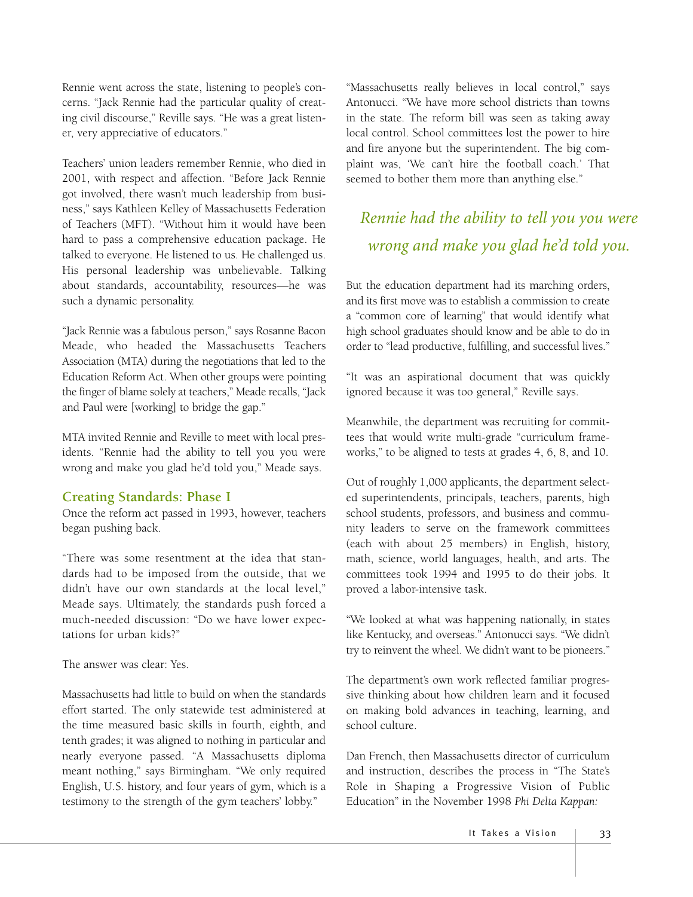Rennie went across the state, listening to people's concerns. "Jack Rennie had the particular quality of creating civil discourse," Reville says. "He was a great listener, very appreciative of educators."

Teachers' union leaders remember Rennie, who died in 2001, with respect and affection. "Before Jack Rennie got involved, there wasn't much leadership from business," says Kathleen Kelley of Massachusetts Federation of Teachers (MFT). "Without him it would have been hard to pass a comprehensive education package. He talked to everyone. He listened to us. He challenged us. His personal leadership was unbelievable. Talking about standards, accountability, resources—he was such a dynamic personality.

"Jack Rennie was a fabulous person," says Rosanne Bacon Meade, who headed the Massachusetts Teachers Association (MTA) during the negotiations that led to the Education Reform Act. When other groups were pointing the finger of blame solely at teachers," Meade recalls, "Jack and Paul were [working] to bridge the gap."

MTA invited Rennie and Reville to meet with local presidents. "Rennie had the ability to tell you you were wrong and make you glad he'd told you," Meade says.

## Creating Standards: Phase I

Once the reform act passed in 1993, however, teachers began pushing back.

"There was some resentment at the idea that standards had to be imposed from the outside, that we didn't have our own standards at the local level," Meade says. Ultimately, the standards push forced a much-needed discussion: "Do we have lower expectations for urban kids?"

The answer was clear: Yes.

Massachusetts had little to build on when the standards effort started. The only statewide test administered at the time measured basic skills in fourth, eighth, and tenth grades; it was aligned to nothing in particular and nearly everyone passed. "A Massachusetts diploma meant nothing," says Birmingham. "We only required English, U.S. history, and four years of gym, which is a testimony to the strength of the gym teachers' lobby."

"Massachusetts really believes in local control," says Antonucci. "We have more school districts than towns in the state. The reform bill was seen as taking away local control. School committees lost the power to hire and fire anyone but the superintendent. The big complaint was, 'We can't hire the football coach.' That seemed to bother them more than anything else."

*Rennie had the ability to tell you you were wrong and make you glad he'd told you.*

But the education department had its marching orders, and its first move was to establish a commission to create a "common core of learning" that would identify what high school graduates should know and be able to do in order to "lead productive, fulfilling, and successful lives."

"It was an aspirational document that was quickly ignored because it was too general," Reville says.

Meanwhile, the department was recruiting for committees that would write multi-grade "curriculum frameworks," to be aligned to tests at grades 4, 6, 8, and 10.

Out of roughly 1,000 applicants, the department selected superintendents, principals, teachers, parents, high school students, professors, and business and community leaders to serve on the framework committees (each with about 25 members) in English, history, math, science, world languages, health, and arts. The committees took 1994 and 1995 to do their jobs. It proved a labor-intensive task.

"We looked at what was happening nationally, in states like Kentucky, and overseas." Antonucci says. "We didn't try to reinvent the wheel. We didn't want to be pioneers."

The department's own work reflected familiar progressive thinking about how children learn and it focused on making bold advances in teaching, learning, and school culture.

Dan French, then Massachusetts director of curriculum and instruction, describes the process in "The State's Role in Shaping a Progressive Vision of Public Education" in the November 1998 *Phi Delta Kappan:*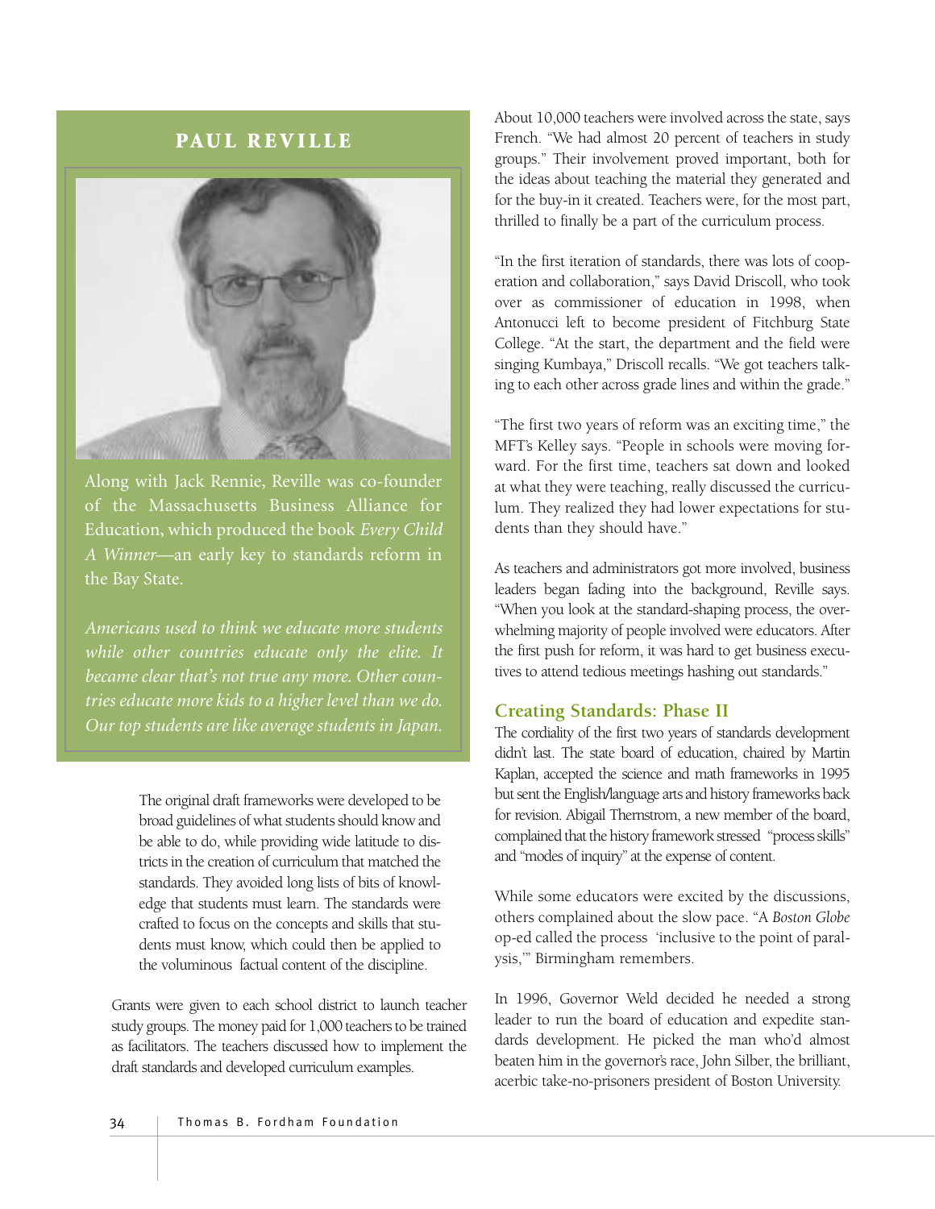## PAUL REVILLE

Along with Jack Rennie, Reville was co-founder of the Massachusetts Business Alliance for Education, which produced the book *Every Child A Winner*—an early key to standards reform in the Bay State.

*Americans used to think we educate more students while other countries educate only the elite. It became clear that's not true any more. Other countries educate more kids to a higher level than we do. Our top students are like average students in Japan.*

The original draft frameworks were developed to be broad guidelines of what students should know and be able to do, while providing wide latitude to districts in the creation of curriculum that matched the standards. They avoided long lists of bits of knowledge that students must learn. The standards were crafted to focus on the concepts and skills that students must know, which could then be applied to the voluminous factual content of the discipline.

Grants were given to each school district to launch teacher study groups. The money paid for 1,000 teachers to be trained as facilitators. The teachers discussed how to implement the draft standards and developed curriculum examples.

About 10,000 teachers were involved across the state, says French. "We had almost 20 percent of teachers in study groups." Their involvement proved important, both for the ideas about teaching the material they generated and for the buy-in it created. Teachers were, for the most part, thrilled to finally be a part of the curriculum process.

"In the first iteration of standards, there was lots of cooperation and collaboration," says David Driscoll, who took over as commissioner of education in 1998, when Antonucci left to become president of Fitchburg State College. "At the start, the department and the field were singing Kumbaya," Driscoll recalls. "We got teachers talking to each other across grade lines and within the grade."

"The first two years of reform was an exciting time," the MFT's Kelley says. "People in schools were moving forward. For the first time, teachers sat down and looked at what they were teaching, really discussed the curriculum. They realized they had lower expectations for students than they should have."

As teachers and administrators got more involved, business leaders began fading into the background, Reville says. "When you look at the standard-shaping process, the overwhelming majority of people involved were educators. After the first push for reform, it was hard to get business executives to attend tedious meetings hashing out standards."

### Creating Standards: Phase II

The cordiality of the first two years of standards development didn't last. The state board of education, chaired by Martin Kaplan, accepted the science and math frameworks in 1995 but sent the English/language arts and history frameworks back for revision. Abigail Thernstrom, a new member of the board, complained that the history framework stressed "process skills" and "modes of inquiry" at the expense of content.

While some educators were excited by the discussions, others complained about the slow pace. "A *Boston Globe* op-ed called the process 'inclusive to the point of paralysis,'" Birmingham remembers.

In 1996, Governor Weld decided he needed a strong leader to run the board of education and expedite standards development. He picked the man who'd almost beaten him in the governor's race, John Silber, the brilliant, acerbic take-no-prisoners president of Boston University.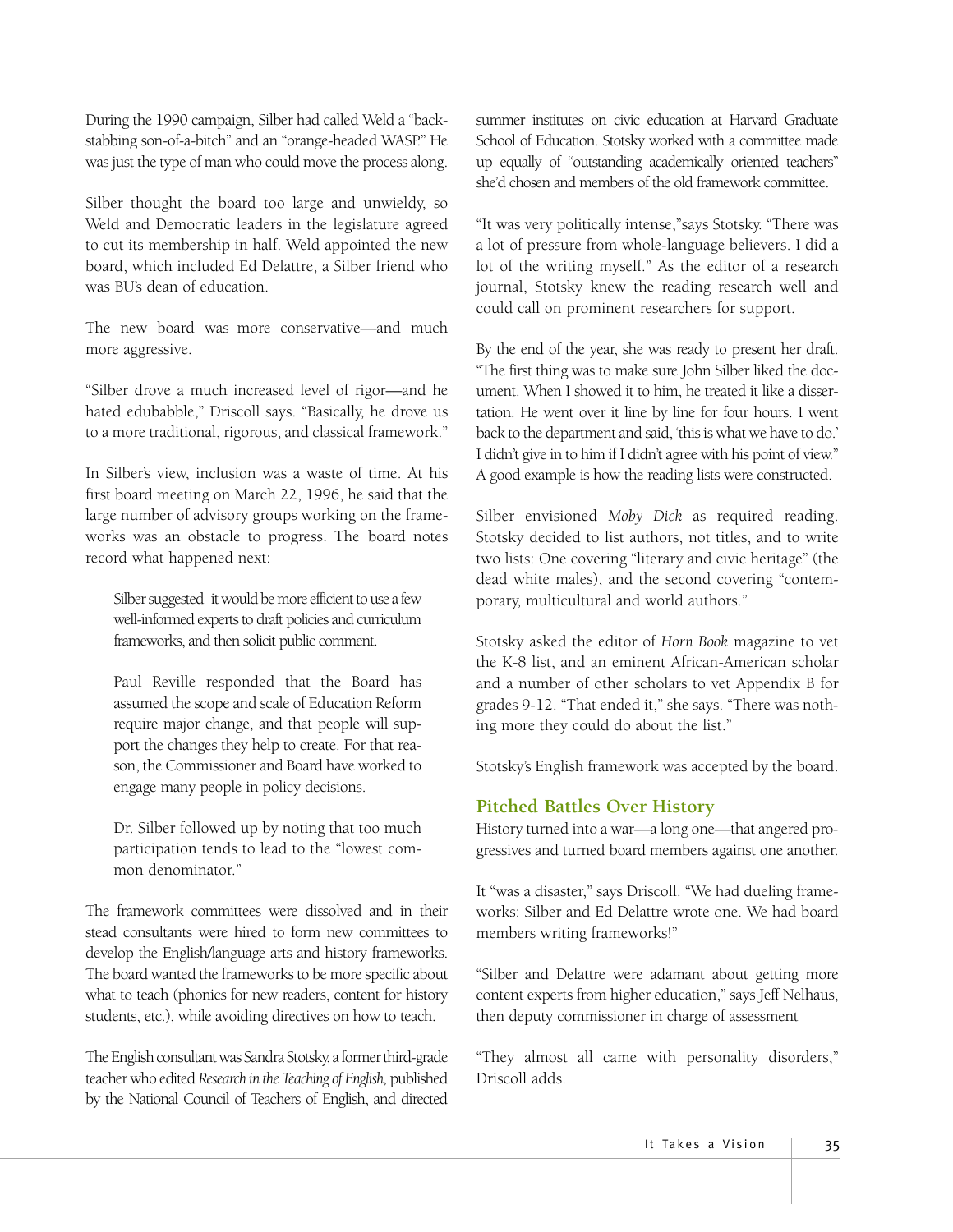During the 1990 campaign, Silber had called Weld a "back-stabbing son-of-a-bitch" and an "orange-headed WASP." He was just the type of man who could move the process along.

Silber thought the board too large and unwieldy, so Weld and Democratic leaders in the legislature agreed to cut its membership in half. Weld appointed the new board, which included Ed Delattre, a Silber friend who was BU's dean of education.

The new board was more conservative—and much more aggressive.

"Silber drove a much increased level of rigor—and he hated edubabble," Driscoll says. "Basically, he drove us to a more traditional, rigorous, and classical framework."

In Silber's view, inclusion was a waste of time. At his first board meeting on March 22, 1996, he said that the large number of advisory groups working on the frameworks was an obstacle to progress. The board notes record what happened next:

> Silber suggested it would be more efficient to use a few well-informed experts to draft policies and curriculum frameworks, and then solicit public comment.
>
> Paul Reville responded that the Board has assumed the scope and scale of Education Reform require major change, and that people will support the changes they help to create. For that reason, the Commissioner and Board have worked to engage many people in policy decisions.
>
> Dr. Silber followed up by noting that too much participation tends to lead to the "lowest common denominator."

The framework committees were dissolved and in their stead consultants were hired to form new committees to develop the English/language arts and history frameworks. The board wanted the frameworks to be more specific about what to teach (phonics for new readers, content for history students, etc.), while avoiding directives on how to teach.

The English consultant was Sandra Stotsky, a former third-grade teacher who edited *Research in the Teaching of English,* published by the National Council of Teachers of English, and directed summer institutes on civic education at Harvard Graduate School of Education. Stotsky worked with a committee made up equally of "outstanding academically oriented teachers" she'd chosen and members of the old framework committee.

"It was very politically intense,"says Stotsky. "There was a lot of pressure from whole-language believers. I did a lot of the writing myself." As the editor of a research journal, Stotsky knew the reading research well and could call on prominent researchers for support.

By the end of the year, she was ready to present her draft. "The first thing was to make sure John Silber liked the document. When I showed it to him, he treated it like a dissertation. He went over it line by line for four hours. I went back to the department and said, 'this is what we have to do.' I didn't give in to him if I didn't agree with his point of view." A good example is how the reading lists were constructed.

Silber envisioned *Moby Dick* as required reading. Stotsky decided to list authors, not titles, and to write two lists: One covering "literary and civic heritage" (the dead white males), and the second covering "contemporary, multicultural and world authors."

Stotsky asked the editor of *Horn Book* magazine to vet the K-8 list, and an eminent African-American scholar and a number of other scholars to vet Appendix B for grades 9-12. "That ended it," she says. "There was nothing more they could do about the list."

Stotsky's English framework was accepted by the board.

## Pitched Battles Over History

History turned into a war—a long one—that angered progressives and turned board members against one another.

It "was a disaster," says Driscoll. "We had dueling frameworks: Silber and Ed Delattre wrote one. We had board members writing frameworks!"

"Silber and Delattre were adamant about getting more content experts from higher education," says Jeff Nelhaus, then deputy commissioner in charge of assessment

"They almost all came with personality disorders," Driscoll adds.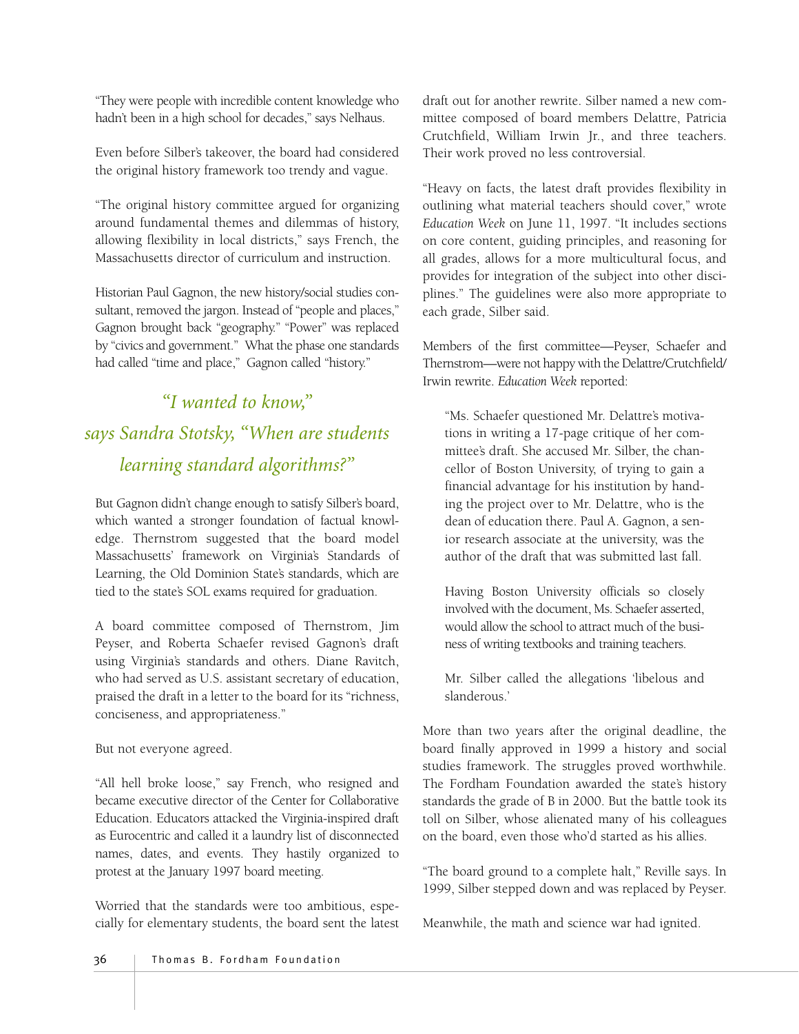"They were people with incredible content knowledge who hadn't been in a high school for decades," says Nelhaus.

Even before Silber's takeover, the board had considered the original history framework too trendy and vague.

"The original history committee argued for organizing around fundamental themes and dilemmas of history, allowing flexibility in local districts," says French, the Massachusetts director of curriculum and instruction.

Historian Paul Gagnon, the new history/social studies consultant, removed the jargon. Instead of "people and places," Gagnon brought back "geography." "Power" was replaced by "civics and government." What the phase one standards had called "time and place," Gagnon called "history."

> *"I wanted to know," says Sandra Stotsky, "When are students learning standard algorithms?"*

But Gagnon didn't change enough to satisfy Silber's board, which wanted a stronger foundation of factual knowledge. Thernstrom suggested that the board model Massachusetts' framework on Virginia's Standards of Learning, the Old Dominion State's standards, which are tied to the state's SOL exams required for graduation.

A board committee composed of Thernstrom, Jim Peyser, and Roberta Schaefer revised Gagnon's draft using Virginia's standards and others. Diane Ravitch, who had served as U.S. assistant secretary of education, praised the draft in a letter to the board for its "richness, conciseness, and appropriateness."

But not everyone agreed.

"All hell broke loose," say French, who resigned and became executive director of the Center for Collaborative Education. Educators attacked the Virginia-inspired draft as Eurocentric and called it a laundry list of disconnected names, dates, and events. They hastily organized to protest at the January 1997 board meeting.

Worried that the standards were too ambitious, especially for elementary students, the board sent the latest draft out for another rewrite. Silber named a new committee composed of board members Delattre, Patricia Crutchfield, William Irwin Jr., and three teachers. Their work proved no less controversial.

"Heavy on facts, the latest draft provides flexibility in outlining what material teachers should cover," wrote *Education Week* on June 11, 1997. "It includes sections on core content, guiding principles, and reasoning for all grades, allows for a more multicultural focus, and provides for integration of the subject into other disciplines." The guidelines were also more appropriate to each grade, Silber said.

Members of the first committee—Peyser, Schaefer and Thernstrom—were not happy with the Delattre/Crutchfield/Irwin rewrite. *Education Week* reported:

> "Ms. Schaefer questioned Mr. Delattre's motivations in writing a 17-page critique of her committee's draft. She accused Mr. Silber, the chancellor of Boston University, of trying to gain a financial advantage for his institution by handing the project over to Mr. Delattre, who is the dean of education there. Paul A. Gagnon, a senior research associate at the university, was the author of the draft that was submitted last fall.
>
> Having Boston University officials so closely involved with the document, Ms. Schaefer asserted, would allow the school to attract much of the business of writing textbooks and training teachers.
>
> Mr. Silber called the allegations 'libelous and slanderous.'

More than two years after the original deadline, the board finally approved in 1999 a history and social studies framework. The struggles proved worthwhile. The Fordham Foundation awarded the state's history standards the grade of B in 2000. But the battle took its toll on Silber, whose alienated many of his colleagues on the board, even those who'd started as his allies.

"The board ground to a complete halt," Reville says. In 1999, Silber stepped down and was replaced by Peyser.

Meanwhile, the math and science war had ignited.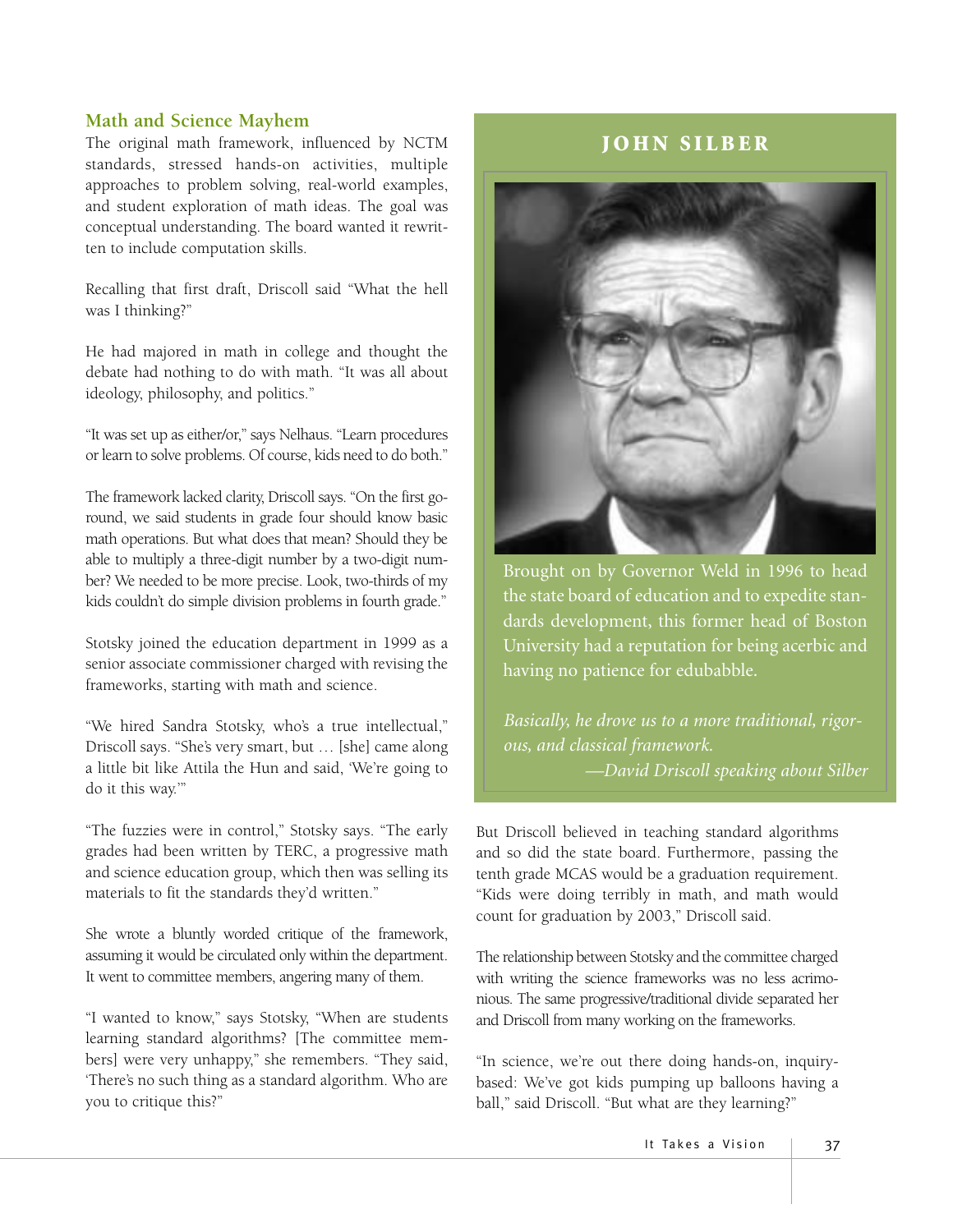## Math and Science Mayhem

The original math framework, influenced by NCTM standards, stressed hands-on activities, multiple approaches to problem solving, real-world examples, and student exploration of math ideas. The goal was conceptual understanding. The board wanted it rewritten to include computation skills.

Recalling that first draft, Driscoll said "What the hell was I thinking?"

He had majored in math in college and thought the debate had nothing to do with math. "It was all about ideology, philosophy, and politics."

"It was set up as either/or," says Nelhaus. "Learn procedures or learn to solve problems. Of course, kids need to do both."

The framework lacked clarity, Driscoll says. "On the first goround, we said students in grade four should know basic math operations. But what does that mean? Should they be able to multiply a three-digit number by a two-digit number? We needed to be more precise. Look, two-thirds of my kids couldn't do simple division problems in fourth grade."

Stotsky joined the education department in 1999 as a senior associate commissioner charged with revising the frameworks, starting with math and science.

"We hired Sandra Stotsky, who's a true intellectual," Driscoll says. "She's very smart, but … [she] came along a little bit like Attila the Hun and said, 'We're going to do it this way.'"

"The fuzzies were in control," Stotsky says. "The early grades had been written by TERC, a progressive math and science education group, which then was selling its materials to fit the standards they'd written."

She wrote a bluntly worded critique of the framework, assuming it would be circulated only within the department. It went to committee members, angering many of them.

"I wanted to know," says Stotsky, "When are students learning standard algorithms? [The committee members] were very unhappy," she remembers. "They said, 'There's no such thing as a standard algorithm. Who are you to critique this?'"

### JOHN SILBER

Brought on by Governor Weld in 1996 to head the state board of education and to expedite standards development, this former head of Boston University had a reputation for being acerbic and having no patience for edubabble.

*Basically, he drove us to a more traditional, rigorous, and classical framework.*
*—David Driscoll speaking about Silber*

But Driscoll believed in teaching standard algorithms and so did the state board. Furthermore, passing the tenth grade MCAS would be a graduation requirement. "Kids were doing terribly in math, and math would count for graduation by 2003," Driscoll said.

The relationship between Stotsky and the committee charged with writing the science frameworks was no less acrimonious. The same progressive/traditional divide separated her and Driscoll from many working on the frameworks.

"In science, we're out there doing hands-on, inquiry-based: We've got kids pumping up balloons having a ball," said Driscoll. "But what are they learning?"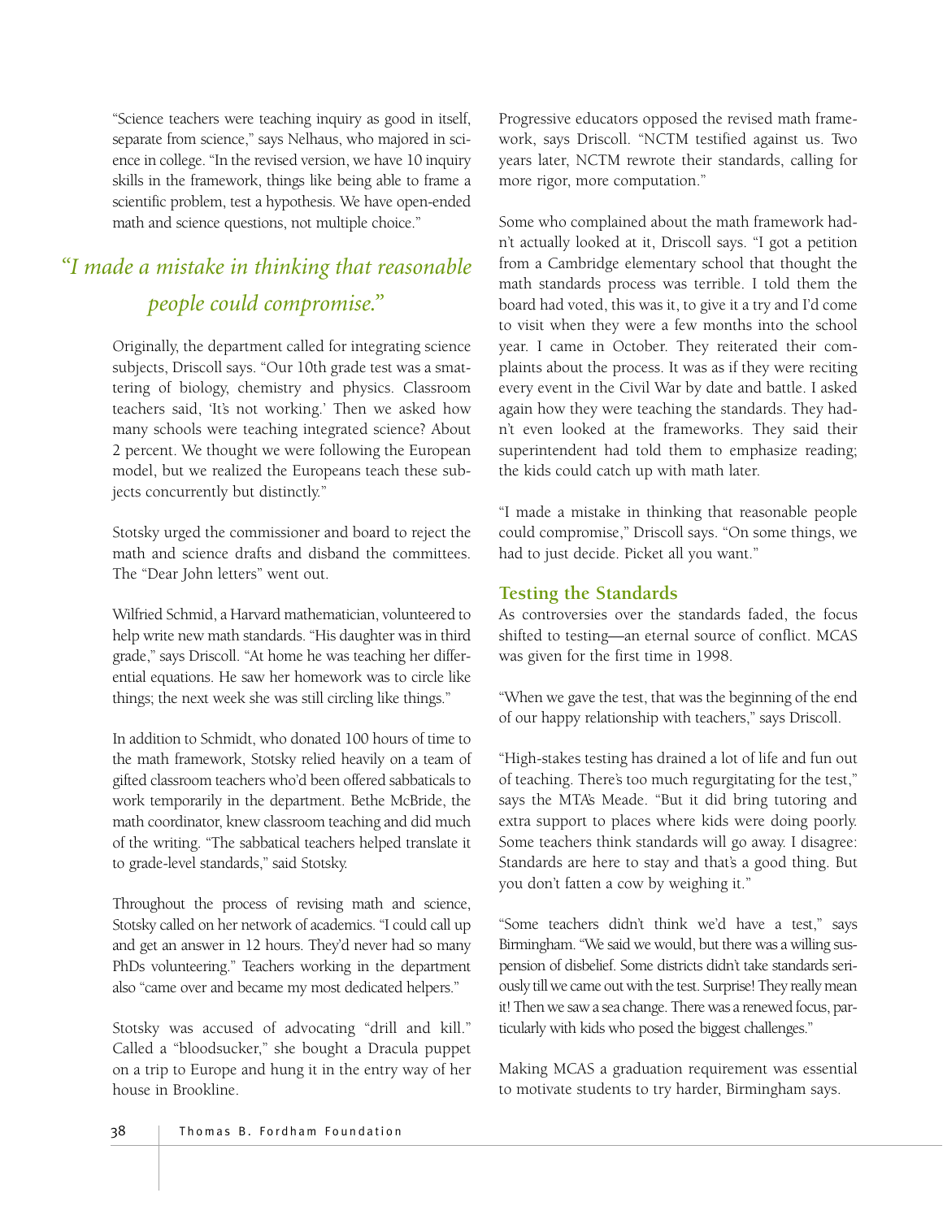"Science teachers were teaching inquiry as good in itself, separate from science," says Nelhaus, who majored in science in college. "In the revised version, we have 10 inquiry skills in the framework, things like being able to frame a scientific problem, test a hypothesis. We have open-ended math and science questions, not multiple choice."

*"I made a mistake in thinking that reasonable people could compromise."*

Originally, the department called for integrating science subjects, Driscoll says. "Our 10th grade test was a smattering of biology, chemistry and physics. Classroom teachers said, 'It's not working.' Then we asked how many schools were teaching integrated science? About 2 percent. We thought we were following the European model, but we realized the Europeans teach these subjects concurrently but distinctly."

Stotsky urged the commissioner and board to reject the math and science drafts and disband the committees. The "Dear John letters" went out.

Wilfried Schmid, a Harvard mathematician, volunteered to help write new math standards. "His daughter was in third grade," says Driscoll. "At home he was teaching her differential equations. He saw her homework was to circle like things; the next week she was still circling like things."

In addition to Schmidt, who donated 100 hours of time to the math framework, Stotsky relied heavily on a team of gifted classroom teachers who'd been offered sabbaticals to work temporarily in the department. Bethe McBride, the math coordinator, knew classroom teaching and did much of the writing. "The sabbatical teachers helped translate it to grade-level standards," said Stotsky.

Throughout the process of revising math and science, Stotsky called on her network of academics. "I could call up and get an answer in 12 hours. They'd never had so many PhDs volunteering." Teachers working in the department also "came over and became my most dedicated helpers."

Stotsky was accused of advocating "drill and kill." Called a "bloodsucker," she bought a Dracula puppet on a trip to Europe and hung it in the entry way of her house in Brookline.

Progressive educators opposed the revised math framework, says Driscoll. "NCTM testified against us. Two years later, NCTM rewrote their standards, calling for more rigor, more computation."

Some who complained about the math framework hadn't actually looked at it, Driscoll says. "I got a petition from a Cambridge elementary school that thought the math standards process was terrible. I told them the board had voted, this was it, to give it a try and I'd come to visit when they were a few months into the school year. I came in October. They reiterated their complaints about the process. It was as if they were reciting every event in the Civil War by date and battle. I asked again how they were teaching the standards. They hadn't even looked at the frameworks. They said their superintendent had told them to emphasize reading; the kids could catch up with math later.

"I made a mistake in thinking that reasonable people could compromise," Driscoll says. "On some things, we had to just decide. Picket all you want."

## Testing the Standards

As controversies over the standards faded, the focus shifted to testing—an eternal source of conflict. MCAS was given for the first time in 1998.

"When we gave the test, that was the beginning of the end of our happy relationship with teachers," says Driscoll.

"High-stakes testing has drained a lot of life and fun out of teaching. There's too much regurgitating for the test," says the MTA's Meade. "But it did bring tutoring and extra support to places where kids were doing poorly. Some teachers think standards will go away. I disagree: Standards are here to stay and that's a good thing. But you don't fatten a cow by weighing it."

"Some teachers didn't think we'd have a test," says Birmingham. "We said we would, but there was a willing suspension of disbelief. Some districts didn't take standards seriously till we came out with the test. Surprise! They really mean it! Then we saw a sea change. There was a renewed focus, particularly with kids who posed the biggest challenges."

Making MCAS a graduation requirement was essential to motivate students to try harder, Birmingham says.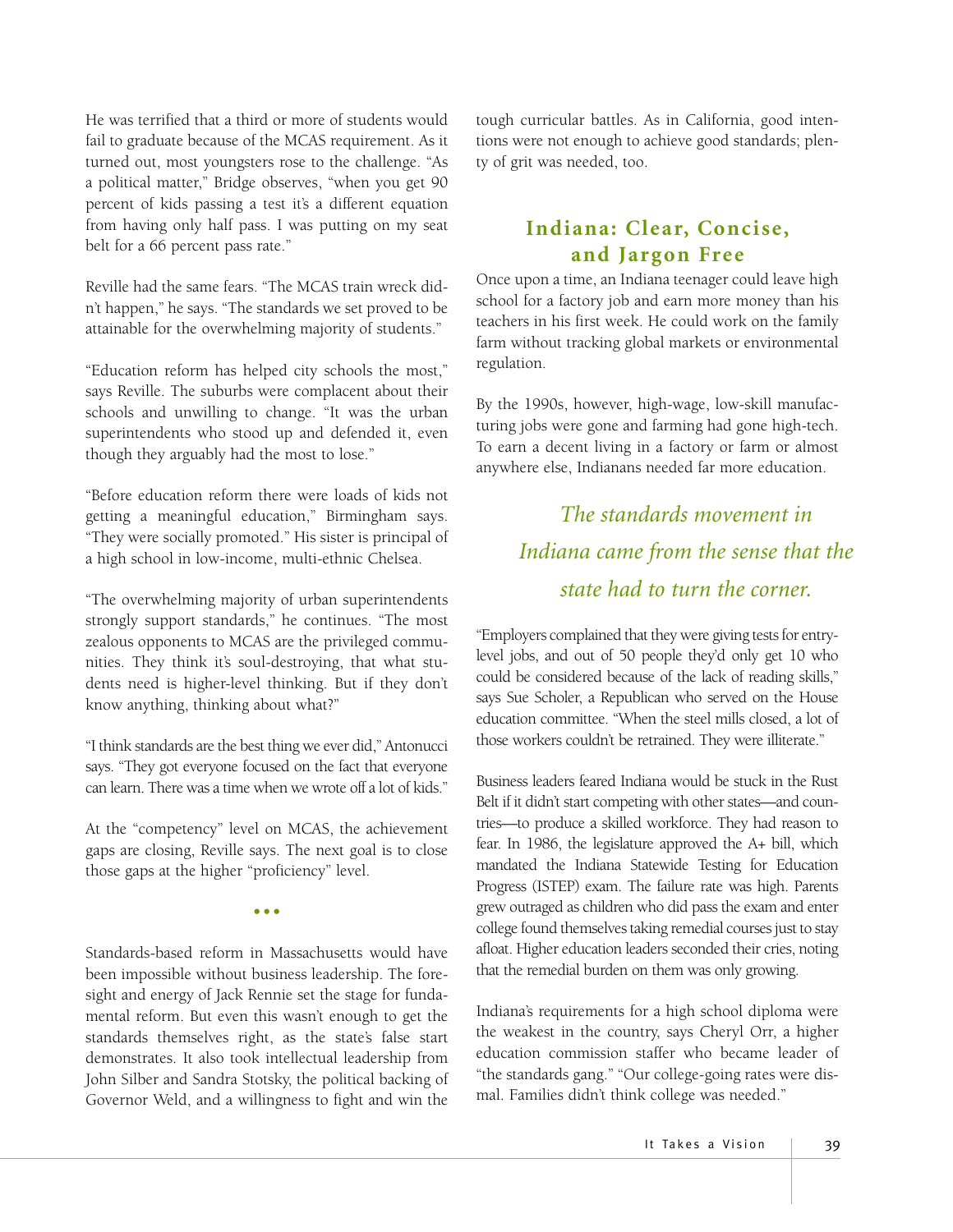He was terrified that a third or more of students would fail to graduate because of the MCAS requirement. As it turned out, most youngsters rose to the challenge. "As a political matter," Bridge observes, "when you get 90 percent of kids passing a test it's a different equation from having only half pass. I was putting on my seat belt for a 66 percent pass rate."

Reville had the same fears. "The MCAS train wreck didn't happen," he says. "The standards we set proved to be attainable for the overwhelming majority of students."

"Education reform has helped city schools the most," says Reville. The suburbs were complacent about their schools and unwilling to change. "It was the urban superintendents who stood up and defended it, even though they arguably had the most to lose."

"Before education reform there were loads of kids not getting a meaningful education," Birmingham says. "They were socially promoted." His sister is principal of a high school in low-income, multi-ethnic Chelsea.

"The overwhelming majority of urban superintendents strongly support standards," he continues. "The most zealous opponents to MCAS are the privileged communities. They think it's soul-destroying, that what students need is higher-level thinking. But if they don't know anything, thinking about what?"

"I think standards are the best thing we ever did," Antonucci says. "They got everyone focused on the fact that everyone can learn. There was a time when we wrote off a lot of kids."

At the "competency" level on MCAS, the achievement gaps are closing, Reville says. The next goal is to close those gaps at the higher "proficiency" level.

• • •

Standards-based reform in Massachusetts would have been impossible without business leadership. The foresight and energy of Jack Rennie set the stage for fundamental reform. But even this wasn't enough to get the standards themselves right, as the state's false start demonstrates. It also took intellectual leadership from John Silber and Sandra Stotsky, the political backing of Governor Weld, and a willingness to fight and win the tough curricular battles. As in California, good intentions were not enough to achieve good standards; plenty of grit was needed, too.

## Indiana: Clear, Concise, and Jargon Free

Once upon a time, an Indiana teenager could leave high school for a factory job and earn more money than his teachers in his first week. He could work on the family farm without tracking global markets or environmental regulation.

By the 1990s, however, high-wage, low-skill manufacturing jobs were gone and farming had gone high-tech. To earn a decent living in a factory or farm or almost anywhere else, Indianans needed far more education.

*The standards movement in Indiana came from the sense that the state had to turn the corner.*

"Employers complained that they were giving tests for entry-level jobs, and out of 50 people they'd only get 10 who could be considered because of the lack of reading skills," says Sue Scholer, a Republican who served on the House education committee. "When the steel mills closed, a lot of those workers couldn't be retrained. They were illiterate."

Business leaders feared Indiana would be stuck in the Rust Belt if it didn't start competing with other states—and countries—to produce a skilled workforce. They had reason to fear. In 1986, the legislature approved the A+ bill, which mandated the Indiana Statewide Testing for Education Progress (ISTEP) exam. The failure rate was high. Parents grew outraged as children who did pass the exam and enter college found themselves taking remedial courses just to stay afloat. Higher education leaders seconded their cries, noting that the remedial burden on them was only growing.

Indiana's requirements for a high school diploma were the weakest in the country, says Cheryl Orr, a higher education commission staffer who became leader of "the standards gang." "Our college-going rates were dismal. Families didn't think college was needed."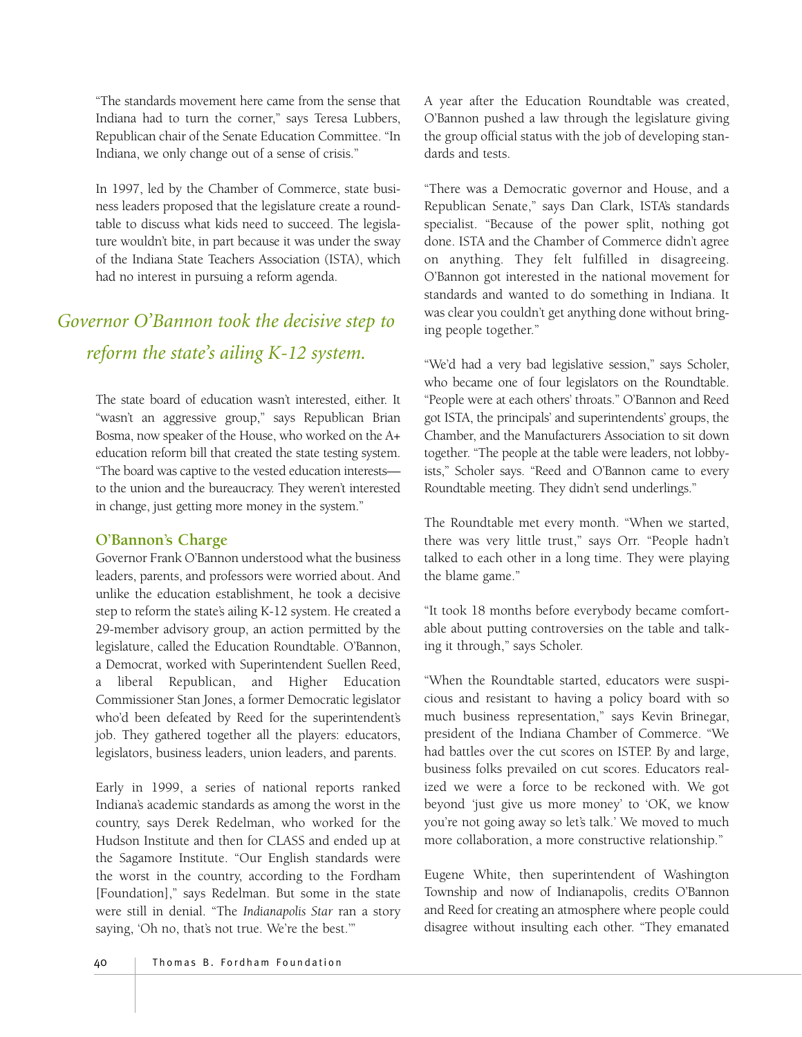"The standards movement here came from the sense that Indiana had to turn the corner," says Teresa Lubbers, Republican chair of the Senate Education Committee. "In Indiana, we only change out of a sense of crisis."

In 1997, led by the Chamber of Commerce, state business leaders proposed that the legislature create a roundtable to discuss what kids need to succeed. The legislature wouldn't bite, in part because it was under the sway of the Indiana State Teachers Association (ISTA), which had no interest in pursuing a reform agenda.

*Governor O'Bannon took the decisive step to reform the state's ailing K-12 system.*

The state board of education wasn't interested, either. It "wasn't an aggressive group," says Republican Brian Bosma, now speaker of the House, who worked on the A+ education reform bill that created the state testing system. "The board was captive to the vested education interests—to the union and the bureaucracy. They weren't interested in change, just getting more money in the system."

### O'Bannon's Charge

Governor Frank O'Bannon understood what the business leaders, parents, and professors were worried about. And unlike the education establishment, he took a decisive step to reform the state's ailing K-12 system. He created a 29-member advisory group, an action permitted by the legislature, called the Education Roundtable. O'Bannon, a Democrat, worked with Superintendent Suellen Reed, a liberal Republican, and Higher Education Commissioner Stan Jones, a former Democratic legislator who'd been defeated by Reed for the superintendent's job. They gathered together all the players: educators, legislators, business leaders, union leaders, and parents.

Early in 1999, a series of national reports ranked Indiana's academic standards as among the worst in the country, says Derek Redelman, who worked for the Hudson Institute and then for CLASS and ended up at the Sagamore Institute. "Our English standards were the worst in the country, according to the Fordham [Foundation]," says Redelman. But some in the state were still in denial. "The *Indianapolis Star* ran a story saying, 'Oh no, that's not true. We're the best.'"

A year after the Education Roundtable was created, O'Bannon pushed a law through the legislature giving the group official status with the job of developing standards and tests.

"There was a Democratic governor and House, and a Republican Senate," says Dan Clark, ISTA's standards specialist. "Because of the power split, nothing got done. ISTA and the Chamber of Commerce didn't agree on anything. They felt fulfilled in disagreeing. O'Bannon got interested in the national movement for standards and wanted to do something in Indiana. It was clear you couldn't get anything done without bringing people together."

"We'd had a very bad legislative session," says Scholer, who became one of four legislators on the Roundtable. "People were at each others' throats." O'Bannon and Reed got ISTA, the principals' and superintendents' groups, the Chamber, and the Manufacturers Association to sit down together. "The people at the table were leaders, not lobbyists," Scholer says. "Reed and O'Bannon came to every Roundtable meeting. They didn't send underlings."

The Roundtable met every month. "When we started, there was very little trust," says Orr. "People hadn't talked to each other in a long time. They were playing the blame game."

"It took 18 months before everybody became comfortable about putting controversies on the table and talking it through," says Scholer.

"When the Roundtable started, educators were suspicious and resistant to having a policy board with so much business representation," says Kevin Brinegar, president of the Indiana Chamber of Commerce. "We had battles over the cut scores on ISTEP. By and large, business folks prevailed on cut scores. Educators realized we were a force to be reckoned with. We got beyond 'just give us more money' to 'OK, we know you're not going away so let's talk.' We moved to much more collaboration, a more constructive relationship."

Eugene White, then superintendent of Washington Township and now of Indianapolis, credits O'Bannon and Reed for creating an atmosphere where people could disagree without insulting each other. "They emanated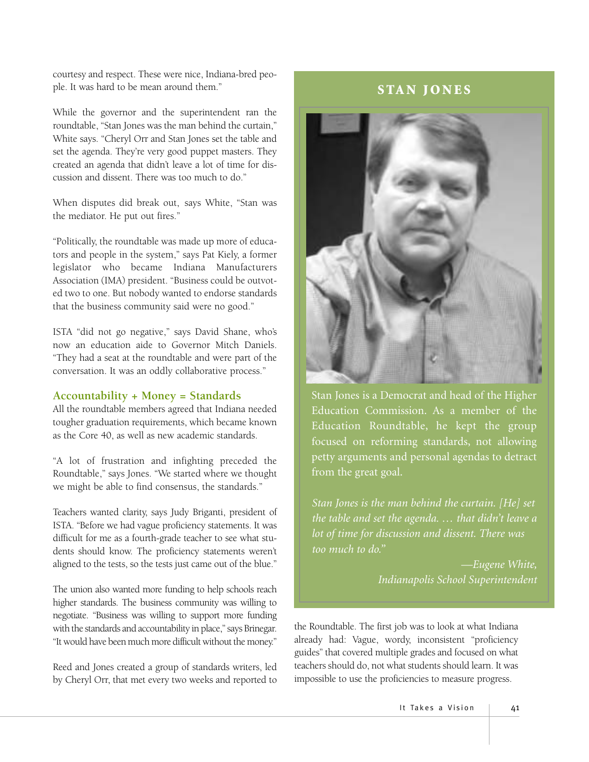courtesy and respect. These were nice, Indiana-bred people. It was hard to be mean around them."

While the governor and the superintendent ran the roundtable, "Stan Jones was the man behind the curtain," White says. "Cheryl Orr and Stan Jones set the table and set the agenda. They're very good puppet masters. They created an agenda that didn't leave a lot of time for discussion and dissent. There was too much to do."

When disputes did break out, says White, "Stan was the mediator. He put out fires."

"Politically, the roundtable was made up more of educators and people in the system," says Pat Kiely, a former legislator who became Indiana Manufacturers Association (IMA) president. "Business could be outvoted two to one. But nobody wanted to endorse standards that the business community said were no good."

ISTA "did not go negative," says David Shane, who's now an education aide to Governor Mitch Daniels. "They had a seat at the roundtable and were part of the conversation. It was an oddly collaborative process."

## Accountability + Money = Standards

All the roundtable members agreed that Indiana needed tougher graduation requirements, which became known as the Core 40, as well as new academic standards.

"A lot of frustration and infighting preceded the Roundtable," says Jones. "We started where we thought we might be able to find consensus, the standards."

Teachers wanted clarity, says Judy Briganti, president of ISTA. "Before we had vague proficiency statements. It was difficult for me as a fourth-grade teacher to see what students should know. The proficiency statements weren't aligned to the tests, so the tests just came out of the blue."

The union also wanted more funding to help schools reach higher standards. The business community was willing to negotiate. "Business was willing to support more funding with the standards and accountability in place," says Brinegar. "It would have been much more difficult without the money."

Reed and Jones created a group of standards writers, led by Cheryl Orr, that met every two weeks and reported to the Roundtable. The first job was to look at what Indiana already had: Vague, wordy, inconsistent "proficiency guides" that covered multiple grades and focused on what teachers should do, not what students should learn. It was impossible to use the proficiencies to measure progress.

### STAN JONES

Stan Jones is a Democrat and head of the Higher Education Commission. As a member of the Education Roundtable, he kept the group focused on reforming standards, not allowing petty arguments and personal agendas to detract from the great goal.

*Stan Jones is the man behind the curtain. [He] set the table and set the agenda. … that didn't leave a lot of time for discussion and dissent. There was too much to do."*

*—Eugene White, Indianapolis School Superintendent*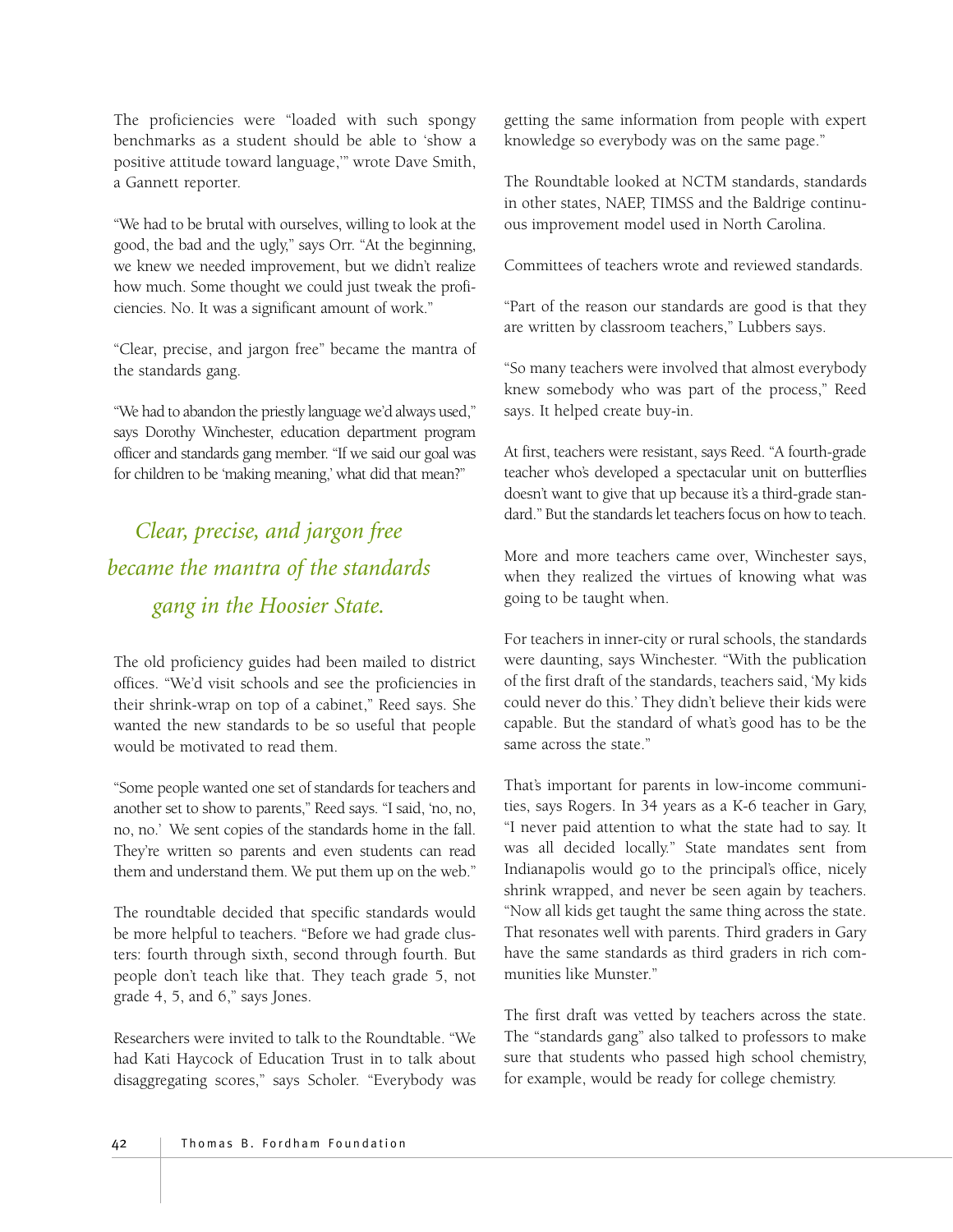The proficiencies were "loaded with such spongy benchmarks as a student should be able to 'show a positive attitude toward language,'" wrote Dave Smith, a Gannett reporter.

"We had to be brutal with ourselves, willing to look at the good, the bad and the ugly," says Orr. "At the beginning, we knew we needed improvement, but we didn't realize how much. Some thought we could just tweak the proficiencies. No. It was a significant amount of work."

"Clear, precise, and jargon free" became the mantra of the standards gang.

"We had to abandon the priestly language we'd always used," says Dorothy Winchester, education department program officer and standards gang member. "If we said our goal was for children to be 'making meaning,' what did that mean?"

> *Clear, precise, and jargon free became the mantra of the standards gang in the Hoosier State.*

The old proficiency guides had been mailed to district offices. "We'd visit schools and see the proficiencies in their shrink-wrap on top of a cabinet," Reed says. She wanted the new standards to be so useful that people would be motivated to read them.

"Some people wanted one set of standards for teachers and another set to show to parents," Reed says. "I said, 'no, no, no, no.' We sent copies of the standards home in the fall. They're written so parents and even students can read them and understand them. We put them up on the web."

The roundtable decided that specific standards would be more helpful to teachers. "Before we had grade clusters: fourth through sixth, second through fourth. But people don't teach like that. They teach grade 5, not grade 4, 5, and 6," says Jones.

Researchers were invited to talk to the Roundtable. "We had Kati Haycock of Education Trust in to talk about disaggregating scores," says Scholer. "Everybody was getting the same information from people with expert knowledge so everybody was on the same page."

The Roundtable looked at NCTM standards, standards in other states, NAEP, TIMSS and the Baldrige continuous improvement model used in North Carolina.

Committees of teachers wrote and reviewed standards.

"Part of the reason our standards are good is that they are written by classroom teachers," Lubbers says.

"So many teachers were involved that almost everybody knew somebody who was part of the process," Reed says. It helped create buy-in.

At first, teachers were resistant, says Reed. "A fourth-grade teacher who's developed a spectacular unit on butterflies doesn't want to give that up because it's a third-grade standard." But the standards let teachers focus on how to teach.

More and more teachers came over, Winchester says, when they realized the virtues of knowing what was going to be taught when.

For teachers in inner-city or rural schools, the standards were daunting, says Winchester. "With the publication of the first draft of the standards, teachers said, 'My kids could never do this.' They didn't believe their kids were capable. But the standard of what's good has to be the same across the state."

That's important for parents in low-income communities, says Rogers. In 34 years as a K-6 teacher in Gary, "I never paid attention to what the state had to say. It was all decided locally." State mandates sent from Indianapolis would go to the principal's office, nicely shrink wrapped, and never be seen again by teachers. "Now all kids get taught the same thing across the state. That resonates well with parents. Third graders in Gary have the same standards as third graders in rich communities like Munster."

The first draft was vetted by teachers across the state. The "standards gang" also talked to professors to make sure that students who passed high school chemistry, for example, would be ready for college chemistry.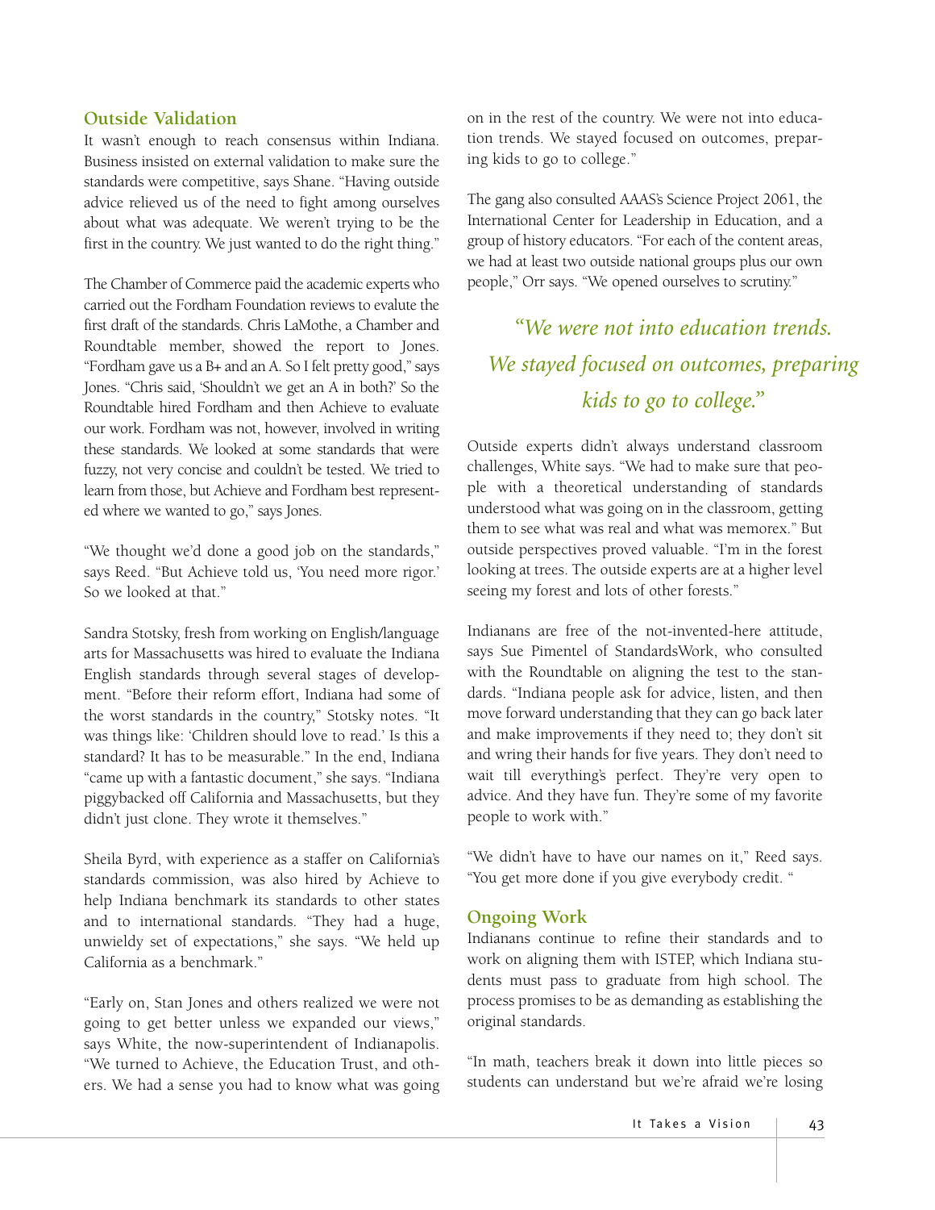## Outside Validation

It wasn't enough to reach consensus within Indiana. Business insisted on external validation to make sure the standards were competitive, says Shane. "Having outside advice relieved us of the need to fight among ourselves about what was adequate. We weren't trying to be the first in the country. We just wanted to do the right thing."

The Chamber of Commerce paid the academic experts who carried out the Fordham Foundation reviews to evalute the first draft of the standards. Chris LaMothe, a Chamber and Roundtable member, showed the report to Jones. "Fordham gave us a B+ and an A. So I felt pretty good," says Jones. "Chris said, 'Shouldn't we get an A in both?' So the Roundtable hired Fordham and then Achieve to evaluate our work. Fordham was not, however, involved in writing these standards. We looked at some standards that were fuzzy, not very concise and couldn't be tested. We tried to learn from those, but Achieve and Fordham best represented where we wanted to go," says Jones.

"We thought we'd done a good job on the standards," says Reed. "But Achieve told us, 'You need more rigor.' So we looked at that."

Sandra Stotsky, fresh from working on English/language arts for Massachusetts was hired to evaluate the Indiana English standards through several stages of development. "Before their reform effort, Indiana had some of the worst standards in the country," Stotsky notes. "It was things like: 'Children should love to read.' Is this a standard? It has to be measurable." In the end, Indiana "came up with a fantastic document," she says. "Indiana piggybacked off California and Massachusetts, but they didn't just clone. They wrote it themselves."

Sheila Byrd, with experience as a staffer on California's standards commission, was also hired by Achieve to help Indiana benchmark its standards to other states and to international standards. "They had a huge, unwieldy set of expectations," she says. "We held up California as a benchmark."

"Early on, Stan Jones and others realized we were not going to get better unless we expanded our views," says White, the now-superintendent of Indianapolis. "We turned to Achieve, the Education Trust, and others. We had a sense you had to know what was going on in the rest of the country. We were not into education trends. We stayed focused on outcomes, preparing kids to go to college."

The gang also consulted AAAS's Science Project 2061, the International Center for Leadership in Education, and a group of history educators. "For each of the content areas, we had at least two outside national groups plus our own people," Orr says. "We opened ourselves to scrutiny."

*"We were not into education trends. We stayed focused on outcomes, preparing kids to go to college."*

Outside experts didn't always understand classroom challenges, White says. "We had to make sure that people with a theoretical understanding of standards understood what was going on in the classroom, getting them to see what was real and what was memorex." But outside perspectives proved valuable. "I'm in the forest looking at trees. The outside experts are at a higher level seeing my forest and lots of other forests."

Indianans are free of the not-invented-here attitude, says Sue Pimentel of StandardsWork, who consulted with the Roundtable on aligning the test to the standards. "Indiana people ask for advice, listen, and then move forward understanding that they can go back later and make improvements if they need to; they don't sit and wring their hands for five years. They don't need to wait till everything's perfect. They're very open to advice. And they have fun. They're some of my favorite people to work with."

"We didn't have to have our names on it," Reed says. "You get more done if you give everybody credit. "

## Ongoing Work

Indianans continue to refine their standards and to work on aligning them with ISTEP, which Indiana students must pass to graduate from high school. The process promises to be as demanding as establishing the original standards.

"In math, teachers break it down into little pieces so students can understand but we're afraid we're losing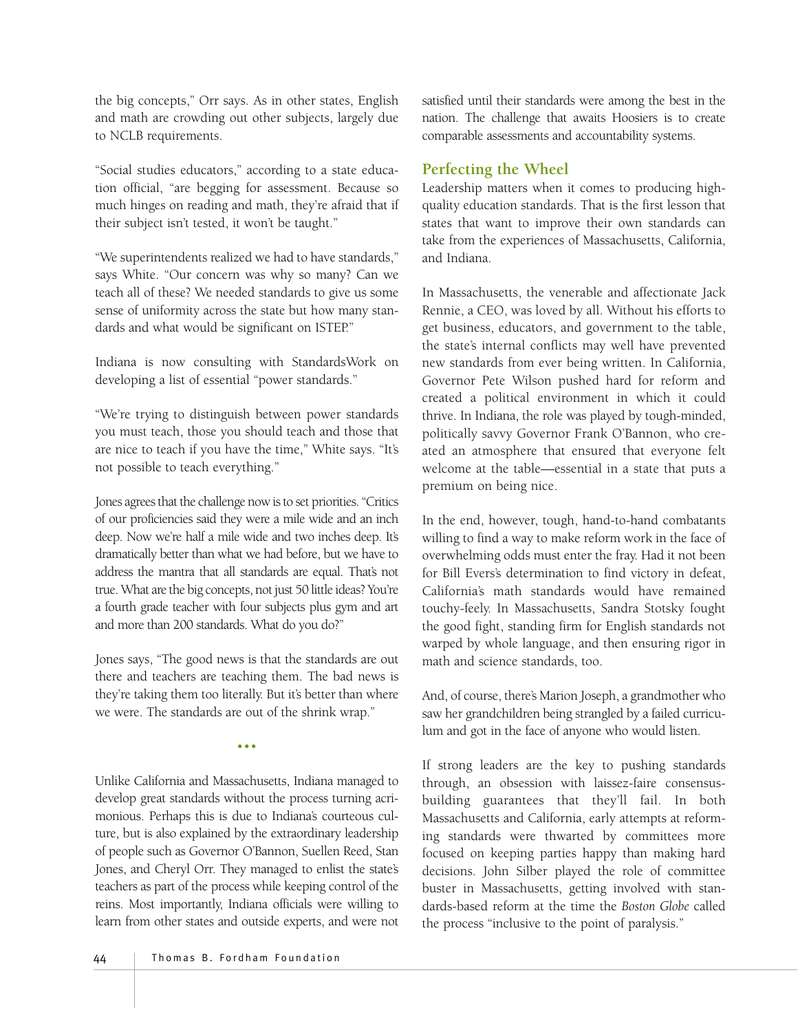the big concepts," Orr says. As in other states, English and math are crowding out other subjects, largely due to NCLB requirements.

"Social studies educators," according to a state education official, "are begging for assessment. Because so much hinges on reading and math, they're afraid that if their subject isn't tested, it won't be taught."

"We superintendents realized we had to have standards," says White. "Our concern was why so many? Can we teach all of these? We needed standards to give us some sense of uniformity across the state but how many standards and what would be significant on ISTEP."

Indiana is now consulting with StandardsWork on developing a list of essential "power standards."

"We're trying to distinguish between power standards you must teach, those you should teach and those that are nice to teach if you have the time," White says. "It's not possible to teach everything."

Jones agrees that the challenge now is to set priorities. "Critics of our proficiencies said they were a mile wide and an inch deep. Now we're half a mile wide and two inches deep. It's dramatically better than what we had before, but we have to address the mantra that all standards are equal. That's not true. What are the big concepts, not just 50 little ideas? You're a fourth grade teacher with four subjects plus gym and art and more than 200 standards. What do you do?"

Jones says, "The good news is that the standards are out there and teachers are teaching them. The bad news is they're taking them too literally. But it's better than where we were. The standards are out of the shrink wrap."

• • •

Unlike California and Massachusetts, Indiana managed to develop great standards without the process turning acrimonious. Perhaps this is due to Indiana's courteous culture, but is also explained by the extraordinary leadership of people such as Governor O'Bannon, Suellen Reed, Stan Jones, and Cheryl Orr. They managed to enlist the state's teachers as part of the process while keeping control of the reins. Most importantly, Indiana officials were willing to learn from other states and outside experts, and were not satisfied until their standards were among the best in the nation. The challenge that awaits Hoosiers is to create comparable assessments and accountability systems.

## Perfecting the Wheel

Leadership matters when it comes to producing high-quality education standards. That is the first lesson that states that want to improve their own standards can take from the experiences of Massachusetts, California, and Indiana.

In Massachusetts, the venerable and affectionate Jack Rennie, a CEO, was loved by all. Without his efforts to get business, educators, and government to the table, the state's internal conflicts may well have prevented new standards from ever being written. In California, Governor Pete Wilson pushed hard for reform and created a political environment in which it could thrive. In Indiana, the role was played by tough-minded, politically savvy Governor Frank O'Bannon, who created an atmosphere that ensured that everyone felt welcome at the table—essential in a state that puts a premium on being nice.

In the end, however, tough, hand-to-hand combatants willing to find a way to make reform work in the face of overwhelming odds must enter the fray. Had it not been for Bill Evers's determination to find victory in defeat, California's math standards would have remained touchy-feely. In Massachusetts, Sandra Stotsky fought the good fight, standing firm for English standards not warped by whole language, and then ensuring rigor in math and science standards, too.

And, of course, there's Marion Joseph, a grandmother who saw her grandchildren being strangled by a failed curriculum and got in the face of anyone who would listen.

If strong leaders are the key to pushing standards through, an obsession with laissez-faire consensus-building guarantees that they'll fail. In both Massachusetts and California, early attempts at reforming standards were thwarted by committees more focused on keeping parties happy than making hard decisions. John Silber played the role of committee buster in Massachusetts, getting involved with standards-based reform at the time the *Boston Globe* called the process "inclusive to the point of paralysis."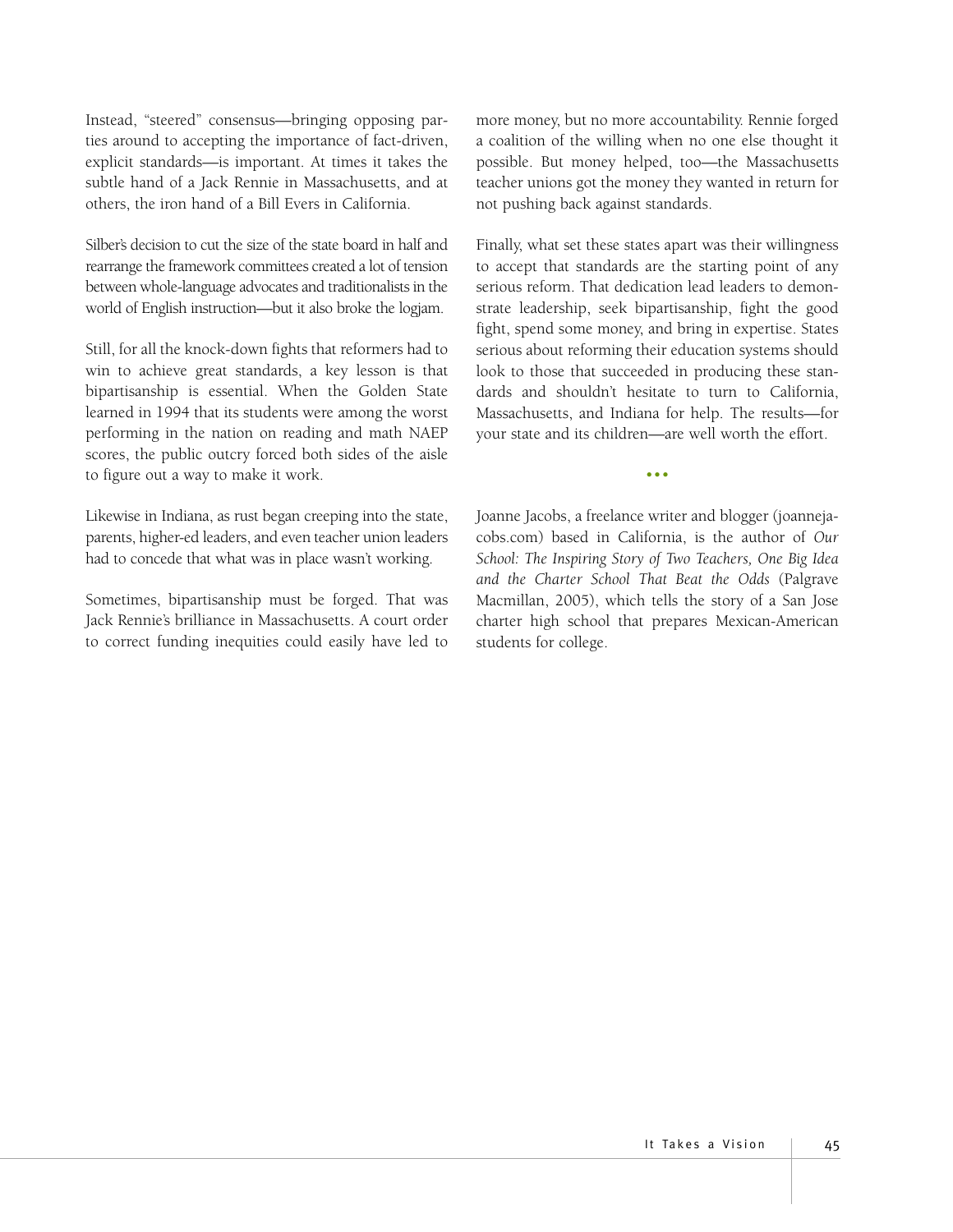Instead, "steered" consensus—bringing opposing parties around to accepting the importance of fact-driven, explicit standards—is important. At times it takes the subtle hand of a Jack Rennie in Massachusetts, and at others, the iron hand of a Bill Evers in California.

Silber's decision to cut the size of the state board in half and rearrange the framework committees created a lot of tension between whole-language advocates and traditionalists in the world of English instruction—but it also broke the logjam.

Still, for all the knock-down fights that reformers had to win to achieve great standards, a key lesson is that bipartisanship is essential. When the Golden State learned in 1994 that its students were among the worst performing in the nation on reading and math NAEP scores, the public outcry forced both sides of the aisle to figure out a way to make it work.

Likewise in Indiana, as rust began creeping into the state, parents, higher-ed leaders, and even teacher union leaders had to concede that what was in place wasn't working.

Sometimes, bipartisanship must be forged. That was Jack Rennie's brilliance in Massachusetts. A court order to correct funding inequities could easily have led to more money, but no more accountability. Rennie forged a coalition of the willing when no one else thought it possible. But money helped, too—the Massachusetts teacher unions got the money they wanted in return for not pushing back against standards.

Finally, what set these states apart was their willingness to accept that standards are the starting point of any serious reform. That dedication lead leaders to demonstrate leadership, seek bipartisanship, fight the good fight, spend some money, and bring in expertise. States serious about reforming their education systems should look to those that succeeded in producing these standards and shouldn't hesitate to turn to California, Massachusetts, and Indiana for help. The results—for your state and its children—are well worth the effort.

• • •

Joanne Jacobs, a freelance writer and blogger (joannejacobs.com) based in California, is the author of *Our School: The Inspiring Story of Two Teachers, One Big Idea and the Charter School That Beat the Odds* (Palgrave Macmillan, 2005), which tells the story of a San Jose charter high school that prepares Mexican-American students for college.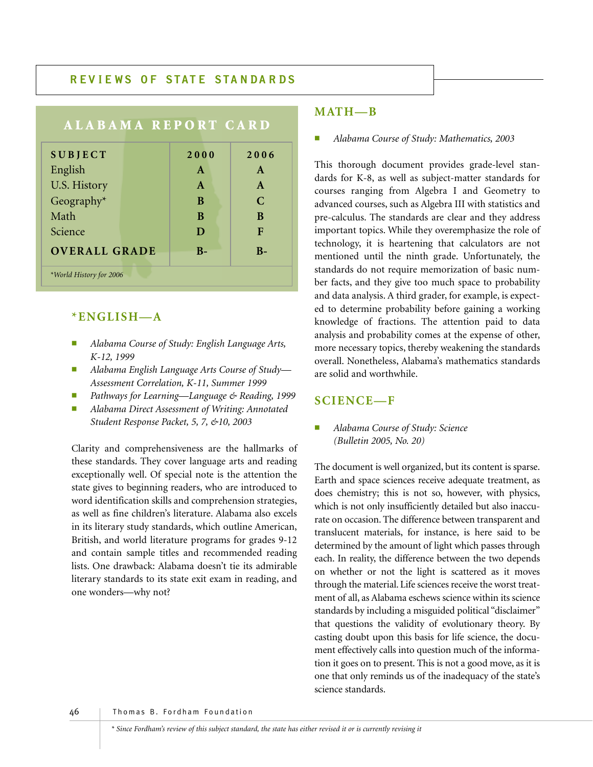## ALABAMA REPORT CARD

| SUBJECT | 2000 | 2006 |
|---|---|---|
| English | A | A |
| U.S. History | A | A |
| Geography* | B | C |
| Math | B | B |
| Science | D | F |
| OVERALL GRADE | B- | B- |

*World History for 2006

### *ENGLISH—A

- *Alabama Course of Study: English Language Arts, K-12, 1999*
- *Alabama English Language Arts Course of Study—Assessment Correlation, K-11, Summer 1999*
- *Pathways for Learning—Language & Reading, 1999*
- *Alabama Direct Assessment of Writing: Annotated Student Response Packet, 5, 7, &10, 2003*

Clarity and comprehensiveness are the hallmarks of these standards. They cover language arts and reading exceptionally well. Of special note is the attention the state gives to beginning readers, who are introduced to word identification skills and comprehension strategies, as well as fine children's literature. Alabama also excels in its literary study standards, which outline American, British, and world literature programs for grades 9-12 and contain sample titles and recommended reading lists. One drawback: Alabama doesn't tie its admirable literary standards to its state exit exam in reading, and one wonders—why not?

### MATH—B

- *Alabama Course of Study: Mathematics, 2003*

This thorough document provides grade-level standards for K-8, as well as subject-matter standards for courses ranging from Algebra I and Geometry to advanced courses, such as Algebra III with statistics and pre-calculus. The standards are clear and they address important topics. While they overemphasize the role of technology, it is heartening that calculators are not mentioned until the ninth grade. Unfortunately, the standards do not require memorization of basic number facts, and they give too much space to probability and data analysis. A third grader, for example, is expected to determine probability before gaining a working knowledge of fractions. The attention paid to data analysis and probability comes at the expense of other, more necessary topics, thereby weakening the standards overall. Nonetheless, Alabama's mathematics standards are solid and worthwhile.

### SCIENCE—F

- *Alabama Course of Study: Science (Bulletin 2005, No. 20)*

The document is well organized, but its content is sparse. Earth and space sciences receive adequate treatment, as does chemistry; this is not so, however, with physics, which is not only insufficiently detailed but also inaccurate on occasion. The difference between transparent and translucent materials, for instance, is here said to be determined by the amount of light which passes through each. In reality, the difference between the two depends on whether or not the light is scattered as it moves through the material. Life sciences receive the worst treatment of all, as Alabama eschews science within its science standards by including a misguided political "disclaimer" that questions the validity of evolutionary theory. By casting doubt upon this basis for life science, the document effectively calls into question much of the information it goes on to present. This is not a good move, as it is one that only reminds us of the inadequacy of the state's science standards.

*\* Since Fordham's review of this subject standard, the state has either revised it or is currently revising it*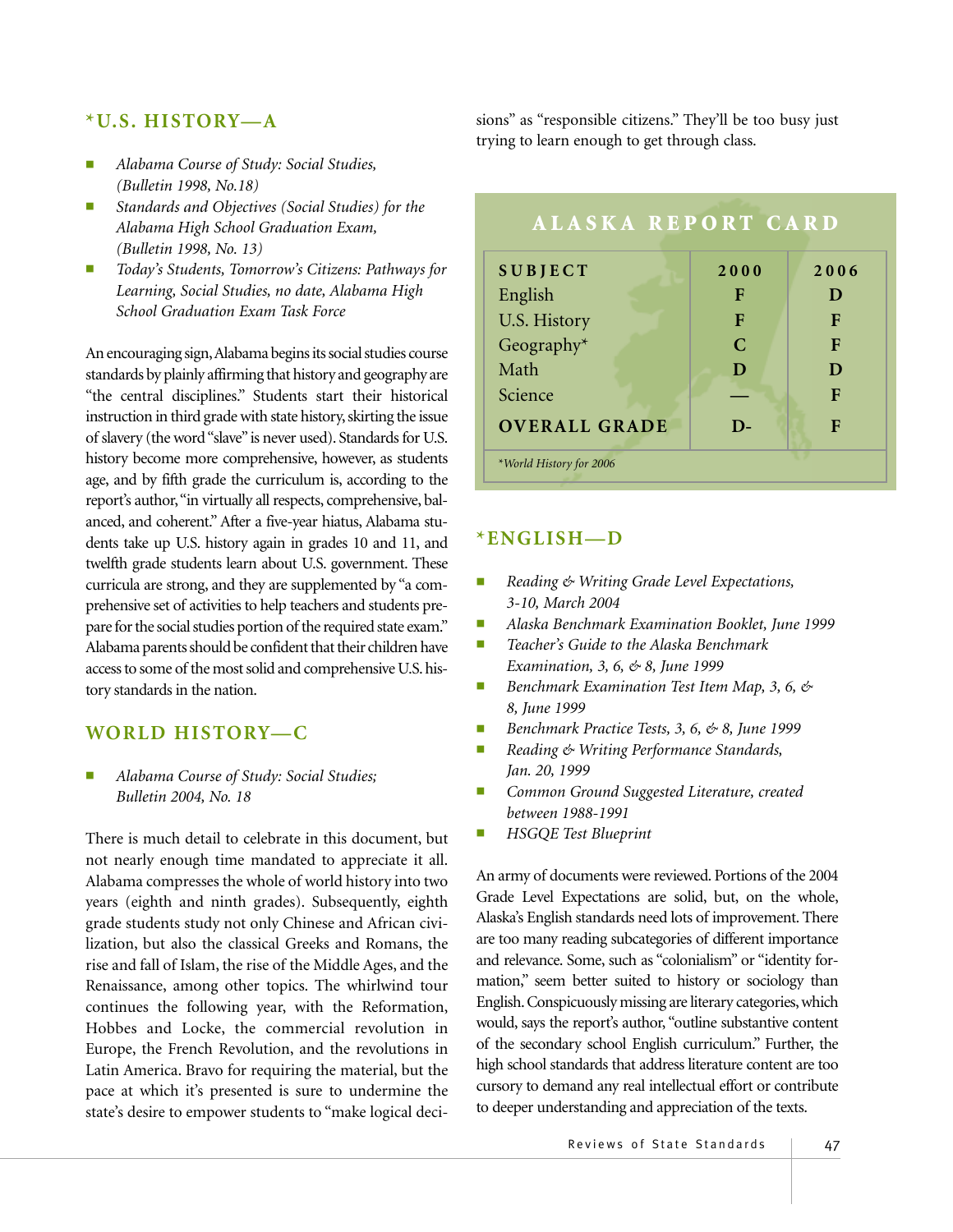### *U.S. HISTORY—A

- *Alabama Course of Study: Social Studies, (Bulletin 1998, No.18)*
- *Standards and Objectives (Social Studies) for the Alabama High School Graduation Exam, (Bulletin 1998, No. 13)*
- *Today's Students, Tomorrow's Citizens: Pathways for Learning, Social Studies, no date, Alabama High School Graduation Exam Task Force*

An encouraging sign, Alabama begins its social studies course standards by plainly affirming that history and geography are "the central disciplines." Students start their historical instruction in third grade with state history, skirting the issue of slavery (the word "slave" is never used). Standards for U.S. history become more comprehensive, however, as students age, and by fifth grade the curriculum is, according to the report's author, "in virtually all respects, comprehensive, balanced, and coherent." After a five-year hiatus, Alabama students take up U.S. history again in grades 10 and 11, and twelfth grade students learn about U.S. government. These curricula are strong, and they are supplemented by "a comprehensive set of activities to help teachers and students prepare for the social studies portion of the required state exam." Alabama parents should be confident that their children have access to some of the most solid and comprehensive U.S. history standards in the nation.

### WORLD HISTORY—C

- *Alabama Course of Study: Social Studies; Bulletin 2004, No. 18*

There is much detail to celebrate in this document, but not nearly enough time mandated to appreciate it all. Alabama compresses the whole of world history into two years (eighth and ninth grades). Subsequently, eighth grade students study not only Chinese and African civilization, but also the classical Greeks and Romans, the rise and fall of Islam, the rise of the Middle Ages, and the Renaissance, among other topics. The whirlwind tour continues the following year, with the Reformation, Hobbes and Locke, the commercial revolution in Europe, the French Revolution, and the revolutions in Latin America. Bravo for requiring the material, but the pace at which it's presented is sure to undermine the state's desire to empower students to "make logical decisions" as "responsible citizens." They'll be too busy just trying to learn enough to get through class.

## ALASKA REPORT CARD

| SUBJECT | 2000 | 2006 |
|---|---|---|
| English | F | D |
| U.S. History | F | F |
| Geography* | C | F |
| Math | D | D |
| Science | — | F |
| **OVERALL GRADE** | **D-** | **F** |

*World History for 2006

### *ENGLISH—D

- *Reading & Writing Grade Level Expectations, 3-10, March 2004*
- *Alaska Benchmark Examination Booklet, June 1999*
- *Teacher's Guide to the Alaska Benchmark Examination, 3, 6, & 8, June 1999*
- *Benchmark Examination Test Item Map, 3, 6, & 8, June 1999*
- *Benchmark Practice Tests, 3, 6, & 8, June 1999*
- *Reading & Writing Performance Standards, Jan. 20, 1999*
- *Common Ground Suggested Literature, created between 1988-1991*
- *HSGQE Test Blueprint*

An army of documents were reviewed. Portions of the 2004 Grade Level Expectations are solid, but, on the whole, Alaska's English standards need lots of improvement. There are too many reading subcategories of different importance and relevance. Some, such as "colonialism" or "identity formation," seem better suited to history or sociology than English. Conspicuously missing are literary categories, which would, says the report's author, "outline substantive content of the secondary school English curriculum." Further, the high school standards that address literature content are too cursory to demand any real intellectual effort or contribute to deeper understanding and appreciation of the texts.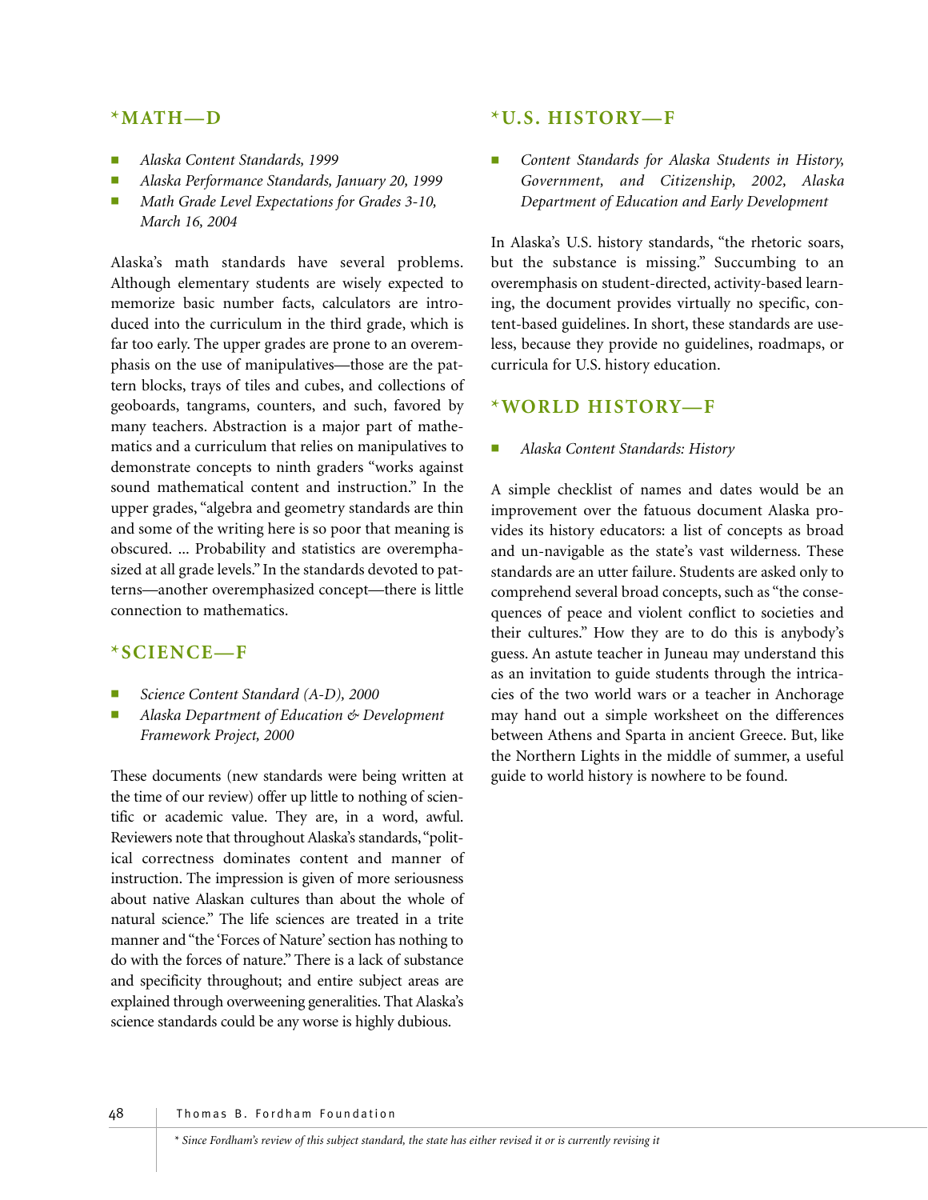## *MATH—D

- *Alaska Content Standards, 1999*
- *Alaska Performance Standards, January 20, 1999*
- *Math Grade Level Expectations for Grades 3-10, March 16, 2004*

Alaska's math standards have several problems. Although elementary students are wisely expected to memorize basic number facts, calculators are introduced into the curriculum in the third grade, which is far too early. The upper grades are prone to an overemphasis on the use of manipulatives—those are the pattern blocks, trays of tiles and cubes, and collections of geoboards, tangrams, counters, and such, favored by many teachers. Abstraction is a major part of mathematics and a curriculum that relies on manipulatives to demonstrate concepts to ninth graders "works against sound mathematical content and instruction." In the upper grades, "algebra and geometry standards are thin and some of the writing here is so poor that meaning is obscured. ... Probability and statistics are overemphasized at all grade levels." In the standards devoted to patterns—another overemphasized concept—there is little connection to mathematics.

## *SCIENCE—F

- *Science Content Standard (A-D), 2000*
- *Alaska Department of Education & Development Framework Project, 2000*

These documents (new standards were being written at the time of our review) offer up little to nothing of scientific or academic value. They are, in a word, awful. Reviewers note that throughout Alaska's standards, "political correctness dominates content and manner of instruction. The impression is given of more seriousness about native Alaskan cultures than about the whole of natural science." The life sciences are treated in a trite manner and "the 'Forces of Nature' section has nothing to do with the forces of nature." There is a lack of substance and specificity throughout; and entire subject areas are explained through overweening generalities. That Alaska's science standards could be any worse is highly dubious.

## *U.S. HISTORY—F

- *Content Standards for Alaska Students in History, Government, and Citizenship, 2002, Alaska Department of Education and Early Development*

In Alaska's U.S. history standards, "the rhetoric soars, but the substance is missing." Succumbing to an overemphasis on student-directed, activity-based learning, the document provides virtually no specific, content-based guidelines. In short, these standards are useless, because they provide no guidelines, roadmaps, or curricula for U.S. history education.

## *WORLD HISTORY—F

- *Alaska Content Standards: History*

A simple checklist of names and dates would be an improvement over the fatuous document Alaska provides its history educators: a list of concepts as broad and un-navigable as the state's vast wilderness. These standards are an utter failure. Students are asked only to comprehend several broad concepts, such as "the consequences of peace and violent conflict to societies and their cultures." How they are to do this is anybody's guess. An astute teacher in Juneau may understand this as an invitation to guide students through the intricacies of the two world wars or a teacher in Anchorage may hand out a simple worksheet on the differences between Athens and Sparta in ancient Greece. But, like the Northern Lights in the middle of summer, a useful guide to world history is nowhere to be found.

*\* Since Fordham's review of this subject standard, the state has either revised it or is currently revising it*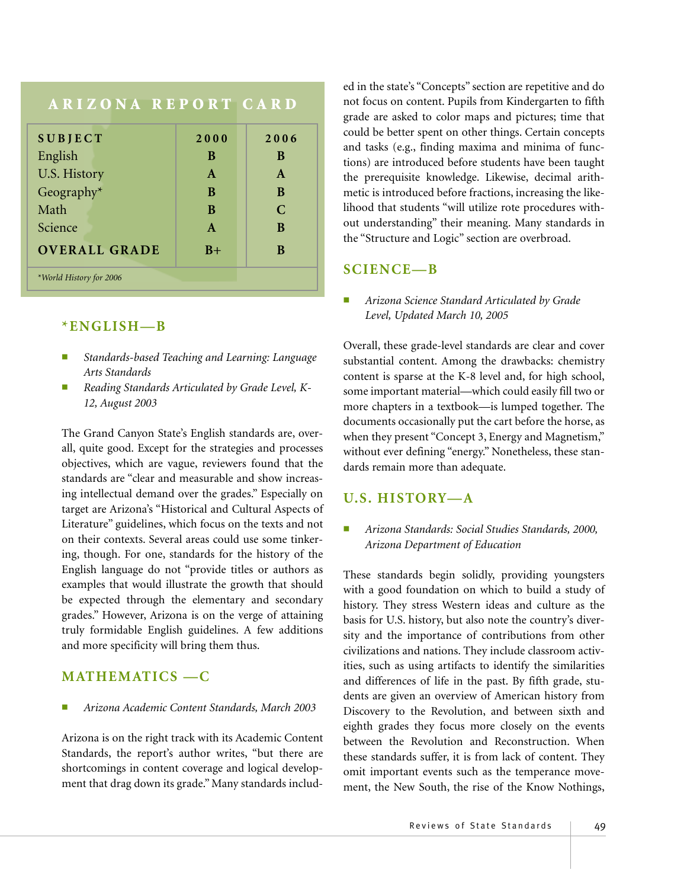## ARIZONA REPORT CARD

| SUBJECT | 2000 | 2006 |
|---|---|---|
| English | B | B |
| U.S. History | A | A |
| Geography* | B | B |
| Math | B | C |
| Science | A | B |
| **OVERALL GRADE** | B+ | B |

*World History for 2006*

### *ENGLISH—B

- *Standards-based Teaching and Learning: Language Arts Standards*
- *Reading Standards Articulated by Grade Level, K-12, August 2003*

The Grand Canyon State's English standards are, overall, quite good. Except for the strategies and processes objectives, which are vague, reviewers found that the standards are "clear and measurable and show increasing intellectual demand over the grades." Especially on target are Arizona's "Historical and Cultural Aspects of Literature" guidelines, which focus on the texts and not on their contexts. Several areas could use some tinkering, though. For one, standards for the history of the English language do not "provide titles or authors as examples that would illustrate the growth that should be expected through the elementary and secondary grades." However, Arizona is on the verge of attaining truly formidable English guidelines. A few additions and more specificity will bring them thus.

### MATHEMATICS —C

- *Arizona Academic Content Standards, March 2003*

Arizona is on the right track with its Academic Content Standards, the report's author writes, "but there are shortcomings in content coverage and logical development that drag down its grade." Many standards included in the state's "Concepts" section are repetitive and do not focus on content. Pupils from Kindergarten to fifth grade are asked to color maps and pictures; time that could be better spent on other things. Certain concepts and tasks (e.g., finding maxima and minima of functions) are introduced before students have been taught the prerequisite knowledge. Likewise, decimal arithmetic is introduced before fractions, increasing the likelihood that students "will utilize rote procedures without understanding" their meaning. Many standards in the "Structure and Logic" section are overbroad.

### SCIENCE—B

- *Arizona Science Standard Articulated by Grade Level, Updated March 10, 2005*

Overall, these grade-level standards are clear and cover substantial content. Among the drawbacks: chemistry content is sparse at the K-8 level and, for high school, some important material—which could easily fill two or more chapters in a textbook—is lumped together. The documents occasionally put the cart before the horse, as when they present "Concept 3, Energy and Magnetism," without ever defining "energy." Nonetheless, these standards remain more than adequate.

### U.S. HISTORY—A

- *Arizona Standards: Social Studies Standards, 2000, Arizona Department of Education*

These standards begin solidly, providing youngsters with a good foundation on which to build a study of history. They stress Western ideas and culture as the basis for U.S. history, but also note the country's diversity and the importance of contributions from other civilizations and nations. They include classroom activities, such as using artifacts to identify the similarities and differences of life in the past. By fifth grade, students are given an overview of American history from Discovery to the Revolution, and between sixth and eighth grades they focus more closely on the events between the Revolution and Reconstruction. When these standards suffer, it is from lack of content. They omit important events such as the temperance movement, the New South, the rise of the Know Nothings,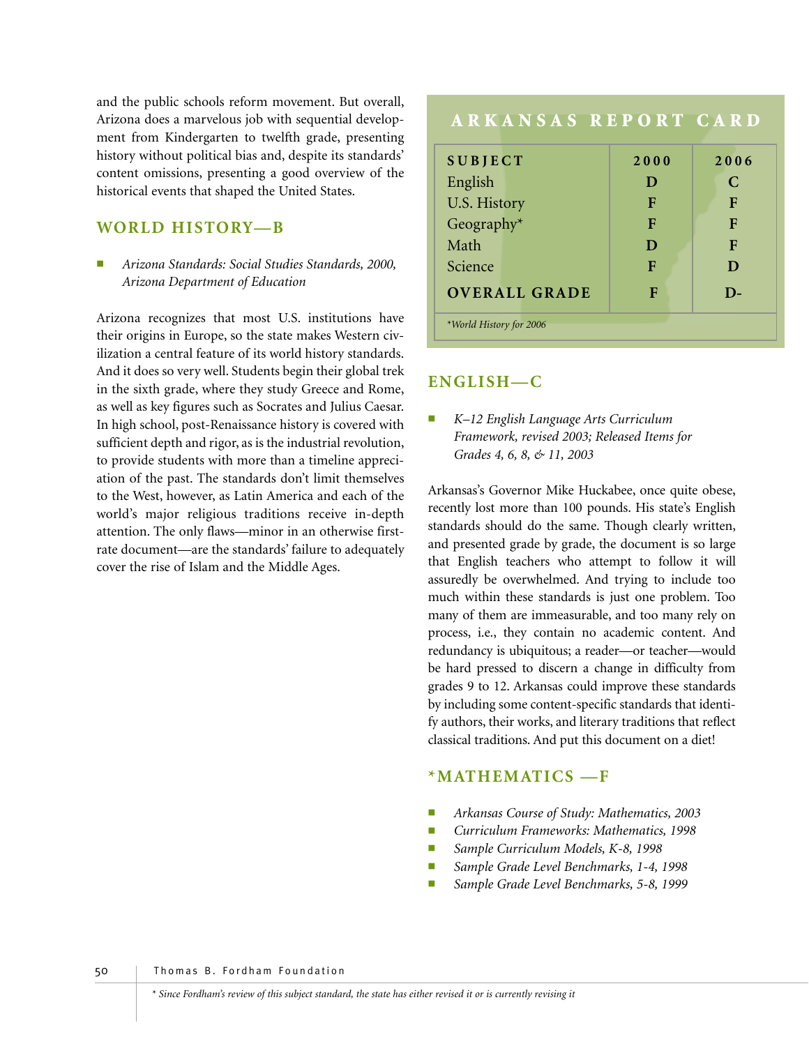and the public schools reform movement. But overall, Arizona does a marvelous job with sequential development from Kindergarten to twelfth grade, presenting history without political bias and, despite its standards' content omissions, presenting a good overview of the historical events that shaped the United States.

## WORLD HISTORY—B

- *Arizona Standards: Social Studies Standards, 2000, Arizona Department of Education*

Arizona recognizes that most U.S. institutions have their origins in Europe, so the state makes Western civilization a central feature of its world history standards. And it does so very well. Students begin their global trek in the sixth grade, where they study Greece and Rome, as well as key figures such as Socrates and Julius Caesar. In high school, post-Renaissance history is covered with sufficient depth and rigor, as is the industrial revolution, to provide students with more than a timeline appreciation of the past. The standards don't limit themselves to the West, however, as Latin America and each of the world's major religious traditions receive in-depth attention. The only flaws—minor in an otherwise first-rate document—are the standards' failure to adequately cover the rise of Islam and the Middle Ages.

## ARKANSAS REPORT CARD

| SUBJECT | 2000 | 2006 |
|---|---|---|
| English | D | C |
| U.S. History | F | F |
| Geography* | F | F |
| Math | D | F |
| Science | F | D |
| **OVERALL GRADE** | **F** | **D-** |

*\*World History for 2006*

## ENGLISH—C

- *K–12 English Language Arts Curriculum Framework, revised 2003; Released Items for Grades 4, 6, 8, & 11, 2003*

Arkansas's Governor Mike Huckabee, once quite obese, recently lost more than 100 pounds. His state's English standards should do the same. Though clearly written, and presented grade by grade, the document is so large that English teachers who attempt to follow it will assuredly be overwhelmed. And trying to include too much within these standards is just one problem. Too many of them are immeasurable, and too many rely on process, i.e., they contain no academic content. And redundancy is ubiquitous; a reader—or teacher—would be hard pressed to discern a change in difficulty from grades 9 to 12. Arkansas could improve these standards by including some content-specific standards that identify authors, their works, and literary traditions that reflect classical traditions. And put this document on a diet!

## *MATHEMATICS —F

- *Arkansas Course of Study: Mathematics, 2003*
- *Curriculum Frameworks: Mathematics, 1998*
- *Sample Curriculum Models, K-8, 1998*
- *Sample Grade Level Benchmarks, 1-4, 1998*
- *Sample Grade Level Benchmarks, 5-8, 1999*

*\* Since Fordham's review of this subject standard, the state has either revised it or is currently revising it*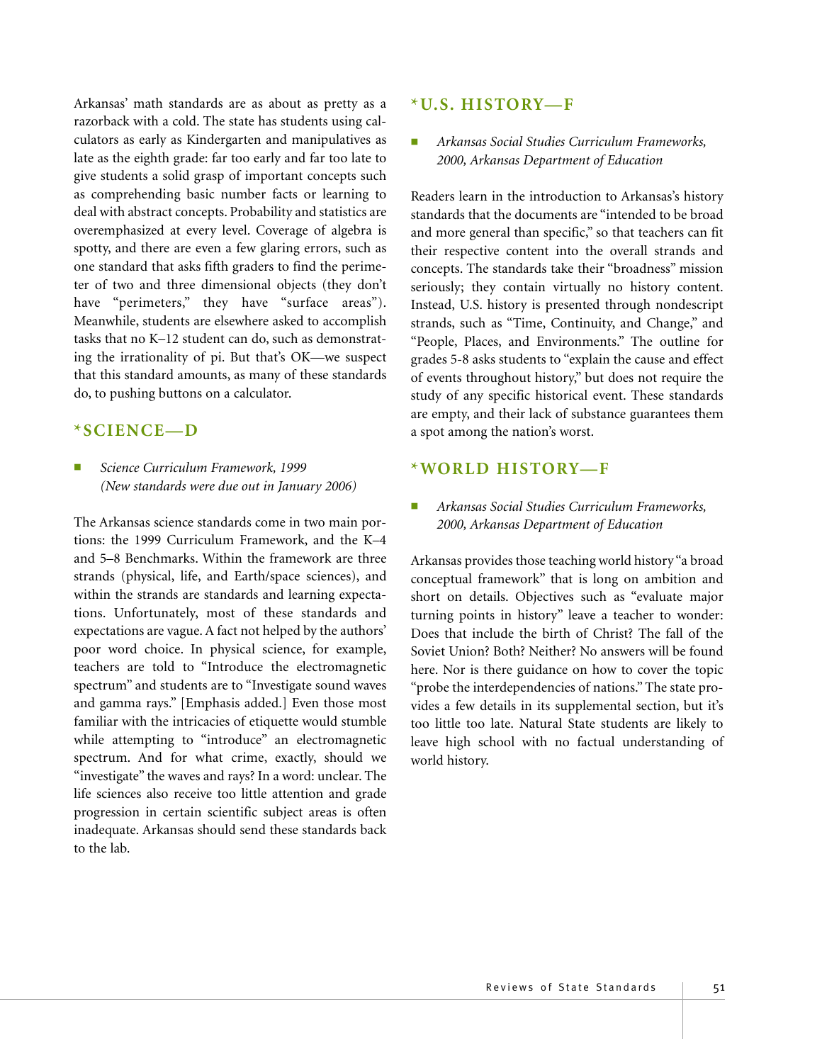Arkansas' math standards are as about as pretty as a razorback with a cold. The state has students using calculators as early as Kindergarten and manipulatives as late as the eighth grade: far too early and far too late to give students a solid grasp of important concepts such as comprehending basic number facts or learning to deal with abstract concepts. Probability and statistics are overemphasized at every level. Coverage of algebra is spotty, and there are even a few glaring errors, such as one standard that asks fifth graders to find the perimeter of two and three dimensional objects (they don't have "perimeters," they have "surface areas"). Meanwhile, students are elsewhere asked to accomplish tasks that no K–12 student can do, such as demonstrating the irrationality of pi. But that's OK—we suspect that this standard amounts, as many of these standards do, to pushing buttons on a calculator.

## *SCIENCE—D

- *Science Curriculum Framework, 1999 (New standards were due out in January 2006)*

The Arkansas science standards come in two main portions: the 1999 Curriculum Framework, and the K–4 and 5–8 Benchmarks. Within the framework are three strands (physical, life, and Earth/space sciences), and within the strands are standards and learning expectations. Unfortunately, most of these standards and expectations are vague. A fact not helped by the authors' poor word choice. In physical science, for example, teachers are told to "Introduce the electromagnetic spectrum" and students are to "Investigate sound waves and gamma rays." [Emphasis added.] Even those most familiar with the intricacies of etiquette would stumble while attempting to "introduce" an electromagnetic spectrum. And for what crime, exactly, should we "investigate" the waves and rays? In a word: unclear. The life sciences also receive too little attention and grade progression in certain scientific subject areas is often inadequate. Arkansas should send these standards back to the lab.

## *U.S. HISTORY—F

- *Arkansas Social Studies Curriculum Frameworks, 2000, Arkansas Department of Education*

Readers learn in the introduction to Arkansas's history standards that the documents are "intended to be broad and more general than specific," so that teachers can fit their respective content into the overall strands and concepts. The standards take their "broadness" mission seriously; they contain virtually no history content. Instead, U.S. history is presented through nondescript strands, such as "Time, Continuity, and Change," and "People, Places, and Environments." The outline for grades 5-8 asks students to "explain the cause and effect of events throughout history," but does not require the study of any specific historical event. These standards are empty, and their lack of substance guarantees them a spot among the nation's worst.

## *WORLD HISTORY—F

- *Arkansas Social Studies Curriculum Frameworks, 2000, Arkansas Department of Education*

Arkansas provides those teaching world history "a broad conceptual framework" that is long on ambition and short on details. Objectives such as "evaluate major turning points in history" leave a teacher to wonder: Does that include the birth of Christ? The fall of the Soviet Union? Both? Neither? No answers will be found here. Nor is there guidance on how to cover the topic "probe the interdependencies of nations." The state provides a few details in its supplemental section, but it's too little too late. Natural State students are likely to leave high school with no factual understanding of world history.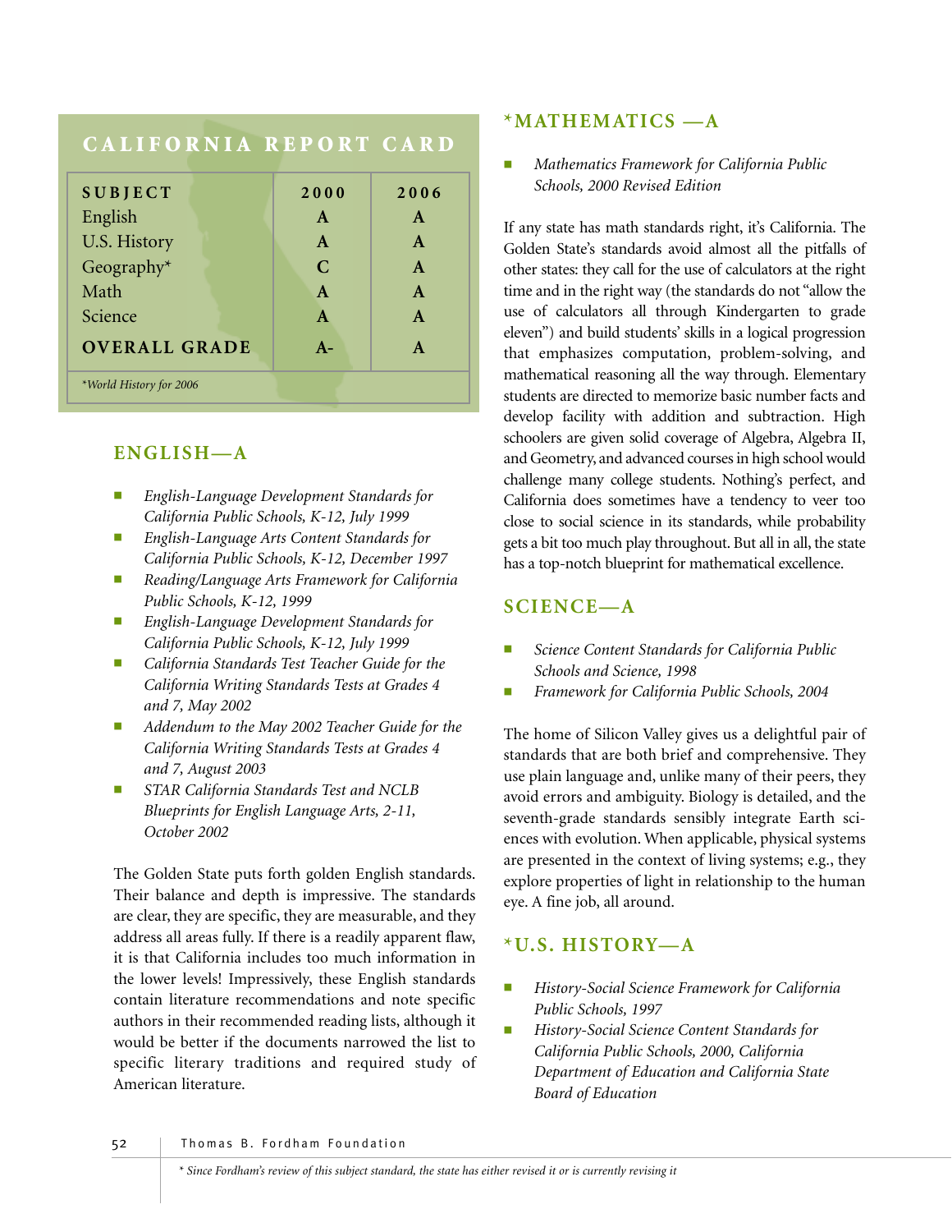## CALIFORNIA REPORT CARD

| SUBJECT | 2000 | 2006 |
|---|---|---|
| English | A | A |
| U.S. History | A | A |
| Geography* | C | A |
| Math | A | A |
| Science | A | A |
| **OVERALL GRADE** | A- | A |

*World History for 2006

## ENGLISH—A

- *English-Language Development Standards for California Public Schools, K-12, July 1999*
- *English-Language Arts Content Standards for California Public Schools, K-12, December 1997*
- *Reading/Language Arts Framework for California Public Schools, K-12, 1999*
- *English-Language Development Standards for California Public Schools, K-12, July 1999*
- *California Standards Test Teacher Guide for the California Writing Standards Tests at Grades 4 and 7, May 2002*
- *Addendum to the May 2002 Teacher Guide for the California Writing Standards Tests at Grades 4 and 7, August 2003*
- *STAR California Standards Test and NCLB Blueprints for English Language Arts, 2-11, October 2002*

The Golden State puts forth golden English standards. Their balance and depth is impressive. The standards are clear, they are specific, they are measurable, and they address all areas fully. If there is a readily apparent flaw, it is that California includes too much information in the lower levels! Impressively, these English standards contain literature recommendations and note specific authors in their recommended reading lists, although it would be better if the documents narrowed the list to specific literary traditions and required study of American literature.

## *MATHEMATICS —A

- *Mathematics Framework for California Public Schools, 2000 Revised Edition*

If any state has math standards right, it's California. The Golden State's standards avoid almost all the pitfalls of other states: they call for the use of calculators at the right time and in the right way (the standards do not "allow the use of calculators all through Kindergarten to grade eleven") and build students' skills in a logical progression that emphasizes computation, problem-solving, and mathematical reasoning all the way through. Elementary students are directed to memorize basic number facts and develop facility with addition and subtraction. High schoolers are given solid coverage of Algebra, Algebra II, and Geometry, and advanced courses in high school would challenge many college students. Nothing's perfect, and California does sometimes have a tendency to veer too close to social science in its standards, while probability gets a bit too much play throughout. But all in all, the state has a top-notch blueprint for mathematical excellence.

## SCIENCE—A

- *Science Content Standards for California Public Schools and Science, 1998*
- *Framework for California Public Schools, 2004*

The home of Silicon Valley gives us a delightful pair of standards that are both brief and comprehensive. They use plain language and, unlike many of their peers, they avoid errors and ambiguity. Biology is detailed, and the seventh-grade standards sensibly integrate Earth sciences with evolution. When applicable, physical systems are presented in the context of living systems; e.g., they explore properties of light in relationship to the human eye. A fine job, all around.

## *U.S. HISTORY—A

- *History-Social Science Framework for California Public Schools, 1997*
- *History-Social Science Content Standards for California Public Schools, 2000, California Department of Education and California State Board of Education*

\* Since Fordham's review of this subject standard, the state has either revised it or is currently revising it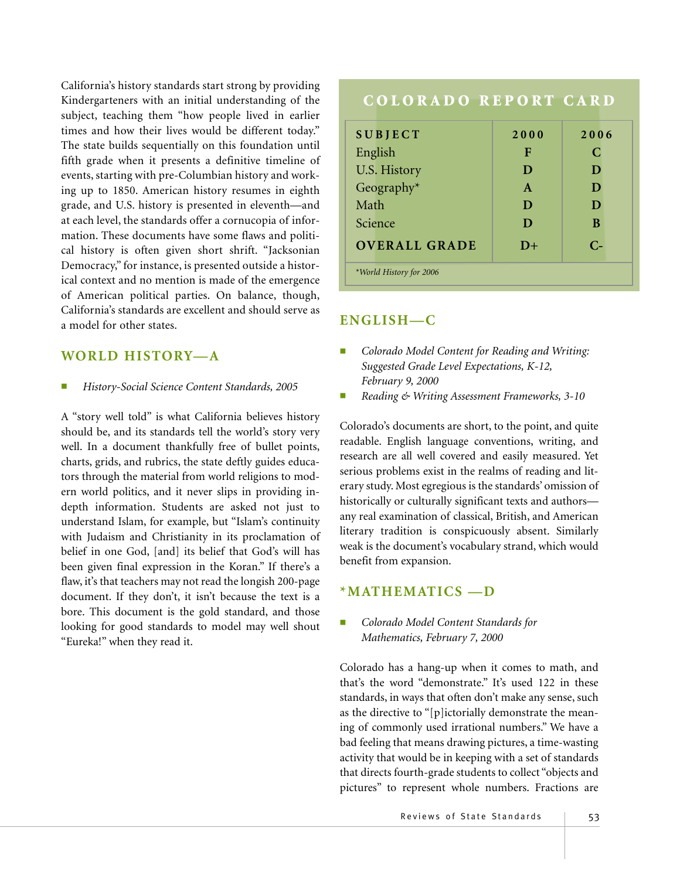California's history standards start strong by providing Kindergarteners with an initial understanding of the subject, teaching them "how people lived in earlier times and how their lives would be different today." The state builds sequentially on this foundation until fifth grade when it presents a definitive timeline of events, starting with pre-Columbian history and working up to 1850. American history resumes in eighth grade, and U.S. history is presented in eleventh—and at each level, the standards offer a cornucopia of information. These documents have some flaws and political history is often given short shrift. "Jacksonian Democracy," for instance, is presented outside a historical context and no mention is made of the emergence of American political parties. On balance, though, California's standards are excellent and should serve as a model for other states.

## WORLD HISTORY—A

- *History-Social Science Content Standards, 2005*

A "story well told" is what California believes history should be, and its standards tell the world's story very well. In a document thankfully free of bullet points, charts, grids, and rubrics, the state deftly guides educators through the material from world religions to modern world politics, and it never slips in providing in-depth information. Students are asked not just to understand Islam, for example, but "Islam's continuity with Judaism and Christianity in its proclamation of belief in one God, [and] its belief that God's will has been given final expression in the Koran." If there's a flaw, it's that teachers may not read the longish 200-page document. If they don't, it isn't because the text is a bore. This document is the gold standard, and those looking for good standards to model may well shout "Eureka!" when they read it.

## COLORADO REPORT CARD

| SUBJECT | 2000 | 2006 |
|---|---|---|
| English | F | C |
| U.S. History | D | D |
| Geography* | A | D |
| Math | D | D |
| Science | D | B |
| **OVERALL GRADE** | D+ | C- |

*World History for 2006*

## ENGLISH—C

- *Colorado Model Content for Reading and Writing: Suggested Grade Level Expectations, K-12, February 9, 2000*
- *Reading & Writing Assessment Frameworks, 3-10*

Colorado's documents are short, to the point, and quite readable. English language conventions, writing, and research are all well covered and easily measured. Yet serious problems exist in the realms of reading and literary study. Most egregious is the standards' omission of historically or culturally significant texts and authors—any real examination of classical, British, and American literary tradition is conspicuously absent. Similarly weak is the document's vocabulary strand, which would benefit from expansion.

## *MATHEMATICS —D

- *Colorado Model Content Standards for Mathematics, February 7, 2000*

Colorado has a hang-up when it comes to math, and that's the word "demonstrate." It's used 122 in these standards, in ways that often don't make any sense, such as the directive to "[p]ictorially demonstrate the meaning of commonly used irrational numbers." We have a bad feeling that means drawing pictures, a time-wasting activity that would be in keeping with a set of standards that directs fourth-grade students to collect "objects and pictures" to represent whole numbers. Fractions are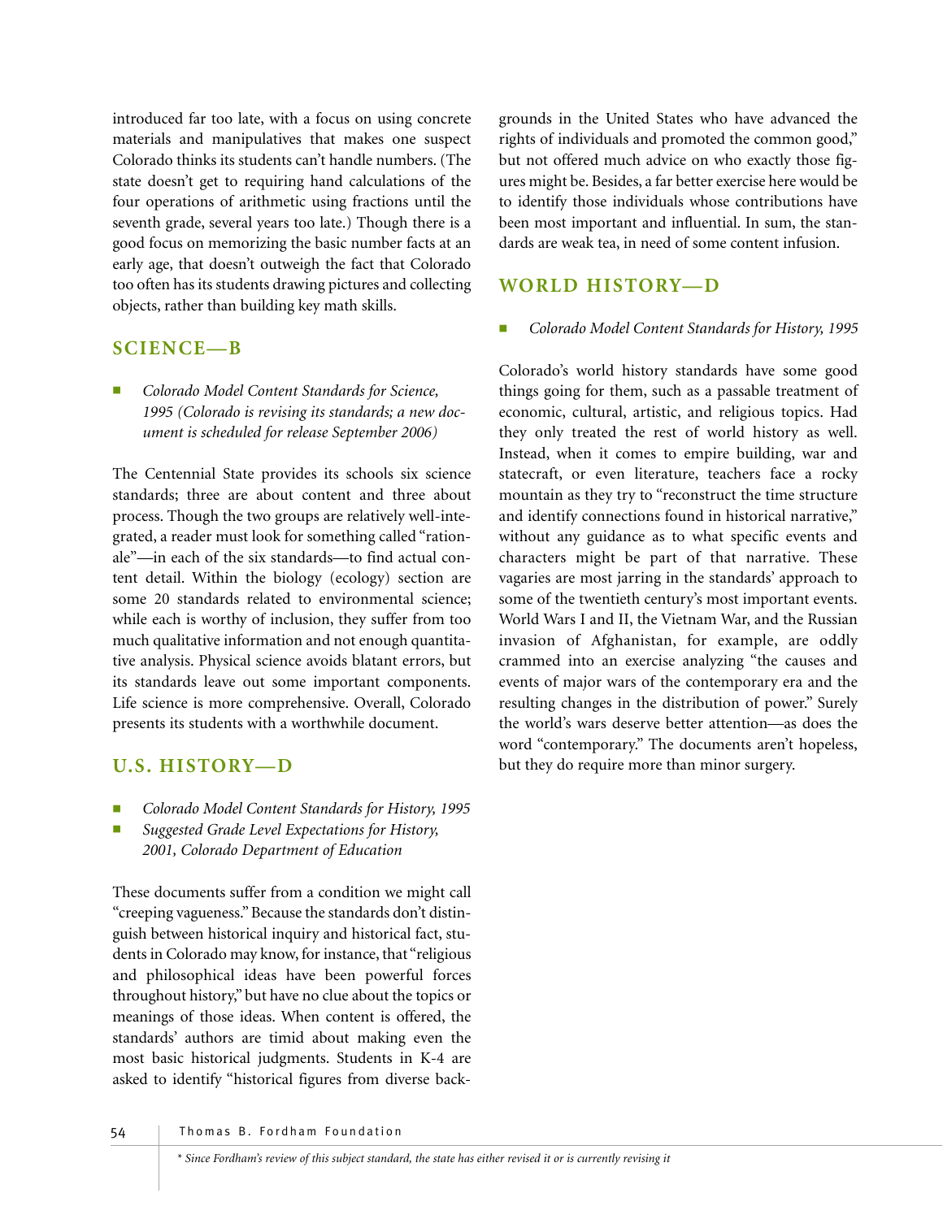introduced far too late, with a focus on using concrete materials and manipulatives that makes one suspect Colorado thinks its students can't handle numbers. (The state doesn't get to requiring hand calculations of the four operations of arithmetic using fractions until the seventh grade, several years too late.) Though there is a good focus on memorizing the basic number facts at an early age, that doesn't outweigh the fact that Colorado too often has its students drawing pictures and collecting objects, rather than building key math skills.

## SCIENCE—B

- *Colorado Model Content Standards for Science, 1995 (Colorado is revising its standards; a new document is scheduled for release September 2006)*

The Centennial State provides its schools six science standards; three are about content and three about process. Though the two groups are relatively well-integrated, a reader must look for something called "rationale"—in each of the six standards—to find actual content detail. Within the biology (ecology) section are some 20 standards related to environmental science; while each is worthy of inclusion, they suffer from too much qualitative information and not enough quantitative analysis. Physical science avoids blatant errors, but its standards leave out some important components. Life science is more comprehensive. Overall, Colorado presents its students with a worthwhile document.

## U.S. HISTORY—D

- *Colorado Model Content Standards for History, 1995*
- *Suggested Grade Level Expectations for History, 2001, Colorado Department of Education*

These documents suffer from a condition we might call "creeping vagueness." Because the standards don't distinguish between historical inquiry and historical fact, students in Colorado may know, for instance, that "religious and philosophical ideas have been powerful forces throughout history," but have no clue about the topics or meanings of those ideas. When content is offered, the standards' authors are timid about making even the most basic historical judgments. Students in K-4 are asked to identify "historical figures from diverse backgrounds in the United States who have advanced the rights of individuals and promoted the common good," but not offered much advice on who exactly those figures might be. Besides, a far better exercise here would be to identify those individuals whose contributions have been most important and influential. In sum, the standards are weak tea, in need of some content infusion.

## WORLD HISTORY—D

- *Colorado Model Content Standards for History, 1995*

Colorado's world history standards have some good things going for them, such as a passable treatment of economic, cultural, artistic, and religious topics. Had they only treated the rest of world history as well. Instead, when it comes to empire building, war and statecraft, or even literature, teachers face a rocky mountain as they try to "reconstruct the time structure and identify connections found in historical narrative," without any guidance as to what specific events and characters might be part of that narrative. These vagaries are most jarring in the standards' approach to some of the twentieth century's most important events. World Wars I and II, the Vietnam War, and the Russian invasion of Afghanistan, for example, are oddly crammed into an exercise analyzing "the causes and events of major wars of the contemporary era and the resulting changes in the distribution of power." Surely the world's wars deserve better attention—as does the word "contemporary." The documents aren't hopeless, but they do require more than minor surgery.

*\* Since Fordham's review of this subject standard, the state has either revised it or is currently revising it*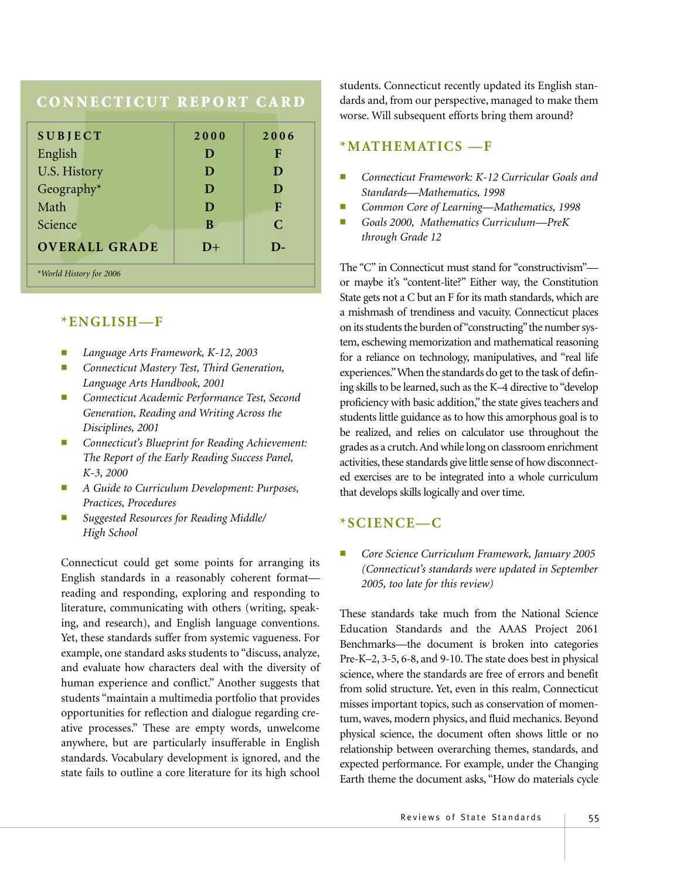## CONNECTICUT REPORT CARD

| SUBJECT | 2000 | 2006 |
|---|---|---|
| English | D | F |
| U.S. History | D | D |
| Geography* | D | D |
| Math | D | F |
| Science | B | C |
| **OVERALL GRADE** | D+ | D- |

*World History for 2006

### *ENGLISH—F

- *Language Arts Framework, K-12, 2003*
- *Connecticut Mastery Test, Third Generation, Language Arts Handbook, 2001*
- *Connecticut Academic Performance Test, Second Generation, Reading and Writing Across the Disciplines, 2001*
- *Connecticut's Blueprint for Reading Achievement: The Report of the Early Reading Success Panel, K-3, 2000*
- *A Guide to Curriculum Development: Purposes, Practices, Procedures*
- *Suggested Resources for Reading Middle/ High School*

Connecticut could get some points for arranging its English standards in a reasonably coherent format—reading and responding, exploring and responding to literature, communicating with others (writing, speaking, and research), and English language conventions. Yet, these standards suffer from systemic vagueness. For example, one standard asks students to "discuss, analyze, and evaluate how characters deal with the diversity of human experience and conflict." Another suggests that students "maintain a multimedia portfolio that provides opportunities for reflection and dialogue regarding creative processes." These are empty words, unwelcome anywhere, but are particularly insufferable in English standards. Vocabulary development is ignored, and the state fails to outline a core literature for its high school students. Connecticut recently updated its English standards and, from our perspective, managed to make them worse. Will subsequent efforts bring them around?

### *MATHEMATICS —F

- *Connecticut Framework: K-12 Curricular Goals and Standards—Mathematics, 1998*
- *Common Core of Learning—Mathematics, 1998*
- *Goals 2000, Mathematics Curriculum—PreK through Grade 12*

The "C" in Connecticut must stand for "constructivism"—or maybe it's "content-lite?" Either way, the Constitution State gets not a C but an F for its math standards, which are a mishmash of trendiness and vacuity. Connecticut places on its students the burden of "constructing" the number system, eschewing memorization and mathematical reasoning for a reliance on technology, manipulatives, and "real life experiences." When the standards do get to the task of defining skills to be learned, such as the K–4 directive to "develop proficiency with basic addition," the state gives teachers and students little guidance as to how this amorphous goal is to be realized, and relies on calculator use throughout the grades as a crutch. And while long on classroom enrichment activities, these standards give little sense of how disconnected exercises are to be integrated into a whole curriculum that develops skills logically and over time.

### *SCIENCE—C

- *Core Science Curriculum Framework, January 2005 (Connecticut's standards were updated in September 2005, too late for this review)*

These standards take much from the National Science Education Standards and the AAAS Project 2061 Benchmarks—the document is broken into categories Pre-K–2, 3-5, 6-8, and 9-10. The state does best in physical science, where the standards are free of errors and benefit from solid structure. Yet, even in this realm, Connecticut misses important topics, such as conservation of momentum, waves, modern physics, and fluid mechanics. Beyond physical science, the document often shows little or no relationship between overarching themes, standards, and expected performance. For example, under the Changing Earth theme the document asks, "How do materials cycle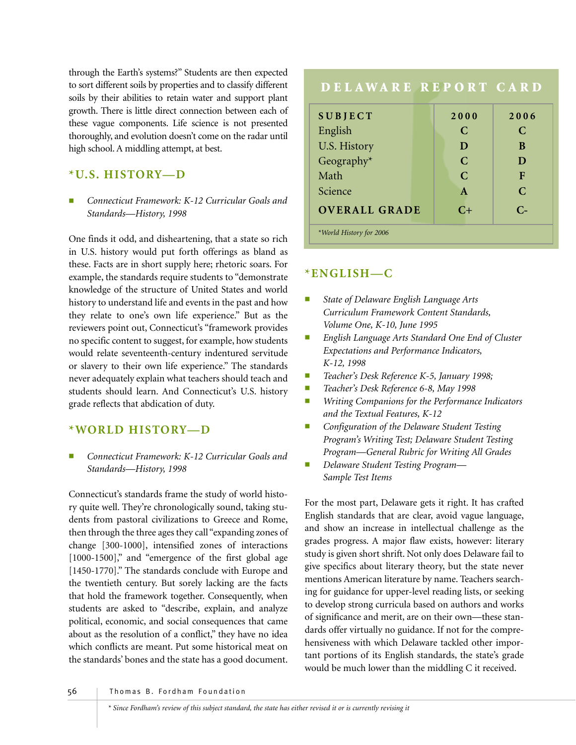through the Earth's systems?" Students are then expected to sort different soils by properties and to classify different soils by their abilities to retain water and support plant growth. There is little direct connection between each of these vague components. Life science is not presented thoroughly, and evolution doesn't come on the radar until high school. A middling attempt, at best.

### *U.S. HISTORY—D

- *Connecticut Framework: K-12 Curricular Goals and Standards—History, 1998*

One finds it odd, and disheartening, that a state so rich in U.S. history would put forth offerings as bland as these. Facts are in short supply here; rhetoric soars. For example, the standards require students to "demonstrate knowledge of the structure of United States and world history to understand life and events in the past and how they relate to one's own life experience." But as the reviewers point out, Connecticut's "framework provides no specific content to suggest, for example, how students would relate seventeenth-century indentured servitude or slavery to their own life experience." The standards never adequately explain what teachers should teach and students should learn. And Connecticut's U.S. history grade reflects that abdication of duty.

### *WORLD HISTORY—D

- *Connecticut Framework: K-12 Curricular Goals and Standards—History, 1998*

Connecticut's standards frame the study of world history quite well. They're chronologically sound, taking students from pastoral civilizations to Greece and Rome, then through the three ages they call "expanding zones of change [300-1000], intensified zones of interactions [1000-1500]," and "emergence of the first global age [1450-1770]." The standards conclude with Europe and the twentieth century. But sorely lacking are the facts that hold the framework together. Consequently, when students are asked to "describe, explain, and analyze political, economic, and social consequences that came about as the resolution of a conflict," they have no idea which conflicts are meant. Put some historical meat on the standards' bones and the state has a good document.

## DELAWARE REPORT CARD

| SUBJECT | 2000 | 2006 |
|---|---|---|
| English | C | C |
| U.S. History | D | B |
| Geography* | C | D |
| Math | C | F |
| Science | A | C |
| **OVERALL GRADE** | C+ | C- |

*World History for 2006

### *ENGLISH—C

- *State of Delaware English Language Arts Curriculum Framework Content Standards, Volume One, K-10, June 1995*
- *English Language Arts Standard One End of Cluster Expectations and Performance Indicators, K-12, 1998*
- *Teacher's Desk Reference K-5, January 1998;*
- *Teacher's Desk Reference 6-8, May 1998*
- *Writing Companions for the Performance Indicators and the Textual Features, K-12*
- *Configuration of the Delaware Student Testing Program's Writing Test; Delaware Student Testing Program—General Rubric for Writing All Grades*
- *Delaware Student Testing Program—Sample Test Items*

For the most part, Delaware gets it right. It has crafted English standards that are clear, avoid vague language, and show an increase in intellectual challenge as the grades progress. A major flaw exists, however: literary study is given short shrift. Not only does Delaware fail to give specifics about literary theory, but the state never mentions American literature by name. Teachers searching for guidance for upper-level reading lists, or seeking to develop strong curricula based on authors and works of significance and merit, are on their own—these standards offer virtually no guidance. If not for the comprehensiveness with which Delaware tackled other important portions of its English standards, the state's grade would be much lower than the middling C it received.

* Since Fordham's review of this subject standard, the state has either revised it or is currently revising it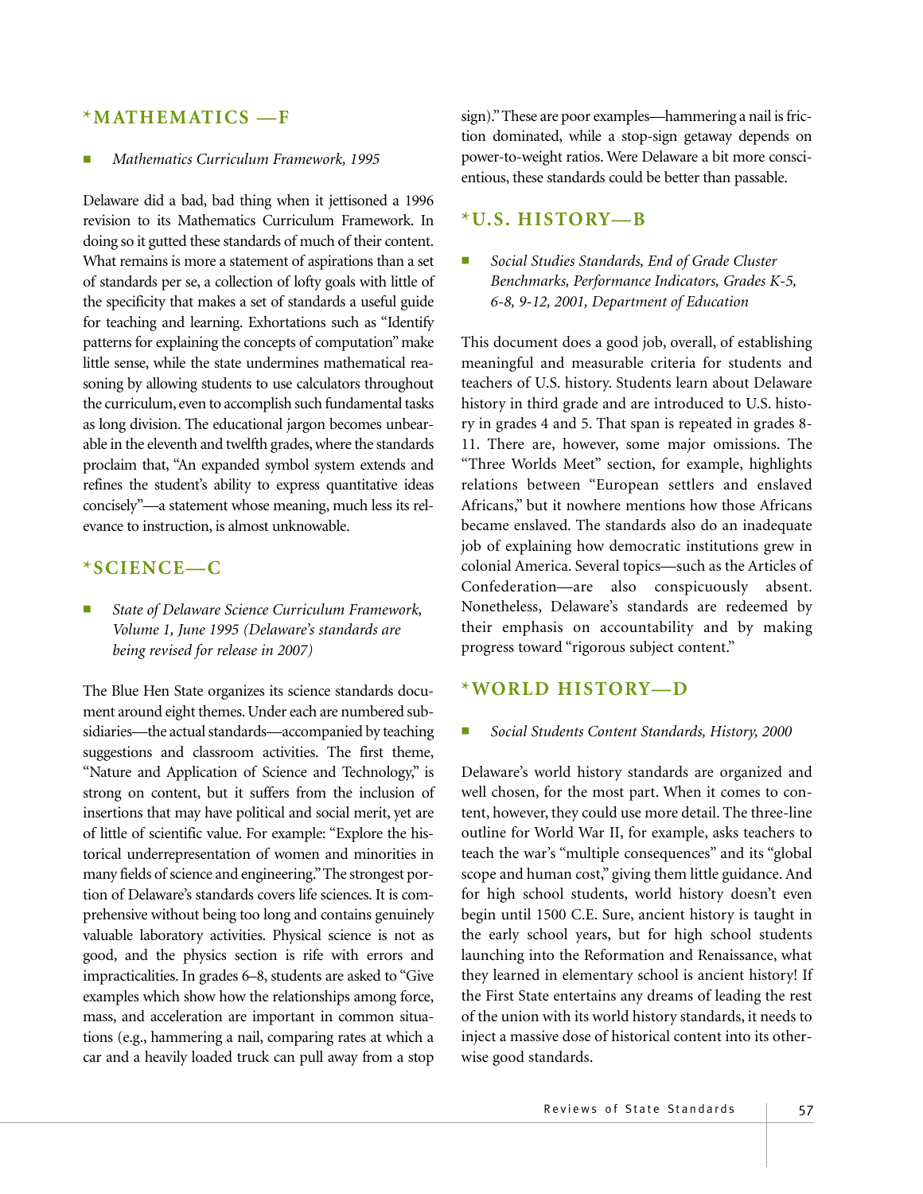## *MATHEMATICS —F

- *Mathematics Curriculum Framework, 1995*

Delaware did a bad, bad thing when it jettisoned a 1996 revision to its Mathematics Curriculum Framework. In doing so it gutted these standards of much of their content. What remains is more a statement of aspirations than a set of standards per se, a collection of lofty goals with little of the specificity that makes a set of standards a useful guide for teaching and learning. Exhortations such as "Identify patterns for explaining the concepts of computation" make little sense, while the state undermines mathematical reasoning by allowing students to use calculators throughout the curriculum, even to accomplish such fundamental tasks as long division. The educational jargon becomes unbearable in the eleventh and twelfth grades, where the standards proclaim that, "An expanded symbol system extends and refines the student's ability to express quantitative ideas concisely"—a statement whose meaning, much less its relevance to instruction, is almost unknowable.

## *SCIENCE—C

- *State of Delaware Science Curriculum Framework, Volume 1, June 1995 (Delaware's standards are being revised for release in 2007)*

The Blue Hen State organizes its science standards document around eight themes. Under each are numbered subsidiaries—the actual standards—accompanied by teaching suggestions and classroom activities. The first theme, "Nature and Application of Science and Technology," is strong on content, but it suffers from the inclusion of insertions that may have political and social merit, yet are of little of scientific value. For example: "Explore the historical underrepresentation of women and minorities in many fields of science and engineering." The strongest portion of Delaware's standards covers life sciences. It is comprehensive without being too long and contains genuinely valuable laboratory activities. Physical science is not as good, and the physics section is rife with errors and impracticalities. In grades 6–8, students are asked to "Give examples which show how the relationships among force, mass, and acceleration are important in common situations (e.g., hammering a nail, comparing rates at which a car and a heavily loaded truck can pull away from a stop sign)." These are poor examples—hammering a nail is friction dominated, while a stop-sign getaway depends on power-to-weight ratios. Were Delaware a bit more conscientious, these standards could be better than passable.

## *U.S. HISTORY—B

- *Social Studies Standards, End of Grade Cluster Benchmarks, Performance Indicators, Grades K-5, 6-8, 9-12, 2001, Department of Education*

This document does a good job, overall, of establishing meaningful and measurable criteria for students and teachers of U.S. history. Students learn about Delaware history in third grade and are introduced to U.S. history in grades 4 and 5. That span is repeated in grades 8-11. There are, however, some major omissions. The "Three Worlds Meet" section, for example, highlights relations between "European settlers and enslaved Africans," but it nowhere mentions how those Africans became enslaved. The standards also do an inadequate job of explaining how democratic institutions grew in colonial America. Several topics—such as the Articles of Confederation—are also conspicuously absent. Nonetheless, Delaware's standards are redeemed by their emphasis on accountability and by making progress toward "rigorous subject content."

## *WORLD HISTORY—D

- *Social Students Content Standards, History, 2000*

Delaware's world history standards are organized and well chosen, for the most part. When it comes to content, however, they could use more detail. The three-line outline for World War II, for example, asks teachers to teach the war's "multiple consequences" and its "global scope and human cost," giving them little guidance. And for high school students, world history doesn't even begin until 1500 C.E. Sure, ancient history is taught in the early school years, but for high school students launching into the Reformation and Renaissance, what they learned in elementary school is ancient history! If the First State entertains any dreams of leading the rest of the union with its world history standards, it needs to inject a massive dose of historical content into its otherwise good standards.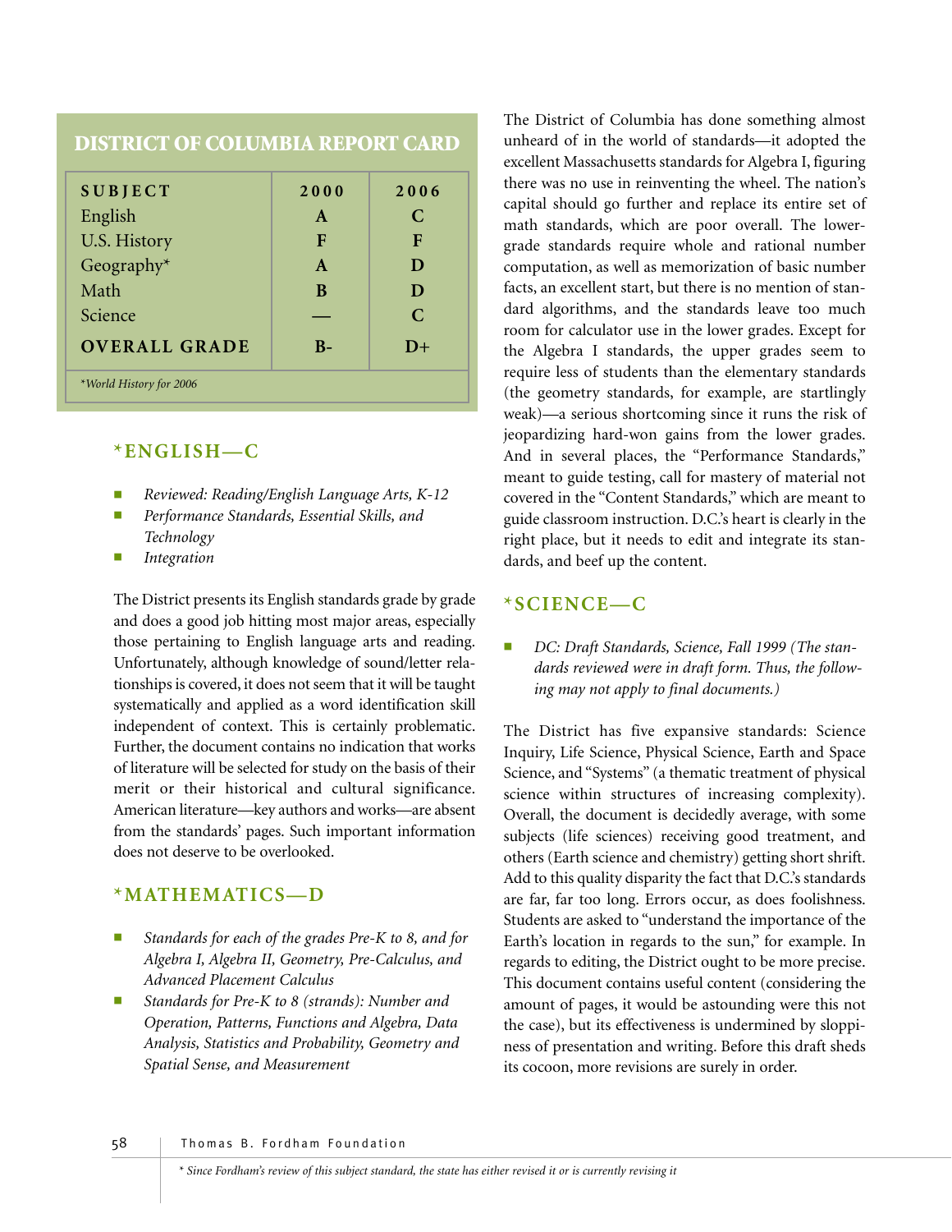## DISTRICT OF COLUMBIA REPORT CARD

| SUBJECT | 2000 | 2006 |
|---|---|---|
| English | A | C |
| U.S. History | F | F |
| Geography* | A | D |
| Math | B | D |
| Science | — | C |
| **OVERALL GRADE** | **B-** | **D+** |

*World History for 2006

### *ENGLISH—C

- *Reviewed: Reading/English Language Arts, K-12*
- *Performance Standards, Essential Skills, and Technology*
- *Integration*

The District presents its English standards grade by grade and does a good job hitting most major areas, especially those pertaining to English language arts and reading. Unfortunately, although knowledge of sound/letter relationships is covered, it does not seem that it will be taught systematically and applied as a word identification skill independent of context. This is certainly problematic. Further, the document contains no indication that works of literature will be selected for study on the basis of their merit or their historical and cultural significance. American literature—key authors and works—are absent from the standards' pages. Such important information does not deserve to be overlooked.

### *MATHEMATICS—D

- *Standards for each of the grades Pre-K to 8, and for Algebra I, Algebra II, Geometry, Pre-Calculus, and Advanced Placement Calculus*
- *Standards for Pre-K to 8 (strands): Number and Operation, Patterns, Functions and Algebra, Data Analysis, Statistics and Probability, Geometry and Spatial Sense, and Measurement*

The District of Columbia has done something almost unheard of in the world of standards—it adopted the excellent Massachusetts standards for Algebra I, figuring there was no use in reinventing the wheel. The nation's capital should go further and replace its entire set of math standards, which are poor overall. The lower-grade standards require whole and rational number computation, as well as memorization of basic number facts, an excellent start, but there is no mention of standard algorithms, and the standards leave too much room for calculator use in the lower grades. Except for the Algebra I standards, the upper grades seem to require less of students than the elementary standards (the geometry standards, for example, are startlingly weak)—a serious shortcoming since it runs the risk of jeopardizing hard-won gains from the lower grades. And in several places, the "Performance Standards," meant to guide testing, call for mastery of material not covered in the "Content Standards," which are meant to guide classroom instruction. D.C.'s heart is clearly in the right place, but it needs to edit and integrate its standards, and beef up the content.

### *SCIENCE—C

- *DC: Draft Standards, Science, Fall 1999 (The standards reviewed were in draft form. Thus, the following may not apply to final documents.)*

The District has five expansive standards: Science Inquiry, Life Science, Physical Science, Earth and Space Science, and "Systems" (a thematic treatment of physical science within structures of increasing complexity). Overall, the document is decidedly average, with some subjects (life sciences) receiving good treatment, and others (Earth science and chemistry) getting short shrift. Add to this quality disparity the fact that D.C.'s standards are far, far too long. Errors occur, as does foolishness. Students are asked to "understand the importance of the Earth's location in regards to the sun," for example. In regards to editing, the District ought to be more precise. This document contains useful content (considering the amount of pages, it would be astounding were this not the case), but its effectiveness is undermined by sloppiness of presentation and writing. Before this draft sheds its cocoon, more revisions are surely in order.

* *Since Fordham's review of this subject standard, the state has either revised it or is currently revising it*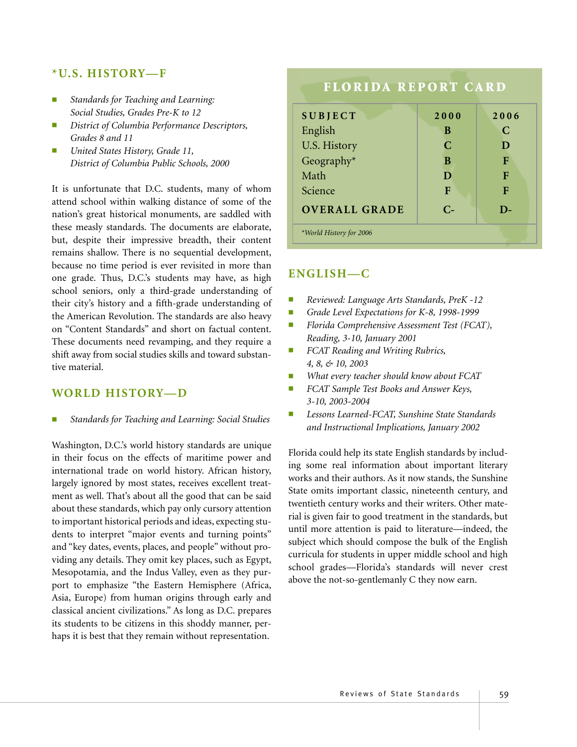### *U.S. HISTORY—F

- *Standards for Teaching and Learning: Social Studies, Grades Pre-K to 12*
- *District of Columbia Performance Descriptors, Grades 8 and 11*
- *United States History, Grade 11, District of Columbia Public Schools, 2000*

It is unfortunate that D.C. students, many of whom attend school within walking distance of some of the nation's great historical monuments, are saddled with these measly standards. The documents are elaborate, but, despite their impressive breadth, their content remains shallow. There is no sequential development, because no time period is ever revisited in more than one grade. Thus, D.C.'s students may have, as high school seniors, only a third-grade understanding of their city's history and a fifth-grade understanding of the American Revolution. The standards are also heavy on "Content Standards" and short on factual content. These documents need revamping, and they require a shift away from social studies skills and toward substantive material.

### WORLD HISTORY—D

- *Standards for Teaching and Learning: Social Studies*

Washington, D.C.'s world history standards are unique in their focus on the effects of maritime power and international trade on world history. African history, largely ignored by most states, receives excellent treatment as well. That's about all the good that can be said about these standards, which pay only cursory attention to important historical periods and ideas, expecting students to interpret "major events and turning points" and "key dates, events, places, and people" without providing any details. They omit key places, such as Egypt, Mesopotamia, and the Indus Valley, even as they purport to emphasize "the Eastern Hemisphere (Africa, Asia, Europe) from human origins through early and classical ancient civilizations." As long as D.C. prepares its students to be citizens in this shoddy manner, perhaps it is best that they remain without representation.

## FLORIDA REPORT CARD

| SUBJECT | 2000 | 2006 |
|---|---|---|
| English | B | C |
| U.S. History | C | D |
| Geography* | B | F |
| Math | D | F |
| Science | F | F |
| **OVERALL GRADE** | **C-** | **D-** |

*\*World History for 2006*

### ENGLISH—C

- *Reviewed: Language Arts Standards, PreK -12*
- *Grade Level Expectations for K-8, 1998-1999*
- *Florida Comprehensive Assessment Test (FCAT), Reading, 3-10, January 2001*
- *FCAT Reading and Writing Rubrics, 4, 8, & 10, 2003*
- *What every teacher should know about FCAT*
- *FCAT Sample Test Books and Answer Keys, 3-10, 2003-2004*
- *Lessons Learned-FCAT, Sunshine State Standards and Instructional Implications, January 2002*

Florida could help its state English standards by including some real information about important literary works and their authors. As it now stands, the Sunshine State omits important classic, nineteenth century, and twentieth century works and their writers. Other material is given fair to good treatment in the standards, but until more attention is paid to literature—indeed, the subject which should compose the bulk of the English curricula for students in upper middle school and high school grades—Florida's standards will never crest above the not-so-gentlemanly C they now earn.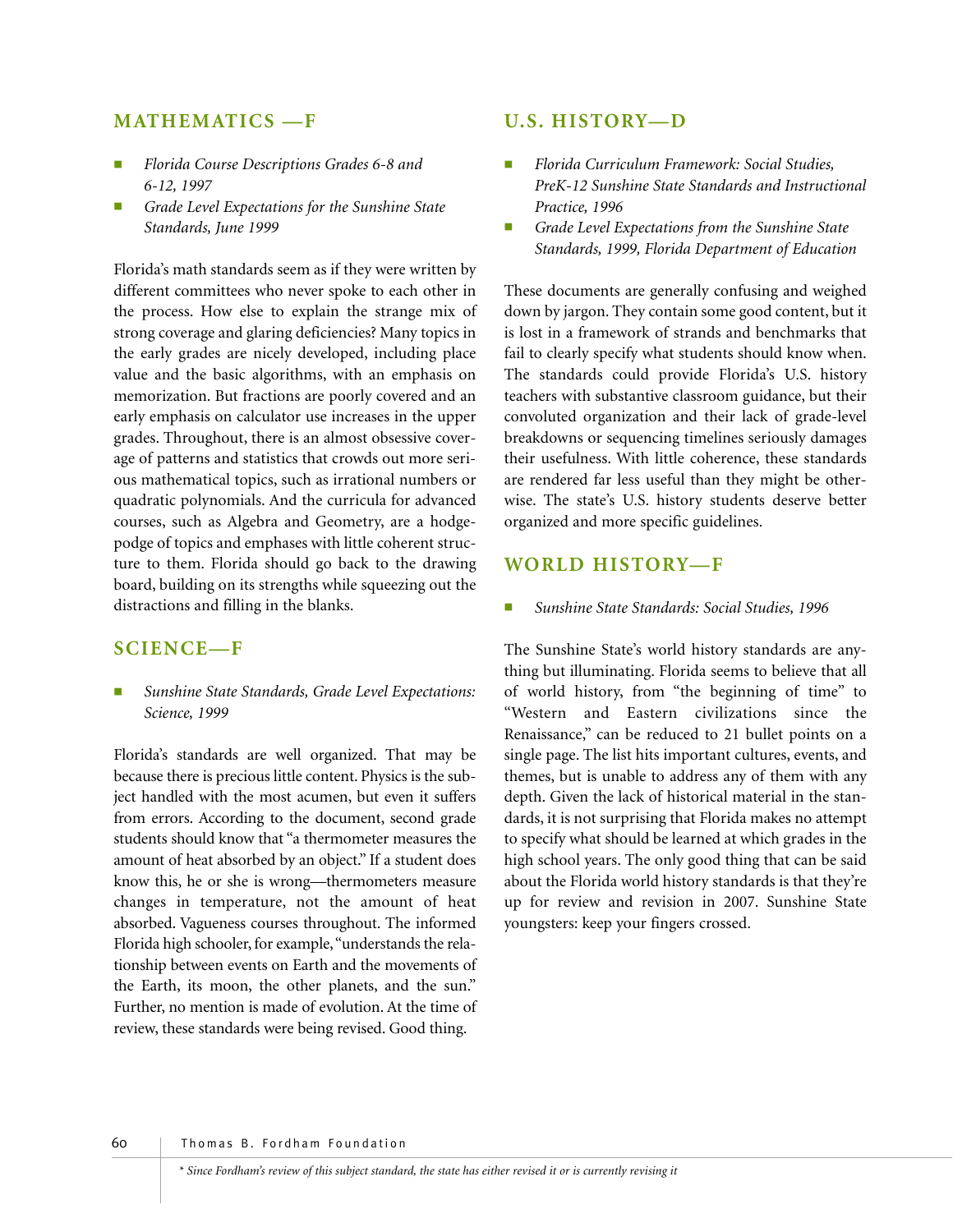## MATHEMATICS —F

- *Florida Course Descriptions Grades 6-8 and 6-12, 1997*
- *Grade Level Expectations for the Sunshine State Standards, June 1999*

Florida's math standards seem as if they were written by different committees who never spoke to each other in the process. How else to explain the strange mix of strong coverage and glaring deficiencies? Many topics in the early grades are nicely developed, including place value and the basic algorithms, with an emphasis on memorization. But fractions are poorly covered and an early emphasis on calculator use increases in the upper grades. Throughout, there is an almost obsessive coverage of patterns and statistics that crowds out more serious mathematical topics, such as irrational numbers or quadratic polynomials. And the curricula for advanced courses, such as Algebra and Geometry, are a hodgepodge of topics and emphases with little coherent structure to them. Florida should go back to the drawing board, building on its strengths while squeezing out the distractions and filling in the blanks.

## SCIENCE—F

- *Sunshine State Standards, Grade Level Expectations: Science, 1999*

Florida's standards are well organized. That may be because there is precious little content. Physics is the subject handled with the most acumen, but even it suffers from errors. According to the document, second grade students should know that "a thermometer measures the amount of heat absorbed by an object." If a student does know this, he or she is wrong—thermometers measure changes in temperature, not the amount of heat absorbed. Vagueness courses throughout. The informed Florida high schooler, for example, "understands the relationship between events on Earth and the movements of the Earth, its moon, the other planets, and the sun." Further, no mention is made of evolution. At the time of review, these standards were being revised. Good thing.

## U.S. HISTORY—D

- *Florida Curriculum Framework: Social Studies, PreK-12 Sunshine State Standards and Instructional Practice, 1996*
- *Grade Level Expectations from the Sunshine State Standards, 1999, Florida Department of Education*

These documents are generally confusing and weighed down by jargon. They contain some good content, but it is lost in a framework of strands and benchmarks that fail to clearly specify what students should know when. The standards could provide Florida's U.S. history teachers with substantive classroom guidance, but their convoluted organization and their lack of grade-level breakdowns or sequencing timelines seriously damages their usefulness. With little coherence, these standards are rendered far less useful than they might be otherwise. The state's U.S. history students deserve better organized and more specific guidelines.

## WORLD HISTORY—F

- *Sunshine State Standards: Social Studies, 1996*

The Sunshine State's world history standards are anything but illuminating. Florida seems to believe that all of world history, from "the beginning of time" to "Western and Eastern civilizations since the Renaissance," can be reduced to 21 bullet points on a single page. The list hits important cultures, events, and themes, but is unable to address any of them with any depth. Given the lack of historical material in the standards, it is not surprising that Florida makes no attempt to specify what should be learned at which grades in the high school years. The only good thing that can be said about the Florida world history standards is that they're up for review and revision in 2007. Sunshine State youngsters: keep your fingers crossed.

*\* Since Fordham's review of this subject standard, the state has either revised it or is currently revising it*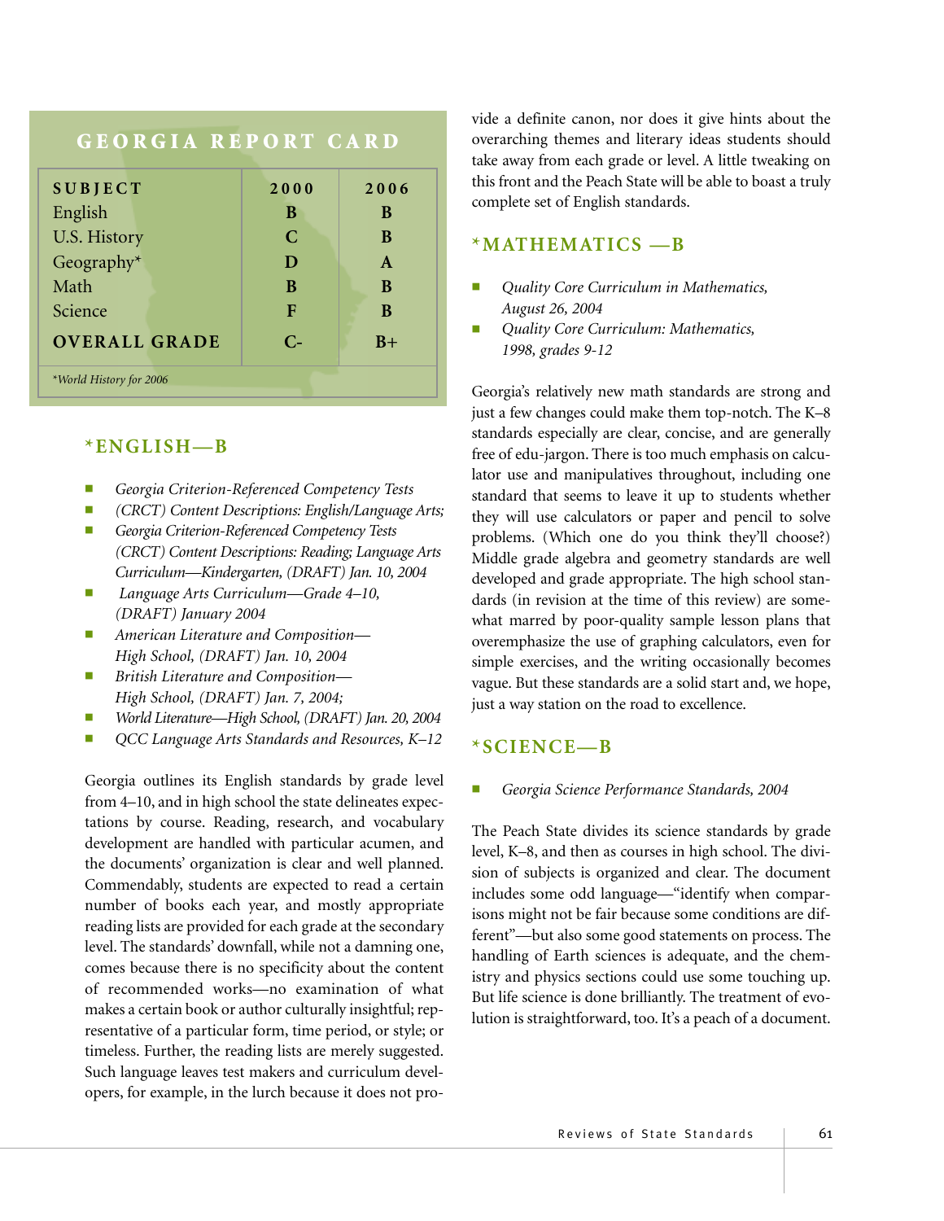## GEORGIA REPORT CARD

| SUBJECT | 2000 | 2006 |
|---|---|---|
| English | B | B |
| U.S. History | C | B |
| Geography* | D | A |
| Math | B | B |
| Science | F | B |
| **OVERALL GRADE** | C- | B+ |

*World History for 2006*

### *ENGLISH—B

- *Georgia Criterion-Referenced Competency Tests*
- *(CRCT) Content Descriptions: English/Language Arts;*
- *Georgia Criterion-Referenced Competency Tests (CRCT) Content Descriptions: Reading; Language Arts Curriculum—Kindergarten, (DRAFT) Jan. 10, 2004*
- *Language Arts Curriculum—Grade 4–10, (DRAFT) January 2004*
- *American Literature and Composition—High School, (DRAFT) Jan. 10, 2004*
- *British Literature and Composition—High School, (DRAFT) Jan. 7, 2004;*
- *World Literature—High School, (DRAFT) Jan. 20, 2004*
- *QCC Language Arts Standards and Resources, K–12*

Georgia outlines its English standards by grade level from 4–10, and in high school the state delineates expectations by course. Reading, research, and vocabulary development are handled with particular acumen, and the documents' organization is clear and well planned. Commendably, students are expected to read a certain number of books each year, and mostly appropriate reading lists are provided for each grade at the secondary level. The standards' downfall, while not a damning one, comes because there is no specificity about the content of recommended works—no examination of what makes a certain book or author culturally insightful; representative of a particular form, time period, or style; or timeless. Further, the reading lists are merely suggested. Such language leaves test makers and curriculum developers, for example, in the lurch because it does not provide a definite canon, nor does it give hints about the overarching themes and literary ideas students should take away from each grade or level. A little tweaking on this front and the Peach State will be able to boast a truly complete set of English standards.

### *MATHEMATICS —B

- *Quality Core Curriculum in Mathematics, August 26, 2004*
- *Quality Core Curriculum: Mathematics, 1998, grades 9-12*

Georgia's relatively new math standards are strong and just a few changes could make them top-notch. The K–8 standards especially are clear, concise, and are generally free of edu-jargon. There is too much emphasis on calculator use and manipulatives throughout, including one standard that seems to leave it up to students whether they will use calculators or paper and pencil to solve problems. (Which one do you think they'll choose?) Middle grade algebra and geometry standards are well developed and grade appropriate. The high school standards (in revision at the time of this review) are somewhat marred by poor-quality sample lesson plans that overemphasize the use of graphing calculators, even for simple exercises, and the writing occasionally becomes vague. But these standards are a solid start and, we hope, just a way station on the road to excellence.

### *SCIENCE—B

- *Georgia Science Performance Standards, 2004*

The Peach State divides its science standards by grade level, K–8, and then as courses in high school. The division of subjects is organized and clear. The document includes some odd language—"identify when comparisons might not be fair because some conditions are different"—but also some good statements on process. The handling of Earth sciences is adequate, and the chemistry and physics sections could use some touching up. But life science is done brilliantly. The treatment of evolution is straightforward, too. It's a peach of a document.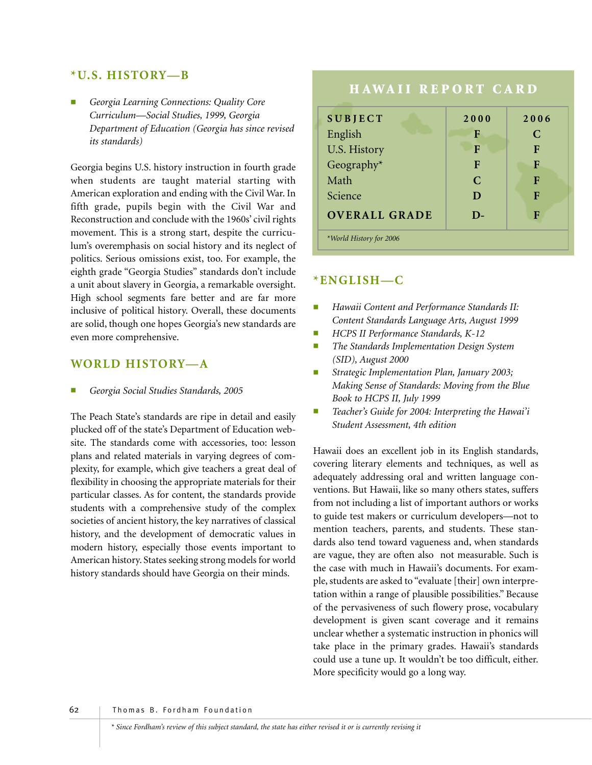## *U.S. HISTORY—B

- *Georgia Learning Connections: Quality Core Curriculum—Social Studies, 1999, Georgia Department of Education (Georgia has since revised its standards)*

Georgia begins U.S. history instruction in fourth grade when students are taught material starting with American exploration and ending with the Civil War. In fifth grade, pupils begin with the Civil War and Reconstruction and conclude with the 1960s' civil rights movement. This is a strong start, despite the curriculum's overemphasis on social history and its neglect of politics. Serious omissions exist, too. For example, the eighth grade "Georgia Studies" standards don't include a unit about slavery in Georgia, a remarkable oversight. High school segments fare better and are far more inclusive of political history. Overall, these documents are solid, though one hopes Georgia's new standards are even more comprehensive.

## WORLD HISTORY—A

- *Georgia Social Studies Standards, 2005*

The Peach State's standards are ripe in detail and easily plucked off of the state's Department of Education website. The standards come with accessories, too: lesson plans and related materials in varying degrees of complexity, for example, which give teachers a great deal of flexibility in choosing the appropriate materials for their particular classes. As for content, the standards provide students with a comprehensive study of the complex societies of ancient history, the key narratives of classical history, and the development of democratic values in modern history, especially those events important to American history. States seeking strong models for world history standards should have Georgia on their minds.

## HAWAII REPORT CARD

| SUBJECT | 2000 | 2006 |
|---|---|---|
| English | F | C |
| U.S. History | F | F |
| Geography* | F | F |
| Math | C | F |
| Science | D | F |
| **OVERALL GRADE** | D- | F |

*World History for 2006

## *ENGLISH—C

- *Hawaii Content and Performance Standards II: Content Standards Language Arts, August 1999*
- *HCPS II Performance Standards, K-12*
- *The Standards Implementation Design System (SID), August 2000*
- *Strategic Implementation Plan, January 2003; Making Sense of Standards: Moving from the Blue Book to HCPS II, July 1999*
- *Teacher's Guide for 2004: Interpreting the Hawai'i Student Assessment, 4th edition*

Hawaii does an excellent job in its English standards, covering literary elements and techniques, as well as adequately addressing oral and written language conventions. But Hawaii, like so many others states, suffers from not including a list of important authors or works to guide test makers or curriculum developers—not to mention teachers, parents, and students. These standards also tend toward vagueness and, when standards are vague, they are often also not measurable. Such is the case with much in Hawaii's documents. For example, students are asked to "evaluate [their] own interpretation within a range of plausible possibilities." Because of the pervasiveness of such flowery prose, vocabulary development is given scant coverage and it remains unclear whether a systematic instruction in phonics will take place in the primary grades. Hawaii's standards could use a tune up. It wouldn't be too difficult, either. More specificity would go a long way.

* Since Fordham's review of this subject standard, the state has either revised it or is currently revising it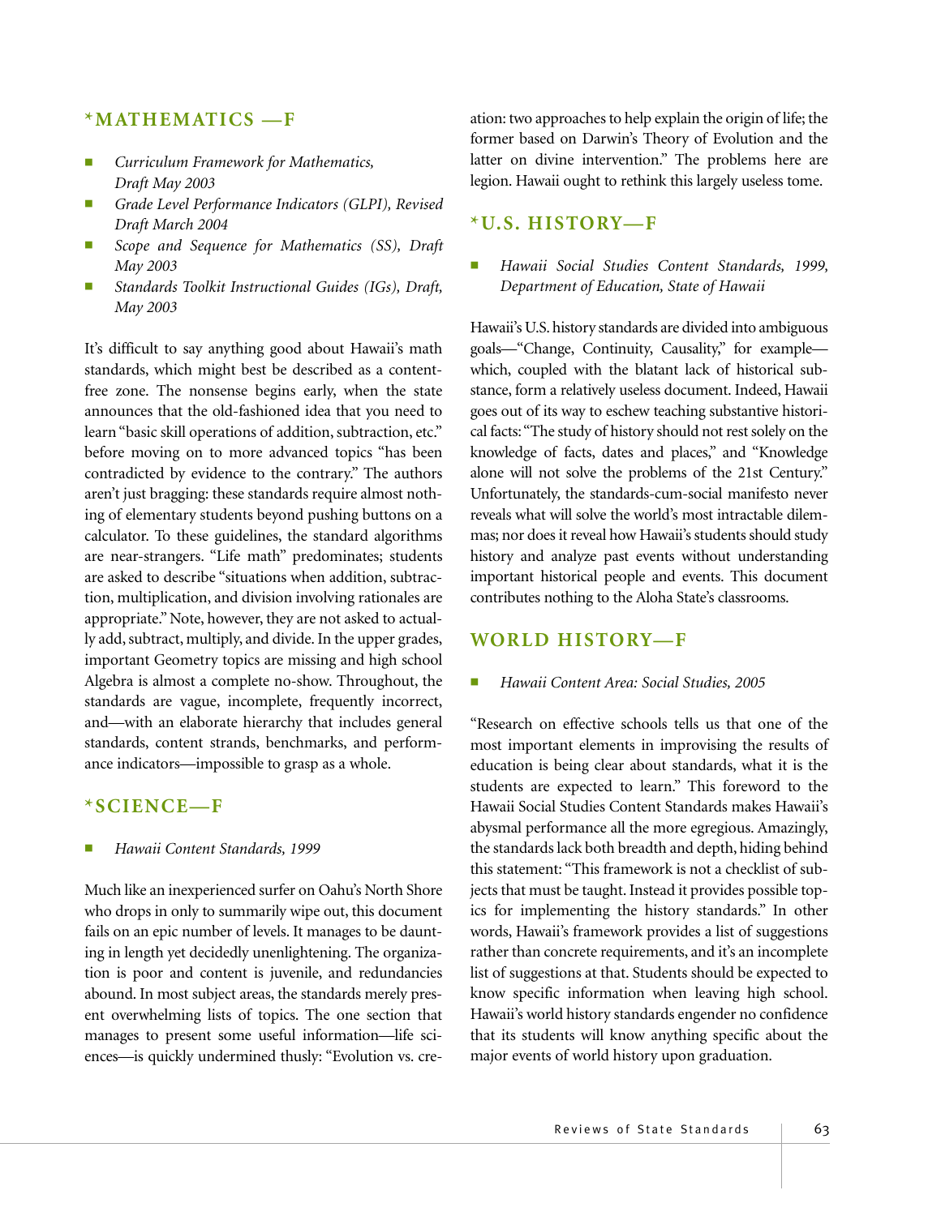## *MATHEMATICS —F

- *Curriculum Framework for Mathematics, Draft May 2003*
- *Grade Level Performance Indicators (GLPI), Revised Draft March 2004*
- *Scope and Sequence for Mathematics (SS), Draft May 2003*
- *Standards Toolkit Instructional Guides (IGs), Draft, May 2003*

It's difficult to say anything good about Hawaii's math standards, which might best be described as a content-free zone. The nonsense begins early, when the state announces that the old-fashioned idea that you need to learn "basic skill operations of addition, subtraction, etc." before moving on to more advanced topics "has been contradicted by evidence to the contrary." The authors aren't just bragging: these standards require almost nothing of elementary students beyond pushing buttons on a calculator. To these guidelines, the standard algorithms are near-strangers. "Life math" predominates; students are asked to describe "situations when addition, subtraction, multiplication, and division involving rationales are appropriate." Note, however, they are not asked to actually add, subtract, multiply, and divide. In the upper grades, important Geometry topics are missing and high school Algebra is almost a complete no-show. Throughout, the standards are vague, incomplete, frequently incorrect, and—with an elaborate hierarchy that includes general standards, content strands, benchmarks, and performance indicators—impossible to grasp as a whole.

## *SCIENCE—F

- *Hawaii Content Standards, 1999*

Much like an inexperienced surfer on Oahu's North Shore who drops in only to summarily wipe out, this document fails on an epic number of levels. It manages to be daunting in length yet decidedly unenlightening. The organization is poor and content is juvenile, and redundancies abound. In most subject areas, the standards merely present overwhelming lists of topics. The one section that manages to present some useful information—life sciences—is quickly undermined thusly: "Evolution vs. creation: two approaches to help explain the origin of life; the former based on Darwin's Theory of Evolution and the latter on divine intervention." The problems here are legion. Hawaii ought to rethink this largely useless tome.

## *U.S. HISTORY—F

- *Hawaii Social Studies Content Standards, 1999, Department of Education, State of Hawaii*

Hawaii's U.S. history standards are divided into ambiguous goals—"Change, Continuity, Causality," for example—which, coupled with the blatant lack of historical substance, form a relatively useless document. Indeed, Hawaii goes out of its way to eschew teaching substantive historical facts: "The study of history should not rest solely on the knowledge of facts, dates and places," and "Knowledge alone will not solve the problems of the 21st Century." Unfortunately, the standards-cum-social manifesto never reveals what will solve the world's most intractable dilemmas; nor does it reveal how Hawaii's students should study history and analyze past events without understanding important historical people and events. This document contributes nothing to the Aloha State's classrooms.

## WORLD HISTORY—F

- *Hawaii Content Area: Social Studies, 2005*

"Research on effective schools tells us that one of the most important elements in improvising the results of education is being clear about standards, what it is the students are expected to learn." This foreword to the Hawaii Social Studies Content Standards makes Hawaii's abysmal performance all the more egregious. Amazingly, the standards lack both breadth and depth, hiding behind this statement: "This framework is not a checklist of subjects that must be taught. Instead it provides possible topics for implementing the history standards." In other words, Hawaii's framework provides a list of suggestions rather than concrete requirements, and it's an incomplete list of suggestions at that. Students should be expected to know specific information when leaving high school. Hawaii's world history standards engender no confidence that its students will know anything specific about the major events of world history upon graduation.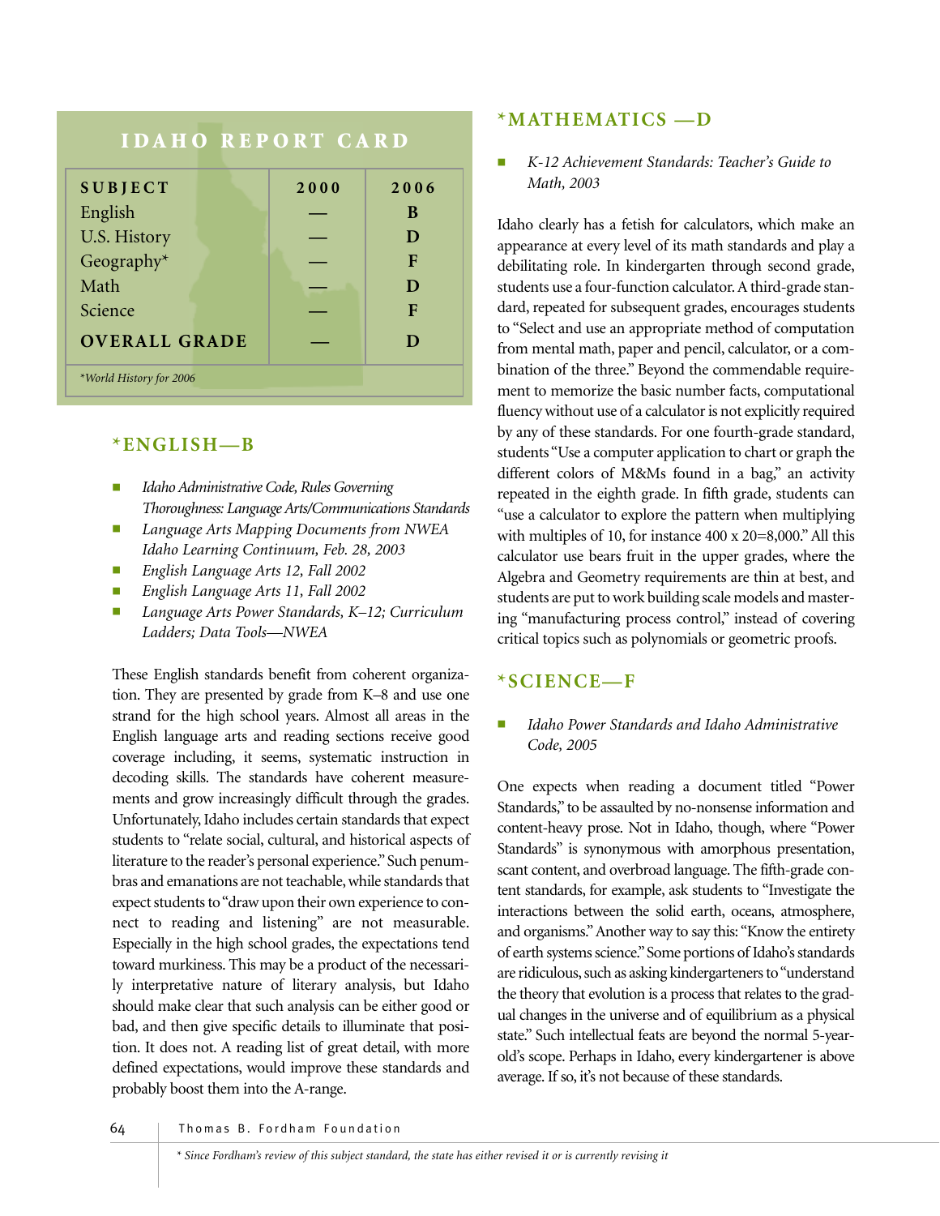## IDAHO REPORT CARD

| SUBJECT | 2000 | 2006 |
|---|---|---|
| English | — | B |
| U.S. History | — | D |
| Geography* | — | F |
| Math | — | D |
| Science | — | F |
| **OVERALL GRADE** | — | **D** |

*World History for 2006

## *ENGLISH—B

- *Idaho Administrative Code, Rules Governing Thoroughness: Language Arts/Communications Standards*
- *Language Arts Mapping Documents from NWEA Idaho Learning Continuum, Feb. 28, 2003*
- *English Language Arts 12, Fall 2002*
- *English Language Arts 11, Fall 2002*
- *Language Arts Power Standards, K–12; Curriculum Ladders; Data Tools—NWEA*

These English standards benefit from coherent organization. They are presented by grade from K–8 and use one strand for the high school years. Almost all areas in the English language arts and reading sections receive good coverage including, it seems, systematic instruction in decoding skills. The standards have coherent measurements and grow increasingly difficult through the grades. Unfortunately, Idaho includes certain standards that expect students to "relate social, cultural, and historical aspects of literature to the reader's personal experience." Such penumbras and emanations are not teachable, while standards that expect students to "draw upon their own experience to connect to reading and listening" are not measurable. Especially in the high school grades, the expectations tend toward murkiness. This may be a product of the necessarily interpretative nature of literary analysis, but Idaho should make clear that such analysis can be either good or bad, and then give specific details to illuminate that position. It does not. A reading list of great detail, with more defined expectations, would improve these standards and probably boost them into the A-range.

## *MATHEMATICS —D

- *K-12 Achievement Standards: Teacher's Guide to Math, 2003*

Idaho clearly has a fetish for calculators, which make an appearance at every level of its math standards and play a debilitating role. In kindergarten through second grade, students use a four-function calculator. A third-grade standard, repeated for subsequent grades, encourages students to "Select and use an appropriate method of computation from mental math, paper and pencil, calculator, or a combination of the three." Beyond the commendable requirement to memorize the basic number facts, computational fluency without use of a calculator is not explicitly required by any of these standards. For one fourth-grade standard, students "Use a computer application to chart or graph the different colors of M&Ms found in a bag," an activity repeated in the eighth grade. In fifth grade, students can "use a calculator to explore the pattern when multiplying with multiples of 10, for instance 400 x 20=8,000." All this calculator use bears fruit in the upper grades, where the Algebra and Geometry requirements are thin at best, and students are put to work building scale models and mastering "manufacturing process control," instead of covering critical topics such as polynomials or geometric proofs.

## *SCIENCE—F

- *Idaho Power Standards and Idaho Administrative Code, 2005*

One expects when reading a document titled "Power Standards," to be assaulted by no-nonsense information and content-heavy prose. Not in Idaho, though, where "Power Standards" is synonymous with amorphous presentation, scant content, and overbroad language. The fifth-grade content standards, for example, ask students to "Investigate the interactions between the solid earth, oceans, atmosphere, and organisms." Another way to say this: "Know the entirety of earth systems science." Some portions of Idaho's standards are ridiculous, such as asking kindergarteners to "understand the theory that evolution is a process that relates to the gradual changes in the universe and of equilibrium as a physical state." Such intellectual feats are beyond the normal 5-year-old's scope. Perhaps in Idaho, every kindergartener is above average. If so, it's not because of these standards.

* *Since Fordham's review of this subject standard, the state has either revised it or is currently revising it*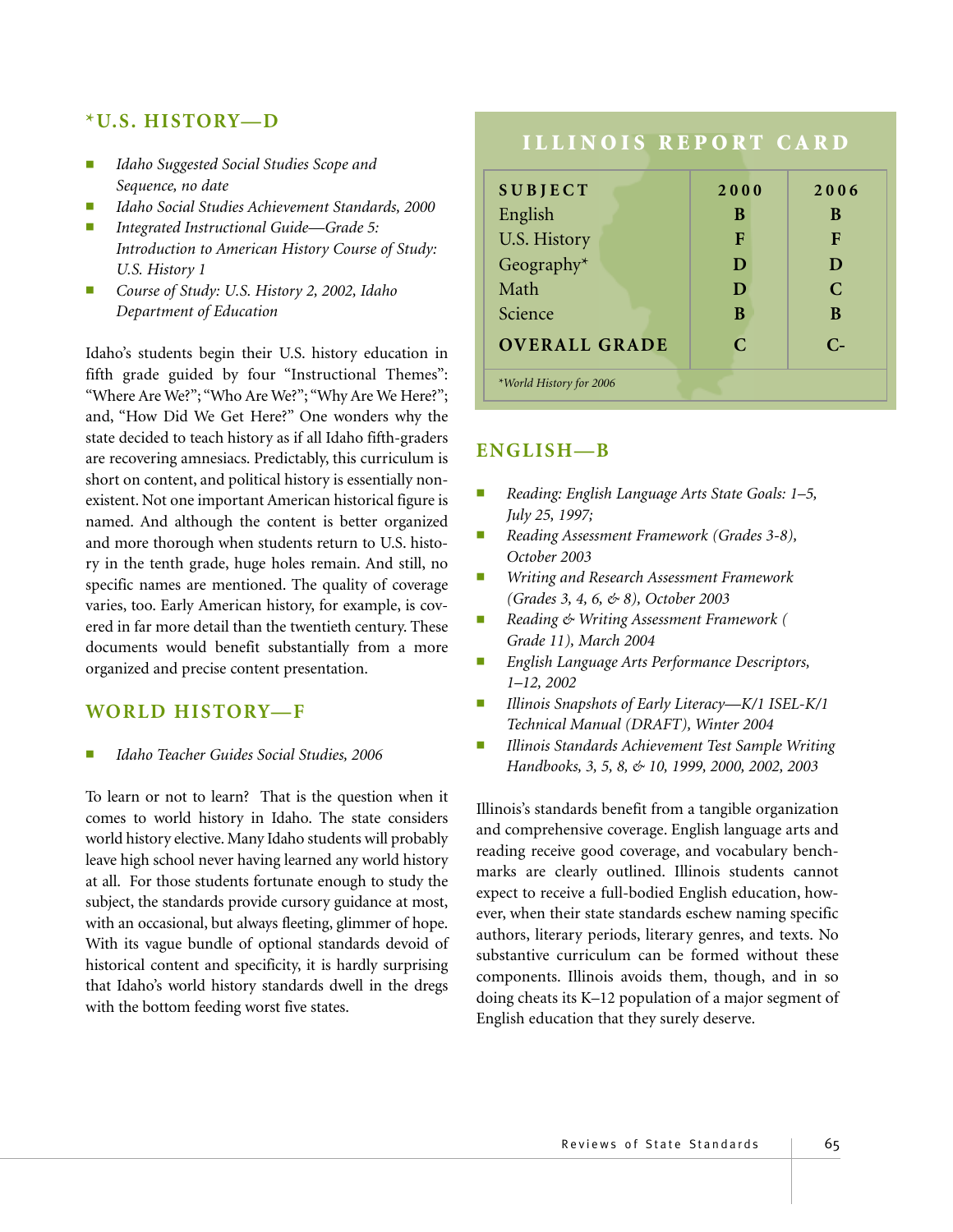### *U.S. HISTORY—D

- *Idaho Suggested Social Studies Scope and Sequence, no date*
- *Idaho Social Studies Achievement Standards, 2000*
- *Integrated Instructional Guide—Grade 5: Introduction to American History Course of Study: U.S. History 1*
- *Course of Study: U.S. History 2, 2002, Idaho Department of Education*

Idaho's students begin their U.S. history education in fifth grade guided by four "Instructional Themes": "Where Are We?"; "Who Are We?"; "Why Are We Here?"; and, "How Did We Get Here?" One wonders why the state decided to teach history as if all Idaho fifth-graders are recovering amnesiacs. Predictably, this curriculum is short on content, and political history is essentially nonexistent. Not one important American historical figure is named. And although the content is better organized and more thorough when students return to U.S. history in the tenth grade, huge holes remain. And still, no specific names are mentioned. The quality of coverage varies, too. Early American history, for example, is covered in far more detail than the twentieth century. These documents would benefit substantially from a more organized and precise content presentation.

### WORLD HISTORY—F

- *Idaho Teacher Guides Social Studies, 2006*

To learn or not to learn? That is the question when it comes to world history in Idaho. The state considers world history elective. Many Idaho students will probably leave high school never having learned any world history at all. For those students fortunate enough to study the subject, the standards provide cursory guidance at most, with an occasional, but always fleeting, glimmer of hope. With its vague bundle of optional standards devoid of historical content and specificity, it is hardly surprising that Idaho's world history standards dwell in the dregs with the bottom feeding worst five states.

## ILLINOIS REPORT CARD

| SUBJECT | 2000 | 2006 |
|---|---|---|
| English | B | B |
| U.S. History | F | F |
| Geography* | D | D |
| Math | D | C |
| Science | B | B |
| **OVERALL GRADE** | **C** | **C-** |

*World History for 2006

### ENGLISH—B

- *Reading: English Language Arts State Goals: 1–5, July 25, 1997;*
- *Reading Assessment Framework (Grades 3-8), October 2003*
- *Writing and Research Assessment Framework (Grades 3, 4, 6, & 8), October 2003*
- *Reading & Writing Assessment Framework ( Grade 11), March 2004*
- *English Language Arts Performance Descriptors, 1–12, 2002*
- *Illinois Snapshots of Early Literacy—K/1 ISEL-K/1 Technical Manual (DRAFT), Winter 2004*
- *Illinois Standards Achievement Test Sample Writing Handbooks, 3, 5, 8, & 10, 1999, 2000, 2002, 2003*

Illinois's standards benefit from a tangible organization and comprehensive coverage. English language arts and reading receive good coverage, and vocabulary benchmarks are clearly outlined. Illinois students cannot expect to receive a full-bodied English education, however, when their state standards eschew naming specific authors, literary periods, literary genres, and texts. No substantive curriculum can be formed without these components. Illinois avoids them, though, and in so doing cheats its K–12 population of a major segment of English education that they surely deserve.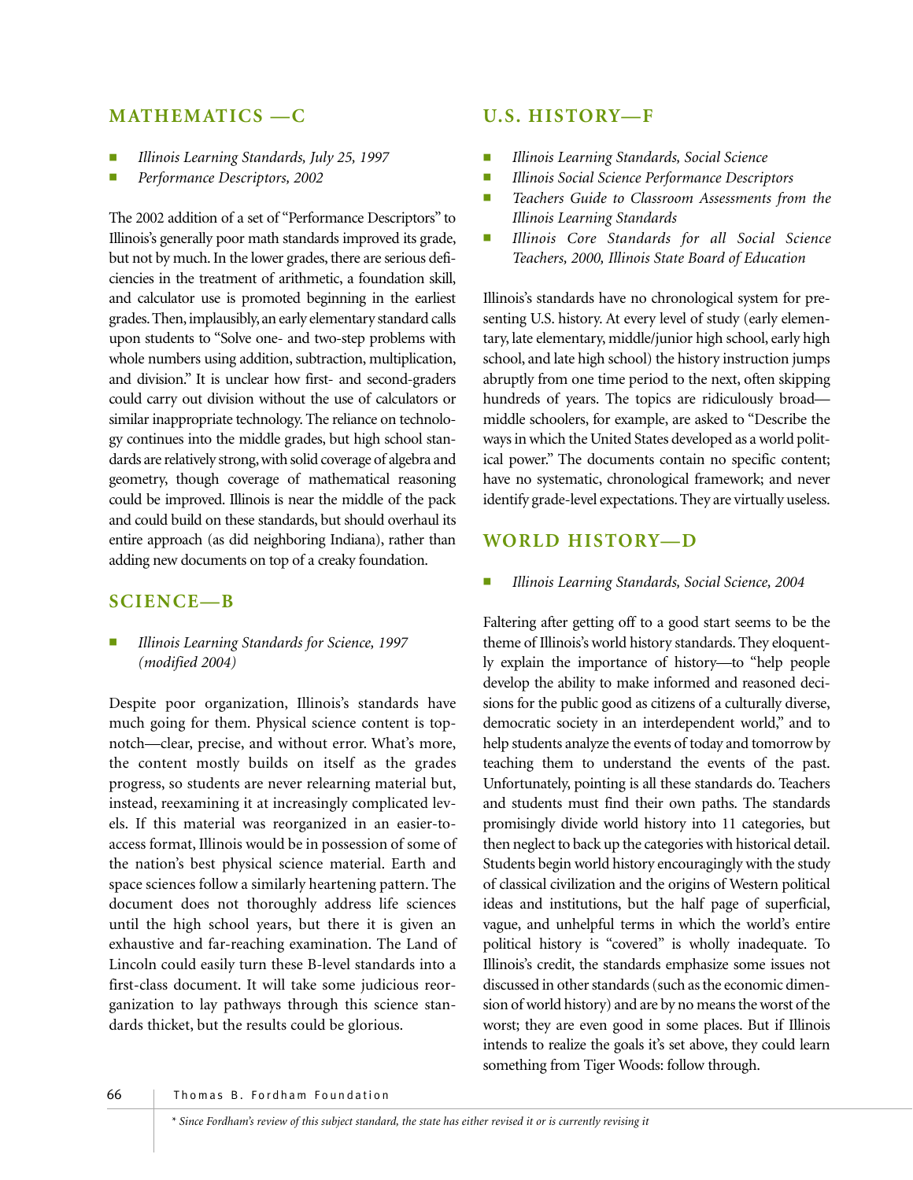## MATHEMATICS —C

- *Illinois Learning Standards, July 25, 1997*
- *Performance Descriptors, 2002*

The 2002 addition of a set of "Performance Descriptors" to Illinois's generally poor math standards improved its grade, but not by much. In the lower grades, there are serious deficiencies in the treatment of arithmetic, a foundation skill, and calculator use is promoted beginning in the earliest grades. Then, implausibly, an early elementary standard calls upon students to "Solve one- and two-step problems with whole numbers using addition, subtraction, multiplication, and division." It is unclear how first- and second-graders could carry out division without the use of calculators or similar inappropriate technology. The reliance on technology continues into the middle grades, but high school standards are relatively strong, with solid coverage of algebra and geometry, though coverage of mathematical reasoning could be improved. Illinois is near the middle of the pack and could build on these standards, but should overhaul its entire approach (as did neighboring Indiana), rather than adding new documents on top of a creaky foundation.

## SCIENCE—B

- *Illinois Learning Standards for Science, 1997 (modified 2004)*

Despite poor organization, Illinois's standards have much going for them. Physical science content is topnotch—clear, precise, and without error. What's more, the content mostly builds on itself as the grades progress, so students are never relearning material but, instead, reexamining it at increasingly complicated levels. If this material was reorganized in an easier-to-access format, Illinois would be in possession of some of the nation's best physical science material. Earth and space sciences follow a similarly heartening pattern. The document does not thoroughly address life sciences until the high school years, but there it is given an exhaustive and far-reaching examination. The Land of Lincoln could easily turn these B-level standards into a first-class document. It will take some judicious reorganization to lay pathways through this science standards thicket, but the results could be glorious.

## U.S. HISTORY—F

- *Illinois Learning Standards, Social Science*
- *Illinois Social Science Performance Descriptors*
- *Teachers Guide to Classroom Assessments from the Illinois Learning Standards*
- *Illinois Core Standards for all Social Science Teachers, 2000, Illinois State Board of Education*

Illinois's standards have no chronological system for presenting U.S. history. At every level of study (early elementary, late elementary, middle/junior high school, early high school, and late high school) the history instruction jumps abruptly from one time period to the next, often skipping hundreds of years. The topics are ridiculously broad—middle schoolers, for example, are asked to "Describe the ways in which the United States developed as a world political power." The documents contain no specific content; have no systematic, chronological framework; and never identify grade-level expectations. They are virtually useless.

## WORLD HISTORY—D

- *Illinois Learning Standards, Social Science, 2004*

Faltering after getting off to a good start seems to be the theme of Illinois's world history standards. They eloquently explain the importance of history—to "help people develop the ability to make informed and reasoned decisions for the public good as citizens of a culturally diverse, democratic society in an interdependent world," and to help students analyze the events of today and tomorrow by teaching them to understand the events of the past. Unfortunately, pointing is all these standards do. Teachers and students must find their own paths. The standards promisingly divide world history into 11 categories, but then neglect to back up the categories with historical detail. Students begin world history encouragingly with the study of classical civilization and the origins of Western political ideas and institutions, but the half page of superficial, vague, and unhelpful terms in which the world's entire political history is "covered" is wholly inadequate. To Illinois's credit, the standards emphasize some issues not discussed in other standards (such as the economic dimension of world history) and are by no means the worst of the worst; they are even good in some places. But if Illinois intends to realize the goals it's set above, they could learn something from Tiger Woods: follow through.

*\* Since Fordham's review of this subject standard, the state has either revised it or is currently revising it*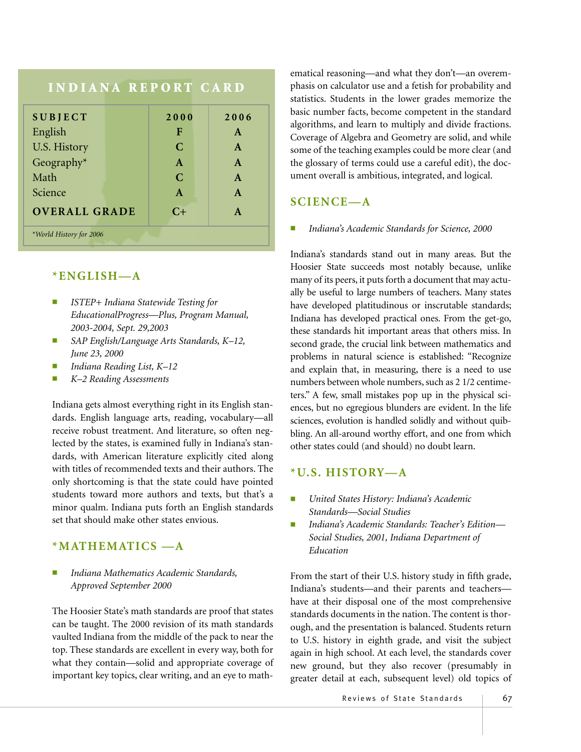## INDIANA REPORT CARD

| SUBJECT | 2000 | 2006 |
|---|---|---|
| English | F | A |
| U.S. History | C | A |
| Geography* | A | A |
| Math | C | A |
| Science | A | A |
| **OVERALL GRADE** | C+ | A |

*World History for 2006

### *ENGLISH—A

- *ISTEP+ Indiana Statewide Testing for EducationalProgress—Plus, Program Manual, 2003-2004, Sept. 29,2003*
- *SAP English/Language Arts Standards, K–12, June 23, 2000*
- *Indiana Reading List, K–12*
- *K–2 Reading Assessments*

Indiana gets almost everything right in its English standards. English language arts, reading, vocabulary—all receive robust treatment. And literature, so often neglected by the states, is examined fully in Indiana's standards, with American literature explicitly cited along with titles of recommended texts and their authors. The only shortcoming is that the state could have pointed students toward more authors and texts, but that's a minor qualm. Indiana puts forth an English standards set that should make other states envious.

### *MATHEMATICS —A

- *Indiana Mathematics Academic Standards, Approved September 2000*

The Hoosier State's math standards are proof that states can be taught. The 2000 revision of its math standards vaulted Indiana from the middle of the pack to near the top. These standards are excellent in every way, both for what they contain—solid and appropriate coverage of important key topics, clear writing, and an eye to mathematical reasoning—and what they don't—an overemphasis on calculator use and a fetish for probability and statistics. Students in the lower grades memorize the basic number facts, become competent in the standard algorithms, and learn to multiply and divide fractions. Coverage of Algebra and Geometry are solid, and while some of the teaching examples could be more clear (and the glossary of terms could use a careful edit), the document overall is ambitious, integrated, and logical.

### SCIENCE—A

- *Indiana's Academic Standards for Science, 2000*

Indiana's standards stand out in many areas. But the Hoosier State succeeds most notably because, unlike many of its peers, it puts forth a document that may actually be useful to large numbers of teachers. Many states have developed platitudinous or inscrutable standards; Indiana has developed practical ones. From the get-go, these standards hit important areas that others miss. In second grade, the crucial link between mathematics and problems in natural science is established: "Recognize and explain that, in measuring, there is a need to use numbers between whole numbers, such as 2 1/2 centimeters." A few, small mistakes pop up in the physical sciences, but no egregious blunders are evident. In the life sciences, evolution is handled solidly and without quibbling. An all-around worthy effort, and one from which other states could (and should) no doubt learn.

### *U.S. HISTORY—A

- *United States History: Indiana's Academic Standards—Social Studies*
- *Indiana's Academic Standards: Teacher's Edition—Social Studies, 2001, Indiana Department of Education*

From the start of their U.S. history study in fifth grade, Indiana's students—and their parents and teachers—have at their disposal one of the most comprehensive standards documents in the nation. The content is thorough, and the presentation is balanced. Students return to U.S. history in eighth grade, and visit the subject again in high school. At each level, the standards cover new ground, but they also recover (presumably in greater detail at each, subsequent level) old topics of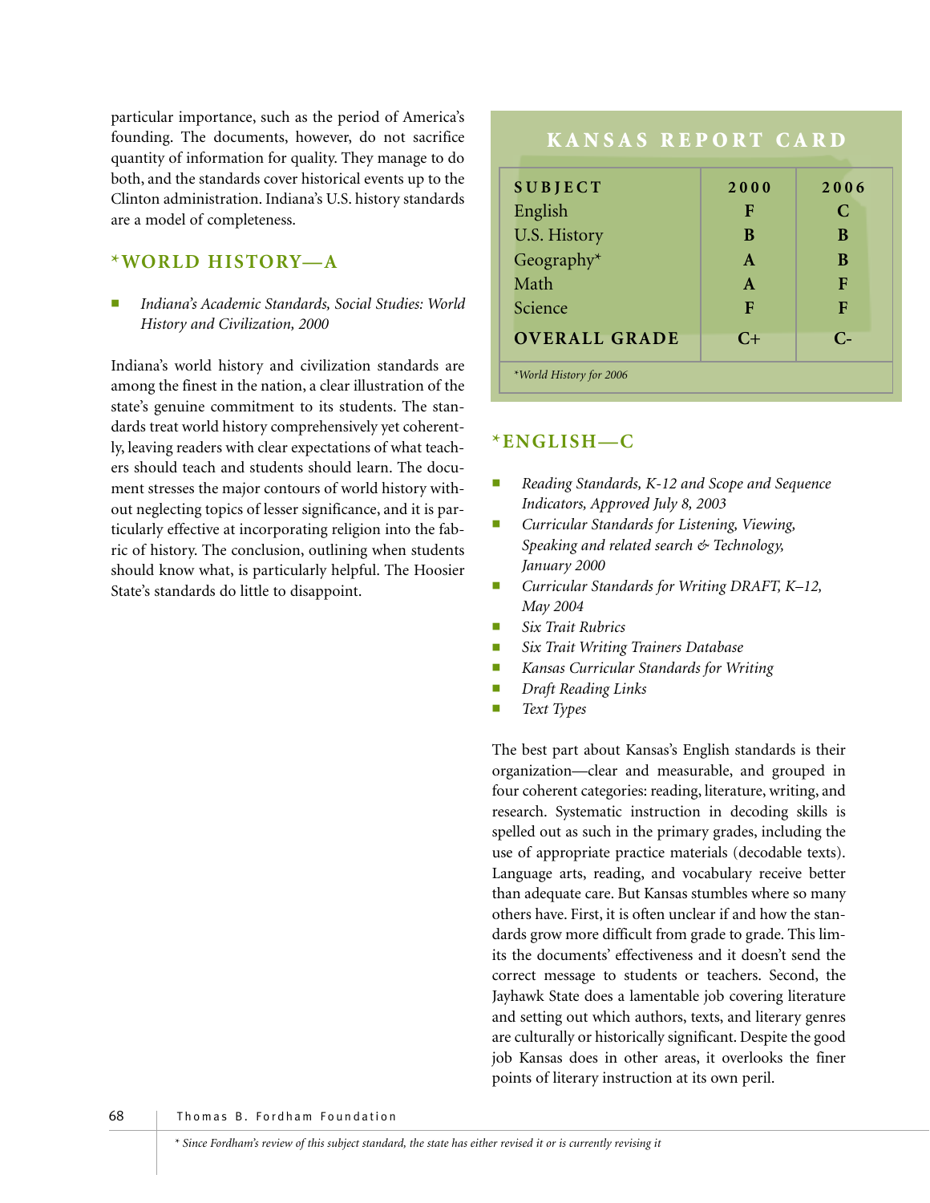particular importance, such as the period of America's founding. The documents, however, do not sacrifice quantity of information for quality. They manage to do both, and the standards cover historical events up to the Clinton administration. Indiana's U.S. history standards are a model of completeness.

### *WORLD HISTORY—A

- *Indiana's Academic Standards, Social Studies: World History and Civilization, 2000*

Indiana's world history and civilization standards are among the finest in the nation, a clear illustration of the state's genuine commitment to its students. The standards treat world history comprehensively yet coherently, leaving readers with clear expectations of what teachers should teach and students should learn. The document stresses the major contours of world history without neglecting topics of lesser significance, and it is particularly effective at incorporating religion into the fabric of history. The conclusion, outlining when students should know what, is particularly helpful. The Hoosier State's standards do little to disappoint.

## KANSAS REPORT CARD

| SUBJECT | 2000 | 2006 |
|---|---|---|
| English | F | C |
| U.S. History | B | B |
| Geography* | A | B |
| Math | A | F |
| Science | F | F |
| **OVERALL GRADE** | C+ | C- |

*World History for 2006*

### *ENGLISH—C

- *Reading Standards, K-12 and Scope and Sequence Indicators, Approved July 8, 2003*
- *Curricular Standards for Listening, Viewing, Speaking and related search & Technology, January 2000*
- *Curricular Standards for Writing DRAFT, K–12, May 2004*
- *Six Trait Rubrics*
- *Six Trait Writing Trainers Database*
- *Kansas Curricular Standards for Writing*
- *Draft Reading Links*
- *Text Types*

The best part about Kansas's English standards is their organization—clear and measurable, and grouped in four coherent categories: reading, literature, writing, and research. Systematic instruction in decoding skills is spelled out as such in the primary grades, including the use of appropriate practice materials (decodable texts). Language arts, reading, and vocabulary receive better than adequate care. But Kansas stumbles where so many others have. First, it is often unclear if and how the standards grow more difficult from grade to grade. This limits the documents' effectiveness and it doesn't send the correct message to students or teachers. Second, the Jayhawk State does a lamentable job covering literature and setting out which authors, texts, and literary genres are culturally or historically significant. Despite the good job Kansas does in other areas, it overlooks the finer points of literary instruction at its own peril.

* *Since Fordham's review of this subject standard, the state has either revised it or is currently revising it*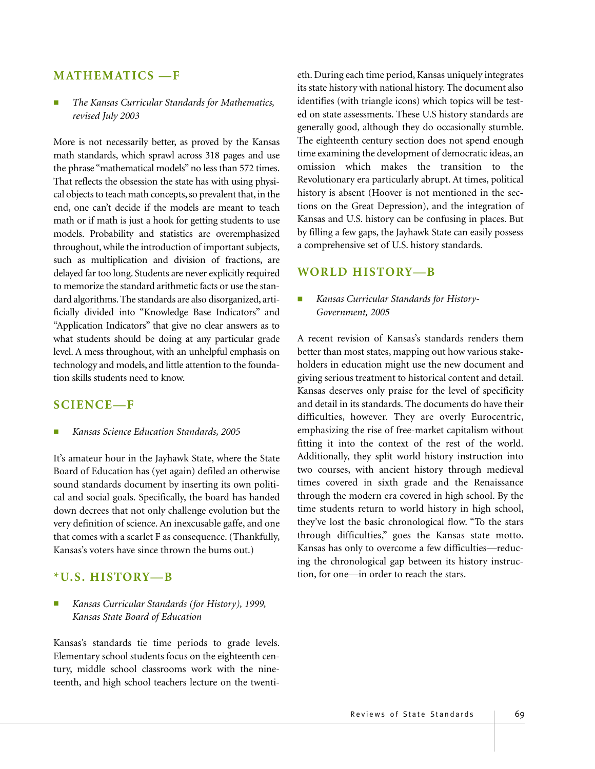## MATHEMATICS —F

- *The Kansas Curricular Standards for Mathematics, revised July 2003*

More is not necessarily better, as proved by the Kansas math standards, which sprawl across 318 pages and use the phrase "mathematical models" no less than 572 times. That reflects the obsession the state has with using physical objects to teach math concepts, so prevalent that, in the end, one can't decide if the models are meant to teach math or if math is just a hook for getting students to use models. Probability and statistics are overemphasized throughout, while the introduction of important subjects, such as multiplication and division of fractions, are delayed far too long. Students are never explicitly required to memorize the standard arithmetic facts or use the standard algorithms. The standards are also disorganized, artificially divided into "Knowledge Base Indicators" and "Application Indicators" that give no clear answers as to what students should be doing at any particular grade level. A mess throughout, with an unhelpful emphasis on technology and models, and little attention to the foundation skills students need to know.

## SCIENCE—F

- *Kansas Science Education Standards, 2005*

It's amateur hour in the Jayhawk State, where the State Board of Education has (yet again) defiled an otherwise sound standards document by inserting its own political and social goals. Specifically, the board has handed down decrees that not only challenge evolution but the very definition of science. An inexcusable gaffe, and one that comes with a scarlet F as consequence. (Thankfully, Kansas's voters have since thrown the bums out.)

## *U.S. HISTORY—B

- *Kansas Curricular Standards (for History), 1999, Kansas State Board of Education*

Kansas's standards tie time periods to grade levels. Elementary school students focus on the eighteenth century, middle school classrooms work with the nineteenth, and high school teachers lecture on the twentieth. During each time period, Kansas uniquely integrates its state history with national history. The document also identifies (with triangle icons) which topics will be tested on state assessments. These U.S history standards are generally good, although they do occasionally stumble. The eighteenth century section does not spend enough time examining the development of democratic ideas, an omission which makes the transition to the Revolutionary era particularly abrupt. At times, political history is absent (Hoover is not mentioned in the sections on the Great Depression), and the integration of Kansas and U.S. history can be confusing in places. But by filling a few gaps, the Jayhawk State can easily possess a comprehensive set of U.S. history standards.

## WORLD HISTORY—B

- *Kansas Curricular Standards for History-Government, 2005*

A recent revision of Kansas's standards renders them better than most states, mapping out how various stakeholders in education might use the new document and giving serious treatment to historical content and detail. Kansas deserves only praise for the level of specificity and detail in its standards. The documents do have their difficulties, however. They are overly Eurocentric, emphasizing the rise of free-market capitalism without fitting it into the context of the rest of the world. Additionally, they split world history instruction into two courses, with ancient history through medieval times covered in sixth grade and the Renaissance through the modern era covered in high school. By the time students return to world history in high school, they've lost the basic chronological flow. "To the stars through difficulties," goes the Kansas state motto. Kansas has only to overcome a few difficulties—reducing the chronological gap between its history instruction, for one—in order to reach the stars.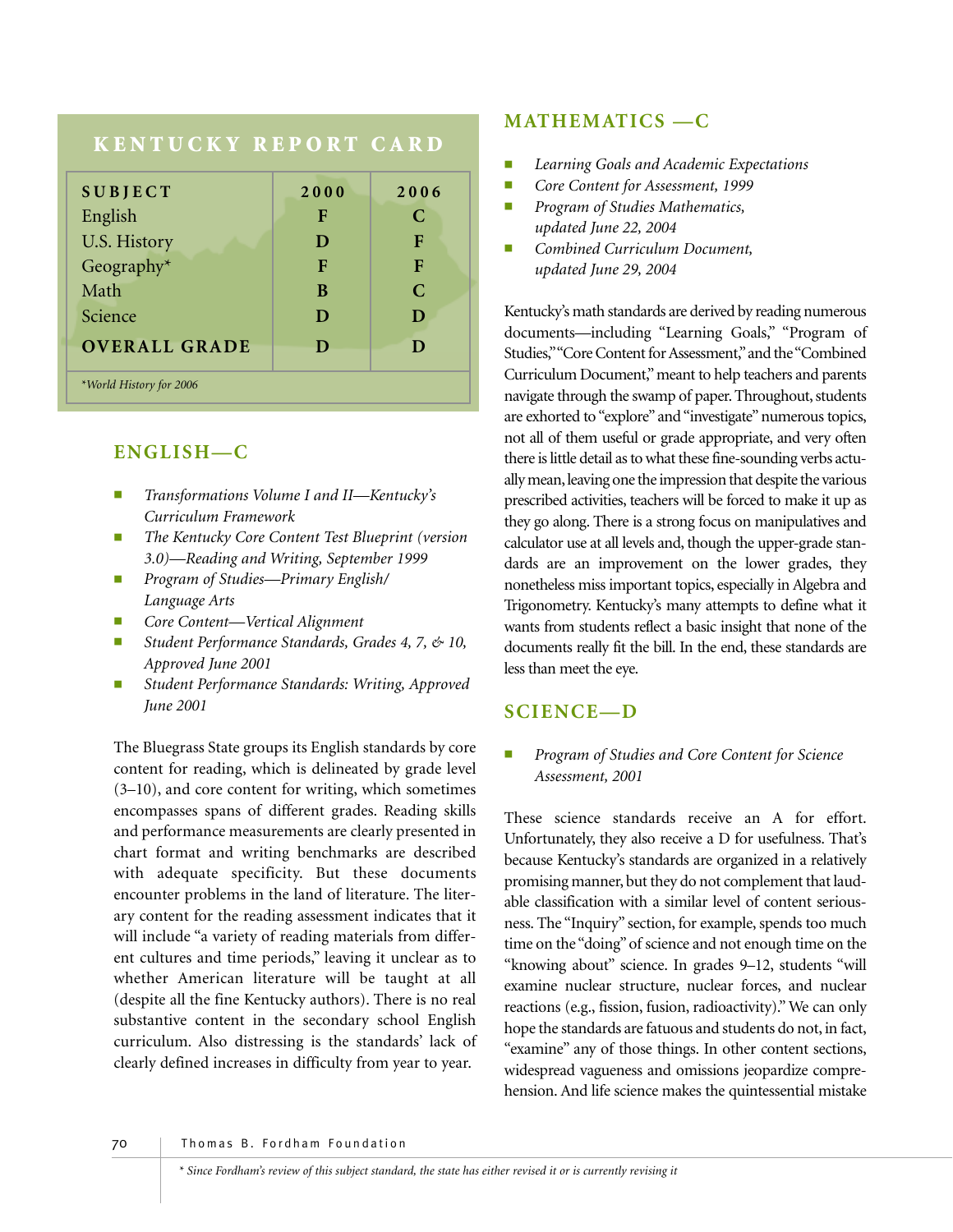## KENTUCKY REPORT CARD

| SUBJECT | 2000 | 2006 |
|---|---|---|
| English | F | C |
| U.S. History | D | F |
| Geography* | F | F |
| Math | B | C |
| Science | D | D |
| **OVERALL GRADE** | **D** | **D** |

*World History for 2006

## ENGLISH—C

- *Transformations Volume I and II—Kentucky's Curriculum Framework*
- *The Kentucky Core Content Test Blueprint (version 3.0)—Reading and Writing, September 1999*
- *Program of Studies—Primary English/ Language Arts*
- *Core Content—Vertical Alignment*
- *Student Performance Standards, Grades 4, 7, & 10, Approved June 2001*
- *Student Performance Standards: Writing, Approved June 2001*

The Bluegrass State groups its English standards by core content for reading, which is delineated by grade level (3–10), and core content for writing, which sometimes encompasses spans of different grades. Reading skills and performance measurements are clearly presented in chart format and writing benchmarks are described with adequate specificity. But these documents encounter problems in the land of literature. The literary content for the reading assessment indicates that it will include "a variety of reading materials from different cultures and time periods," leaving it unclear as to whether American literature will be taught at all (despite all the fine Kentucky authors). There is no real substantive content in the secondary school English curriculum. Also distressing is the standards' lack of clearly defined increases in difficulty from year to year.

## MATHEMATICS —C

- *Learning Goals and Academic Expectations*
- *Core Content for Assessment, 1999*
- *Program of Studies Mathematics, updated June 22, 2004*
- *Combined Curriculum Document, updated June 29, 2004*

Kentucky's math standards are derived by reading numerous documents—including "Learning Goals," "Program of Studies," "Core Content for Assessment," and the "Combined Curriculum Document," meant to help teachers and parents navigate through the swamp of paper. Throughout, students are exhorted to "explore" and "investigate" numerous topics, not all of them useful or grade appropriate, and very often there is little detail as to what these fine-sounding verbs actually mean, leaving one the impression that despite the various prescribed activities, teachers will be forced to make it up as they go along. There is a strong focus on manipulatives and calculator use at all levels and, though the upper-grade standards are an improvement on the lower grades, they nonetheless miss important topics, especially in Algebra and Trigonometry. Kentucky's many attempts to define what it wants from students reflect a basic insight that none of the documents really fit the bill. In the end, these standards are less than meet the eye.

## SCIENCE—D

- *Program of Studies and Core Content for Science Assessment, 2001*

These science standards receive an A for effort. Unfortunately, they also receive a D for usefulness. That's because Kentucky's standards are organized in a relatively promising manner, but they do not complement that laudable classification with a similar level of content seriousness. The "Inquiry" section, for example, spends too much time on the "doing" of science and not enough time on the "knowing about" science. In grades 9–12, students "will examine nuclear structure, nuclear forces, and nuclear reactions (e.g., fission, fusion, radioactivity)." We can only hope the standards are fatuous and students do not, in fact, "examine" any of those things. In other content sections, widespread vagueness and omissions jeopardize comprehension. And life science makes the quintessential mistake

\* Since Fordham's review of this subject standard, the state has either revised it or is currently revising it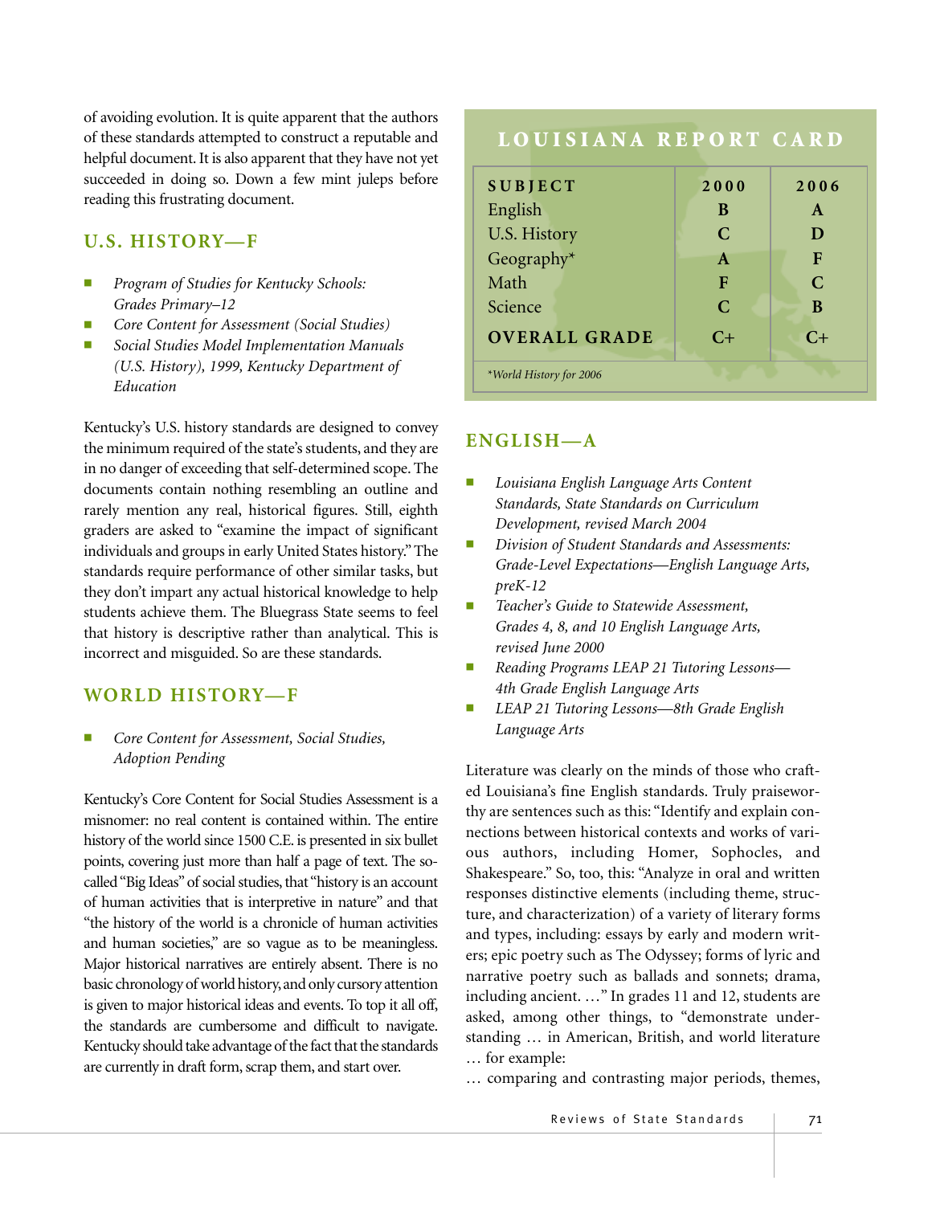of avoiding evolution. It is quite apparent that the authors of these standards attempted to construct a reputable and helpful document. It is also apparent that they have not yet succeeded in doing so. Down a few mint juleps before reading this frustrating document.

### U.S. HISTORY—F

- *Program of Studies for Kentucky Schools: Grades Primary–12*
- *Core Content for Assessment (Social Studies)*
- *Social Studies Model Implementation Manuals (U.S. History), 1999, Kentucky Department of Education*

Kentucky's U.S. history standards are designed to convey the minimum required of the state's students, and they are in no danger of exceeding that self-determined scope. The documents contain nothing resembling an outline and rarely mention any real, historical figures. Still, eighth graders are asked to "examine the impact of significant individuals and groups in early United States history." The standards require performance of other similar tasks, but they don't impart any actual historical knowledge to help students achieve them. The Bluegrass State seems to feel that history is descriptive rather than analytical. This is incorrect and misguided. So are these standards.

### WORLD HISTORY—F

- *Core Content for Assessment, Social Studies, Adoption Pending*

Kentucky's Core Content for Social Studies Assessment is a misnomer: no real content is contained within. The entire history of the world since 1500 C.E. is presented in six bullet points, covering just more than half a page of text. The so-called "Big Ideas" of social studies, that "history is an account of human activities that is interpretive in nature" and that "the history of the world is a chronicle of human activities and human societies," are so vague as to be meaningless. Major historical narratives are entirely absent. There is no basic chronology of world history, and only cursory attention is given to major historical ideas and events. To top it all off, the standards are cumbersome and difficult to navigate. Kentucky should take advantage of the fact that the standards are currently in draft form, scrap them, and start over.

## LOUISIANA REPORT CARD

| SUBJECT | 2000 | 2006 |
|---|---|---|
| English | B | A |
| U.S. History | C | D |
| Geography* | A | F |
| Math | F | C |
| Science | C | B |
| **OVERALL GRADE** | C+ | C+ |

*World History for 2006*

### ENGLISH—A

- *Louisiana English Language Arts Content Standards, State Standards on Curriculum Development, revised March 2004*
- *Division of Student Standards and Assessments: Grade-Level Expectations—English Language Arts, preK-12*
- *Teacher's Guide to Statewide Assessment, Grades 4, 8, and 10 English Language Arts, revised June 2000*
- *Reading Programs LEAP 21 Tutoring Lessons—4th Grade English Language Arts*
- *LEAP 21 Tutoring Lessons—8th Grade English Language Arts*

Literature was clearly on the minds of those who crafted Louisiana's fine English standards. Truly praiseworthy are sentences such as this: "Identify and explain connections between historical contexts and works of various authors, including Homer, Sophocles, and Shakespeare." So, too, this: "Analyze in oral and written responses distinctive elements (including theme, structure, and characterization) of a variety of literary forms and types, including: essays by early and modern writers; epic poetry such as The Odyssey; forms of lyric and narrative poetry such as ballads and sonnets; drama, including ancient. …" In grades 11 and 12, students are asked, among other things, to "demonstrate understanding … in American, British, and world literature … for example:

… comparing and contrasting major periods, themes,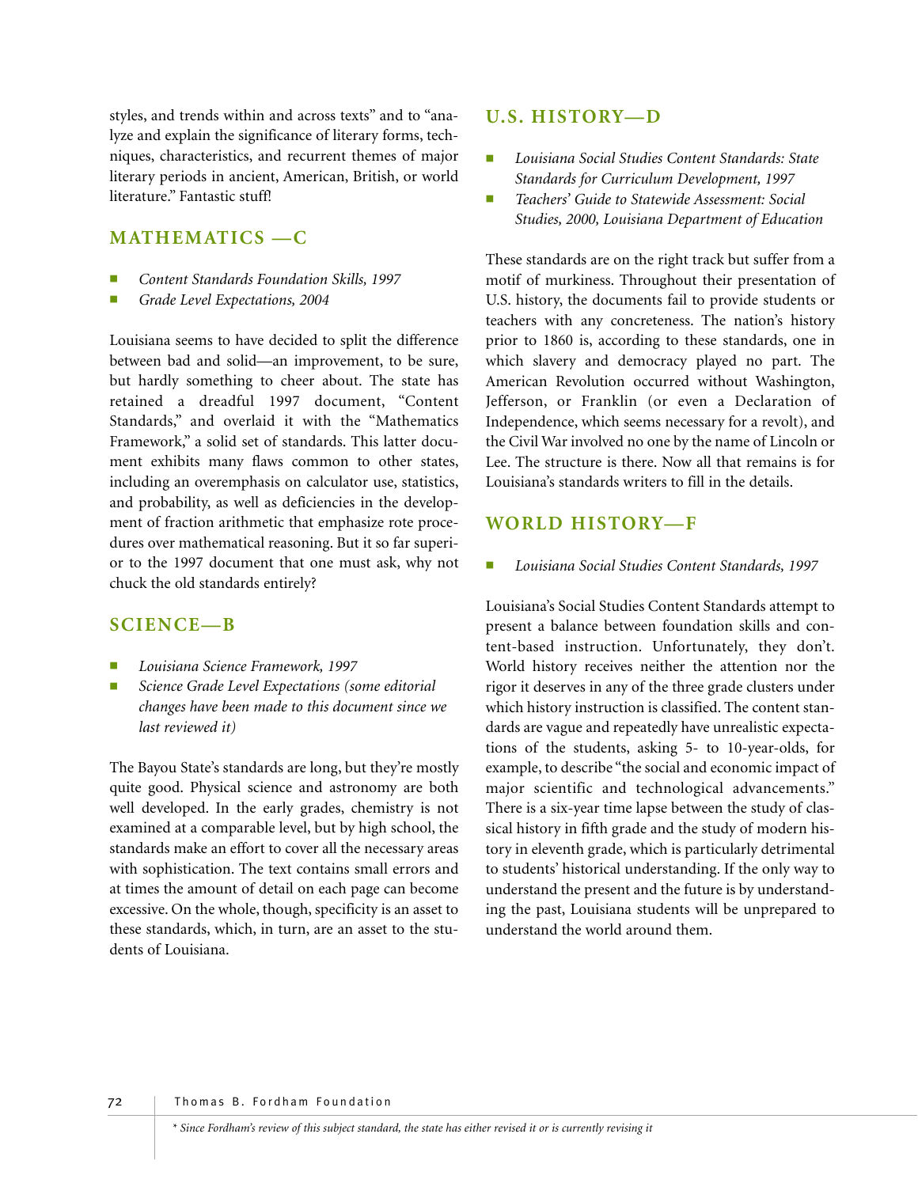styles, and trends within and across texts" and to "analyze and explain the significance of literary forms, techniques, characteristics, and recurrent themes of major literary periods in ancient, American, British, or world literature." Fantastic stuff!

## MATHEMATICS —C

- *Content Standards Foundation Skills, 1997*
- *Grade Level Expectations, 2004*

Louisiana seems to have decided to split the difference between bad and solid—an improvement, to be sure, but hardly something to cheer about. The state has retained a dreadful 1997 document, "Content Standards," and overlaid it with the "Mathematics Framework," a solid set of standards. This latter document exhibits many flaws common to other states, including an overemphasis on calculator use, statistics, and probability, as well as deficiencies in the development of fraction arithmetic that emphasize rote procedures over mathematical reasoning. But it so far superior to the 1997 document that one must ask, why not chuck the old standards entirely?

## SCIENCE—B

- *Louisiana Science Framework, 1997*
- *Science Grade Level Expectations (some editorial changes have been made to this document since we last reviewed it)*

The Bayou State's standards are long, but they're mostly quite good. Physical science and astronomy are both well developed. In the early grades, chemistry is not examined at a comparable level, but by high school, the standards make an effort to cover all the necessary areas with sophistication. The text contains small errors and at times the amount of detail on each page can become excessive. On the whole, though, specificity is an asset to these standards, which, in turn, are an asset to the students of Louisiana.

## U.S. HISTORY—D

- *Louisiana Social Studies Content Standards: State Standards for Curriculum Development, 1997*
- *Teachers' Guide to Statewide Assessment: Social Studies, 2000, Louisiana Department of Education*

These standards are on the right track but suffer from a motif of murkiness. Throughout their presentation of U.S. history, the documents fail to provide students or teachers with any concreteness. The nation's history prior to 1860 is, according to these standards, one in which slavery and democracy played no part. The American Revolution occurred without Washington, Jefferson, or Franklin (or even a Declaration of Independence, which seems necessary for a revolt), and the Civil War involved no one by the name of Lincoln or Lee. The structure is there. Now all that remains is for Louisiana's standards writers to fill in the details.

## WORLD HISTORY—F

- *Louisiana Social Studies Content Standards, 1997*

Louisiana's Social Studies Content Standards attempt to present a balance between foundation skills and content-based instruction. Unfortunately, they don't. World history receives neither the attention nor the rigor it deserves in any of the three grade clusters under which history instruction is classified. The content standards are vague and repeatedly have unrealistic expectations of the students, asking 5- to 10-year-olds, for example, to describe "the social and economic impact of major scientific and technological advancements." There is a six-year time lapse between the study of classical history in fifth grade and the study of modern history in eleventh grade, which is particularly detrimental to students' historical understanding. If the only way to understand the present and the future is by understanding the past, Louisiana students will be unprepared to understand the world around them.

*\* Since Fordham's review of this subject standard, the state has either revised it or is currently revising it*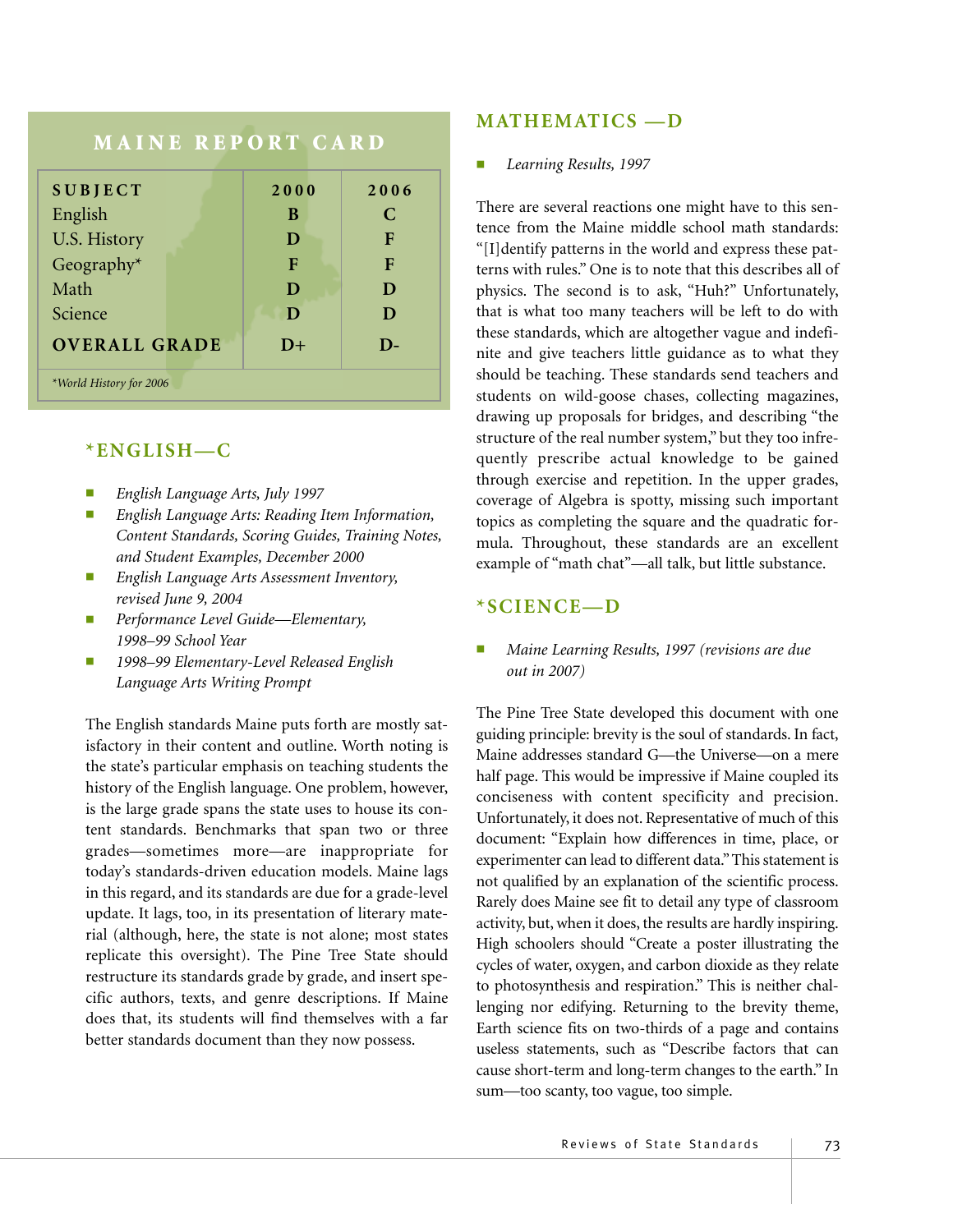## MAINE REPORT CARD

| SUBJECT | 2000 | 2006 |
|---|---|---|
| English | B | C |
| U.S. History | D | F |
| Geography* | F | F |
| Math | D | D |
| Science | D | D |
| **OVERALL GRADE** | D+ | D- |

*World History for 2006*

## *ENGLISH—C

- *English Language Arts, July 1997*
- *English Language Arts: Reading Item Information, Content Standards, Scoring Guides, Training Notes, and Student Examples, December 2000*
- *English Language Arts Assessment Inventory, revised June 9, 2004*
- *Performance Level Guide—Elementary, 1998–99 School Year*
- *1998–99 Elementary-Level Released English Language Arts Writing Prompt*

The English standards Maine puts forth are mostly satisfactory in their content and outline. Worth noting is the state's particular emphasis on teaching students the history of the English language. One problem, however, is the large grade spans the state uses to house its content standards. Benchmarks that span two or three grades—sometimes more—are inappropriate for today's standards-driven education models. Maine lags in this regard, and its standards are due for a grade-level update. It lags, too, in its presentation of literary material (although, here, the state is not alone; most states replicate this oversight). The Pine Tree State should restructure its standards grade by grade, and insert specific authors, texts, and genre descriptions. If Maine does that, its students will find themselves with a far better standards document than they now possess.

## MATHEMATICS —D

- *Learning Results, 1997*

There are several reactions one might have to this sentence from the Maine middle school math standards: "[I]dentify patterns in the world and express these patterns with rules." One is to note that this describes all of physics. The second is to ask, "Huh?" Unfortunately, that is what too many teachers will be left to do with these standards, which are altogether vague and indefinite and give teachers little guidance as to what they should be teaching. These standards send teachers and students on wild-goose chases, collecting magazines, drawing up proposals for bridges, and describing "the structure of the real number system," but they too infrequently prescribe actual knowledge to be gained through exercise and repetition. In the upper grades, coverage of Algebra is spotty, missing such important topics as completing the square and the quadratic formula. Throughout, these standards are an excellent example of "math chat"—all talk, but little substance.

## *SCIENCE—D

- *Maine Learning Results, 1997 (revisions are due out in 2007)*

The Pine Tree State developed this document with one guiding principle: brevity is the soul of standards. In fact, Maine addresses standard G—the Universe—on a mere half page. This would be impressive if Maine coupled its conciseness with content specificity and precision. Unfortunately, it does not. Representative of much of this document: "Explain how differences in time, place, or experimenter can lead to different data." This statement is not qualified by an explanation of the scientific process. Rarely does Maine see fit to detail any type of classroom activity, but, when it does, the results are hardly inspiring. High schoolers should "Create a poster illustrating the cycles of water, oxygen, and carbon dioxide as they relate to photosynthesis and respiration." This is neither challenging nor edifying. Returning to the brevity theme, Earth science fits on two-thirds of a page and contains useless statements, such as "Describe factors that can cause short-term and long-term changes to the earth." In sum—too scanty, too vague, too simple.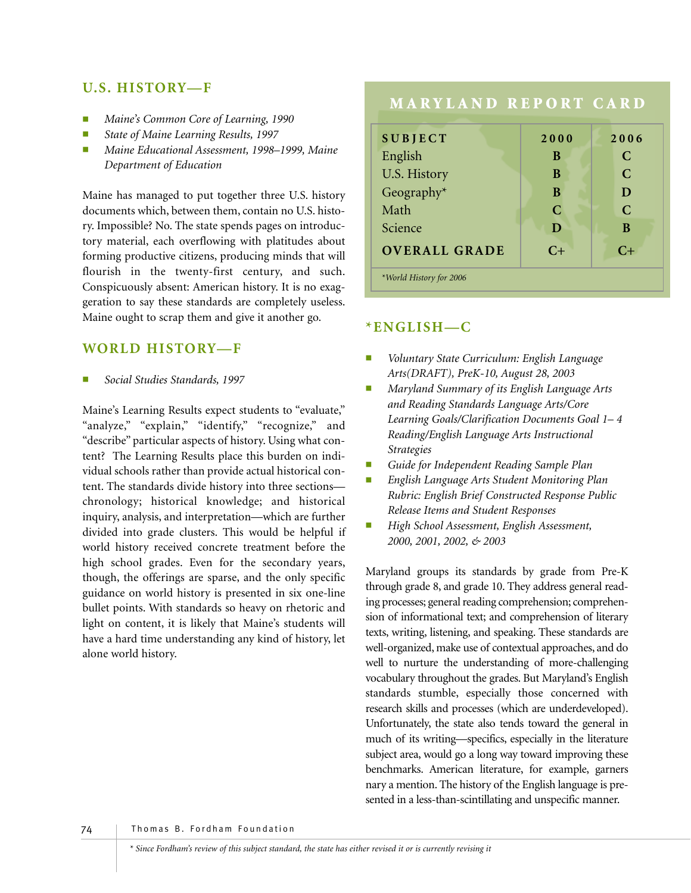## U.S. HISTORY—F

- *Maine's Common Core of Learning, 1990*
- *State of Maine Learning Results, 1997*
- *Maine Educational Assessment, 1998–1999, Maine Department of Education*

Maine has managed to put together three U.S. history documents which, between them, contain no U.S. history. Impossible? No. The state spends pages on introductory material, each overflowing with platitudes about forming productive citizens, producing minds that will flourish in the twenty-first century, and such. Conspicuously absent: American history. It is no exaggeration to say these standards are completely useless. Maine ought to scrap them and give it another go.

## WORLD HISTORY—F

- *Social Studies Standards, 1997*

Maine's Learning Results expect students to "evaluate," "analyze," "explain," "identify," "recognize," and "describe" particular aspects of history. Using what content? The Learning Results place this burden on individual schools rather than provide actual historical content. The standards divide history into three sections—chronology; historical knowledge; and historical inquiry, analysis, and interpretation—which are further divided into grade clusters. This would be helpful if world history received concrete treatment before the high school grades. Even for the secondary years, though, the offerings are sparse, and the only specific guidance on world history is presented in six one-line bullet points. With standards so heavy on rhetoric and light on content, it is likely that Maine's students will have a hard time understanding any kind of history, let alone world history.

## MARYLAND REPORT CARD

| SUBJECT | 2000 | 2006 |
|---|---|---|
| English | B | C |
| U.S. History | B | C |
| Geography* | B | D |
| Math | C | C |
| Science | D | B |
| **OVERALL GRADE** | C+ | C+ |

*World History for 2006*

## *ENGLISH—C

- *Voluntary State Curriculum: English Language Arts(DRAFT), PreK-10, August 28, 2003*
- *Maryland Summary of its English Language Arts and Reading Standards Language Arts/Core Learning Goals/Clarification Documents Goal 1– 4 Reading/English Language Arts Instructional Strategies*
- *Guide for Independent Reading Sample Plan*
- *English Language Arts Student Monitoring Plan Rubric: English Brief Constructed Response Public Release Items and Student Responses*
- *High School Assessment, English Assessment, 2000, 2001, 2002, & 2003*

Maryland groups its standards by grade from Pre-K through grade 8, and grade 10. They address general reading processes; general reading comprehension; comprehension of informational text; and comprehension of literary texts, writing, listening, and speaking. These standards are well-organized, make use of contextual approaches, and do well to nurture the understanding of more-challenging vocabulary throughout the grades. But Maryland's English standards stumble, especially those concerned with research skills and processes (which are underdeveloped). Unfortunately, the state also tends toward the general in much of its writing—specifics, especially in the literature subject area, would go a long way toward improving these benchmarks. American literature, for example, garners nary a mention. The history of the English language is presented in a less-than-scintillating and unspecific manner.

*\* Since Fordham's review of this subject standard, the state has either revised it or is currently revising it*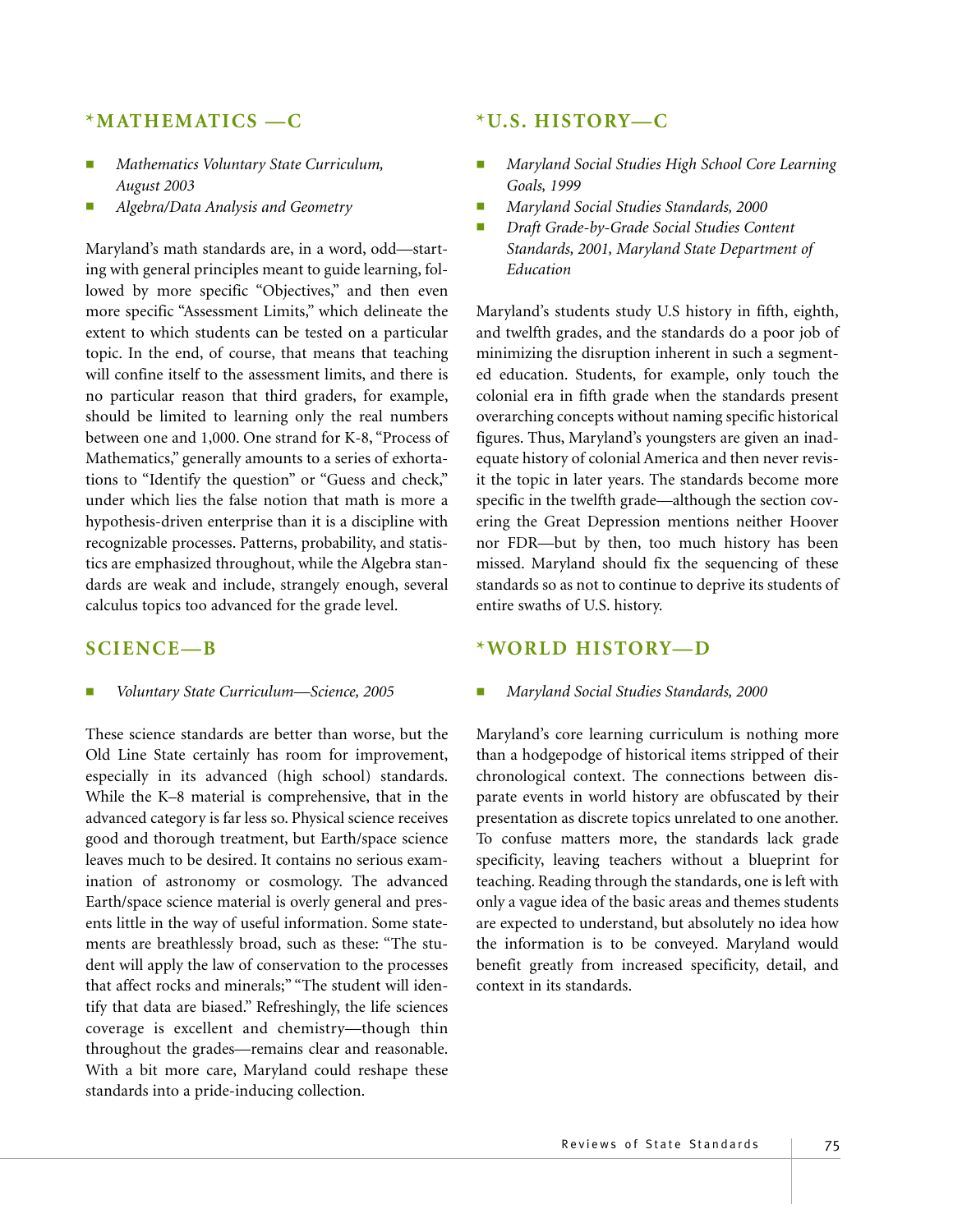## *MATHEMATICS —C

- *Mathematics Voluntary State Curriculum, August 2003*
- *Algebra/Data Analysis and Geometry*

Maryland's math standards are, in a word, odd—starting with general principles meant to guide learning, followed by more specific "Objectives," and then even more specific "Assessment Limits," which delineate the extent to which students can be tested on a particular topic. In the end, of course, that means that teaching will confine itself to the assessment limits, and there is no particular reason that third graders, for example, should be limited to learning only the real numbers between one and 1,000. One strand for K-8, "Process of Mathematics," generally amounts to a series of exhortations to "Identify the question" or "Guess and check," under which lies the false notion that math is more a hypothesis-driven enterprise than it is a discipline with recognizable processes. Patterns, probability, and statistics are emphasized throughout, while the Algebra standards are weak and include, strangely enough, several calculus topics too advanced for the grade level.

## SCIENCE—B

- *Voluntary State Curriculum—Science, 2005*

These science standards are better than worse, but the Old Line State certainly has room for improvement, especially in its advanced (high school) standards. While the K–8 material is comprehensive, that in the advanced category is far less so. Physical science receives good and thorough treatment, but Earth/space science leaves much to be desired. It contains no serious examination of astronomy or cosmology. The advanced Earth/space science material is overly general and presents little in the way of useful information. Some statements are breathlessly broad, such as these: "The student will apply the law of conservation to the processes that affect rocks and minerals;" "The student will identify that data are biased." Refreshingly, the life sciences coverage is excellent and chemistry—though thin throughout the grades—remains clear and reasonable. With a bit more care, Maryland could reshape these standards into a pride-inducing collection.

## *U.S. HISTORY—C

- *Maryland Social Studies High School Core Learning Goals, 1999*
- *Maryland Social Studies Standards, 2000*
- *Draft Grade-by-Grade Social Studies Content Standards, 2001, Maryland State Department of Education*

Maryland's students study U.S history in fifth, eighth, and twelfth grades, and the standards do a poor job of minimizing the disruption inherent in such a segmented education. Students, for example, only touch the colonial era in fifth grade when the standards present overarching concepts without naming specific historical figures. Thus, Maryland's youngsters are given an inadequate history of colonial America and then never revisit the topic in later years. The standards become more specific in the twelfth grade—although the section covering the Great Depression mentions neither Hoover nor FDR—but by then, too much history has been missed. Maryland should fix the sequencing of these standards so as not to continue to deprive its students of entire swaths of U.S. history.

## *WORLD HISTORY—D

- *Maryland Social Studies Standards, 2000*

Maryland's core learning curriculum is nothing more than a hodgepodge of historical items stripped of their chronological context. The connections between disparate events in world history are obfuscated by their presentation as discrete topics unrelated to one another. To confuse matters more, the standards lack grade specificity, leaving teachers without a blueprint for teaching. Reading through the standards, one is left with only a vague idea of the basic areas and themes students are expected to understand, but absolutely no idea how the information is to be conveyed. Maryland would benefit greatly from increased specificity, detail, and context in its standards.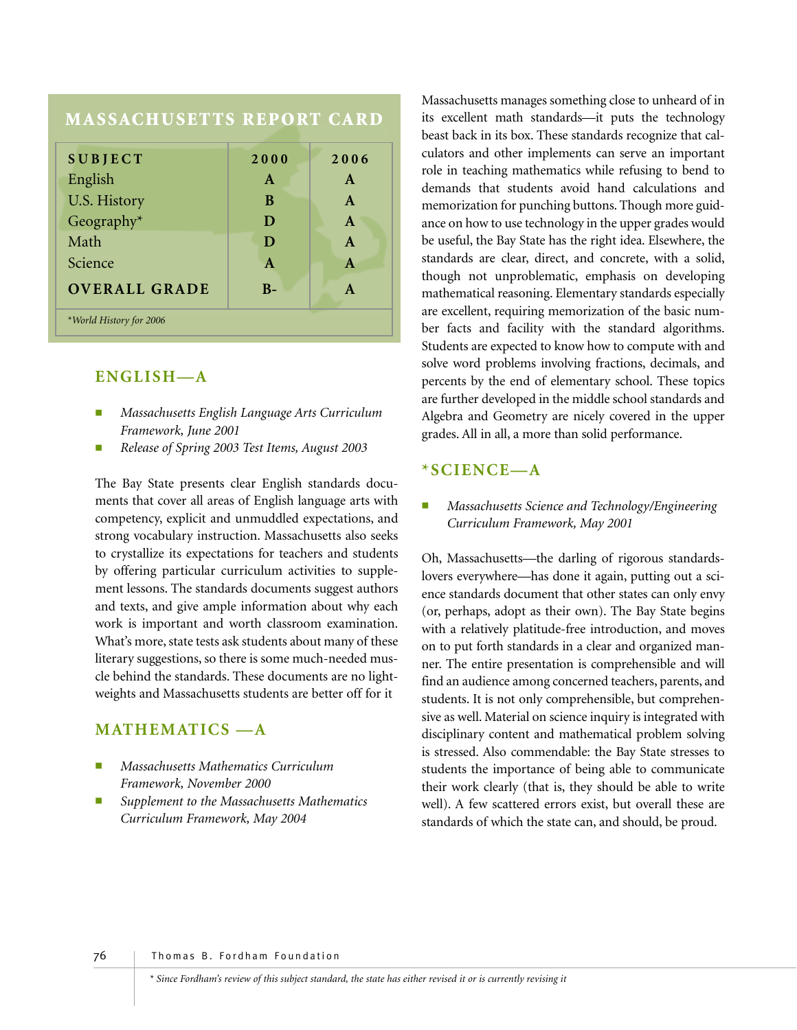## MASSACHUSETTS REPORT CARD

| SUBJECT | 2000 | 2006 |
|---|---|---|
| English | A | A |
| U.S. History | B | A |
| Geography* | D | A |
| Math | D | A |
| Science | A | A |
| **OVERALL GRADE** | B- | A |

*World History for 2006*

### ENGLISH—A

- *Massachusetts English Language Arts Curriculum Framework, June 2001*
- *Release of Spring 2003 Test Items, August 2003*

The Bay State presents clear English standards documents that cover all areas of English language arts with competency, explicit and unmuddled expectations, and strong vocabulary instruction. Massachusetts also seeks to crystallize its expectations for teachers and students by offering particular curriculum activities to supplement lessons. The standards documents suggest authors and texts, and give ample information about why each work is important and worth classroom examination. What's more, state tests ask students about many of these literary suggestions, so there is some much-needed muscle behind the standards. These documents are no lightweights and Massachusetts students are better off for it

### MATHEMATICS —A

- *Massachusetts Mathematics Curriculum Framework, November 2000*
- *Supplement to the Massachusetts Mathematics Curriculum Framework, May 2004*

Massachusetts manages something close to unheard of in its excellent math standards—it puts the technology beast back in its box. These standards recognize that calculators and other implements can serve an important role in teaching mathematics while refusing to bend to demands that students avoid hand calculations and memorization for punching buttons. Though more guidance on how to use technology in the upper grades would be useful, the Bay State has the right idea. Elsewhere, the standards are clear, direct, and concrete, with a solid, though not unproblematic, emphasis on developing mathematical reasoning. Elementary standards especially are excellent, requiring memorization of the basic number facts and facility with the standard algorithms. Students are expected to know how to compute with and solve word problems involving fractions, decimals, and percents by the end of elementary school. These topics are further developed in the middle school standards and Algebra and Geometry are nicely covered in the upper grades. All in all, a more than solid performance.

### *SCIENCE—A

- *Massachusetts Science and Technology/Engineering Curriculum Framework, May 2001*

Oh, Massachusetts—the darling of rigorous standards-lovers everywhere—has done it again, putting out a science standards document that other states can only envy (or, perhaps, adopt as their own). The Bay State begins with a relatively platitude-free introduction, and moves on to put forth standards in a clear and organized manner. The entire presentation is comprehensible and will find an audience among concerned teachers, parents, and students. It is not only comprehensible, but comprehensive as well. Material on science inquiry is integrated with disciplinary content and mathematical problem solving is stressed. Also commendable: the Bay State stresses to students the importance of being able to communicate their work clearly (that is, they should be able to write well). A few scattered errors exist, but overall these are standards of which the state can, and should, be proud.

*\* Since Fordham's review of this subject standard, the state has either revised it or is currently revising it*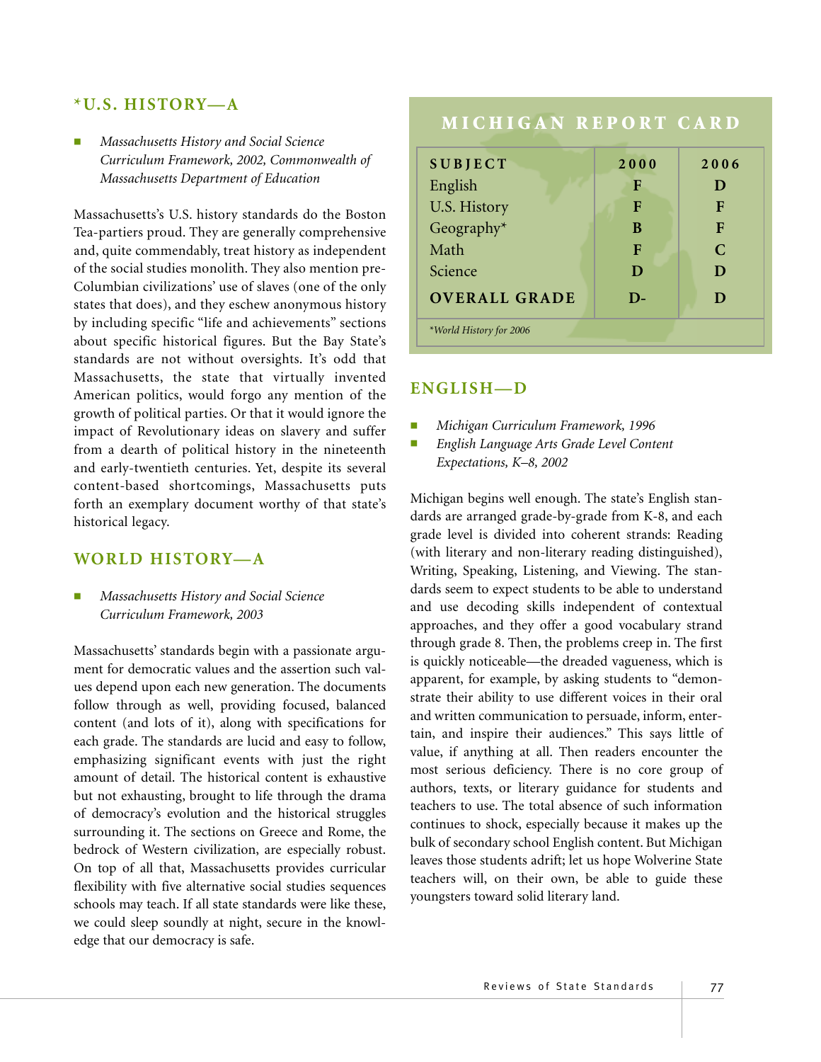### *U.S. HISTORY—A

- *Massachusetts History and Social Science Curriculum Framework, 2002, Commonwealth of Massachusetts Department of Education*

Massachusetts's U.S. history standards do the Boston Tea-partiers proud. They are generally comprehensive and, quite commendably, treat history as independent of the social studies monolith. They also mention pre-Columbian civilizations' use of slaves (one of the only states that does), and they eschew anonymous history by including specific "life and achievements" sections about specific historical figures. But the Bay State's standards are not without oversights. It's odd that Massachusetts, the state that virtually invented American politics, would forgo any mention of the growth of political parties. Or that it would ignore the impact of Revolutionary ideas on slavery and suffer from a dearth of political history in the nineteenth and early-twentieth centuries. Yet, despite its several content-based shortcomings, Massachusetts puts forth an exemplary document worthy of that state's historical legacy.

### WORLD HISTORY—A

- *Massachusetts History and Social Science Curriculum Framework, 2003*

Massachusetts' standards begin with a passionate argument for democratic values and the assertion such values depend upon each new generation. The documents follow through as well, providing focused, balanced content (and lots of it), along with specifications for each grade. The standards are lucid and easy to follow, emphasizing significant events with just the right amount of detail. The historical content is exhaustive but not exhausting, brought to life through the drama of democracy's evolution and the historical struggles surrounding it. The sections on Greece and Rome, the bedrock of Western civilization, are especially robust. On top of all that, Massachusetts provides curricular flexibility with five alternative social studies sequences schools may teach. If all state standards were like these, we could sleep soundly at night, secure in the knowledge that our democracy is safe.

## MICHIGAN REPORT CARD

| SUBJECT | 2000 | 2006 |
|---|---|---|
| English | F | D |
| U.S. History | F | F |
| Geography* | B | F |
| Math | F | C |
| Science | D | D |
| **OVERALL GRADE** | D- | D |

*World History for 2006

### ENGLISH—D

- *Michigan Curriculum Framework, 1996*
- *English Language Arts Grade Level Content Expectations, K–8, 2002*

Michigan begins well enough. The state's English standards are arranged grade-by-grade from K-8, and each grade level is divided into coherent strands: Reading (with literary and non-literary reading distinguished), Writing, Speaking, Listening, and Viewing. The standards seem to expect students to be able to understand and use decoding skills independent of contextual approaches, and they offer a good vocabulary strand through grade 8. Then, the problems creep in. The first is quickly noticeable—the dreaded vagueness, which is apparent, for example, by asking students to "demonstrate their ability to use different voices in their oral and written communication to persuade, inform, entertain, and inspire their audiences." This says little of value, if anything at all. Then readers encounter the most serious deficiency. There is no core group of authors, texts, or literary guidance for students and teachers to use. The total absence of such information continues to shock, especially because it makes up the bulk of secondary school English content. But Michigan leaves those students adrift; let us hope Wolverine State teachers will, on their own, be able to guide these youngsters toward solid literary land.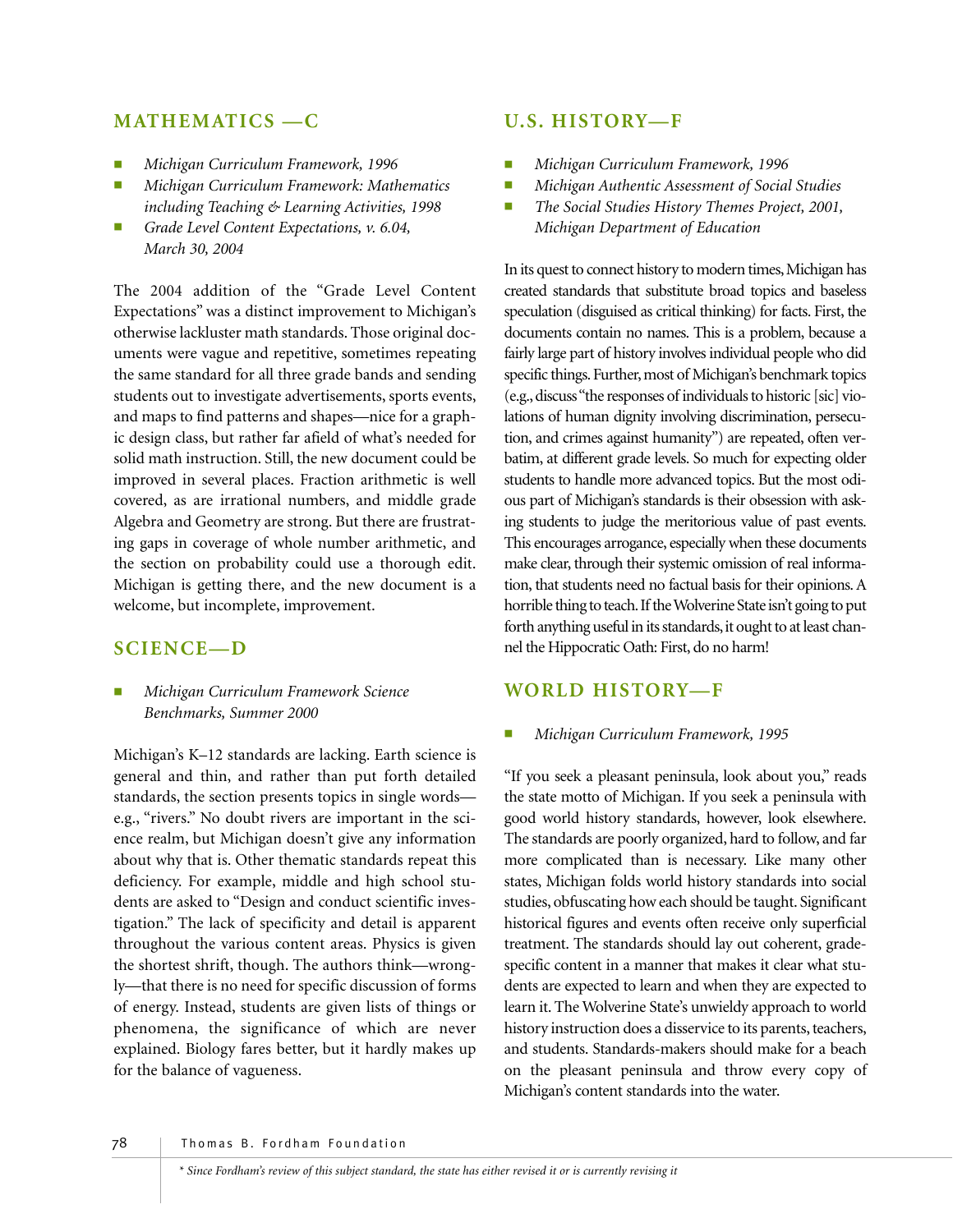## MATHEMATICS —C

- *Michigan Curriculum Framework, 1996*
- *Michigan Curriculum Framework: Mathematics including Teaching & Learning Activities, 1998*
- *Grade Level Content Expectations, v. 6.04, March 30, 2004*

The 2004 addition of the "Grade Level Content Expectations" was a distinct improvement to Michigan's otherwise lackluster math standards. Those original documents were vague and repetitive, sometimes repeating the same standard for all three grade bands and sending students out to investigate advertisements, sports events, and maps to find patterns and shapes—nice for a graphic design class, but rather far afield of what's needed for solid math instruction. Still, the new document could be improved in several places. Fraction arithmetic is well covered, as are irrational numbers, and middle grade Algebra and Geometry are strong. But there are frustrating gaps in coverage of whole number arithmetic, and the section on probability could use a thorough edit. Michigan is getting there, and the new document is a welcome, but incomplete, improvement.

## SCIENCE—D

- *Michigan Curriculum Framework Science Benchmarks, Summer 2000*

Michigan's K–12 standards are lacking. Earth science is general and thin, and rather than put forth detailed standards, the section presents topics in single words—e.g., "rivers." No doubt rivers are important in the science realm, but Michigan doesn't give any information about why that is. Other thematic standards repeat this deficiency. For example, middle and high school students are asked to "Design and conduct scientific investigation." The lack of specificity and detail is apparent throughout the various content areas. Physics is given the shortest shrift, though. The authors think—wrongly—that there is no need for specific discussion of forms of energy. Instead, students are given lists of things or phenomena, the significance of which are never explained. Biology fares better, but it hardly makes up for the balance of vagueness.

## U.S. HISTORY—F

- *Michigan Curriculum Framework, 1996*
- *Michigan Authentic Assessment of Social Studies*
- *The Social Studies History Themes Project, 2001, Michigan Department of Education*

In its quest to connect history to modern times, Michigan has created standards that substitute broad topics and baseless speculation (disguised as critical thinking) for facts. First, the documents contain no names. This is a problem, because a fairly large part of history involves individual people who did specific things. Further, most of Michigan's benchmark topics (e.g., discuss "the responses of individuals to historic [sic] violations of human dignity involving discrimination, persecution, and crimes against humanity") are repeated, often verbatim, at different grade levels. So much for expecting older students to handle more advanced topics. But the most odious part of Michigan's standards is their obsession with asking students to judge the meritorious value of past events. This encourages arrogance, especially when these documents make clear, through their systemic omission of real information, that students need no factual basis for their opinions. A horrible thing to teach. If the Wolverine State isn't going to put forth anything useful in its standards, it ought to at least channel the Hippocratic Oath: First, do no harm!

## WORLD HISTORY—F

- *Michigan Curriculum Framework, 1995*

"If you seek a pleasant peninsula, look about you," reads the state motto of Michigan. If you seek a peninsula with good world history standards, however, look elsewhere. The standards are poorly organized, hard to follow, and far more complicated than is necessary. Like many other states, Michigan folds world history standards into social studies, obfuscating how each should be taught. Significant historical figures and events often receive only superficial treatment. The standards should lay out coherent, grade-specific content in a manner that makes it clear what students are expected to learn and when they are expected to learn it. The Wolverine State's unwieldy approach to world history instruction does a disservice to its parents, teachers, and students. Standards-makers should make for a beach on the pleasant peninsula and throw every copy of Michigan's content standards into the water.

*\* Since Fordham's review of this subject standard, the state has either revised it or is currently revising it*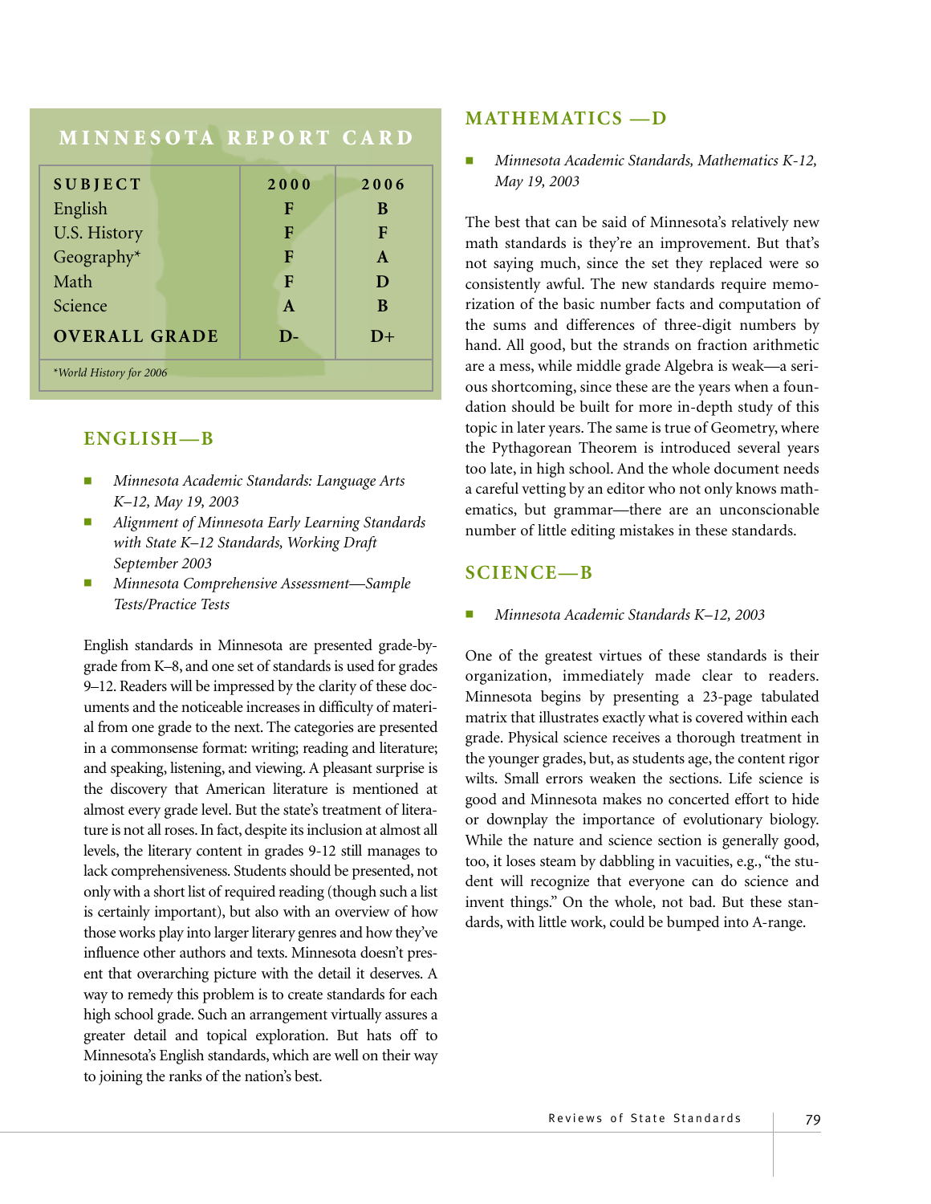## MINNESOTA REPORT CARD

| SUBJECT | 2000 | 2006 |
|---|---|---|
| English | F | B |
| U.S. History | F | F |
| Geography* | F | A |
| Math | F | D |
| Science | A | B |
| **OVERALL GRADE** | D- | D+ |

*World History for 2006

## ENGLISH—B

- *Minnesota Academic Standards: Language Arts K–12, May 19, 2003*
- *Alignment of Minnesota Early Learning Standards with State K–12 Standards, Working Draft September 2003*
- *Minnesota Comprehensive Assessment—Sample Tests/Practice Tests*

English standards in Minnesota are presented grade-by-grade from K–8, and one set of standards is used for grades 9–12. Readers will be impressed by the clarity of these documents and the noticeable increases in difficulty of material from one grade to the next. The categories are presented in a commonsense format: writing; reading and literature; and speaking, listening, and viewing. A pleasant surprise is the discovery that American literature is mentioned at almost every grade level. But the state's treatment of literature is not all roses. In fact, despite its inclusion at almost all levels, the literary content in grades 9-12 still manages to lack comprehensiveness. Students should be presented, not only with a short list of required reading (though such a list is certainly important), but also with an overview of how those works play into larger literary genres and how they've influence other authors and texts. Minnesota doesn't present that overarching picture with the detail it deserves. A way to remedy this problem is to create standards for each high school grade. Such an arrangement virtually assures a greater detail and topical exploration. But hats off to Minnesota's English standards, which are well on their way to joining the ranks of the nation's best.

## MATHEMATICS —D

- *Minnesota Academic Standards, Mathematics K-12, May 19, 2003*

The best that can be said of Minnesota's relatively new math standards is they're an improvement. But that's not saying much, since the set they replaced were so consistently awful. The new standards require memorization of the basic number facts and computation of the sums and differences of three-digit numbers by hand. All good, but the strands on fraction arithmetic are a mess, while middle grade Algebra is weak—a serious shortcoming, since these are the years when a foundation should be built for more in-depth study of this topic in later years. The same is true of Geometry, where the Pythagorean Theorem is introduced several years too late, in high school. And the whole document needs a careful vetting by an editor who not only knows mathematics, but grammar—there are an unconscionable number of little editing mistakes in these standards.

## SCIENCE—B

- *Minnesota Academic Standards K–12, 2003*

One of the greatest virtues of these standards is their organization, immediately made clear to readers. Minnesota begins by presenting a 23-page tabulated matrix that illustrates exactly what is covered within each grade. Physical science receives a thorough treatment in the younger grades, but, as students age, the content rigor wilts. Small errors weaken the sections. Life science is good and Minnesota makes no concerted effort to hide or downplay the importance of evolutionary biology. While the nature and science section is generally good, too, it loses steam by dabbling in vacuities, e.g., "the student will recognize that everyone can do science and invent things." On the whole, not bad. But these standards, with little work, could be bumped into A-range.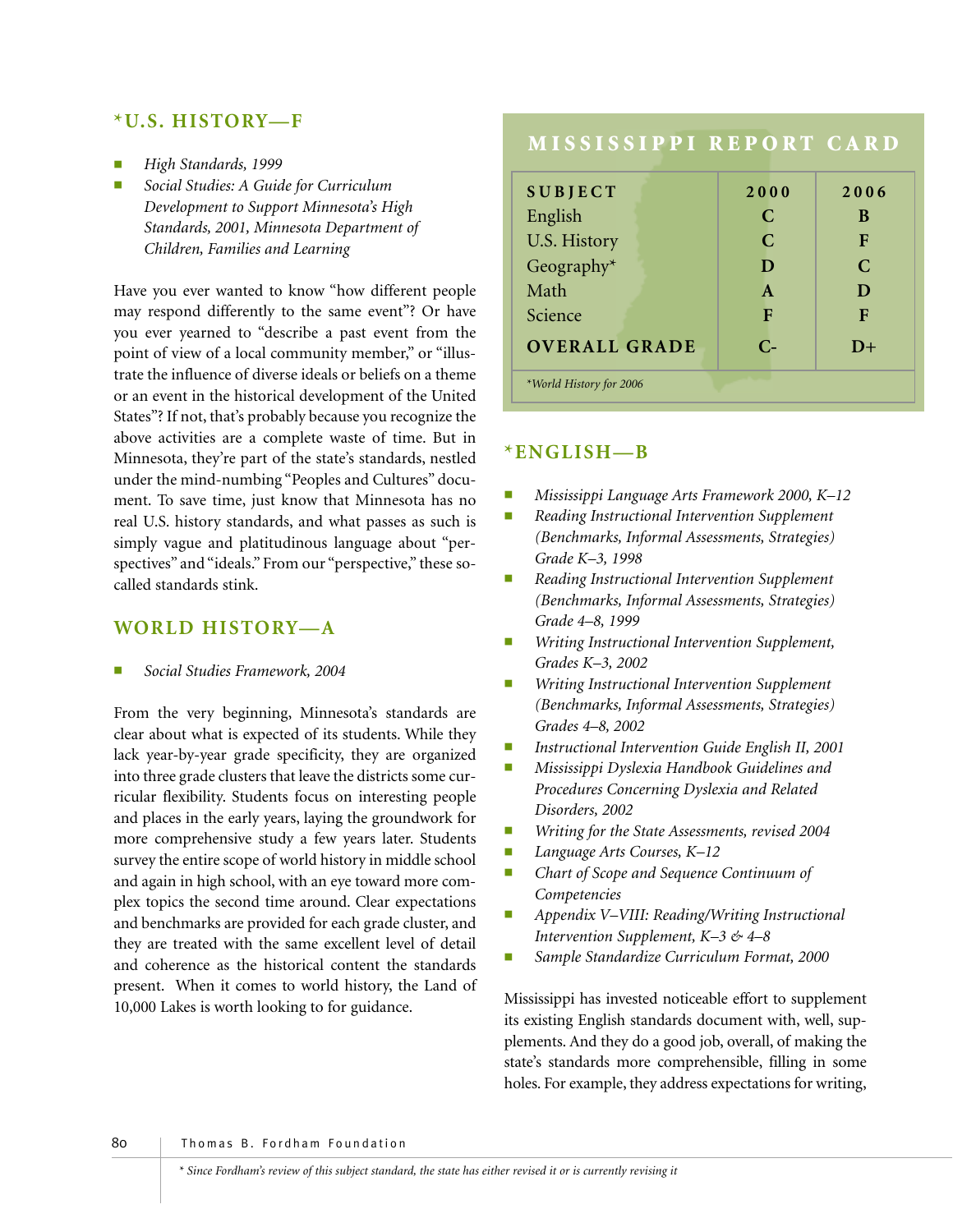## *U.S. HISTORY—F

- *High Standards, 1999*
- *Social Studies: A Guide for Curriculum Development to Support Minnesota's High Standards, 2001, Minnesota Department of Children, Families and Learning*

Have you ever wanted to know "how different people may respond differently to the same event"? Or have you ever yearned to "describe a past event from the point of view of a local community member," or "illustrate the influence of diverse ideals or beliefs on a theme or an event in the historical development of the United States"? If not, that's probably because you recognize the above activities are a complete waste of time. But in Minnesota, they're part of the state's standards, nestled under the mind-numbing "Peoples and Cultures" document. To save time, just know that Minnesota has no real U.S. history standards, and what passes as such is simply vague and platitudinous language about "perspectives" and "ideals." From our "perspective," these so-called standards stink.

## WORLD HISTORY—A

- *Social Studies Framework, 2004*

From the very beginning, Minnesota's standards are clear about what is expected of its students. While they lack year-by-year grade specificity, they are organized into three grade clusters that leave the districts some curricular flexibility. Students focus on interesting people and places in the early years, laying the groundwork for more comprehensive study a few years later. Students survey the entire scope of world history in middle school and again in high school, with an eye toward more complex topics the second time around. Clear expectations and benchmarks are provided for each grade cluster, and they are treated with the same excellent level of detail and coherence as the historical content the standards present. When it comes to world history, the Land of 10,000 Lakes is worth looking to for guidance.

## MISSISSIPPI REPORT CARD

| SUBJECT | 2000 | 2006 |
|---|---|---|
| English | C | B |
| U.S. History | C | F |
| Geography* | D | C |
| Math | A | D |
| Science | F | F |
| **OVERALL GRADE** | C- | D+ |

*World History for 2006*

## *ENGLISH—B

- *Mississippi Language Arts Framework 2000, K–12*
- *Reading Instructional Intervention Supplement (Benchmarks, Informal Assessments, Strategies) Grade K–3, 1998*
- *Reading Instructional Intervention Supplement (Benchmarks, Informal Assessments, Strategies) Grade 4–8, 1999*
- *Writing Instructional Intervention Supplement, Grades K–3, 2002*
- *Writing Instructional Intervention Supplement (Benchmarks, Informal Assessments, Strategies) Grades 4–8, 2002*
- *Instructional Intervention Guide English II, 2001*
- *Mississippi Dyslexia Handbook Guidelines and Procedures Concerning Dyslexia and Related Disorders, 2002*
- *Writing for the State Assessments, revised 2004*
- *Language Arts Courses, K–12*
- *Chart of Scope and Sequence Continuum of Competencies*
- *Appendix V–VIII: Reading/Writing Instructional Intervention Supplement, K–3 & 4–8*
- *Sample Standardize Curriculum Format, 2000*

Mississippi has invested noticeable effort to supplement its existing English standards document with, well, supplements. And they do a good job, overall, of making the state's standards more comprehensible, filling in some holes. For example, they address expectations for writing,

* *Since Fordham's review of this subject standard, the state has either revised it or is currently revising it*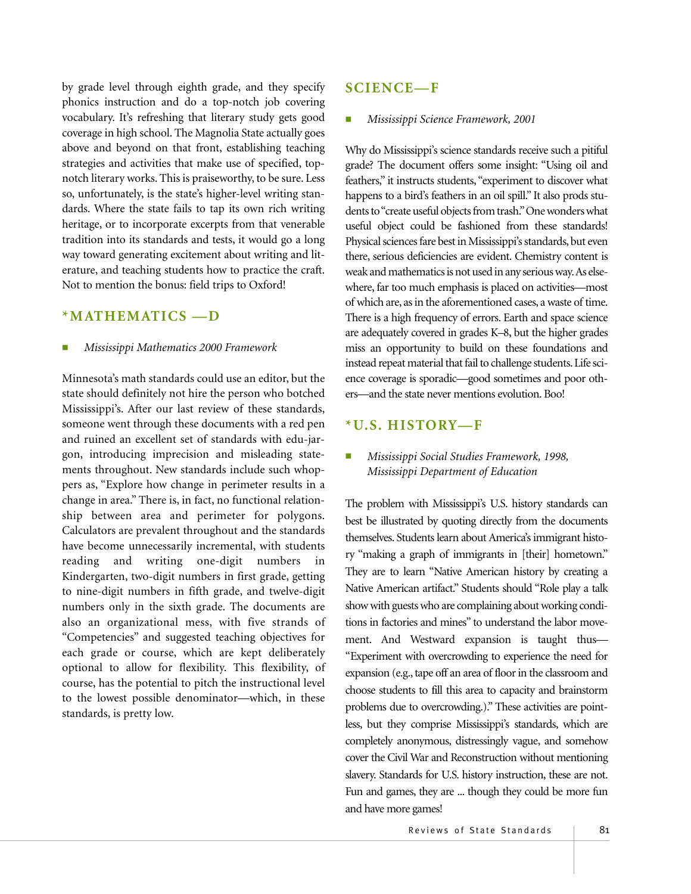by grade level through eighth grade, and they specify phonics instruction and do a top-notch job covering vocabulary. It's refreshing that literary study gets good coverage in high school. The Magnolia State actually goes above and beyond on that front, establishing teaching strategies and activities that make use of specified, top-notch literary works. This is praiseworthy, to be sure. Less so, unfortunately, is the state's higher-level writing standards. Where the state fails to tap its own rich writing heritage, or to incorporate excerpts from that venerable tradition into its standards and tests, it would go a long way toward generating excitement about writing and literature, and teaching students how to practice the craft. Not to mention the bonus: field trips to Oxford!

## *MATHEMATICS —D

- *Mississippi Mathematics 2000 Framework*

Minnesota's math standards could use an editor, but the state should definitely not hire the person who botched Mississippi's. After our last review of these standards, someone went through these documents with a red pen and ruined an excellent set of standards with edu-jargon, introducing imprecision and misleading statements throughout. New standards include such whoppers as, "Explore how change in perimeter results in a change in area." There is, in fact, no functional relationship between area and perimeter for polygons. Calculators are prevalent throughout and the standards have become unnecessarily incremental, with students reading and writing one-digit numbers in Kindergarten, two-digit numbers in first grade, getting to nine-digit numbers in fifth grade, and twelve-digit numbers only in the sixth grade. The documents are also an organizational mess, with five strands of "Competencies" and suggested teaching objectives for each grade or course, which are kept deliberately optional to allow for flexibility. This flexibility, of course, has the potential to pitch the instructional level to the lowest possible denominator—which, in these standards, is pretty low.

## SCIENCE—F

- *Mississippi Science Framework, 2001*

Why do Mississippi's science standards receive such a pitiful grade? The document offers some insight: "Using oil and feathers," it instructs students, "experiment to discover what happens to a bird's feathers in an oil spill." It also prods students to "create useful objects from trash." One wonders what useful object could be fashioned from these standards! Physical sciences fare best in Mississippi's standards, but even there, serious deficiencies are evident. Chemistry content is weak and mathematics is not used in any serious way. As elsewhere, far too much emphasis is placed on activities—most of which are, as in the aforementioned cases, a waste of time. There is a high frequency of errors. Earth and space science are adequately covered in grades K–8, but the higher grades miss an opportunity to build on these foundations and instead repeat material that fail to challenge students. Life science coverage is sporadic—good sometimes and poor others—and the state never mentions evolution. Boo!

## *U.S. HISTORY—F

- *Mississippi Social Studies Framework, 1998, Mississippi Department of Education*

The problem with Mississippi's U.S. history standards can best be illustrated by quoting directly from the documents themselves. Students learn about America's immigrant history "making a graph of immigrants in [their] hometown." They are to learn "Native American history by creating a Native American artifact." Students should "Role play a talk show with guests who are complaining about working conditions in factories and mines" to understand the labor movement. And Westward expansion is taught thus—"Experiment with overcrowding to experience the need for expansion (e.g., tape off an area of floor in the classroom and choose students to fill this area to capacity and brainstorm problems due to overcrowding.)." These activities are pointless, but they comprise Mississippi's standards, which are completely anonymous, distressingly vague, and somehow cover the Civil War and Reconstruction without mentioning slavery. Standards for U.S. history instruction, these are not. Fun and games, they are ... though they could be more fun and have more games!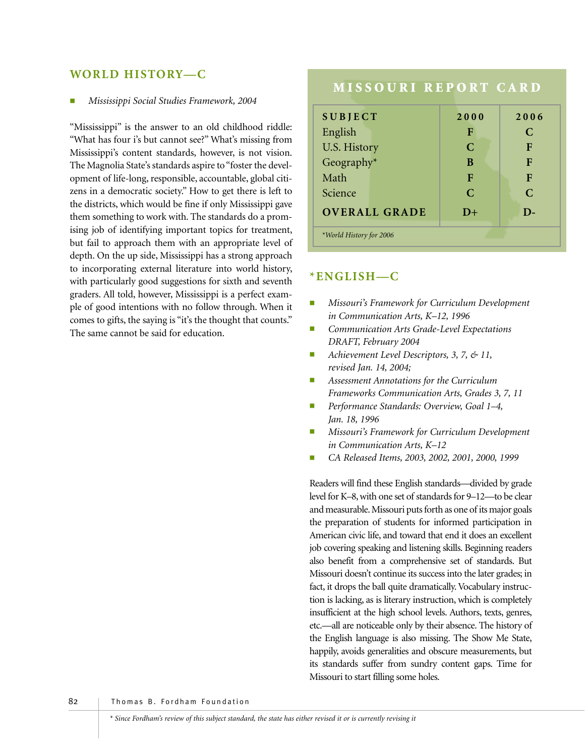## WORLD HISTORY—C

- *Mississippi Social Studies Framework, 2004*

"Mississippi" is the answer to an old childhood riddle: "What has four i's but cannot see?" What's missing from Mississippi's content standards, however, is not vision. The Magnolia State's standards aspire to "foster the development of life-long, responsible, accountable, global citizens in a democratic society." How to get there is left to the districts, which would be fine if only Mississippi gave them something to work with. The standards do a promising job of identifying important topics for treatment, but fail to approach them with an appropriate level of depth. On the up side, Mississippi has a strong approach to incorporating external literature into world history, with particularly good suggestions for sixth and seventh graders. All told, however, Mississippi is a perfect example of good intentions with no follow through. When it comes to gifts, the saying is "it's the thought that counts." The same cannot be said for education.

## MISSOURI REPORT CARD

| SUBJECT | 2000 | 2006 |
|---|---|---|
| English | F | C |
| U.S. History | C | F |
| Geography* | B | F |
| Math | F | F |
| Science | C | C |
| **OVERALL GRADE** | D+ | D- |

*World History for 2006

## *ENGLISH—C

- *Missouri's Framework for Curriculum Development in Communication Arts, K–12, 1996*
- *Communication Arts Grade-Level Expectations DRAFT, February 2004*
- *Achievement Level Descriptors, 3, 7, & 11, revised Jan. 14, 2004;*
- *Assessment Annotations for the Curriculum Frameworks Communication Arts, Grades 3, 7, 11*
- *Performance Standards: Overview, Goal 1–4, Jan. 18, 1996*
- *Missouri's Framework for Curriculum Development in Communication Arts, K–12*
- *CA Released Items, 2003, 2002, 2001, 2000, 1999*

Readers will find these English standards—divided by grade level for K–8, with one set of standards for 9–12—to be clear and measurable. Missouri puts forth as one of its major goals the preparation of students for informed participation in American civic life, and toward that end it does an excellent job covering speaking and listening skills. Beginning readers also benefit from a comprehensive set of standards. But Missouri doesn't continue its success into the later grades; in fact, it drops the ball quite dramatically. Vocabulary instruction is lacking, as is literary instruction, which is completely insufficient at the high school levels. Authors, texts, genres, etc.—all are noticeable only by their absence. The history of the English language is also missing. The Show Me State, happily, avoids generalities and obscure measurements, but its standards suffer from sundry content gaps. Time for Missouri to start filling some holes.

*\* Since Fordham's review of this subject standard, the state has either revised it or is currently revising it*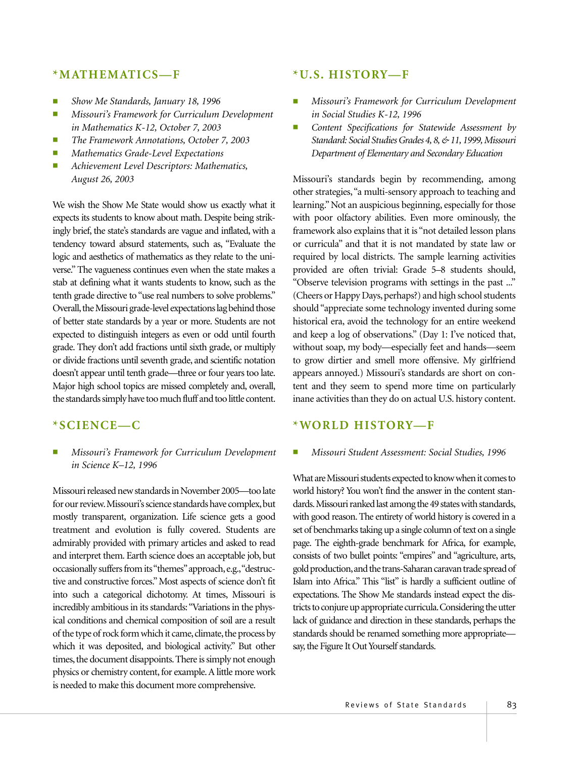## *MATHEMATICS—F

- *Show Me Standards, January 18, 1996*
- *Missouri's Framework for Curriculum Development in Mathematics K-12, October 7, 2003*
- *The Framework Annotations, October 7, 2003*
- *Mathematics Grade-Level Expectations*
- *Achievement Level Descriptors: Mathematics, August 26, 2003*

We wish the Show Me State would show us exactly what it expects its students to know about math. Despite being strikingly brief, the state's standards are vague and inflated, with a tendency toward absurd statements, such as, "Evaluate the logic and aesthetics of mathematics as they relate to the universe." The vagueness continues even when the state makes a stab at defining what it wants students to know, such as the tenth grade directive to "use real numbers to solve problems." Overall, the Missouri grade-level expectations lag behind those of better state standards by a year or more. Students are not expected to distinguish integers as even or odd until fourth grade. They don't add fractions until sixth grade, or multiply or divide fractions until seventh grade, and scientific notation doesn't appear until tenth grade—three or four years too late. Major high school topics are missed completely and, overall, the standards simply have too much fluff and too little content.

## *SCIENCE—C

- *Missouri's Framework for Curriculum Development in Science K–12, 1996*

Missouri released new standards in November 2005—too late for our review. Missouri's science standards have complex, but mostly transparent, organization. Life science gets a good treatment and evolution is fully covered. Students are admirably provided with primary articles and asked to read and interpret them. Earth science does an acceptable job, but occasionally suffers from its "themes" approach, e.g., "destructive and constructive forces." Most aspects of science don't fit into such a categorical dichotomy. At times, Missouri is incredibly ambitious in its standards: "Variations in the physical conditions and chemical composition of soil are a result of the type of rock form which it came, climate, the process by which it was deposited, and biological activity." But other times, the document disappoints. There is simply not enough physics or chemistry content, for example. A little more work is needed to make this document more comprehensive.

## *U.S. HISTORY—F

- *Missouri's Framework for Curriculum Development in Social Studies K-12, 1996*
- *Content Specifications for Statewide Assessment by Standard: Social Studies Grades 4, 8, & 11, 1999, Missouri Department of Elementary and Secondary Education*

Missouri's standards begin by recommending, among other strategies, "a multi-sensory approach to teaching and learning." Not an auspicious beginning, especially for those with poor olfactory abilities. Even more ominously, the framework also explains that it is "not detailed lesson plans or curricula" and that it is not mandated by state law or required by local districts. The sample learning activities provided are often trivial: Grade 5–8 students should, "Observe television programs with settings in the past ..." (Cheers or Happy Days, perhaps?) and high school students should "appreciate some technology invented during some historical era, avoid the technology for an entire weekend and keep a log of observations." (Day 1: I've noticed that, without soap, my body—especially feet and hands—seem to grow dirtier and smell more offensive. My girlfriend appears annoyed.) Missouri's standards are short on content and they seem to spend more time on particularly inane activities than they do on actual U.S. history content.

## *WORLD HISTORY—F

- *Missouri Student Assessment: Social Studies, 1996*

What are Missouri students expected to know when it comes to world history? You won't find the answer in the content standards. Missouri ranked last among the 49 states with standards, with good reason. The entirety of world history is covered in a set of benchmarks taking up a single column of text on a single page. The eighth-grade benchmark for Africa, for example, consists of two bullet points: "empires" and "agriculture, arts, gold production, and the trans-Saharan caravan trade spread of Islam into Africa." This "list" is hardly a sufficient outline of expectations. The Show Me standards instead expect the districts to conjure up appropriate curricula. Considering the utter lack of guidance and direction in these standards, perhaps the standards should be renamed something more appropriate—say, the Figure It Out Yourself standards.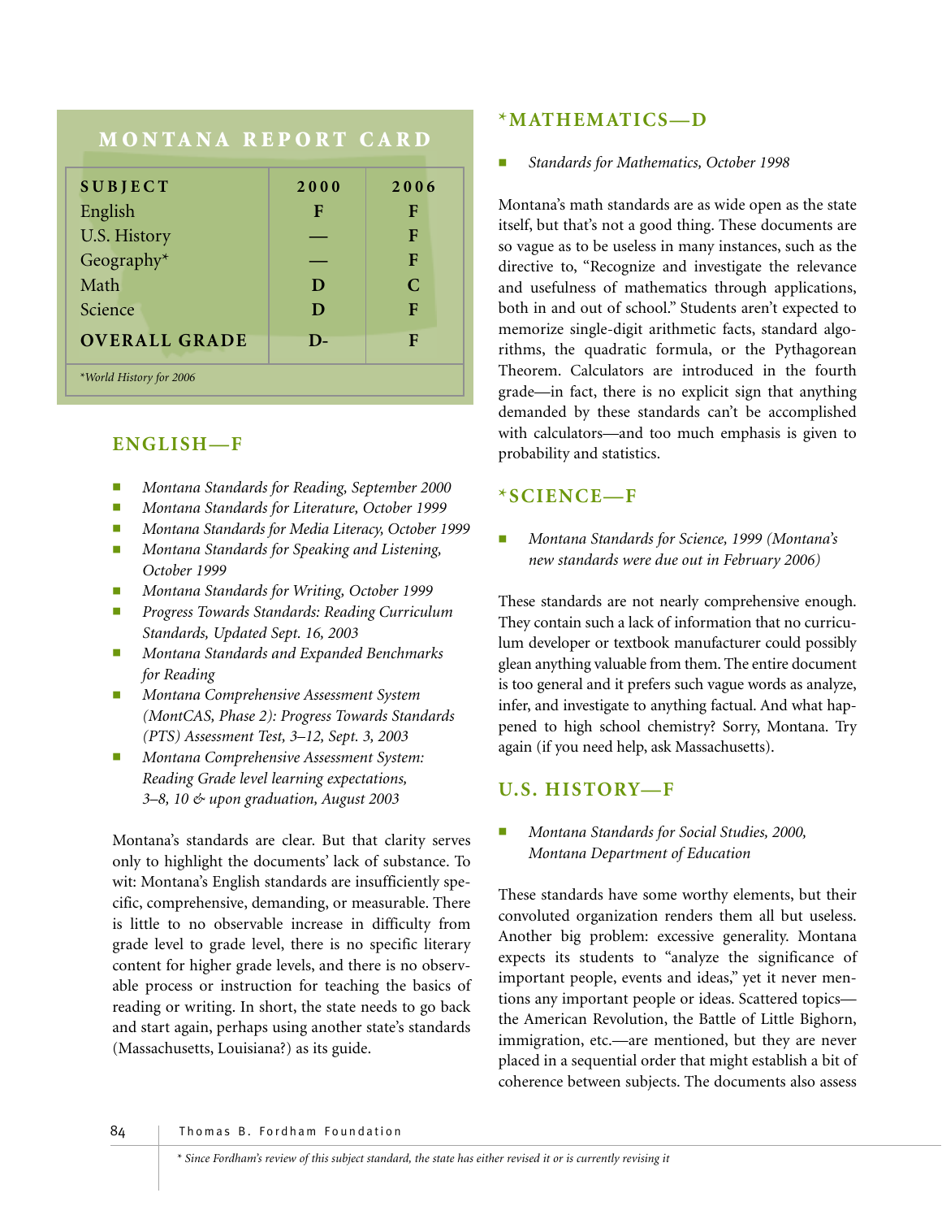## MONTANA REPORT CARD

| SUBJECT | 2000 | 2006 |
|---|---|---|
| English | F | F |
| U.S. History | — | F |
| Geography* | — | F |
| Math | D | C |
| Science | D | F |
| **OVERALL GRADE** | D- | F |

*World History for 2006*

## ENGLISH—F

- *Montana Standards for Reading, September 2000*
- *Montana Standards for Literature, October 1999*
- *Montana Standards for Media Literacy, October 1999*
- *Montana Standards for Speaking and Listening, October 1999*
- *Montana Standards for Writing, October 1999*
- *Progress Towards Standards: Reading Curriculum Standards, Updated Sept. 16, 2003*
- *Montana Standards and Expanded Benchmarks for Reading*
- *Montana Comprehensive Assessment System (MontCAS, Phase 2): Progress Towards Standards (PTS) Assessment Test, 3–12, Sept. 3, 2003*
- *Montana Comprehensive Assessment System: Reading Grade level learning expectations, 3–8, 10 & upon graduation, August 2003*

Montana's standards are clear. But that clarity serves only to highlight the documents' lack of substance. To wit: Montana's English standards are insufficiently specific, comprehensive, demanding, or measurable. There is little to no observable increase in difficulty from grade level to grade level, there is no specific literary content for higher grade levels, and there is no observable process or instruction for teaching the basics of reading or writing. In short, the state needs to go back and start again, perhaps using another state's standards (Massachusetts, Louisiana?) as its guide.

## *MATHEMATICS—D

- *Standards for Mathematics, October 1998*

Montana's math standards are as wide open as the state itself, but that's not a good thing. These documents are so vague as to be useless in many instances, such as the directive to, "Recognize and investigate the relevance and usefulness of mathematics through applications, both in and out of school." Students aren't expected to memorize single-digit arithmetic facts, standard algorithms, the quadratic formula, or the Pythagorean Theorem. Calculators are introduced in the fourth grade—in fact, there is no explicit sign that anything demanded by these standards can't be accomplished with calculators—and too much emphasis is given to probability and statistics.

## *SCIENCE—F

- *Montana Standards for Science, 1999 (Montana's new standards were due out in February 2006)*

These standards are not nearly comprehensive enough. They contain such a lack of information that no curriculum developer or textbook manufacturer could possibly glean anything valuable from them. The entire document is too general and it prefers such vague words as analyze, infer, and investigate to anything factual. And what happened to high school chemistry? Sorry, Montana. Try again (if you need help, ask Massachusetts).

## U.S. HISTORY—F

- *Montana Standards for Social Studies, 2000, Montana Department of Education*

These standards have some worthy elements, but their convoluted organization renders them all but useless. Another big problem: excessive generality. Montana expects its students to "analyze the significance of important people, events and ideas," yet it never mentions any important people or ideas. Scattered topics—the American Revolution, the Battle of Little Bighorn, immigration, etc.—are mentioned, but they are never placed in a sequential order that might establish a bit of coherence between subjects. The documents also assess

* *Since Fordham's review of this subject standard, the state has either revised it or is currently revising it*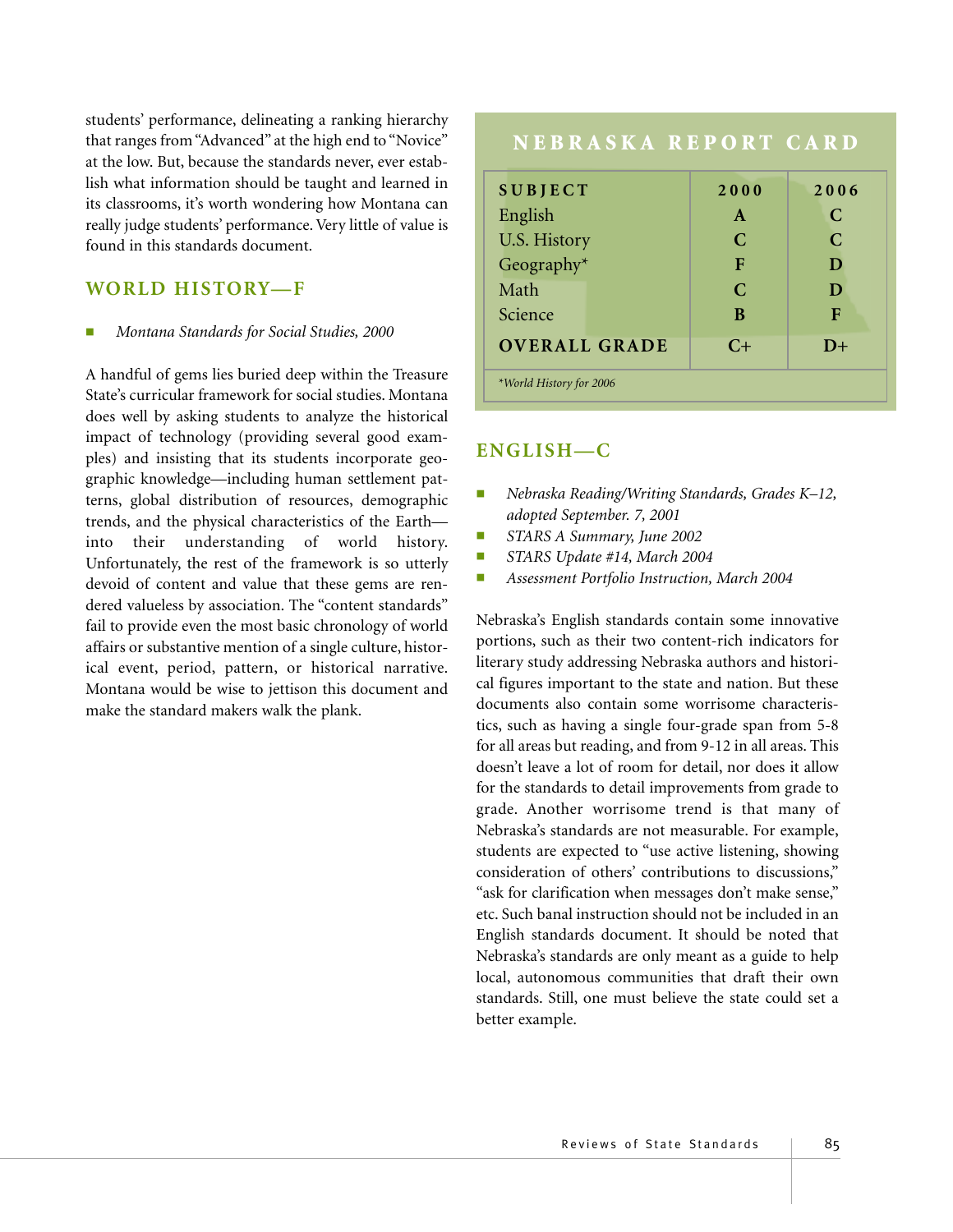students' performance, delineating a ranking hierarchy that ranges from "Advanced" at the high end to "Novice" at the low. But, because the standards never, ever establish what information should be taught and learned in its classrooms, it's worth wondering how Montana can really judge students' performance. Very little of value is found in this standards document.

## WORLD HISTORY—F

- *Montana Standards for Social Studies, 2000*

A handful of gems lies buried deep within the Treasure State's curricular framework for social studies. Montana does well by asking students to analyze the historical impact of technology (providing several good examples) and insisting that its students incorporate geographic knowledge—including human settlement patterns, global distribution of resources, demographic trends, and the physical characteristics of the Earth—into their understanding of world history. Unfortunately, the rest of the framework is so utterly devoid of content and value that these gems are rendered valueless by association. The "content standards" fail to provide even the most basic chronology of world affairs or substantive mention of a single culture, historical event, period, pattern, or historical narrative. Montana would be wise to jettison this document and make the standard makers walk the plank.

## NEBRASKA REPORT CARD

| SUBJECT | 2000 | 2006 |
|---|---|---|
| English | A | C |
| U.S. History | C | C |
| Geography* | F | D |
| Math | C | D |
| Science | B | F |
| **OVERALL GRADE** | **C+** | **D+** |

*World History for 2006*

## ENGLISH—C

- *Nebraska Reading/Writing Standards, Grades K–12, adopted September. 7, 2001*
- *STARS A Summary, June 2002*
- *STARS Update #14, March 2004*
- *Assessment Portfolio Instruction, March 2004*

Nebraska's English standards contain some innovative portions, such as their two content-rich indicators for literary study addressing Nebraska authors and historical figures important to the state and nation. But these documents also contain some worrisome characteristics, such as having a single four-grade span from 5-8 for all areas but reading, and from 9-12 in all areas. This doesn't leave a lot of room for detail, nor does it allow for the standards to detail improvements from grade to grade. Another worrisome trend is that many of Nebraska's standards are not measurable. For example, students are expected to "use active listening, showing consideration of others' contributions to discussions," "ask for clarification when messages don't make sense," etc. Such banal instruction should not be included in an English standards document. It should be noted that Nebraska's standards are only meant as a guide to help local, autonomous communities that draft their own standards. Still, one must believe the state could set a better example.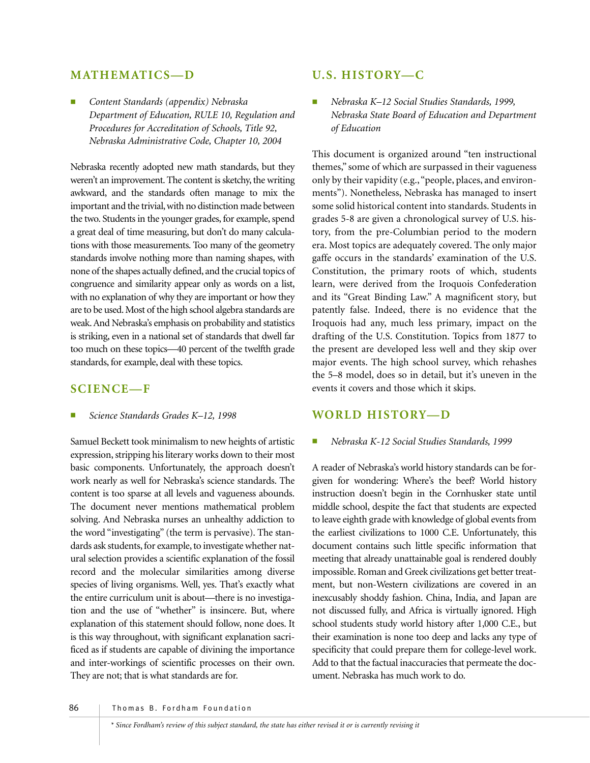## MATHEMATICS—D

- *Content Standards (appendix) Nebraska Department of Education, RULE 10, Regulation and Procedures for Accreditation of Schools, Title 92, Nebraska Administrative Code, Chapter 10, 2004*

Nebraska recently adopted new math standards, but they weren't an improvement. The content is sketchy, the writing awkward, and the standards often manage to mix the important and the trivial, with no distinction made between the two. Students in the younger grades, for example, spend a great deal of time measuring, but don't do many calculations with those measurements. Too many of the geometry standards involve nothing more than naming shapes, with none of the shapes actually defined, and the crucial topics of congruence and similarity appear only as words on a list, with no explanation of why they are important or how they are to be used. Most of the high school algebra standards are weak. And Nebraska's emphasis on probability and statistics is striking, even in a national set of standards that dwell far too much on these topics—40 percent of the twelfth grade standards, for example, deal with these topics.

## SCIENCE—F

- *Science Standards Grades K–12, 1998*

Samuel Beckett took minimalism to new heights of artistic expression, stripping his literary works down to their most basic components. Unfortunately, the approach doesn't work nearly as well for Nebraska's science standards. The content is too sparse at all levels and vagueness abounds. The document never mentions mathematical problem solving. And Nebraska nurses an unhealthy addiction to the word "investigating" (the term is pervasive). The standards ask students, for example, to investigate whether natural selection provides a scientific explanation of the fossil record and the molecular similarities among diverse species of living organisms. Well, yes. That's exactly what the entire curriculum unit is about—there is no investigation and the use of "whether" is insincere. But, where explanation of this statement should follow, none does. It is this way throughout, with significant explanation sacrificed as if students are capable of divining the importance and inter-workings of scientific processes on their own. They are not; that is what standards are for.

## U.S. HISTORY—C

- *Nebraska K–12 Social Studies Standards, 1999, Nebraska State Board of Education and Department of Education*

This document is organized around "ten instructional themes," some of which are surpassed in their vagueness only by their vapidity (e.g., "people, places, and environments"). Nonetheless, Nebraska has managed to insert some solid historical content into standards. Students in grades 5-8 are given a chronological survey of U.S. history, from the pre-Columbian period to the modern era. Most topics are adequately covered. The only major gaffe occurs in the standards' examination of the U.S. Constitution, the primary roots of which, students learn, were derived from the Iroquois Confederation and its "Great Binding Law." A magnificent story, but patently false. Indeed, there is no evidence that the Iroquois had any, much less primary, impact on the drafting of the U.S. Constitution. Topics from 1877 to the present are developed less well and they skip over major events. The high school survey, which rehashes the 5–8 model, does so in detail, but it's uneven in the events it covers and those which it skips.

## WORLD HISTORY—D

- *Nebraska K-12 Social Studies Standards, 1999*

A reader of Nebraska's world history standards can be forgiven for wondering: Where's the beef? World history instruction doesn't begin in the Cornhusker state until middle school, despite the fact that students are expected to leave eighth grade with knowledge of global events from the earliest civilizations to 1000 C.E. Unfortunately, this document contains such little specific information that meeting that already unattainable goal is rendered doubly impossible. Roman and Greek civilizations get better treatment, but non-Western civilizations are covered in an inexcusably shoddy fashion. China, India, and Japan are not discussed fully, and Africa is virtually ignored. High school students study world history after 1,000 C.E., but their examination is none too deep and lacks any type of specificity that could prepare them for college-level work. Add to that the factual inaccuracies that permeate the document. Nebraska has much work to do.

*\* Since Fordham's review of this subject standard, the state has either revised it or is currently revising it*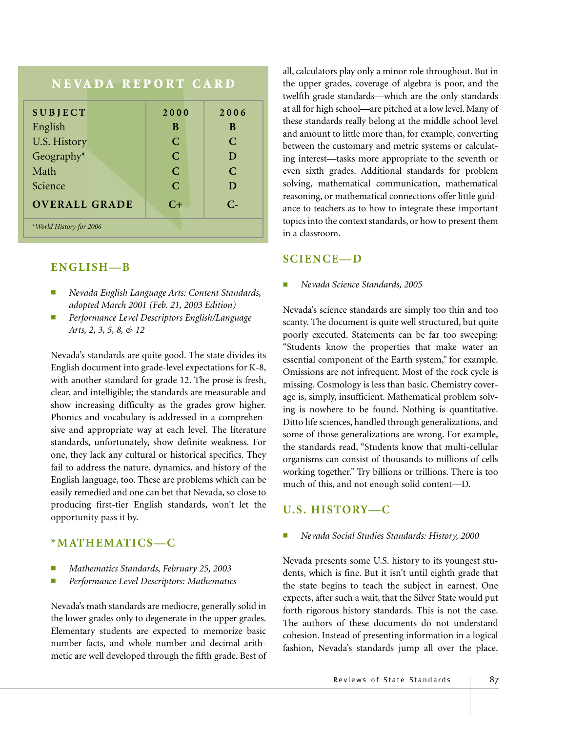## NEVADA REPORT CARD

| SUBJECT | 2000 | 2006 |
|---|---|---|
| English | B | B |
| U.S. History | C | C |
| Geography* | C | D |
| Math | C | C |
| Science | C | D |
| **OVERALL GRADE** | C+ | C- |

*World History for 2006*

## ENGLISH—B

- *Nevada English Language Arts: Content Standards, adopted March 2001 (Feb. 21, 2003 Edition)*
- *Performance Level Descriptors English/Language Arts, 2, 3, 5, 8, & 12*

Nevada's standards are quite good. The state divides its English document into grade-level expectations for K-8, with another standard for grade 12. The prose is fresh, clear, and intelligible; the standards are measurable and show increasing difficulty as the grades grow higher. Phonics and vocabulary is addressed in a comprehensive and appropriate way at each level. The literature standards, unfortunately, show definite weakness. For one, they lack any cultural or historical specifics. They fail to address the nature, dynamics, and history of the English language, too. These are problems which can be easily remedied and one can bet that Nevada, so close to producing first-tier English standards, won't let the opportunity pass it by.

## *MATHEMATICS—C

- *Mathematics Standards, February 25, 2003*
- *Performance Level Descriptors: Mathematics*

Nevada's math standards are mediocre, generally solid in the lower grades only to degenerate in the upper grades. Elementary students are expected to memorize basic number facts, and whole number and decimal arithmetic are well developed through the fifth grade. Best of all, calculators play only a minor role throughout. But in the upper grades, coverage of algebra is poor, and the twelfth grade standards—which are the only standards at all for high school—are pitched at a low level. Many of these standards really belong at the middle school level and amount to little more than, for example, converting between the customary and metric systems or calculating interest—tasks more appropriate to the seventh or even sixth grades. Additional standards for problem solving, mathematical communication, mathematical reasoning, or mathematical connections offer little guidance to teachers as to how to integrate these important topics into the context standards, or how to present them in a classroom.

## SCIENCE—D

- *Nevada Science Standards, 2005*

Nevada's science standards are simply too thin and too scanty. The document is quite well structured, but quite poorly executed. Statements can be far too sweeping: "Students know the properties that make water an essential component of the Earth system," for example. Omissions are not infrequent. Most of the rock cycle is missing. Cosmology is less than basic. Chemistry coverage is, simply, insufficient. Mathematical problem solving is nowhere to be found. Nothing is quantitative. Ditto life sciences, handled through generalizations, and some of those generalizations are wrong. For example, the standards read, "Students know that multi-cellular organisms can consist of thousands to millions of cells working together." Try billions or trillions. There is too much of this, and not enough solid content—D.

## U.S. HISTORY—C

- *Nevada Social Studies Standards: History, 2000*

Nevada presents some U.S. history to its youngest students, which is fine. But it isn't until eighth grade that the state begins to teach the subject in earnest. One expects, after such a wait, that the Silver State would put forth rigorous history standards. This is not the case. The authors of these documents do not understand cohesion. Instead of presenting information in a logical fashion, Nevada's standards jump all over the place.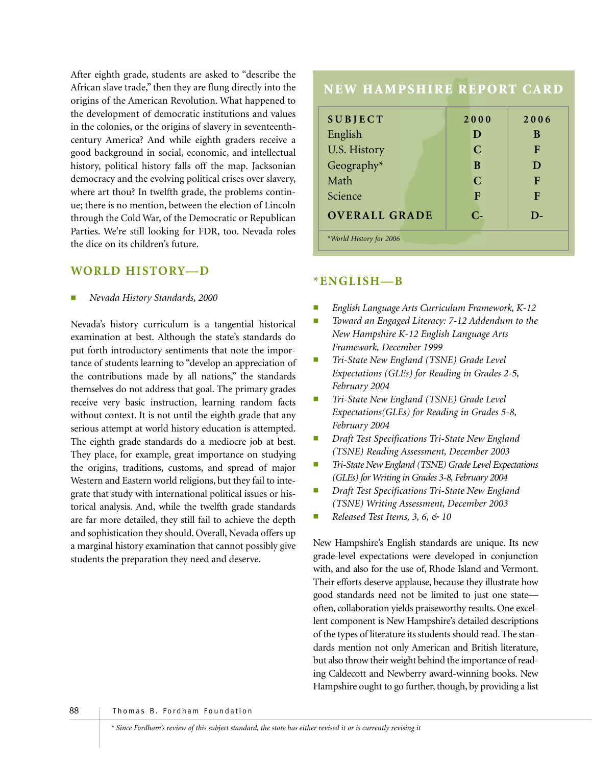After eighth grade, students are asked to "describe the African slave trade," then they are flung directly into the origins of the American Revolution. What happened to the development of democratic institutions and values in the colonies, or the origins of slavery in seventeenth-century America? And while eighth graders receive a good background in social, economic, and intellectual history, political history falls off the map. Jacksonian democracy and the evolving political crises over slavery, where art thou? In twelfth grade, the problems continue; there is no mention, between the election of Lincoln through the Cold War, of the Democratic or Republican Parties. We're still looking for FDR, too. Nevada roles the dice on its children's future.

## WORLD HISTORY—D

- *Nevada History Standards, 2000*

Nevada's history curriculum is a tangential historical examination at best. Although the state's standards do put forth introductory sentiments that note the importance of students learning to "develop an appreciation of the contributions made by all nations," the standards themselves do not address that goal. The primary grades receive very basic instruction, learning random facts without context. It is not until the eighth grade that any serious attempt at world history education is attempted. The eighth grade standards do a mediocre job at best. They place, for example, great importance on studying the origins, traditions, customs, and spread of major Western and Eastern world religions, but they fail to integrate that study with international political issues or historical analysis. And, while the twelfth grade standards are far more detailed, they still fail to achieve the depth and sophistication they should. Overall, Nevada offers up a marginal history examination that cannot possibly give students the preparation they need and deserve.

## NEW HAMPSHIRE REPORT CARD

| SUBJECT | 2000 | 2006 |
|---|---|---|
| English | D | B |
| U.S. History | C | F |
| Geography* | B | D |
| Math | C | F |
| Science | F | F |
| **OVERALL GRADE** | **C-** | **D-** |

*World History for 2006

## *ENGLISH—B

- *English Language Arts Curriculum Framework, K-12*
- *Toward an Engaged Literacy: 7-12 Addendum to the New Hampshire K-12 English Language Arts Framework, December 1999*
- *Tri-State New England (TSNE) Grade Level Expectations (GLEs) for Reading in Grades 2-5, February 2004*
- *Tri-State New England (TSNE) Grade Level Expectations(GLEs) for Reading in Grades 5-8, February 2004*
- *Draft Test Specifications Tri-State New England (TSNE) Reading Assessment, December 2003*
- *Tri-State New England (TSNE) Grade Level Expectations (GLEs) for Writing in Grades 3-8, February 2004*
- *Draft Test Specifications Tri-State New England (TSNE) Writing Assessment, December 2003*
- *Released Test Items, 3, 6, & 10*

New Hampshire's English standards are unique. Its new grade-level expectations were developed in conjunction with, and also for the use of, Rhode Island and Vermont. Their efforts deserve applause, because they illustrate how good standards need not be limited to just one state—often, collaboration yields praiseworthy results. One excellent component is New Hampshire's detailed descriptions of the types of literature its students should read. The standards mention not only American and British literature, but also throw their weight behind the importance of reading Caldecott and Newberry award-winning books. New Hampshire ought to go further, though, by providing a list

\* *Since Fordham's review of this subject standard, the state has either revised it or is currently revising it*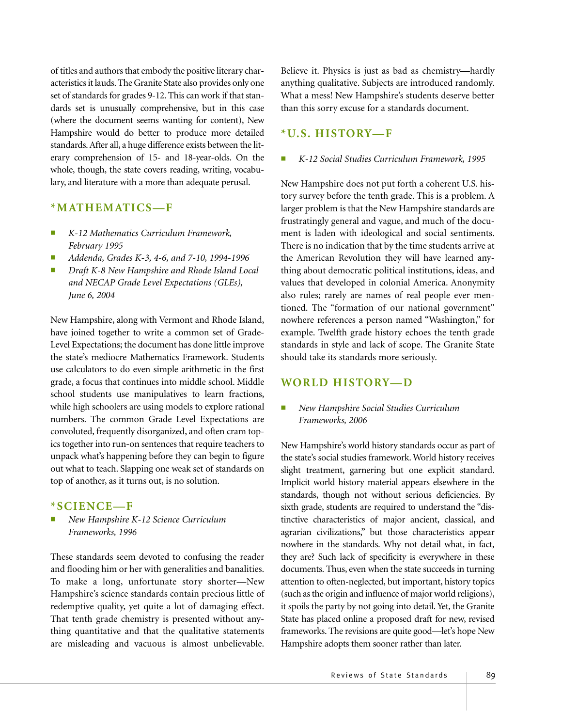of titles and authors that embody the positive literary characteristics it lauds. The Granite State also provides only one set of standards for grades 9-12. This can work if that standards set is unusually comprehensive, but in this case (where the document seems wanting for content), New Hampshire would do better to produce more detailed standards. After all, a huge difference exists between the literary comprehension of 15- and 18-year-olds. On the whole, though, the state covers reading, writing, vocabulary, and literature with a more than adequate perusal.

## *MATHEMATICS—F

- *K-12 Mathematics Curriculum Framework, February 1995*
- *Addenda, Grades K-3, 4-6, and 7-10, 1994-1996*
- *Draft K-8 New Hampshire and Rhode Island Local and NECAP Grade Level Expectations (GLEs), June 6, 2004*

New Hampshire, along with Vermont and Rhode Island, have joined together to write a common set of Grade-Level Expectations; the document has done little improve the state's mediocre Mathematics Framework. Students use calculators to do even simple arithmetic in the first grade, a focus that continues into middle school. Middle school students use manipulatives to learn fractions, while high schoolers are using models to explore rational numbers. The common Grade Level Expectations are convoluted, frequently disorganized, and often cram topics together into run-on sentences that require teachers to unpack what's happening before they can begin to figure out what to teach. Slapping one weak set of standards on top of another, as it turns out, is no solution.

## *SCIENCE—F

- *New Hampshire K-12 Science Curriculum Frameworks, 1996*

These standards seem devoted to confusing the reader and flooding him or her with generalities and banalities. To make a long, unfortunate story shorter—New Hampshire's science standards contain precious little of redemptive quality, yet quite a lot of damaging effect. That tenth grade chemistry is presented without anything quantitative and that the qualitative statements are misleading and vacuous is almost unbelievable. Believe it. Physics is just as bad as chemistry—hardly anything qualitative. Subjects are introduced randomly. What a mess! New Hampshire's students deserve better than this sorry excuse for a standards document.

## *U.S. HISTORY—F

- *K-12 Social Studies Curriculum Framework, 1995*

New Hampshire does not put forth a coherent U.S. history survey before the tenth grade. This is a problem. A larger problem is that the New Hampshire standards are frustratingly general and vague, and much of the document is laden with ideological and social sentiments. There is no indication that by the time students arrive at the American Revolution they will have learned anything about democratic political institutions, ideas, and values that developed in colonial America. Anonymity also rules; rarely are names of real people ever mentioned. The "formation of our national government" nowhere references a person named "Washington," for example. Twelfth grade history echoes the tenth grade standards in style and lack of scope. The Granite State should take its standards more seriously.

## WORLD HISTORY—D

- *New Hampshire Social Studies Curriculum Frameworks, 2006*

New Hampshire's world history standards occur as part of the state's social studies framework. World history receives slight treatment, garnering but one explicit standard. Implicit world history material appears elsewhere in the standards, though not without serious deficiencies. By sixth grade, students are required to understand the "distinctive characteristics of major ancient, classical, and agrarian civilizations," but those characteristics appear nowhere in the standards. Why not detail what, in fact, they are? Such lack of specificity is everywhere in these documents. Thus, even when the state succeeds in turning attention to often-neglected, but important, history topics (such as the origin and influence of major world religions), it spoils the party by not going into detail. Yet, the Granite State has placed online a proposed draft for new, revised frameworks. The revisions are quite good—let's hope New Hampshire adopts them sooner rather than later.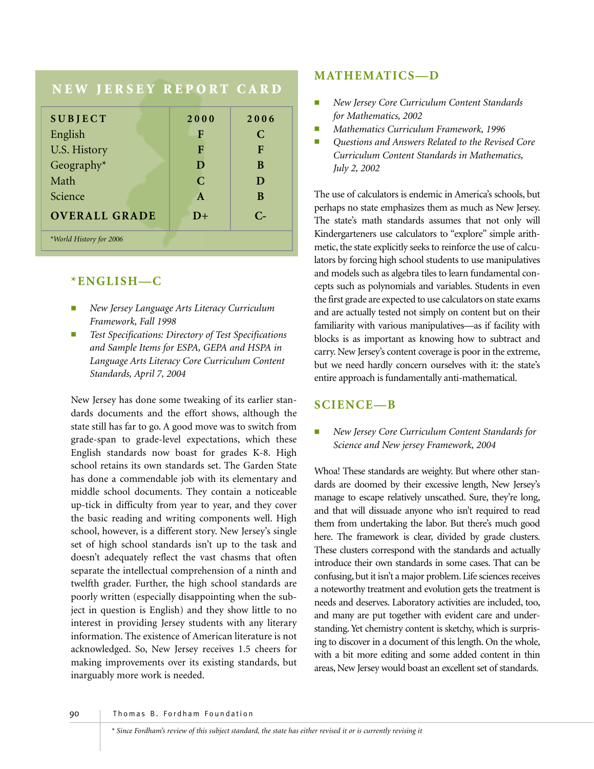## NEW JERSEY REPORT CARD

| SUBJECT | 2000 | 2006 |
|---|---|---|
| English | F | C |
| U.S. History | F | F |
| Geography* | D | B |
| Math | C | D |
| Science | A | B |
| **OVERALL GRADE** | D+ | C- |

*World History for 2006

## *ENGLISH—C

- *New Jersey Language Arts Literacy Curriculum Framework, Fall 1998*
- *Test Specifications: Directory of Test Specifications and Sample Items for ESPA, GEPA and HSPA in Language Arts Literacy Core Curriculum Content Standards, April 7, 2004*

New Jersey has done some tweaking of its earlier standards documents and the effort shows, although the state still has far to go. A good move was to switch from grade-span to grade-level expectations, which these English standards now boast for grades K-8. High school retains its own standards set. The Garden State has done a commendable job with its elementary and middle school documents. They contain a noticeable up-tick in difficulty from year to year, and they cover the basic reading and writing components well. High school, however, is a different story. New Jersey's single set of high school standards isn't up to the task and doesn't adequately reflect the vast chasms that often separate the intellectual comprehension of a ninth and twelfth grader. Further, the high school standards are poorly written (especially disappointing when the subject in question is English) and they show little to no interest in providing Jersey students with any literary information. The existence of American literature is not acknowledged. So, New Jersey receives 1.5 cheers for making improvements over its existing standards, but inarguably more work is needed.

## MATHEMATICS—D

- *New Jersey Core Curriculum Content Standards for Mathematics, 2002*
- *Mathematics Curriculum Framework, 1996*
- *Questions and Answers Related to the Revised Core Curriculum Content Standards in Mathematics, July 2, 2002*

The use of calculators is endemic in America's schools, but perhaps no state emphasizes them as much as New Jersey. The state's math standards assumes that not only will Kindergarteners use calculators to "explore" simple arithmetic, the state explicitly seeks to reinforce the use of calculators by forcing high school students to use manipulatives and models such as algebra tiles to learn fundamental concepts such as polynomials and variables. Students in even the first grade are expected to use calculators on state exams and are actually tested not simply on content but on their familiarity with various manipulatives—as if facility with blocks is as important as knowing how to subtract and carry. New Jersey's content coverage is poor in the extreme, but we need hardly concern ourselves with it: the state's entire approach is fundamentally anti-mathematical.

## SCIENCE—B

- *New Jersey Core Curriculum Content Standards for Science and New jersey Framework, 2004*

Whoa! These standards are weighty. But where other standards are doomed by their excessive length, New Jersey's manage to escape relatively unscathed. Sure, they're long, and that will dissuade anyone who isn't required to read them from undertaking the labor. But there's much good here. The framework is clear, divided by grade clusters. These clusters correspond with the standards and actually introduce their own standards in some cases. That can be confusing, but it isn't a major problem. Life sciences receives a noteworthy treatment and evolution gets the treatment is needs and deserves. Laboratory activities are included, too, and many are put together with evident care and understanding. Yet chemistry content is sketchy, which is surprising to discover in a document of this length. On the whole, with a bit more editing and some added content in thin areas, New Jersey would boast an excellent set of standards.

* Since Fordham's review of this subject standard, the state has either revised it or is currently revising it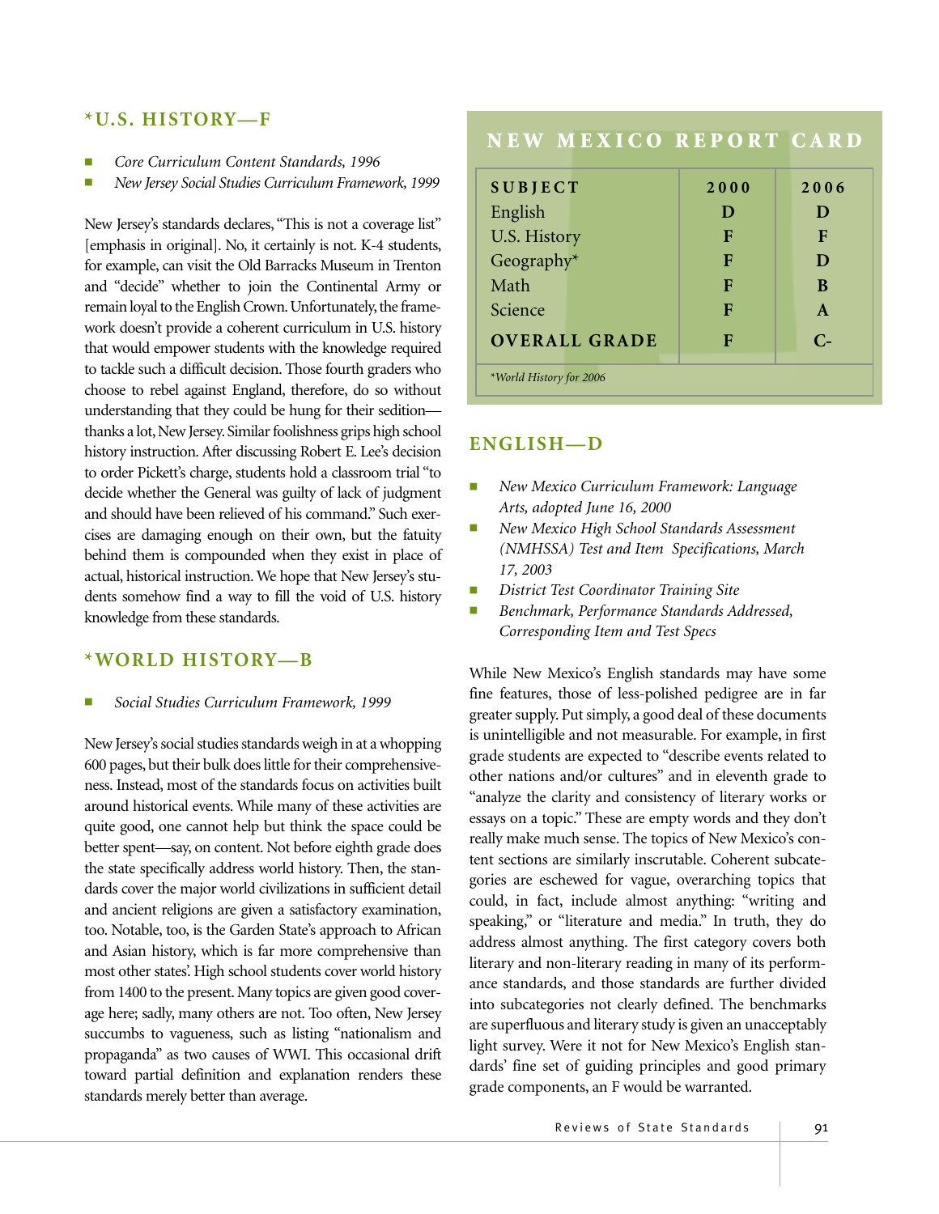### *U.S. HISTORY—F

- *Core Curriculum Content Standards, 1996*
- *New Jersey Social Studies Curriculum Framework, 1999*

New Jersey's standards declares, "This is not a coverage list" [emphasis in original]. No, it certainly is not. K-4 students, for example, can visit the Old Barracks Museum in Trenton and "decide" whether to join the Continental Army or remain loyal to the English Crown. Unfortunately, the framework doesn't provide a coherent curriculum in U.S. history that would empower students with the knowledge required to tackle such a difficult decision. Those fourth graders who choose to rebel against England, therefore, do so without understanding that they could be hung for their sedition—thanks a lot, New Jersey. Similar foolishness grips high school history instruction. After discussing Robert E. Lee's decision to order Pickett's charge, students hold a classroom trial "to decide whether the General was guilty of lack of judgment and should have been relieved of his command." Such exercises are damaging enough on their own, but the fatuity behind them is compounded when they exist in place of actual, historical instruction. We hope that New Jersey's students somehow find a way to fill the void of U.S. history knowledge from these standards.

### *WORLD HISTORY—B

- *Social Studies Curriculum Framework, 1999*

New Jersey's social studies standards weigh in at a whopping 600 pages, but their bulk does little for their comprehensiveness. Instead, most of the standards focus on activities built around historical events. While many of these activities are quite good, one cannot help but think the space could be better spent—say, on content. Not before eighth grade does the state specifically address world history. Then, the standards cover the major world civilizations in sufficient detail and ancient religions are given a satisfactory examination, too. Notable, too, is the Garden State's approach to African and Asian history, which is far more comprehensive than most other states'. High school students cover world history from 1400 to the present. Many topics are given good coverage here; sadly, many others are not. Too often, New Jersey succumbs to vagueness, such as listing "nationalism and propaganda" as two causes of WWI. This occasional drift toward partial definition and explanation renders these standards merely better than average.

## NEW MEXICO REPORT CARD

| SUBJECT | 2000 | 2006 |
|---|---|---|
| English | D | D |
| U.S. History | F | F |
| Geography* | F | D |
| Math | F | B |
| Science | F | A |
| **OVERALL GRADE** | F | C- |

*\*World History for 2006*

### ENGLISH—D

- *New Mexico Curriculum Framework: Language Arts, adopted June 16, 2000*
- *New Mexico High School Standards Assessment (NMHSSA) Test and Item Specifications, March 17, 2003*
- *District Test Coordinator Training Site*
- *Benchmark, Performance Standards Addressed, Corresponding Item and Test Specs*

While New Mexico's English standards may have some fine features, those of less-polished pedigree are in far greater supply. Put simply, a good deal of these documents is unintelligible and not measurable. For example, in first grade students are expected to "describe events related to other nations and/or cultures" and in eleventh grade to "analyze the clarity and consistency of literary works or essays on a topic." These are empty words and they don't really make much sense. The topics of New Mexico's content sections are similarly inscrutable. Coherent subcategories are eschewed for vague, overarching topics that could, in fact, include almost anything: "writing and speaking," or "literature and media." In truth, they do address almost anything. The first category covers both literary and non-literary reading in many of its performance standards, and those standards are further divided into subcategories not clearly defined. The benchmarks are superfluous and literary study is given an unacceptably light survey. Were it not for New Mexico's English standards' fine set of guiding principles and good primary grade components, an F would be warranted.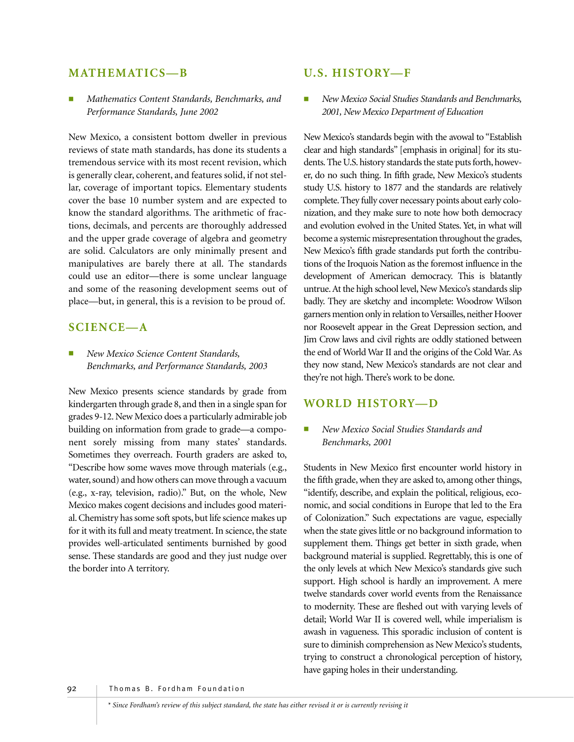## MATHEMATICS—B

- *Mathematics Content Standards, Benchmarks, and Performance Standards, June 2002*

New Mexico, a consistent bottom dweller in previous reviews of state math standards, has done its students a tremendous service with its most recent revision, which is generally clear, coherent, and features solid, if not stellar, coverage of important topics. Elementary students cover the base 10 number system and are expected to know the standard algorithms. The arithmetic of fractions, decimals, and percents are thoroughly addressed and the upper grade coverage of algebra and geometry are solid. Calculators are only minimally present and manipulatives are barely there at all. The standards could use an editor—there is some unclear language and some of the reasoning development seems out of place—but, in general, this is a revision to be proud of.

## SCIENCE—A

- *New Mexico Science Content Standards, Benchmarks, and Performance Standards, 2003*

New Mexico presents science standards by grade from kindergarten through grade 8, and then in a single span for grades 9-12. New Mexico does a particularly admirable job building on information from grade to grade—a component sorely missing from many states' standards. Sometimes they overreach. Fourth graders are asked to, "Describe how some waves move through materials (e.g., water, sound) and how others can move through a vacuum (e.g., x-ray, television, radio)." But, on the whole, New Mexico makes cogent decisions and includes good material. Chemistry has some soft spots, but life science makes up for it with its full and meaty treatment. In science, the state provides well-articulated sentiments burnished by good sense. These standards are good and they just nudge over the border into A territory.

## U.S. HISTORY—F

- *New Mexico Social Studies Standards and Benchmarks, 2001, New Mexico Department of Education*

New Mexico's standards begin with the avowal to "Establish clear and high standards" [emphasis in original] for its students. The U.S. history standards the state puts forth, however, do no such thing. In fifth grade, New Mexico's students study U.S. history to 1877 and the standards are relatively complete. They fully cover necessary points about early colonization, and they make sure to note how both democracy and evolution evolved in the United States. Yet, in what will become a systemic misrepresentation throughout the grades, New Mexico's fifth grade standards put forth the contributions of the Iroquois Nation as the foremost influence in the development of American democracy. This is blatantly untrue. At the high school level, New Mexico's standards slip badly. They are sketchy and incomplete: Woodrow Wilson garners mention only in relation to Versailles, neither Hoover nor Roosevelt appear in the Great Depression section, and Jim Crow laws and civil rights are oddly stationed between the end of World War II and the origins of the Cold War. As they now stand, New Mexico's standards are not clear and they're not high. There's work to be done.

## WORLD HISTORY—D

- *New Mexico Social Studies Standards and Benchmarks, 2001*

Students in New Mexico first encounter world history in the fifth grade, when they are asked to, among other things, "identify, describe, and explain the political, religious, economic, and social conditions in Europe that led to the Era of Colonization." Such expectations are vague, especially when the state gives little or no background information to supplement them. Things get better in sixth grade, when background material is supplied. Regrettably, this is one of the only levels at which New Mexico's standards give such support. High school is hardly an improvement. A mere twelve standards cover world events from the Renaissance to modernity. These are fleshed out with varying levels of detail; World War II is covered well, while imperialism is awash in vagueness. This sporadic inclusion of content is sure to diminish comprehension as New Mexico's students, trying to construct a chronological perception of history, have gaping holes in their understanding.

*\* Since Fordham's review of this subject standard, the state has either revised it or is currently revising it*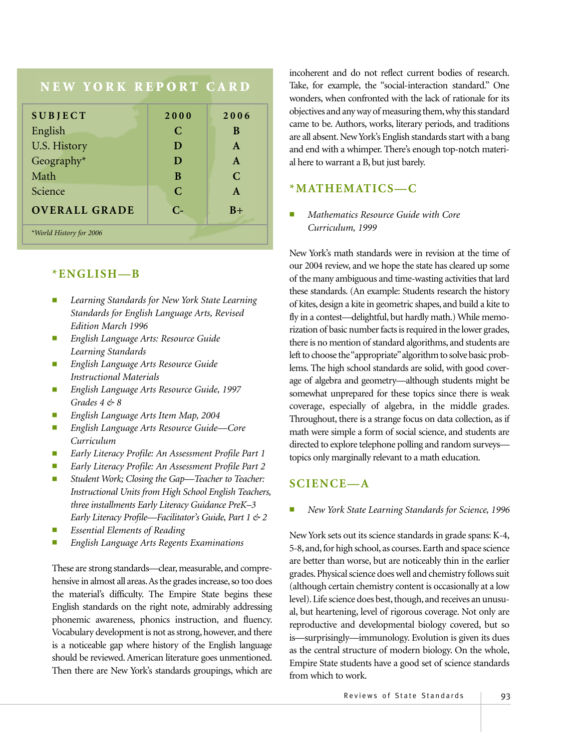## NEW YORK REPORT CARD

| SUBJECT | 2000 | 2006 |
|---|---|---|
| English | C | B |
| U.S. History | D | A |
| Geography* | D | A |
| Math | B | C |
| Science | C | A |
| **OVERALL GRADE** | C- | B+ |

*World History for 2006

### *ENGLISH—B

- *Learning Standards for New York State Learning Standards for English Language Arts, Revised Edition March 1996*
- *English Language Arts: Resource Guide Learning Standards*
- *English Language Arts Resource Guide Instructional Materials*
- *English Language Arts Resource Guide, 1997 Grades 4 & 8*
- *English Language Arts Item Map, 2004*
- *English Language Arts Resource Guide—Core Curriculum*
- *Early Literacy Profile: An Assessment Profile Part 1*
- *Early Literacy Profile: An Assessment Profile Part 2*
- *Student Work; Closing the Gap—Teacher to Teacher: Instructional Units from High School English Teachers, three installments Early Literacy Guidance PreK–3 Early Literacy Profile—Facilitator's Guide, Part 1 & 2*
- *Essential Elements of Reading*
- *English Language Arts Regents Examinations*

These are strong standards—clear, measurable, and comprehensive in almost all areas. As the grades increase, so too does the material's difficulty. The Empire State begins these English standards on the right note, admirably addressing phonemic awareness, phonics instruction, and fluency. Vocabulary development is not as strong, however, and there is a noticeable gap where history of the English language should be reviewed. American literature goes unmentioned. Then there are New York's standards groupings, which are incoherent and do not reflect current bodies of research. Take, for example, the "social-interaction standard." One wonders, when confronted with the lack of rationale for its objectives and any way of measuring them, why this standard came to be. Authors, works, literary periods, and traditions are all absent. New York's English standards start with a bang and end with a whimper. There's enough top-notch material here to warrant a B, but just barely.

### *MATHEMATICS—C

- *Mathematics Resource Guide with Core Curriculum, 1999*

New York's math standards were in revision at the time of our 2004 review, and we hope the state has cleared up some of the many ambiguous and time-wasting activities that lard these standards. (An example: Students research the history of kites, design a kite in geometric shapes, and build a kite to fly in a contest—delightful, but hardly math.) While memorization of basic number facts is required in the lower grades, there is no mention of standard algorithms, and students are left to choose the "appropriate" algorithm to solve basic problems. The high school standards are solid, with good coverage of algebra and geometry—although students might be somewhat unprepared for these topics since there is weak coverage, especially of algebra, in the middle grades. Throughout, there is a strange focus on data collection, as if math were simple a form of social science, and students are directed to explore telephone polling and random surveys—topics only marginally relevant to a math education.

### SCIENCE—A

- *New York State Learning Standards for Science, 1996*

New York sets out its science standards in grade spans: K-4, 5-8, and, for high school, as courses. Earth and space science are better than worse, but are noticeably thin in the earlier grades. Physical science does well and chemistry follows suit (although certain chemistry content is occasionally at a low level). Life science does best, though, and receives an unusual, but heartening, level of rigorous coverage. Not only are reproductive and developmental biology covered, but so is—surprisingly—immunology. Evolution is given its dues as the central structure of modern biology. On the whole, Empire State students have a good set of science standards from which to work.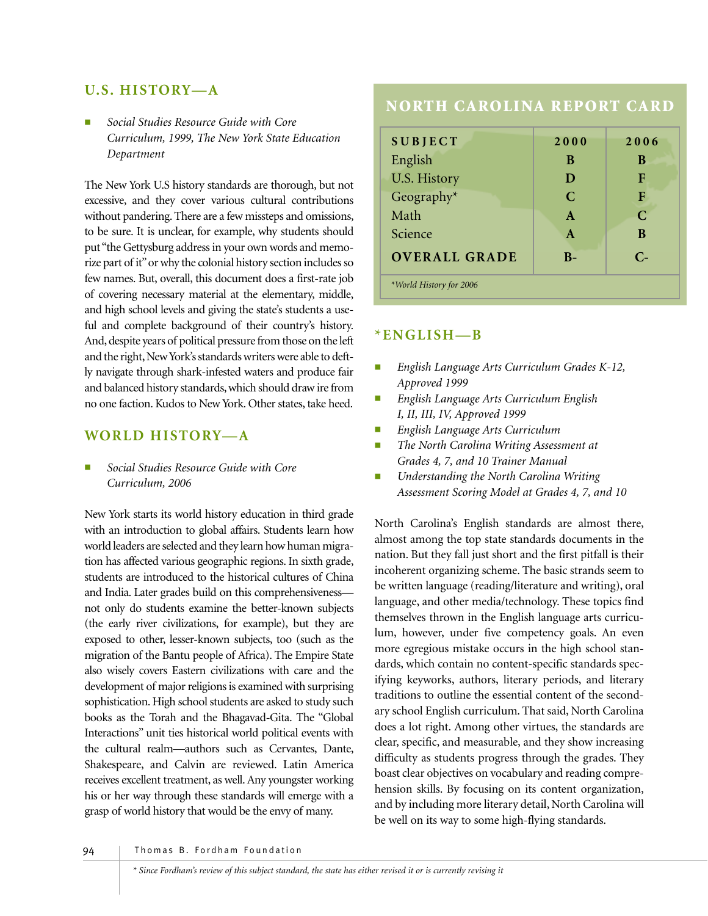## U.S. HISTORY—A

- *Social Studies Resource Guide with Core Curriculum, 1999, The New York State Education Department*

The New York U.S history standards are thorough, but not excessive, and they cover various cultural contributions without pandering. There are a few missteps and omissions, to be sure. It is unclear, for example, why students should put "the Gettysburg address in your own words and memorize part of it" or why the colonial history section includes so few names. But, overall, this document does a first-rate job of covering necessary material at the elementary, middle, and high school levels and giving the state's students a useful and complete background of their country's history. And, despite years of political pressure from those on the left and the right, New York's standards writers were able to deftly navigate through shark-infested waters and produce fair and balanced history standards, which should draw ire from no one faction. Kudos to New York. Other states, take heed.

## WORLD HISTORY—A

- *Social Studies Resource Guide with Core Curriculum, 2006*

New York starts its world history education in third grade with an introduction to global affairs. Students learn how world leaders are selected and they learn how human migration has affected various geographic regions. In sixth grade, students are introduced to the historical cultures of China and India. Later grades build on this comprehensiveness—not only do students examine the better-known subjects (the early river civilizations, for example), but they are exposed to other, lesser-known subjects, too (such as the migration of the Bantu people of Africa). The Empire State also wisely covers Eastern civilizations with care and the development of major religions is examined with surprising sophistication. High school students are asked to study such books as the Torah and the Bhagavad-Gita. The "Global Interactions" unit ties historical world political events with the cultural realm—authors such as Cervantes, Dante, Shakespeare, and Calvin are reviewed. Latin America receives excellent treatment, as well. Any youngster working his or her way through these standards will emerge with a grasp of world history that would be the envy of many.

## NORTH CAROLINA REPORT CARD

| SUBJECT | 2000 | 2006 |
|---|---|---|
| English | B | B |
| U.S. History | D | F |
| Geography* | C | F |
| Math | A | C |
| Science | A | B |
| **OVERALL GRADE** | B- | C- |

*World History for 2006

## *ENGLISH—B

- *English Language Arts Curriculum Grades K-12, Approved 1999*
- *English Language Arts Curriculum English I, II, III, IV, Approved 1999*
- *English Language Arts Curriculum*
- *The North Carolina Writing Assessment at Grades 4, 7, and 10 Trainer Manual*
- *Understanding the North Carolina Writing Assessment Scoring Model at Grades 4, 7, and 10*

North Carolina's English standards are almost there, almost among the top state standards documents in the nation. But they fall just short and the first pitfall is their incoherent organizing scheme. The basic strands seem to be written language (reading/literature and writing), oral language, and other media/technology. These topics find themselves thrown in the English language arts curriculum, however, under five competency goals. An even more egregious mistake occurs in the high school standards, which contain no content-specific standards specifying keyworks, authors, literary periods, and literary traditions to outline the essential content of the secondary school English curriculum. That said, North Carolina does a lot right. Among other virtues, the standards are clear, specific, and measurable, and they show increasing difficulty as students progress through the grades. They boast clear objectives on vocabulary and reading comprehension skills. By focusing on its content organization, and by including more literary detail, North Carolina will be well on its way to some high-flying standards.

*\* Since Fordham's review of this subject standard, the state has either revised it or is currently revising it*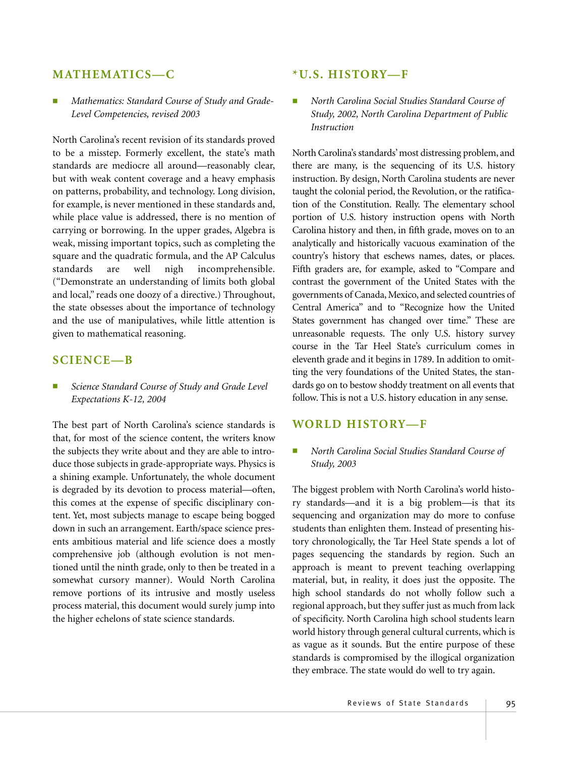## MATHEMATICS—C

- *Mathematics: Standard Course of Study and Grade-Level Competencies, revised 2003*

North Carolina's recent revision of its standards proved to be a misstep. Formerly excellent, the state's math standards are mediocre all around—reasonably clear, but with weak content coverage and a heavy emphasis on patterns, probability, and technology. Long division, for example, is never mentioned in these standards and, while place value is addressed, there is no mention of carrying or borrowing. In the upper grades, Algebra is weak, missing important topics, such as completing the square and the quadratic formula, and the AP Calculus standards are well nigh incomprehensible. ("Demonstrate an understanding of limits both global and local," reads one doozy of a directive.) Throughout, the state obsesses about the importance of technology and the use of manipulatives, while little attention is given to mathematical reasoning.

## SCIENCE—B

- *Science Standard Course of Study and Grade Level Expectations K-12, 2004*

The best part of North Carolina's science standards is that, for most of the science content, the writers know the subjects they write about and they are able to introduce those subjects in grade-appropriate ways. Physics is a shining example. Unfortunately, the whole document is degraded by its devotion to process material—often, this comes at the expense of specific disciplinary content. Yet, most subjects manage to escape being bogged down in such an arrangement. Earth/space science presents ambitious material and life science does a mostly comprehensive job (although evolution is not mentioned until the ninth grade, only to then be treated in a somewhat cursory manner). Would North Carolina remove portions of its intrusive and mostly useless process material, this document would surely jump into the higher echelons of state science standards.

## *U.S. HISTORY—F

- *North Carolina Social Studies Standard Course of Study, 2002, North Carolina Department of Public Instruction*

North Carolina's standards' most distressing problem, and there are many, is the sequencing of its U.S. history instruction. By design, North Carolina students are never taught the colonial period, the Revolution, or the ratification of the Constitution. Really. The elementary school portion of U.S. history instruction opens with North Carolina history and then, in fifth grade, moves on to an analytically and historically vacuous examination of the country's history that eschews names, dates, or places. Fifth graders are, for example, asked to "Compare and contrast the government of the United States with the governments of Canada, Mexico, and selected countries of Central America" and to "Recognize how the United States government has changed over time." These are unreasonable requests. The only U.S. history survey course in the Tar Heel State's curriculum comes in eleventh grade and it begins in 1789. In addition to omitting the very foundations of the United States, the standards go on to bestow shoddy treatment on all events that follow. This is not a U.S. history education in any sense.

## WORLD HISTORY—F

- *North Carolina Social Studies Standard Course of Study, 2003*

The biggest problem with North Carolina's world history standards—and it is a big problem—is that its sequencing and organization may do more to confuse students than enlighten them. Instead of presenting history chronologically, the Tar Heel State spends a lot of pages sequencing the standards by region. Such an approach is meant to prevent teaching overlapping material, but, in reality, it does just the opposite. The high school standards do not wholly follow such a regional approach, but they suffer just as much from lack of specificity. North Carolina high school students learn world history through general cultural currents, which is as vague as it sounds. But the entire purpose of these standards is compromised by the illogical organization they embrace. The state would do well to try again.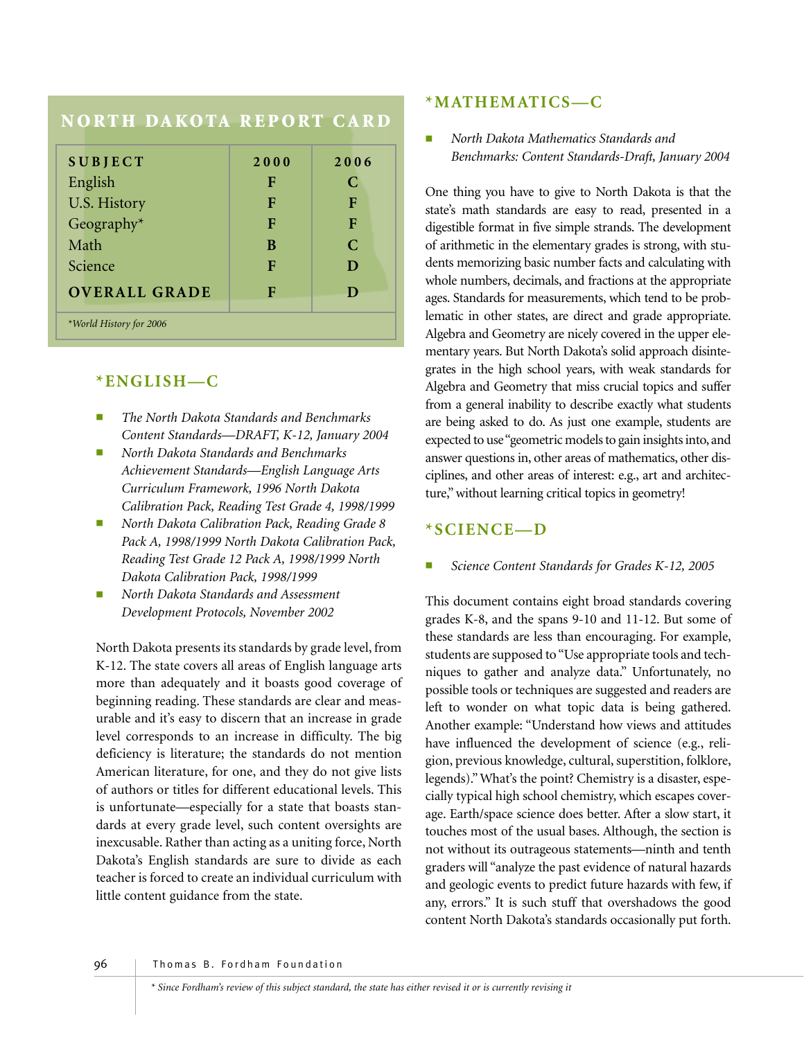## NORTH DAKOTA REPORT CARD

| SUBJECT | 2000 | 2006 |
|---|---|---|
| English | F | C |
| U.S. History | F | F |
| Geography* | F | F |
| Math | B | C |
| Science | F | D |
| **OVERALL GRADE** | F | D |

*World History for 2006

### *ENGLISH—C

- *The North Dakota Standards and Benchmarks Content Standards—DRAFT, K-12, January 2004*
- *North Dakota Standards and Benchmarks Achievement Standards—English Language Arts Curriculum Framework, 1996 North Dakota Calibration Pack, Reading Test Grade 4, 1998/1999*
- *North Dakota Calibration Pack, Reading Grade 8 Pack A, 1998/1999 North Dakota Calibration Pack, Reading Test Grade 12 Pack A, 1998/1999 North Dakota Calibration Pack, 1998/1999*
- *North Dakota Standards and Assessment Development Protocols, November 2002*

North Dakota presents its standards by grade level, from K-12. The state covers all areas of English language arts more than adequately and it boasts good coverage of beginning reading. These standards are clear and measurable and it's easy to discern that an increase in grade level corresponds to an increase in difficulty. The big deficiency is literature; the standards do not mention American literature, for one, and they do not give lists of authors or titles for different educational levels. This is unfortunate—especially for a state that boasts standards at every grade level, such content oversights are inexcusable. Rather than acting as a uniting force, North Dakota's English standards are sure to divide as each teacher is forced to create an individual curriculum with little content guidance from the state.

### *MATHEMATICS—C

- *North Dakota Mathematics Standards and Benchmarks: Content Standards-Draft, January 2004*

One thing you have to give to North Dakota is that the state's math standards are easy to read, presented in a digestible format in five simple strands. The development of arithmetic in the elementary grades is strong, with students memorizing basic number facts and calculating with whole numbers, decimals, and fractions at the appropriate ages. Standards for measurements, which tend to be problematic in other states, are direct and grade appropriate. Algebra and Geometry are nicely covered in the upper elementary years. But North Dakota's solid approach disintegrates in the high school years, with weak standards for Algebra and Geometry that miss crucial topics and suffer from a general inability to describe exactly what students are being asked to do. As just one example, students are expected to use "geometric models to gain insights into, and answer questions in, other areas of mathematics, other disciplines, and other areas of interest: e.g., art and architecture," without learning critical topics in geometry!

### *SCIENCE—D

- *Science Content Standards for Grades K-12, 2005*

This document contains eight broad standards covering grades K-8, and the spans 9-10 and 11-12. But some of these standards are less than encouraging. For example, students are supposed to "Use appropriate tools and techniques to gather and analyze data." Unfortunately, no possible tools or techniques are suggested and readers are left to wonder on what topic data is being gathered. Another example: "Understand how views and attitudes have influenced the development of science (e.g., religion, previous knowledge, cultural, superstition, folklore, legends)." What's the point? Chemistry is a disaster, especially typical high school chemistry, which escapes coverage. Earth/space science does better. After a slow start, it touches most of the usual bases. Although, the section is not without its outrageous statements—ninth and tenth graders will "analyze the past evidence of natural hazards and geologic events to predict future hazards with few, if any, errors." It is such stuff that overshadows the good content North Dakota's standards occasionally put forth.

* *Since Fordham's review of this subject standard, the state has either revised it or is currently revising it*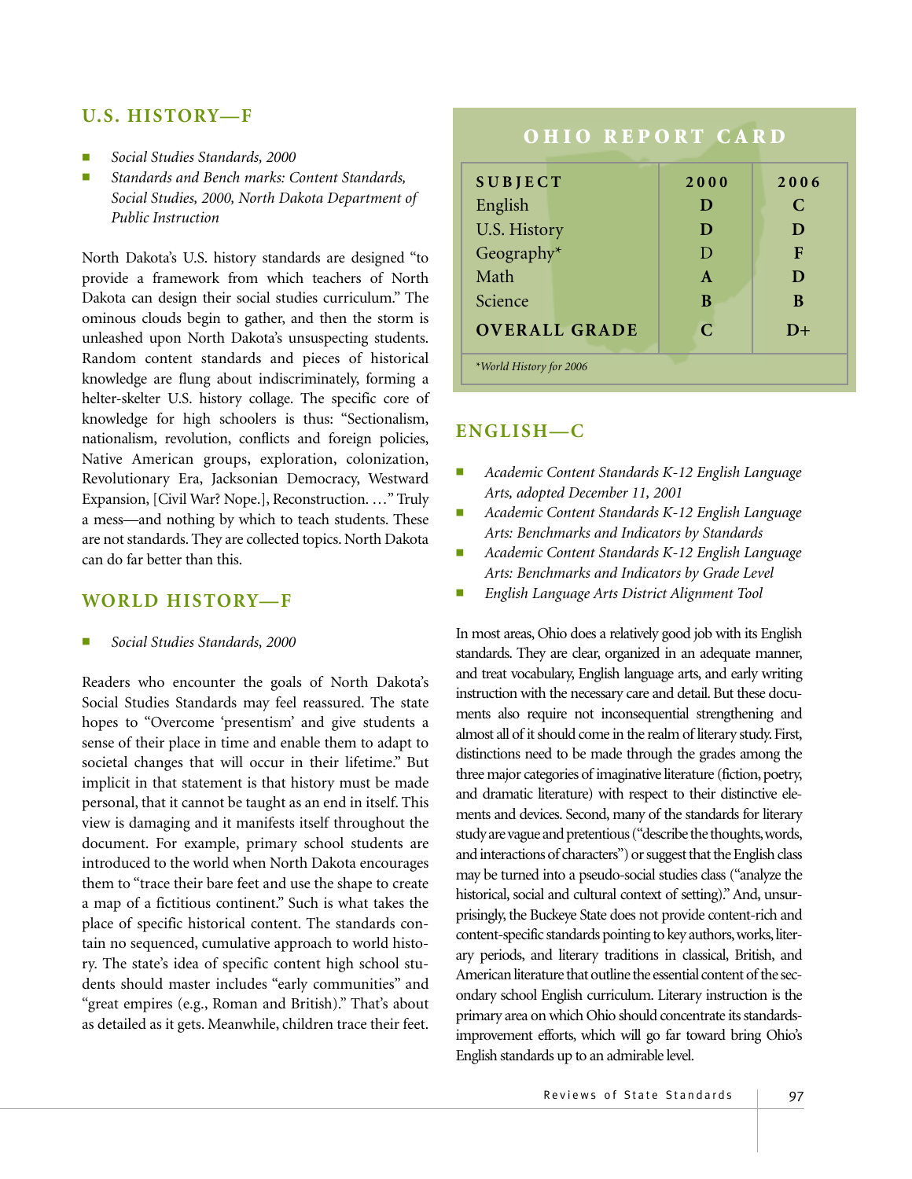## U.S. HISTORY—F

- *Social Studies Standards, 2000*
- *Standards and Bench marks: Content Standards, Social Studies, 2000, North Dakota Department of Public Instruction*

North Dakota's U.S. history standards are designed "to provide a framework from which teachers of North Dakota can design their social studies curriculum." The ominous clouds begin to gather, and then the storm is unleashed upon North Dakota's unsuspecting students. Random content standards and pieces of historical knowledge are flung about indiscriminately, forming a helter-skelter U.S. history collage. The specific core of knowledge for high schoolers is thus: "Sectionalism, nationalism, revolution, conflicts and foreign policies, Native American groups, exploration, colonization, Revolutionary Era, Jacksonian Democracy, Westward Expansion, [Civil War? Nope.], Reconstruction. …" Truly a mess—and nothing by which to teach students. These are not standards. They are collected topics. North Dakota can do far better than this.

## WORLD HISTORY—F

- *Social Studies Standards, 2000*

Readers who encounter the goals of North Dakota's Social Studies Standards may feel reassured. The state hopes to "Overcome 'presentism' and give students a sense of their place in time and enable them to adapt to societal changes that will occur in their lifetime." But implicit in that statement is that history must be made personal, that it cannot be taught as an end in itself. This view is damaging and it manifests itself throughout the document. For example, primary school students are introduced to the world when North Dakota encourages them to "trace their bare feet and use the shape to create a map of a fictitious continent." Such is what takes the place of specific historical content. The standards contain no sequenced, cumulative approach to world history. The state's idea of specific content high school students should master includes "early communities" and "great empires (e.g., Roman and British)." That's about as detailed as it gets. Meanwhile, children trace their feet.

## OHIO REPORT CARD

| SUBJECT | 2000 | 2006 |
|---|---|---|
| English | **D** | **C** |
| U.S. History | **D** | **D** |
| Geography* | D | **F** |
| Math | **A** | **D** |
| Science | **B** | **B** |
| **OVERALL GRADE** | **C** | **D+** |

*World History for 2006

## ENGLISH—C

- *Academic Content Standards K-12 English Language Arts, adopted December 11, 2001*
- *Academic Content Standards K-12 English Language Arts: Benchmarks and Indicators by Standards*
- *Academic Content Standards K-12 English Language Arts: Benchmarks and Indicators by Grade Level*
- *English Language Arts District Alignment Tool*

In most areas, Ohio does a relatively good job with its English standards. They are clear, organized in an adequate manner, and treat vocabulary, English language arts, and early writing instruction with the necessary care and detail. But these documents also require not inconsequential strengthening and almost all of it should come in the realm of literary study. First, distinctions need to be made through the grades among the three major categories of imaginative literature (fiction, poetry, and dramatic literature) with respect to their distinctive elements and devices. Second, many of the standards for literary study are vague and pretentious ("describe the thoughts, words, and interactions of characters") or suggest that the English class may be turned into a pseudo-social studies class ("analyze the historical, social and cultural context of setting)." And, unsurprisingly, the Buckeye State does not provide content-rich and content-specific standards pointing to key authors, works, literary periods, and literary traditions in classical, British, and American literature that outline the essential content of the secondary school English curriculum. Literary instruction is the primary area on which Ohio should concentrate its standards-improvement efforts, which will go far toward bring Ohio's English standards up to an admirable level.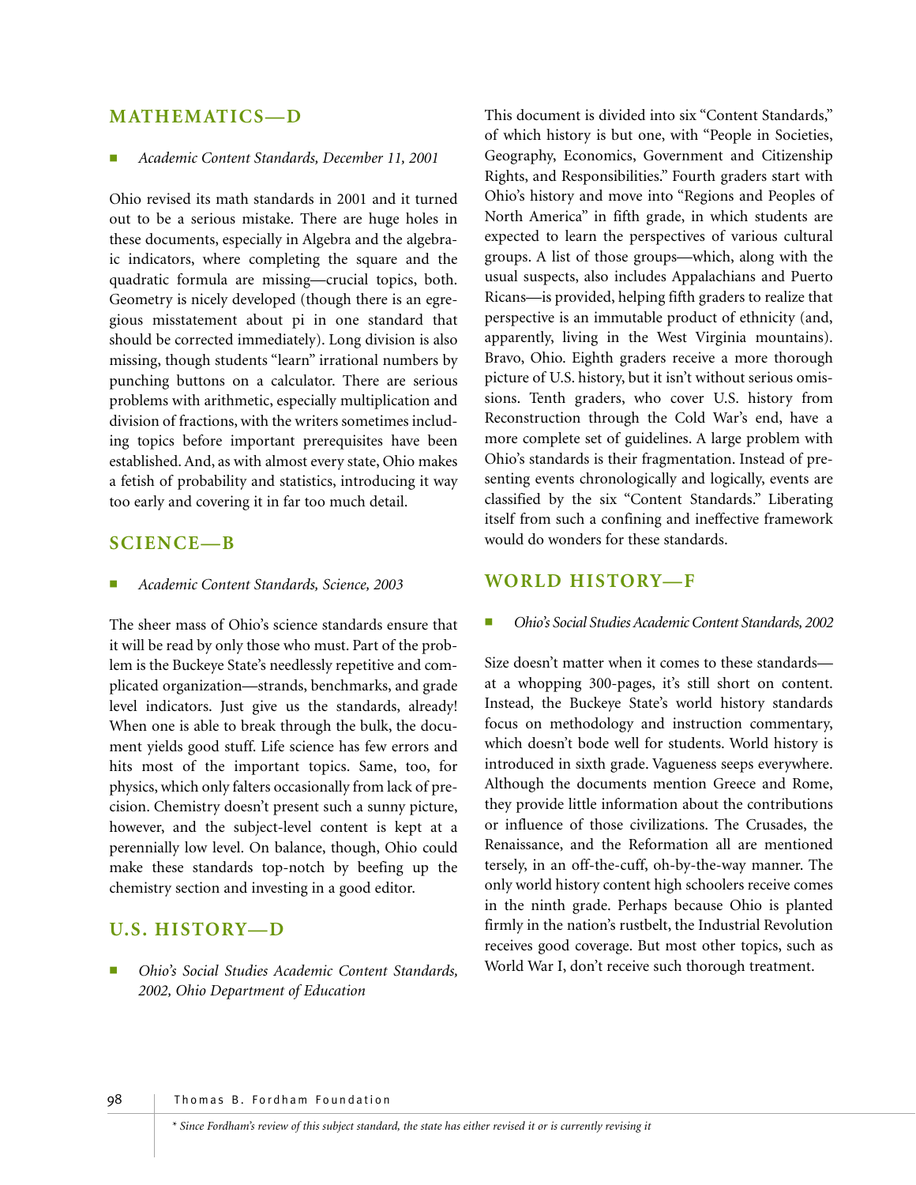## MATHEMATICS—D

- *Academic Content Standards, December 11, 2001*

Ohio revised its math standards in 2001 and it turned out to be a serious mistake. There are huge holes in these documents, especially in Algebra and the algebraic indicators, where completing the square and the quadratic formula are missing—crucial topics, both. Geometry is nicely developed (though there is an egregious misstatement about pi in one standard that should be corrected immediately). Long division is also missing, though students "learn" irrational numbers by punching buttons on a calculator. There are serious problems with arithmetic, especially multiplication and division of fractions, with the writers sometimes including topics before important prerequisites have been established. And, as with almost every state, Ohio makes a fetish of probability and statistics, introducing it way too early and covering it in far too much detail.

## SCIENCE—B

- *Academic Content Standards, Science, 2003*

The sheer mass of Ohio's science standards ensure that it will be read by only those who must. Part of the problem is the Buckeye State's needlessly repetitive and complicated organization—strands, benchmarks, and grade level indicators. Just give us the standards, already! When one is able to break through the bulk, the document yields good stuff. Life science has few errors and hits most of the important topics. Same, too, for physics, which only falters occasionally from lack of precision. Chemistry doesn't present such a sunny picture, however, and the subject-level content is kept at a perennially low level. On balance, though, Ohio could make these standards top-notch by beefing up the chemistry section and investing in a good editor.

## U.S. HISTORY—D

- *Ohio's Social Studies Academic Content Standards, 2002, Ohio Department of Education*

This document is divided into six "Content Standards," of which history is but one, with "People in Societies, Geography, Economics, Government and Citizenship Rights, and Responsibilities." Fourth graders start with Ohio's history and move into "Regions and Peoples of North America" in fifth grade, in which students are expected to learn the perspectives of various cultural groups. A list of those groups—which, along with the usual suspects, also includes Appalachians and Puerto Ricans—is provided, helping fifth graders to realize that perspective is an immutable product of ethnicity (and, apparently, living in the West Virginia mountains). Bravo, Ohio. Eighth graders receive a more thorough picture of U.S. history, but it isn't without serious omissions. Tenth graders, who cover U.S. history from Reconstruction through the Cold War's end, have a more complete set of guidelines. A large problem with Ohio's standards is their fragmentation. Instead of presenting events chronologically and logically, events are classified by the six "Content Standards." Liberating itself from such a confining and ineffective framework would do wonders for these standards.

## WORLD HISTORY—F

- *Ohio's Social Studies Academic Content Standards, 2002*

Size doesn't matter when it comes to these standards—at a whopping 300-pages, it's still short on content. Instead, the Buckeye State's world history standards focus on methodology and instruction commentary, which doesn't bode well for students. World history is introduced in sixth grade. Vagueness seeps everywhere. Although the documents mention Greece and Rome, they provide little information about the contributions or influence of those civilizations. The Crusades, the Renaissance, and the Reformation all are mentioned tersely, in an off-the-cuff, oh-by-the-way manner. The only world history content high schoolers receive comes in the ninth grade. Perhaps because Ohio is planted firmly in the nation's rustbelt, the Industrial Revolution receives good coverage. But most other topics, such as World War I, don't receive such thorough treatment.

*\* Since Fordham's review of this subject standard, the state has either revised it or is currently revising it*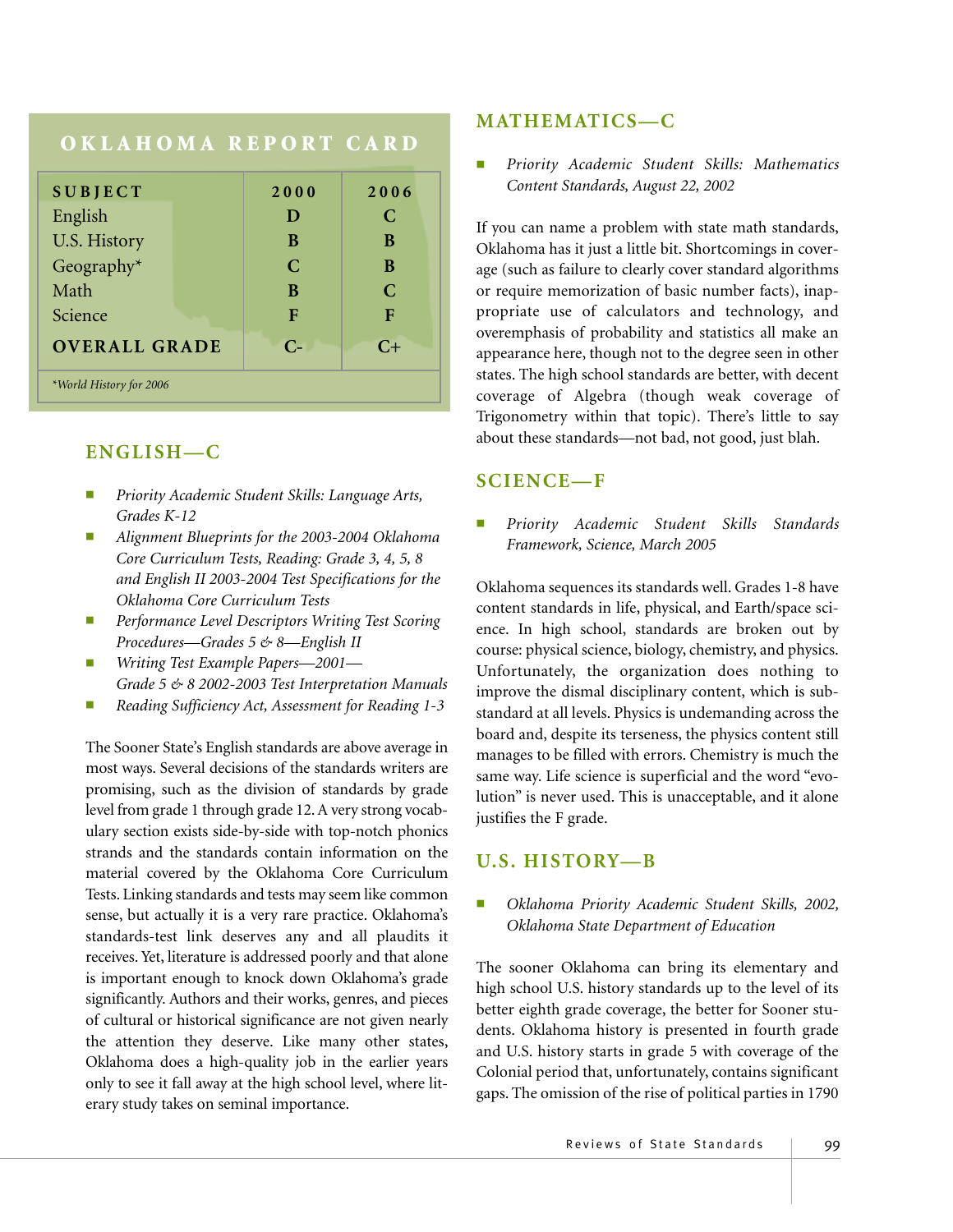## OKLAHOMA REPORT CARD

| SUBJECT | 2000 | 2006 |
|---|---|---|
| English | D | C |
| U.S. History | B | B |
| Geography* | C | B |
| Math | B | C |
| Science | F | F |
| **OVERALL GRADE** | C- | C+ |

*World History for 2006

## ENGLISH—C

- *Priority Academic Student Skills: Language Arts, Grades K-12*
- *Alignment Blueprints for the 2003-2004 Oklahoma Core Curriculum Tests, Reading: Grade 3, 4, 5, 8 and English II 2003-2004 Test Specifications for the Oklahoma Core Curriculum Tests*
- *Performance Level Descriptors Writing Test Scoring Procedures—Grades 5 & 8—English II*
- *Writing Test Example Papers—2001—Grade 5 & 8 2002-2003 Test Interpretation Manuals*
- *Reading Sufficiency Act, Assessment for Reading 1-3*

The Sooner State's English standards are above average in most ways. Several decisions of the standards writers are promising, such as the division of standards by grade level from grade 1 through grade 12. A very strong vocabulary section exists side-by-side with top-notch phonics strands and the standards contain information on the material covered by the Oklahoma Core Curriculum Tests. Linking standards and tests may seem like common sense, but actually it is a very rare practice. Oklahoma's standards-test link deserves any and all plaudits it receives. Yet, literature is addressed poorly and that alone is important enough to knock down Oklahoma's grade significantly. Authors and their works, genres, and pieces of cultural or historical significance are not given nearly the attention they deserve. Like many other states, Oklahoma does a high-quality job in the earlier years only to see it fall away at the high school level, where literary study takes on seminal importance.

## MATHEMATICS—C

- *Priority Academic Student Skills: Mathematics Content Standards, August 22, 2002*

If you can name a problem with state math standards, Oklahoma has it just a little bit. Shortcomings in coverage (such as failure to clearly cover standard algorithms or require memorization of basic number facts), inappropriate use of calculators and technology, and overemphasis of probability and statistics all make an appearance here, though not to the degree seen in other states. The high school standards are better, with decent coverage of Algebra (though weak coverage of Trigonometry within that topic). There's little to say about these standards—not bad, not good, just blah.

## SCIENCE—F

- *Priority Academic Student Skills Standards Framework, Science, March 2005*

Oklahoma sequences its standards well. Grades 1-8 have content standards in life, physical, and Earth/space science. In high school, standards are broken out by course: physical science, biology, chemistry, and physics. Unfortunately, the organization does nothing to improve the dismal disciplinary content, which is substandard at all levels. Physics is undemanding across the board and, despite its terseness, the physics content still manages to be filled with errors. Chemistry is much the same way. Life science is superficial and the word "evolution" is never used. This is unacceptable, and it alone justifies the F grade.

## U.S. HISTORY—B

- *Oklahoma Priority Academic Student Skills, 2002, Oklahoma State Department of Education*

The sooner Oklahoma can bring its elementary and high school U.S. history standards up to the level of its better eighth grade coverage, the better for Sooner students. Oklahoma history is presented in fourth grade and U.S. history starts in grade 5 with coverage of the Colonial period that, unfortunately, contains significant gaps. The omission of the rise of political parties in 1790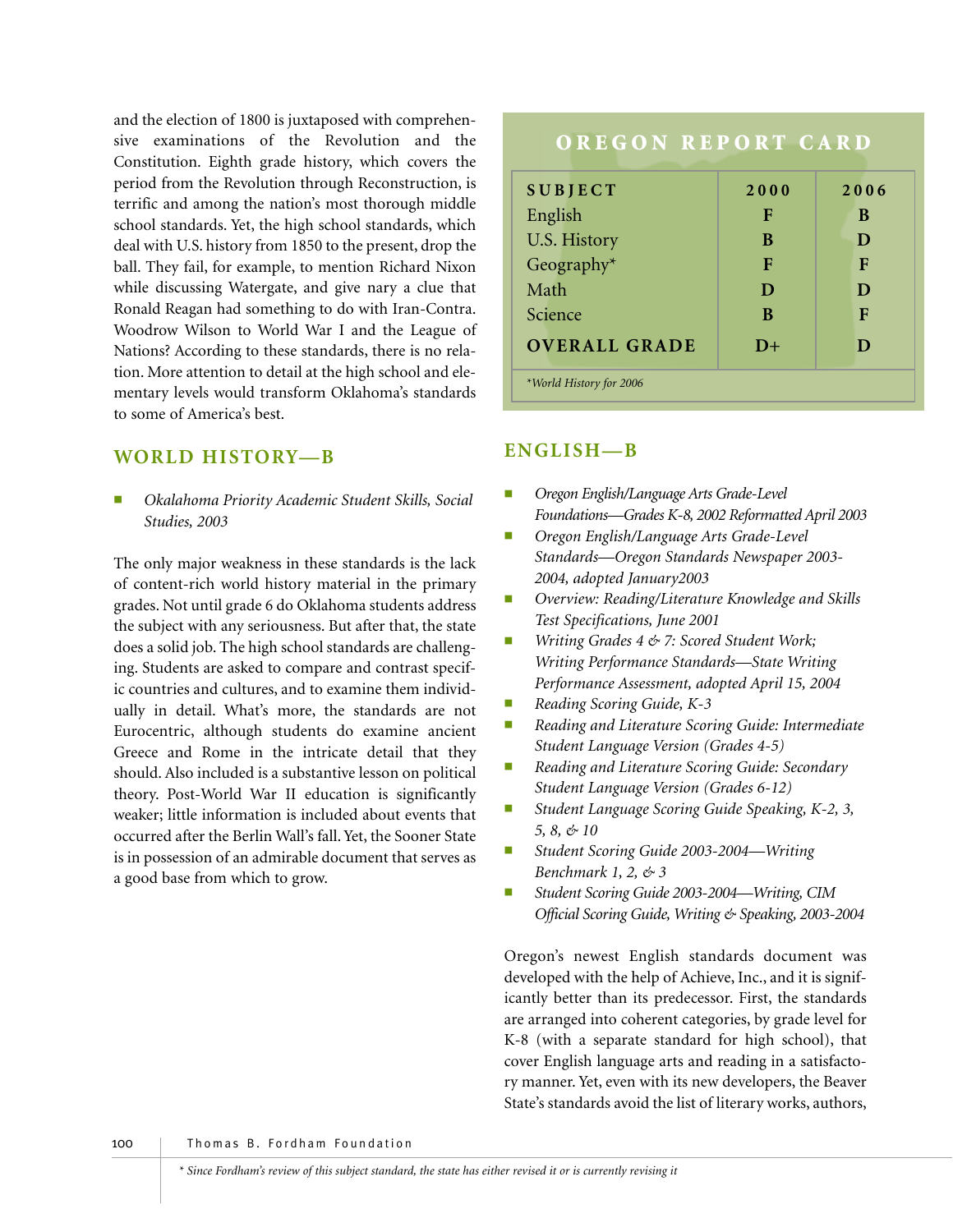and the election of 1800 is juxtaposed with comprehensive examinations of the Revolution and the Constitution. Eighth grade history, which covers the period from the Revolution through Reconstruction, is terrific and among the nation's most thorough middle school standards. Yet, the high school standards, which deal with U.S. history from 1850 to the present, drop the ball. They fail, for example, to mention Richard Nixon while discussing Watergate, and give nary a clue that Ronald Reagan had something to do with Iran-Contra. Woodrow Wilson to World War I and the League of Nations? According to these standards, there is no relation. More attention to detail at the high school and elementary levels would transform Oklahoma's standards to some of America's best.

## WORLD HISTORY—B

- *Okalahoma Priority Academic Student Skills, Social Studies, 2003*

The only major weakness in these standards is the lack of content-rich world history material in the primary grades. Not until grade 6 do Oklahoma students address the subject with any seriousness. But after that, the state does a solid job. The high school standards are challenging. Students are asked to compare and contrast specific countries and cultures, and to examine them individually in detail. What's more, the standards are not Eurocentric, although students do examine ancient Greece and Rome in the intricate detail that they should. Also included is a substantive lesson on political theory. Post-World War II education is significantly weaker; little information is included about events that occurred after the Berlin Wall's fall. Yet, the Sooner State is in possession of an admirable document that serves as a good base from which to grow.

## OREGON REPORT CARD

| SUBJECT | 2000 | 2006 |
|---|---|---|
| English | F | B |
| U.S. History | B | D |
| Geography* | F | F |
| Math | D | D |
| Science | B | F |
| **OVERALL GRADE** | D+ | D |

*\*World History for 2006*

## ENGLISH—B

- *Oregon English/Language Arts Grade-Level Foundations—Grades K-8, 2002 Reformatted April 2003*
- *Oregon English/Language Arts Grade-Level Standards—Oregon Standards Newspaper 2003-2004, adopted January2003*
- *Overview: Reading/Literature Knowledge and Skills Test Specifications, June 2001*
- *Writing Grades 4 & 7: Scored Student Work; Writing Performance Standards—State Writing Performance Assessment, adopted April 15, 2004*
- *Reading Scoring Guide, K-3*
- *Reading and Literature Scoring Guide: Intermediate Student Language Version (Grades 4-5)*
- *Reading and Literature Scoring Guide: Secondary Student Language Version (Grades 6-12)*
- *Student Language Scoring Guide Speaking, K-2, 3, 5, 8, & 10*
- *Student Scoring Guide 2003-2004—Writing Benchmark 1, 2, & 3*
- *Student Scoring Guide 2003-2004—Writing, CIM Official Scoring Guide, Writing & Speaking, 2003-2004*

Oregon's newest English standards document was developed with the help of Achieve, Inc., and it is significantly better than its predecessor. First, the standards are arranged into coherent categories, by grade level for K-8 (with a separate standard for high school), that cover English language arts and reading in a satisfactory manner. Yet, even with its new developers, the Beaver State's standards avoid the list of literary works, authors,

*\* Since Fordham's review of this subject standard, the state has either revised it or is currently revising it*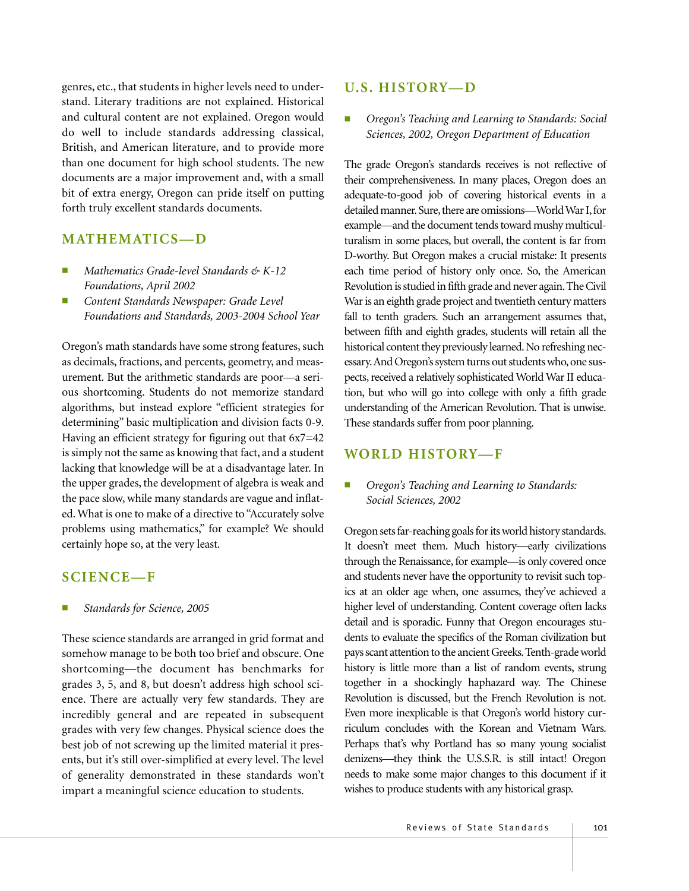genres, etc., that students in higher levels need to understand. Literary traditions are not explained. Historical and cultural content are not explained. Oregon would do well to include standards addressing classical, British, and American literature, and to provide more than one document for high school students. The new documents are a major improvement and, with a small bit of extra energy, Oregon can pride itself on putting forth truly excellent standards documents.

## MATHEMATICS—D

- *Mathematics Grade-level Standards & K-12 Foundations, April 2002*
- *Content Standards Newspaper: Grade Level Foundations and Standards, 2003-2004 School Year*

Oregon's math standards have some strong features, such as decimals, fractions, and percents, geometry, and measurement. But the arithmetic standards are poor—a serious shortcoming. Students do not memorize standard algorithms, but instead explore "efficient strategies for determining" basic multiplication and division facts 0-9. Having an efficient strategy for figuring out that 6x7=42 is simply not the same as knowing that fact, and a student lacking that knowledge will be at a disadvantage later. In the upper grades, the development of algebra is weak and the pace slow, while many standards are vague and inflated. What is one to make of a directive to "Accurately solve problems using mathematics," for example? We should certainly hope so, at the very least.

## SCIENCE—F

- *Standards for Science, 2005*

These science standards are arranged in grid format and somehow manage to be both too brief and obscure. One shortcoming—the document has benchmarks for grades 3, 5, and 8, but doesn't address high school science. There are actually very few standards. They are incredibly general and are repeated in subsequent grades with very few changes. Physical science does the best job of not screwing up the limited material it presents, but it's still over-simplified at every level. The level of generality demonstrated in these standards won't impart a meaningful science education to students.

## U.S. HISTORY—D

- *Oregon's Teaching and Learning to Standards: Social Sciences, 2002, Oregon Department of Education*

The grade Oregon's standards receives is not reflective of their comprehensiveness. In many places, Oregon does an adequate-to-good job of covering historical events in a detailed manner. Sure, there are omissions—World War I, for example—and the document tends toward mushy multiculturalism in some places, but overall, the content is far from D-worthy. But Oregon makes a crucial mistake: It presents each time period of history only once. So, the American Revolution is studied in fifth grade and never again. The Civil War is an eighth grade project and twentieth century matters fall to tenth graders. Such an arrangement assumes that, between fifth and eighth grades, students will retain all the historical content they previously learned. No refreshing necessary. And Oregon's system turns out students who, one suspects, received a relatively sophisticated World War II education, but who will go into college with only a fifth grade understanding of the American Revolution. That is unwise. These standards suffer from poor planning.

## WORLD HISTORY—F

- *Oregon's Teaching and Learning to Standards: Social Sciences, 2002*

Oregon sets far-reaching goals for its world history standards. It doesn't meet them. Much history—early civilizations through the Renaissance, for example—is only covered once and students never have the opportunity to revisit such topics at an older age when, one assumes, they've achieved a higher level of understanding. Content coverage often lacks detail and is sporadic. Funny that Oregon encourages students to evaluate the specifics of the Roman civilization but pays scant attention to the ancient Greeks. Tenth-grade world history is little more than a list of random events, strung together in a shockingly haphazard way. The Chinese Revolution is discussed, but the French Revolution is not. Even more inexplicable is that Oregon's world history curriculum concludes with the Korean and Vietnam Wars. Perhaps that's why Portland has so many young socialist denizens—they think the U.S.S.R. is still intact! Oregon needs to make some major changes to this document if it wishes to produce students with any historical grasp.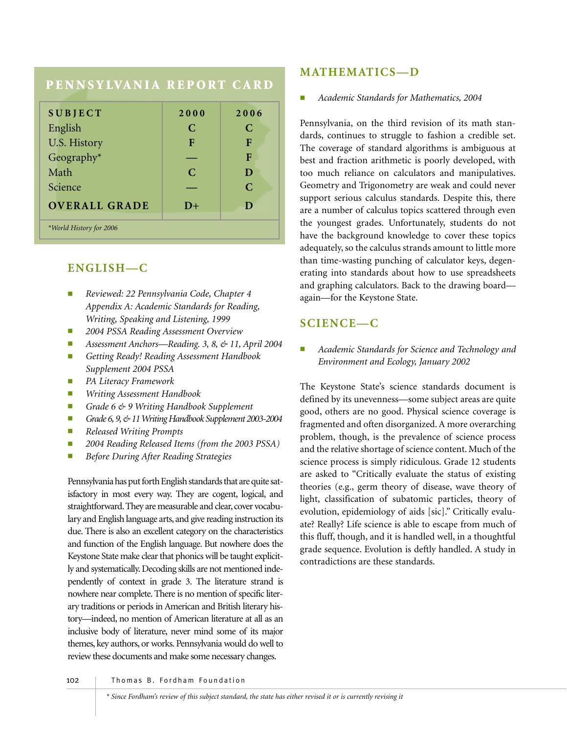## PENNSYLVANIA REPORT CARD

| SUBJECT | 2000 | 2006 |
|---|---|---|
| English | C | C |
| U.S. History | F | F |
| Geography* | — | F |
| Math | C | D |
| Science | — | C |
| **OVERALL GRADE** | **D+** | **D** |

*World History for 2006

## ENGLISH—C

- *Reviewed: 22 Pennsylvania Code, Chapter 4 Appendix A: Academic Standards for Reading, Writing, Speaking and Listening, 1999*
- *2004 PSSA Reading Assessment Overview*
- *Assessment Anchors—Reading. 3, 8, & 11, April 2004*
- *Getting Ready! Reading Assessment Handbook Supplement 2004 PSSA*
- *PA Literacy Framework*
- *Writing Assessment Handbook*
- *Grade 6 & 9 Writing Handbook Supplement*
- *Grade 6, 9, & 11 Writing Handbook Supplement 2003-2004*
- *Released Writing Prompts*
- *2004 Reading Released Items (from the 2003 PSSA)*
- *Before During After Reading Strategies*

Pennsylvania has put forth English standards that are quite satisfactory in most every way. They are cogent, logical, and straightforward. They are measurable and clear, cover vocabulary and English language arts, and give reading instruction its due. There is also an excellent category on the characteristics and function of the English language. But nowhere does the Keystone State make clear that phonics will be taught explicitly and systematically. Decoding skills are not mentioned independently of context in grade 3. The literature strand is nowhere near complete. There is no mention of specific literary traditions or periods in American and British literary history—indeed, no mention of American literature at all as an inclusive body of literature, never mind some of its major themes, key authors, or works. Pennsylvania would do well to review these documents and make some necessary changes.

## MATHEMATICS—D

- *Academic Standards for Mathematics, 2004*

Pennsylvania, on the third revision of its math standards, continues to struggle to fashion a credible set. The coverage of standard algorithms is ambiguous at best and fraction arithmetic is poorly developed, with too much reliance on calculators and manipulatives. Geometry and Trigonometry are weak and could never support serious calculus standards. Despite this, there are a number of calculus topics scattered through even the youngest grades. Unfortunately, students do not have the background knowledge to cover these topics adequately, so the calculus strands amount to little more than time-wasting punching of calculator keys, degenerating into standards about how to use spreadsheets and graphing calculators. Back to the drawing board—again—for the Keystone State.

## SCIENCE—C

- *Academic Standards for Science and Technology and Environment and Ecology, January 2002*

The Keystone State's science standards document is defined by its unevenness—some subject areas are quite good, others are no good. Physical science coverage is fragmented and often disorganized. A more overarching problem, though, is the prevalence of science process and the relative shortage of science content. Much of the science process is simply ridiculous. Grade 12 students are asked to "Critically evaluate the status of existing theories (e.g., germ theory of disease, wave theory of light, classification of subatomic particles, theory of evolution, epidemiology of aids [sic]." Critically evaluate? Really? Life science is able to escape from much of this fluff, though, and it is handled well, in a thoughtful grade sequence. Evolution is deftly handled. A study in contradictions are these standards.

* Since Fordham's review of this subject standard, the state has either revised it or is currently revising it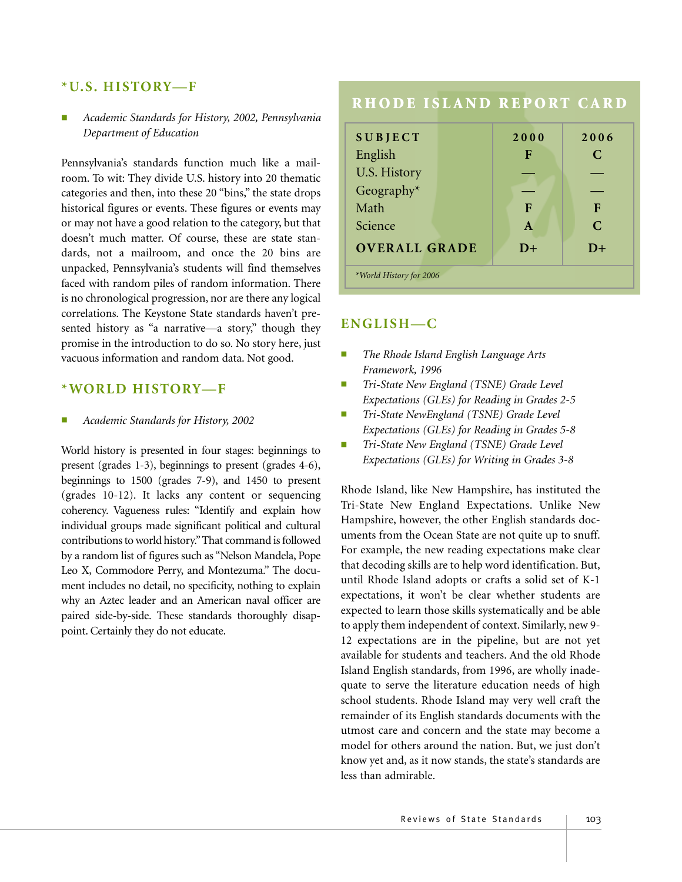## *U.S. HISTORY—F

- *Academic Standards for History, 2002, Pennsylvania Department of Education*

Pennsylvania's standards function much like a mailroom. To wit: They divide U.S. history into 20 thematic categories and then, into these 20 "bins," the state drops historical figures or events. These figures or events may or may not have a good relation to the category, but that doesn't much matter. Of course, these are state standards, not a mailroom, and once the 20 bins are unpacked, Pennsylvania's students will find themselves faced with random piles of random information. There is no chronological progression, nor are there any logical correlations. The Keystone State standards haven't presented history as "a narrative—a story," though they promise in the introduction to do so. No story here, just vacuous information and random data. Not good.

## *WORLD HISTORY—F

- *Academic Standards for History, 2002*

World history is presented in four stages: beginnings to present (grades 1-3), beginnings to present (grades 4-6), beginnings to 1500 (grades 7-9), and 1450 to present (grades 10-12). It lacks any content or sequencing coherency. Vagueness rules: "Identify and explain how individual groups made significant political and cultural contributions to world history." That command is followed by a random list of figures such as "Nelson Mandela, Pope Leo X, Commodore Perry, and Montezuma." The document includes no detail, no specificity, nothing to explain why an Aztec leader and an American naval officer are paired side-by-side. These standards thoroughly disappoint. Certainly they do not educate.

## RHODE ISLAND REPORT CARD

| SUBJECT | 2000 | 2006 |
|---|---|---|
| English | F | C |
| U.S. History | — | — |
| Geography* | — | — |
| Math | F | F |
| Science | A | C |
| **OVERALL GRADE** | D+ | D+ |

*World History for 2006

## ENGLISH—C

- *The Rhode Island English Language Arts Framework, 1996*
- *Tri-State New England (TSNE) Grade Level Expectations (GLEs) for Reading in Grades 2-5*
- *Tri-State NewEngland (TSNE) Grade Level Expectations (GLEs) for Reading in Grades 5-8*
- *Tri-State New England (TSNE) Grade Level Expectations (GLEs) for Writing in Grades 3-8*

Rhode Island, like New Hampshire, has instituted the Tri-State New England Expectations. Unlike New Hampshire, however, the other English standards documents from the Ocean State are not quite up to snuff. For example, the new reading expectations make clear that decoding skills are to help word identification. But, until Rhode Island adopts or crafts a solid set of K-1 expectations, it won't be clear whether students are expected to learn those skills systematically and be able to apply them independent of context. Similarly, new 9-12 expectations are in the pipeline, but are not yet available for students and teachers. And the old Rhode Island English standards, from 1996, are wholly inadequate to serve the literature education needs of high school students. Rhode Island may very well craft the remainder of its English standards documents with the utmost care and concern and the state may become a model for others around the nation. But, we just don't know yet and, as it now stands, the state's standards are less than admirable.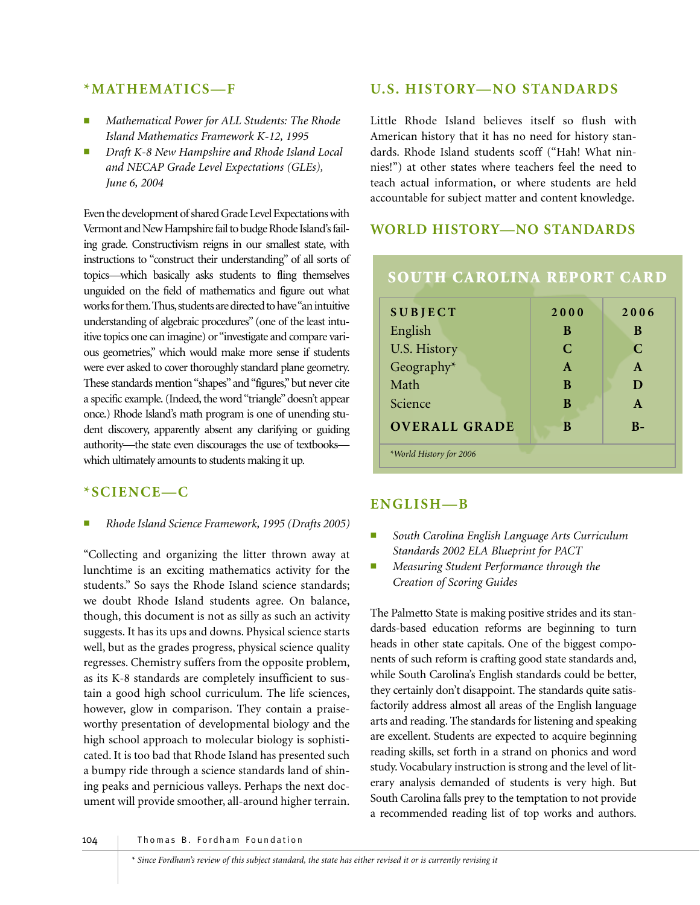### *MATHEMATICS—F

- *Mathematical Power for ALL Students: The Rhode Island Mathematics Framework K-12, 1995*
- *Draft K-8 New Hampshire and Rhode Island Local and NECAP Grade Level Expectations (GLEs), June 6, 2004*

Even the development of shared Grade Level Expectations with Vermont and New Hampshire fail to budge Rhode Island's failing grade. Constructivism reigns in our smallest state, with instructions to "construct their understanding" of all sorts of topics—which basically asks students to fling themselves unguided on the field of mathematics and figure out what works for them. Thus, students are directed to have "an intuitive understanding of algebraic procedures" (one of the least intuitive topics one can imagine) or "investigate and compare various geometries," which would make more sense if students were ever asked to cover thoroughly standard plane geometry. These standards mention "shapes" and "figures," but never cite a specific example. (Indeed, the word "triangle" doesn't appear once.) Rhode Island's math program is one of unending student discovery, apparently absent any clarifying or guiding authority—the state even discourages the use of textbooks—which ultimately amounts to students making it up.

### *SCIENCE—C

- *Rhode Island Science Framework, 1995 (Drafts 2005)*

"Collecting and organizing the litter thrown away at lunchtime is an exciting mathematics activity for the students." So says the Rhode Island science standards; we doubt Rhode Island students agree. On balance, though, this document is not as silly as such an activity suggests. It has its ups and downs. Physical science starts well, but as the grades progress, physical science quality regresses. Chemistry suffers from the opposite problem, as its K-8 standards are completely insufficient to sustain a good high school curriculum. The life sciences, however, glow in comparison. They contain a praiseworthy presentation of developmental biology and the high school approach to molecular biology is sophisticated. It is too bad that Rhode Island has presented such a bumpy ride through a science standards land of shining peaks and pernicious valleys. Perhaps the next document will provide smoother, all-around higher terrain.

### U.S. HISTORY—NO STANDARDS

Little Rhode Island believes itself so flush with American history that it has no need for history standards. Rhode Island students scoff ("Hah! What ninnies!") at other states where teachers feel the need to teach actual information, or where students are held accountable for subject matter and content knowledge.

### WORLD HISTORY—NO STANDARDS

## SOUTH CAROLINA REPORT CARD

| SUBJECT | 2000 | 2006 |
|---|---|---|
| English | B | B |
| U.S. History | C | C |
| Geography* | A | A |
| Math | B | D |
| Science | B | A |
| **OVERALL GRADE** | **B** | **B-** |

*\*World History for 2006*

### ENGLISH—B

- *South Carolina English Language Arts Curriculum Standards 2002 ELA Blueprint for PACT*
- *Measuring Student Performance through the Creation of Scoring Guides*

The Palmetto State is making positive strides and its standards-based education reforms are beginning to turn heads in other state capitals. One of the biggest components of such reform is crafting good state standards and, while South Carolina's English standards could be better, they certainly don't disappoint. The standards quite satisfactorily address almost all areas of the English language arts and reading. The standards for listening and speaking are excellent. Students are expected to acquire beginning reading skills, set forth in a strand on phonics and word study. Vocabulary instruction is strong and the level of literary analysis demanded of students is very high. But South Carolina falls prey to the temptation to not provide a recommended reading list of top works and authors.

*\* Since Fordham's review of this subject standard, the state has either revised it or is currently revising it*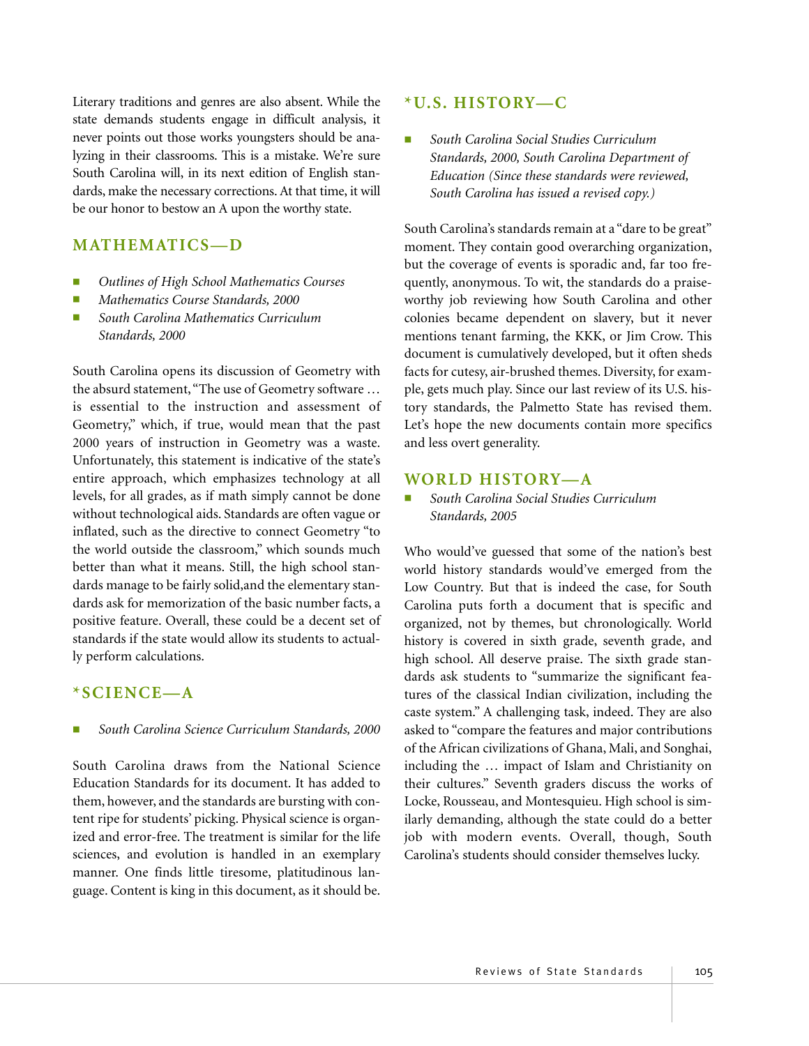Literary traditions and genres are also absent. While the state demands students engage in difficult analysis, it never points out those works youngsters should be analyzing in their classrooms. This is a mistake. We're sure South Carolina will, in its next edition of English standards, make the necessary corrections. At that time, it will be our honor to bestow an A upon the worthy state.

## MATHEMATICS—D

- *Outlines of High School Mathematics Courses*
- *Mathematics Course Standards, 2000*
- *South Carolina Mathematics Curriculum Standards, 2000*

South Carolina opens its discussion of Geometry with the absurd statement, "The use of Geometry software … is essential to the instruction and assessment of Geometry," which, if true, would mean that the past 2000 years of instruction in Geometry was a waste. Unfortunately, this statement is indicative of the state's entire approach, which emphasizes technology at all levels, for all grades, as if math simply cannot be done without technological aids. Standards are often vague or inflated, such as the directive to connect Geometry "to the world outside the classroom," which sounds much better than what it means. Still, the high school standards manage to be fairly solid,and the elementary standards ask for memorization of the basic number facts, a positive feature. Overall, these could be a decent set of standards if the state would allow its students to actually perform calculations.

## *SCIENCE—A

- *South Carolina Science Curriculum Standards, 2000*

South Carolina draws from the National Science Education Standards for its document. It has added to them, however, and the standards are bursting with content ripe for students' picking. Physical science is organized and error-free. The treatment is similar for the life sciences, and evolution is handled in an exemplary manner. One finds little tiresome, platitudinous language. Content is king in this document, as it should be.

## *U.S. HISTORY—C

- *South Carolina Social Studies Curriculum Standards, 2000, South Carolina Department of Education (Since these standards were reviewed, South Carolina has issued a revised copy.)*

South Carolina's standards remain at a "dare to be great" moment. They contain good overarching organization, but the coverage of events is sporadic and, far too frequently, anonymous. To wit, the standards do a praiseworthy job reviewing how South Carolina and other colonies became dependent on slavery, but it never mentions tenant farming, the KKK, or Jim Crow. This document is cumulatively developed, but it often sheds facts for cutesy, air-brushed themes. Diversity, for example, gets much play. Since our last review of its U.S. history standards, the Palmetto State has revised them. Let's hope the new documents contain more specifics and less overt generality.

## WORLD HISTORY—A

- *South Carolina Social Studies Curriculum Standards, 2005*

Who would've guessed that some of the nation's best world history standards would've emerged from the Low Country. But that is indeed the case, for South Carolina puts forth a document that is specific and organized, not by themes, but chronologically. World history is covered in sixth grade, seventh grade, and high school. All deserve praise. The sixth grade standards ask students to "summarize the significant features of the classical Indian civilization, including the caste system." A challenging task, indeed. They are also asked to "compare the features and major contributions of the African civilizations of Ghana, Mali, and Songhai, including the … impact of Islam and Christianity on their cultures." Seventh graders discuss the works of Locke, Rousseau, and Montesquieu. High school is similarly demanding, although the state could do a better job with modern events. Overall, though, South Carolina's students should consider themselves lucky.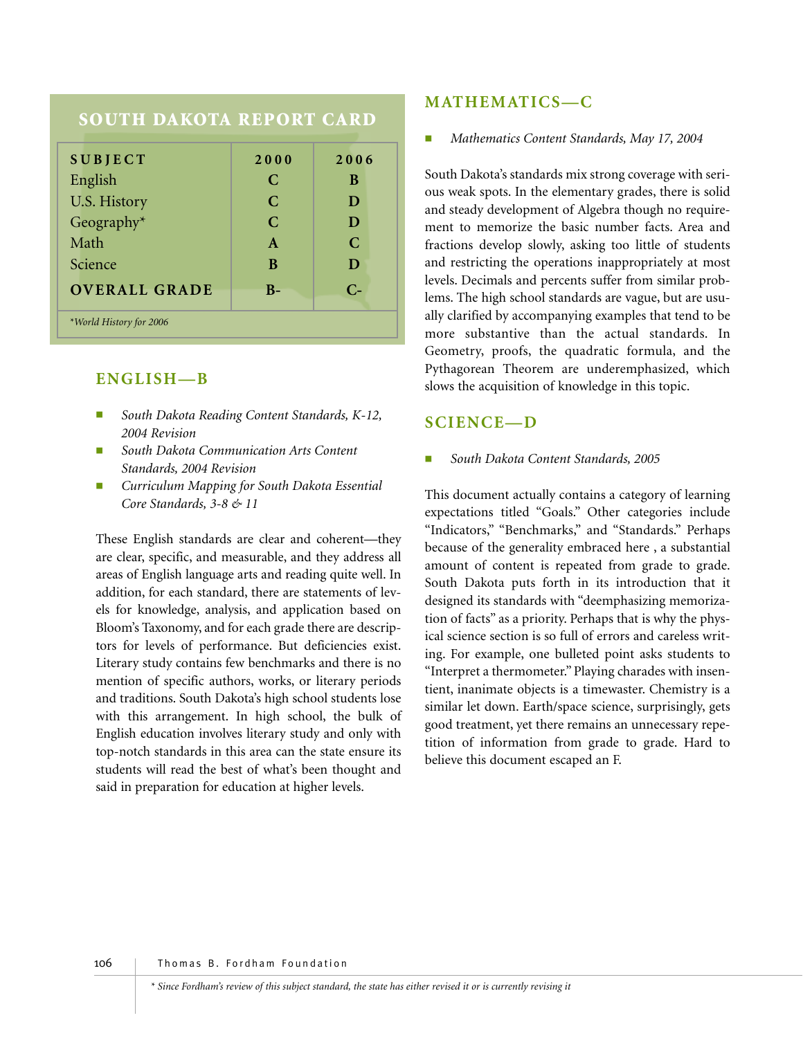## SOUTH DAKOTA REPORT CARD

| SUBJECT | 2000 | 2006 |
|---|---|---|
| English | C | B |
| U.S. History | C | D |
| Geography* | C | D |
| Math | A | C |
| Science | B | D |
| **OVERALL GRADE** | **B-** | **C-** |

*World History for 2006

## ENGLISH—B

- *South Dakota Reading Content Standards, K-12, 2004 Revision*
- *South Dakota Communication Arts Content Standards, 2004 Revision*
- *Curriculum Mapping for South Dakota Essential Core Standards, 3-8 & 11*

These English standards are clear and coherent—they are clear, specific, and measurable, and they address all areas of English language arts and reading quite well. In addition, for each standard, there are statements of levels for knowledge, analysis, and application based on Bloom's Taxonomy, and for each grade there are descriptors for levels of performance. But deficiencies exist. Literary study contains few benchmarks and there is no mention of specific authors, works, or literary periods and traditions. South Dakota's high school students lose with this arrangement. In high school, the bulk of English education involves literary study and only with top-notch standards in this area can the state ensure its students will read the best of what's been thought and said in preparation for education at higher levels.

## MATHEMATICS—C

- *Mathematics Content Standards, May 17, 2004*

South Dakota's standards mix strong coverage with serious weak spots. In the elementary grades, there is solid and steady development of Algebra though no requirement to memorize the basic number facts. Area and fractions develop slowly, asking too little of students and restricting the operations inappropriately at most levels. Decimals and percents suffer from similar problems. The high school standards are vague, but are usually clarified by accompanying examples that tend to be more substantive than the actual standards. In Geometry, proofs, the quadratic formula, and the Pythagorean Theorem are underemphasized, which slows the acquisition of knowledge in this topic.

## SCIENCE—D

- *South Dakota Content Standards, 2005*

This document actually contains a category of learning expectations titled "Goals." Other categories include "Indicators," "Benchmarks," and "Standards." Perhaps because of the generality embraced here , a substantial amount of content is repeated from grade to grade. South Dakota puts forth in its introduction that it designed its standards with "deemphasizing memorization of facts" as a priority. Perhaps that is why the physical science section is so full of errors and careless writing. For example, one bulleted point asks students to "Interpret a thermometer." Playing charades with insentient, inanimate objects is a timewaster. Chemistry is a similar let down. Earth/space science, surprisingly, gets good treatment, yet there remains an unnecessary repetition of information from grade to grade. Hard to believe this document escaped an F.

* *Since Fordham's review of this subject standard, the state has either revised it or is currently revising it*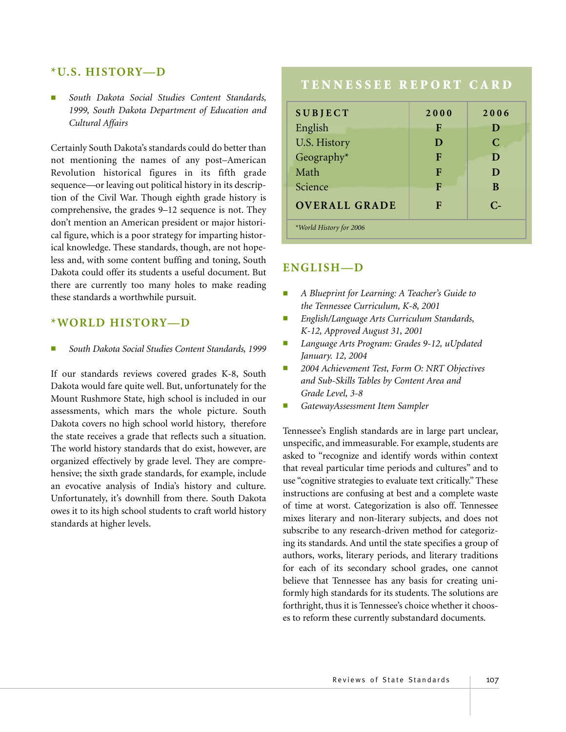### *U.S. HISTORY—D

- *South Dakota Social Studies Content Standards, 1999, South Dakota Department of Education and Cultural Affairs*

Certainly South Dakota's standards could do better than not mentioning the names of any post–American Revolution historical figures in its fifth grade sequence—or leaving out political history in its description of the Civil War. Though eighth grade history is comprehensive, the grades 9–12 sequence is not. They don't mention an American president or major historical figure, which is a poor strategy for imparting historical knowledge. These standards, though, are not hopeless and, with some content buffing and toning, South Dakota could offer its students a useful document. But there are currently too many holes to make reading these standards a worthwhile pursuit.

### *WORLD HISTORY—D

- *South Dakota Social Studies Content Standards, 1999*

If our standards reviews covered grades K-8, South Dakota would fare quite well. But, unfortunately for the Mount Rushmore State, high school is included in our assessments, which mars the whole picture. South Dakota covers no high school world history, therefore the state receives a grade that reflects such a situation. The world history standards that do exist, however, are organized effectively by grade level. They are comprehensive; the sixth grade standards, for example, include an evocative analysis of India's history and culture. Unfortunately, it's downhill from there. South Dakota owes it to its high school students to craft world history standards at higher levels.

## TENNESSEE REPORT CARD

| SUBJECT | 2000 | 2006 |
|---|---|---|
| English | F | D |
| U.S. History | D | C |
| Geography* | F | D |
| Math | F | D |
| Science | F | B |
| **OVERALL GRADE** | F | C- |

*World History for 2006

### ENGLISH—D

- *A Blueprint for Learning: A Teacher's Guide to the Tennessee Curriculum, K-8, 2001*
- *English/Language Arts Curriculum Standards, K-12, Approved August 31, 2001*
- *Language Arts Program: Grades 9-12, uUpdated January. 12, 2004*
- *2004 Achievement Test, Form O: NRT Objectives and Sub-Skills Tables by Content Area and Grade Level, 3-8*
- *GatewayAssessment Item Sampler*

Tennessee's English standards are in large part unclear, unspecific, and immeasurable. For example, students are asked to "recognize and identify words within context that reveal particular time periods and cultures" and to use "cognitive strategies to evaluate text critically." These instructions are confusing at best and a complete waste of time at worst. Categorization is also off. Tennessee mixes literary and non-literary subjects, and does not subscribe to any research-driven method for categorizing its standards. And until the state specifies a group of authors, works, literary periods, and literary traditions for each of its secondary school grades, one cannot believe that Tennessee has any basis for creating uniformly high standards for its students. The solutions are forthright, thus it is Tennessee's choice whether it chooses to reform these currently substandard documents.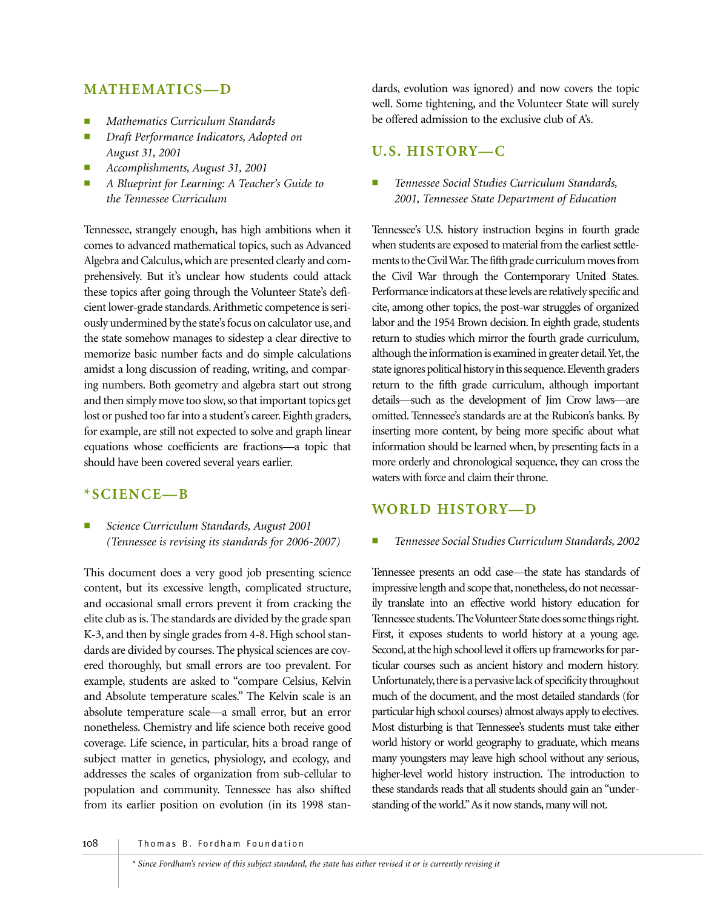## MATHEMATICS—D

- *Mathematics Curriculum Standards*
- *Draft Performance Indicators, Adopted on August 31, 2001*
- *Accomplishments, August 31, 2001*
- *A Blueprint for Learning: A Teacher's Guide to the Tennessee Curriculum*

Tennessee, strangely enough, has high ambitions when it comes to advanced mathematical topics, such as Advanced Algebra and Calculus, which are presented clearly and comprehensively. But it's unclear how students could attack these topics after going through the Volunteer State's deficient lower-grade standards. Arithmetic competence is seriously undermined by the state's focus on calculator use, and the state somehow manages to sidestep a clear directive to memorize basic number facts and do simple calculations amidst a long discussion of reading, writing, and comparing numbers. Both geometry and algebra start out strong and then simply move too slow, so that important topics get lost or pushed too far into a student's career. Eighth graders, for example, are still not expected to solve and graph linear equations whose coefficients are fractions—a topic that should have been covered several years earlier.

## *SCIENCE—B

- *Science Curriculum Standards, August 2001 (Tennessee is revising its standards for 2006-2007)*

This document does a very good job presenting science content, but its excessive length, complicated structure, and occasional small errors prevent it from cracking the elite club as is. The standards are divided by the grade span K-3, and then by single grades from 4-8. High school standards are divided by courses. The physical sciences are covered thoroughly, but small errors are too prevalent. For example, students are asked to "compare Celsius, Kelvin and Absolute temperature scales." The Kelvin scale is an absolute temperature scale—a small error, but an error nonetheless. Chemistry and life science both receive good coverage. Life science, in particular, hits a broad range of subject matter in genetics, physiology, and ecology, and addresses the scales of organization from sub-cellular to population and community. Tennessee has also shifted from its earlier position on evolution (in its 1998 standards, evolution was ignored) and now covers the topic well. Some tightening, and the Volunteer State will surely be offered admission to the exclusive club of A's.

## U.S. HISTORY—C

- *Tennessee Social Studies Curriculum Standards, 2001, Tennessee State Department of Education*

Tennessee's U.S. history instruction begins in fourth grade when students are exposed to material from the earliest settlements to the Civil War. The fifth grade curriculum moves from the Civil War through the Contemporary United States. Performance indicators at these levels are relatively specific and cite, among other topics, the post-war struggles of organized labor and the 1954 Brown decision. In eighth grade, students return to studies which mirror the fourth grade curriculum, although the information is examined in greater detail. Yet, the state ignores political history in this sequence. Eleventh graders return to the fifth grade curriculum, although important details—such as the development of Jim Crow laws—are omitted. Tennessee's standards are at the Rubicon's banks. By inserting more content, by being more specific about what information should be learned when, by presenting facts in a more orderly and chronological sequence, they can cross the waters with force and claim their throne.

## WORLD HISTORY—D

- *Tennessee Social Studies Curriculum Standards, 2002*

Tennessee presents an odd case—the state has standards of impressive length and scope that, nonetheless, do not necessarily translate into an effective world history education for Tennessee students. The Volunteer State does some things right. First, it exposes students to world history at a young age. Second, at the high school level it offers up frameworks for particular courses such as ancient history and modern history. Unfortunately, there is a pervasive lack of specificity throughout much of the document, and the most detailed standards (for particular high school courses) almost always apply to electives. Most disturbing is that Tennessee's students must take either world history or world geography to graduate, which means many youngsters may leave high school without any serious, higher-level world history instruction. The introduction to these standards reads that all students should gain an "understanding of the world." As it now stands, many will not.

*\* Since Fordham's review of this subject standard, the state has either revised it or is currently revising it*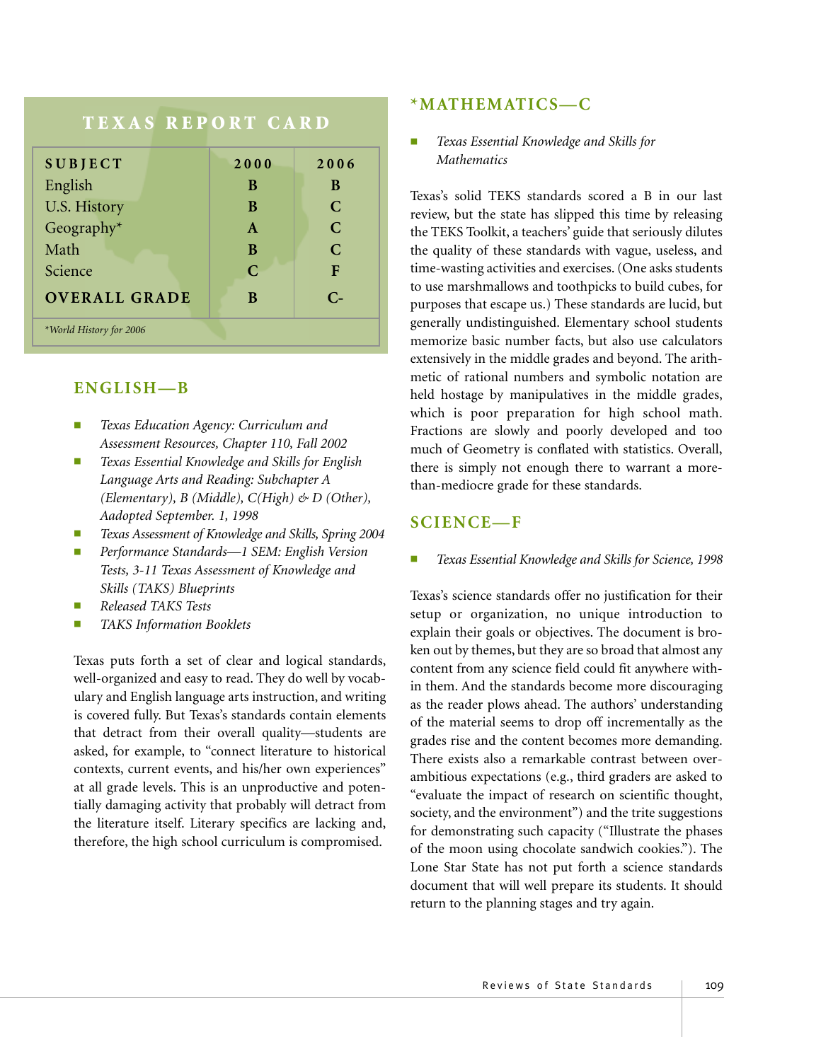## TEXAS REPORT CARD

| SUBJECT | 2000 | 2006 |
|---|---|---|
| English | B | B |
| U.S. History | B | C |
| Geography* | A | C |
| Math | B | C |
| Science | C | F |
| **OVERALL GRADE** | B | C- |

*World History for 2006

## ENGLISH—B

- *Texas Education Agency: Curriculum and Assessment Resources, Chapter 110, Fall 2002*
- *Texas Essential Knowledge and Skills for English Language Arts and Reading: Subchapter A (Elementary), B (Middle), C(High) & D (Other), Aadopted September. 1, 1998*
- *Texas Assessment of Knowledge and Skills, Spring 2004*
- *Performance Standards—1 SEM: English Version Tests, 3-11 Texas Assessment of Knowledge and Skills (TAKS) Blueprints*
- *Released TAKS Tests*
- *TAKS Information Booklets*

Texas puts forth a set of clear and logical standards, well-organized and easy to read. They do well by vocabulary and English language arts instruction, and writing is covered fully. But Texas's standards contain elements that detract from their overall quality—students are asked, for example, to "connect literature to historical contexts, current events, and his/her own experiences" at all grade levels. This is an unproductive and potentially damaging activity that probably will detract from the literature itself. Literary specifics are lacking and, therefore, the high school curriculum is compromised.

## *MATHEMATICS—C

- *Texas Essential Knowledge and Skills for Mathematics*

Texas's solid TEKS standards scored a B in our last review, but the state has slipped this time by releasing the TEKS Toolkit, a teachers' guide that seriously dilutes the quality of these standards with vague, useless, and time-wasting activities and exercises. (One asks students to use marshmallows and toothpicks to build cubes, for purposes that escape us.) These standards are lucid, but generally undistinguished. Elementary school students memorize basic number facts, but also use calculators extensively in the middle grades and beyond. The arithmetic of rational numbers and symbolic notation are held hostage by manipulatives in the middle grades, which is poor preparation for high school math. Fractions are slowly and poorly developed and too much of Geometry is conflated with statistics. Overall, there is simply not enough there to warrant a more-than-mediocre grade for these standards.

## SCIENCE—F

- *Texas Essential Knowledge and Skills for Science, 1998*

Texas's science standards offer no justification for their setup or organization, no unique introduction to explain their goals or objectives. The document is broken out by themes, but they are so broad that almost any content from any science field could fit anywhere within them. And the standards become more discouraging as the reader plows ahead. The authors' understanding of the material seems to drop off incrementally as the grades rise and the content becomes more demanding. There exists also a remarkable contrast between over-ambitious expectations (e.g., third graders are asked to "evaluate the impact of research on scientific thought, society, and the environment") and the trite suggestions for demonstrating such capacity ("Illustrate the phases of the moon using chocolate sandwich cookies."). The Lone Star State has not put forth a science standards document that will well prepare its students. It should return to the planning stages and try again.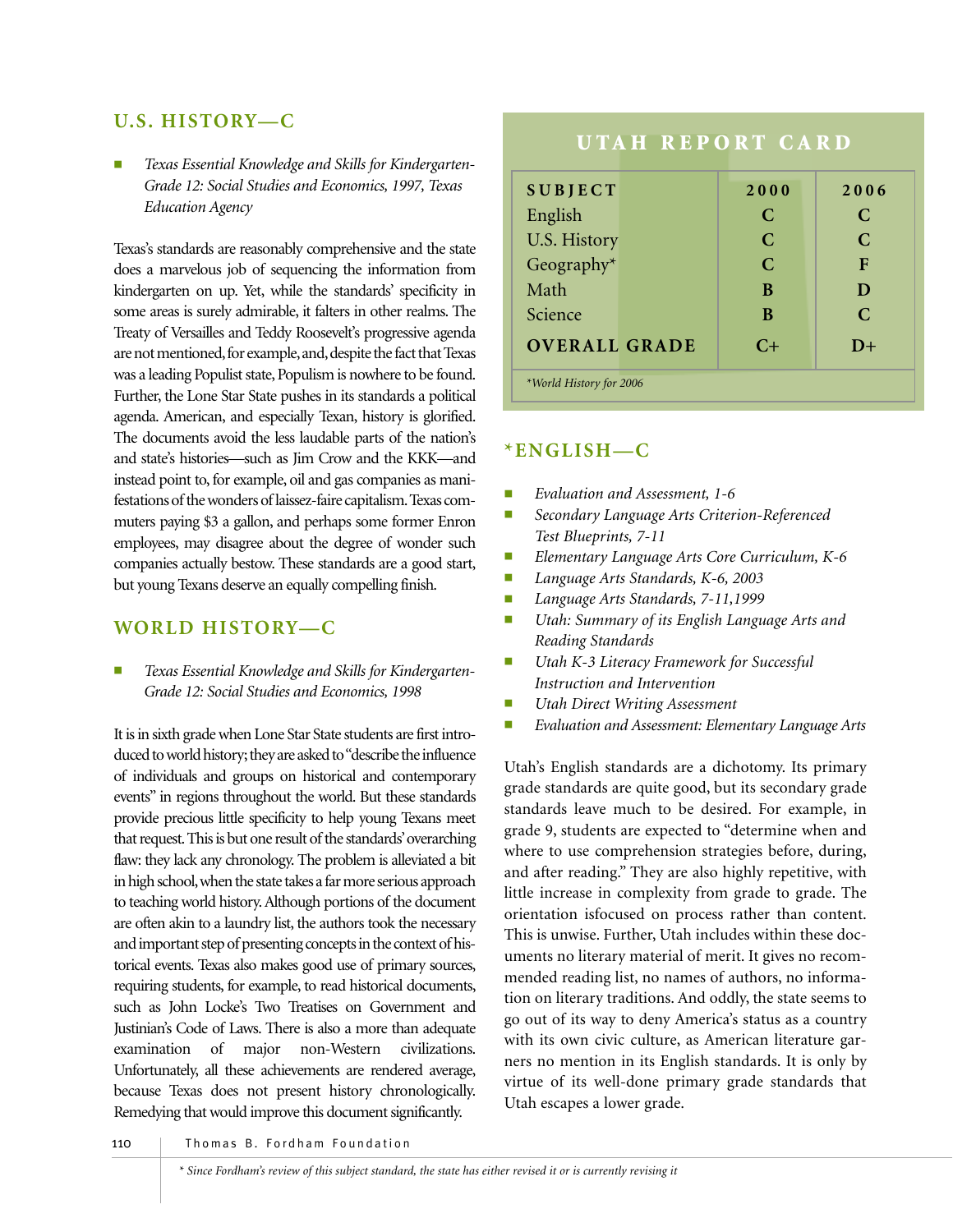## U.S. HISTORY—C

- *Texas Essential Knowledge and Skills for Kindergarten-Grade 12: Social Studies and Economics, 1997, Texas Education Agency*

Texas's standards are reasonably comprehensive and the state does a marvelous job of sequencing the information from kindergarten on up. Yet, while the standards' specificity in some areas is surely admirable, it falters in other realms. The Treaty of Versailles and Teddy Roosevelt's progressive agenda are not mentioned, for example, and, despite the fact that Texas was a leading Populist state, Populism is nowhere to be found. Further, the Lone Star State pushes in its standards a political agenda. American, and especially Texan, history is glorified. The documents avoid the less laudable parts of the nation's and state's histories—such as Jim Crow and the KKK—and instead point to, for example, oil and gas companies as manifestations of the wonders of laissez-faire capitalism. Texas commuters paying $3 a gallon, and perhaps some former Enron employees, may disagree about the degree of wonder such companies actually bestow. These standards are a good start, but young Texans deserve an equally compelling finish.

## WORLD HISTORY—C

- *Texas Essential Knowledge and Skills for Kindergarten-Grade 12: Social Studies and Economics, 1998*

It is in sixth grade when Lone Star State students are first introduced to world history; they are asked to "describe the influence of individuals and groups on historical and contemporary events" in regions throughout the world. But these standards provide precious little specificity to help young Texans meet that request. This is but one result of the standards' overarching flaw: they lack any chronology. The problem is alleviated a bit in high school, when the state takes a far more serious approach to teaching world history. Although portions of the document are often akin to a laundry list, the authors took the necessary and important step of presenting concepts in the context of historical events. Texas also makes good use of primary sources, requiring students, for example, to read historical documents, such as John Locke's Two Treatises on Government and Justinian's Code of Laws. There is also a more than adequate examination of major non-Western civilizations. Unfortunately, all these achievements are rendered average, because Texas does not present history chronologically. Remedying that would improve this document significantly.

## UTAH REPORT CARD

| SUBJECT | 2000 | 2006 |
|---|---|---|
| English | C | C |
| U.S. History | C | C |
| Geography* | C | F |
| Math | B | D |
| Science | B | C |
| **OVERALL GRADE** | C+ | D+ |

*\*World History for 2006*

## *ENGLISH—C

- *Evaluation and Assessment, 1-6*
- *Secondary Language Arts Criterion-Referenced Test Blueprints, 7-11*
- *Elementary Language Arts Core Curriculum, K-6*
- *Language Arts Standards, K-6, 2003*
- *Language Arts Standards, 7-11,1999*
- *Utah: Summary of its English Language Arts and Reading Standards*
- *Utah K-3 Literacy Framework for Successful Instruction and Intervention*
- *Utah Direct Writing Assessment*
- *Evaluation and Assessment: Elementary Language Arts*

Utah's English standards are a dichotomy. Its primary grade standards are quite good, but its secondary grade standards leave much to be desired. For example, in grade 9, students are expected to "determine when and where to use comprehension strategies before, during, and after reading." They are also highly repetitive, with little increase in complexity from grade to grade. The orientation isfocused on process rather than content. This is unwise. Further, Utah includes within these documents no literary material of merit. It gives no recommended reading list, no names of authors, no information on literary traditions. And oddly, the state seems to go out of its way to deny America's status as a country with its own civic culture, as American literature garners no mention in its English standards. It is only by virtue of its well-done primary grade standards that Utah escapes a lower grade.

*\* Since Fordham's review of this subject standard, the state has either revised it or is currently revising it*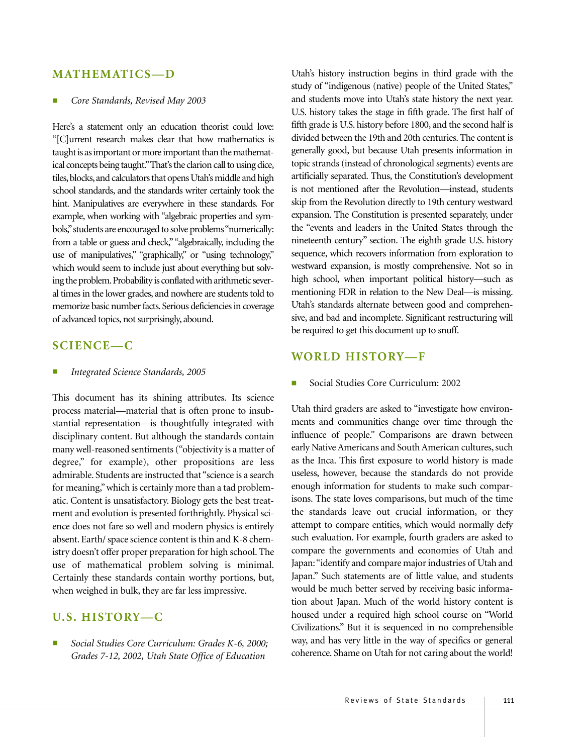## MATHEMATICS—D

- *Core Standards, Revised May 2003*

Here's a statement only an education theorist could love: "[C]urrent research makes clear that how mathematics is taught is as important or more important than the mathematical concepts being taught." That's the clarion call to using dice, tiles, blocks, and calculators that opens Utah's middle and high school standards, and the standards writer certainly took the hint. Manipulatives are everywhere in these standards. For example, when working with "algebraic properties and symbols," students are encouraged to solve problems "numerically: from a table or guess and check," "algebraically, including the use of manipulatives," "graphically," or "using technology," which would seem to include just about everything but solving the problem. Probability is conflated with arithmetic several times in the lower grades, and nowhere are students told to memorize basic number facts. Serious deficiencies in coverage of advanced topics, not surprisingly, abound.

## SCIENCE—C

- *Integrated Science Standards, 2005*

This document has its shining attributes. Its science process material—material that is often prone to insubstantial representation—is thoughtfully integrated with disciplinary content. But although the standards contain many well-reasoned sentiments ("objectivity is a matter of degree," for example), other propositions are less admirable. Students are instructed that "science is a search for meaning," which is certainly more than a tad problematic. Content is unsatisfactory. Biology gets the best treatment and evolution is presented forthrightly. Physical science does not fare so well and modern physics is entirely absent. Earth/space science content is thin and K-8 chemistry doesn't offer proper preparation for high school. The use of mathematical problem solving is minimal. Certainly these standards contain worthy portions, but, when weighed in bulk, they are far less impressive.

## U.S. HISTORY—C

- *Social Studies Core Curriculum: Grades K-6, 2000; Grades 7-12, 2002, Utah State Office of Education*

Utah's history instruction begins in third grade with the study of "indigenous (native) people of the United States," and students move into Utah's state history the next year. U.S. history takes the stage in fifth grade. The first half of fifth grade is U.S. history before 1800, and the second half is divided between the 19th and 20th centuries. The content is generally good, but because Utah presents information in topic strands (instead of chronological segments) events are artificially separated. Thus, the Constitution's development is not mentioned after the Revolution—instead, students skip from the Revolution directly to 19th century westward expansion. The Constitution is presented separately, under the "events and leaders in the United States through the nineteenth century" section. The eighth grade U.S. history sequence, which recovers information from exploration to westward expansion, is mostly comprehensive. Not so in high school, when important political history—such as mentioning FDR in relation to the New Deal—is missing. Utah's standards alternate between good and comprehensive, and bad and incomplete. Significant restructuring will be required to get this document up to snuff.

## WORLD HISTORY—F

- Social Studies Core Curriculum: 2002

Utah third graders are asked to "investigate how environments and communities change over time through the influence of people." Comparisons are drawn between early Native Americans and South American cultures, such as the Inca. This first exposure to world history is made useless, however, because the standards do not provide enough information for students to make such comparisons. The state loves comparisons, but much of the time the standards leave out crucial information, or they attempt to compare entities, which would normally defy such evaluation. For example, fourth graders are asked to compare the governments and economies of Utah and Japan: "identify and compare major industries of Utah and Japan." Such statements are of little value, and students would be much better served by receiving basic information about Japan. Much of the world history content is housed under a required high school course on "World Civilizations." But it is sequenced in no comprehensible way, and has very little in the way of specifics or general coherence. Shame on Utah for not caring about the world!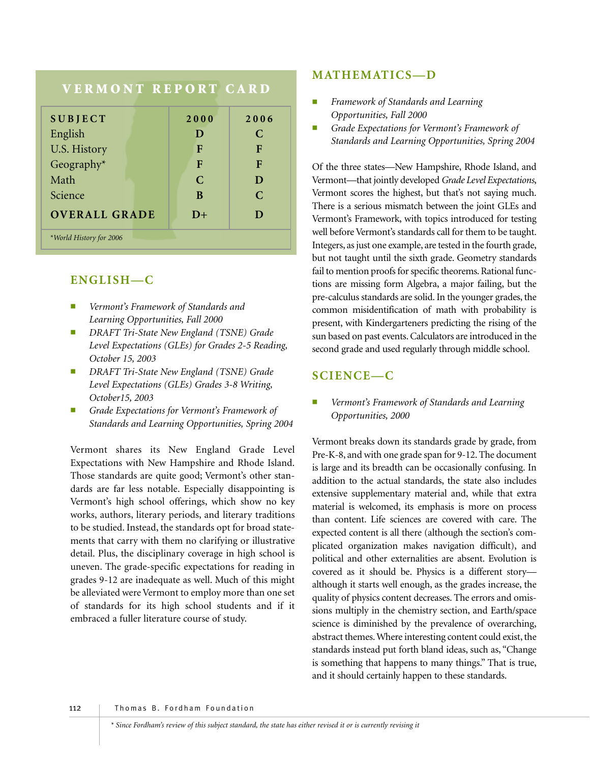## VERMONT REPORT CARD

| SUBJECT | 2000 | 2006 |
|---|---|---|
| English | D | C |
| U.S. History | F | F |
| Geography* | F | F |
| Math | C | D |
| Science | B | C |
| **OVERALL GRADE** | D+ | D |

*World History for 2006

## ENGLISH—C

- *Vermont's Framework of Standards and Learning Opportunities, Fall 2000*
- *DRAFT Tri-State New England (TSNE) Grade Level Expectations (GLEs) for Grades 2-5 Reading, October 15, 2003*
- *DRAFT Tri-State New England (TSNE) Grade Level Expectations (GLEs) Grades 3-8 Writing, October15, 2003*
- *Grade Expectations for Vermont's Framework of Standards and Learning Opportunities, Spring 2004*

Vermont shares its New England Grade Level Expectations with New Hampshire and Rhode Island. Those standards are quite good; Vermont's other standards are far less notable. Especially disappointing is Vermont's high school offerings, which show no key works, authors, literary periods, and literary traditions to be studied. Instead, the standards opt for broad statements that carry with them no clarifying or illustrative detail. Plus, the disciplinary coverage in high school is uneven. The grade-specific expectations for reading in grades 9-12 are inadequate as well. Much of this might be alleviated were Vermont to employ more than one set of standards for its high school students and if it embraced a fuller literature course of study.

## MATHEMATICS—D

- *Framework of Standards and Learning Opportunities, Fall 2000*
- *Grade Expectations for Vermont's Framework of Standards and Learning Opportunities, Spring 2004*

Of the three states—New Hampshire, Rhode Island, and Vermont—that jointly developed *Grade Level Expectations*, Vermont scores the highest, but that's not saying much. There is a serious mismatch between the joint GLEs and Vermont's Framework, with topics introduced for testing well before Vermont's standards call for them to be taught. Integers, as just one example, are tested in the fourth grade, but not taught until the sixth grade. Geometry standards fail to mention proofs for specific theorems. Rational functions are missing form Algebra, a major failing, but the pre-calculus standards are solid. In the younger grades, the common misidentification of math with probability is present, with Kindergarteners predicting the rising of the sun based on past events. Calculators are introduced in the second grade and used regularly through middle school.

## SCIENCE—C

- *Vermont's Framework of Standards and Learning Opportunities, 2000*

Vermont breaks down its standards grade by grade, from Pre-K-8, and with one grade span for 9-12. The document is large and its breadth can be occasionally confusing. In addition to the actual standards, the state also includes extensive supplementary material and, while that extra material is welcomed, its emphasis is more on process than content. Life sciences are covered with care. The expected content is all there (although the section's complicated organization makes navigation difficult), and political and other externalities are absent. Evolution is covered as it should be. Physics is a different story—although it starts well enough, as the grades increase, the quality of physics content decreases. The errors and omissions multiply in the chemistry section, and Earth/space science is diminished by the prevalence of overarching, abstract themes. Where interesting content could exist, the standards instead put forth bland ideas, such as, "Change is something that happens to many things." That is true, and it should certainly happen to these standards.

* Since Fordham's review of this subject standard, the state has either revised it or is currently revising it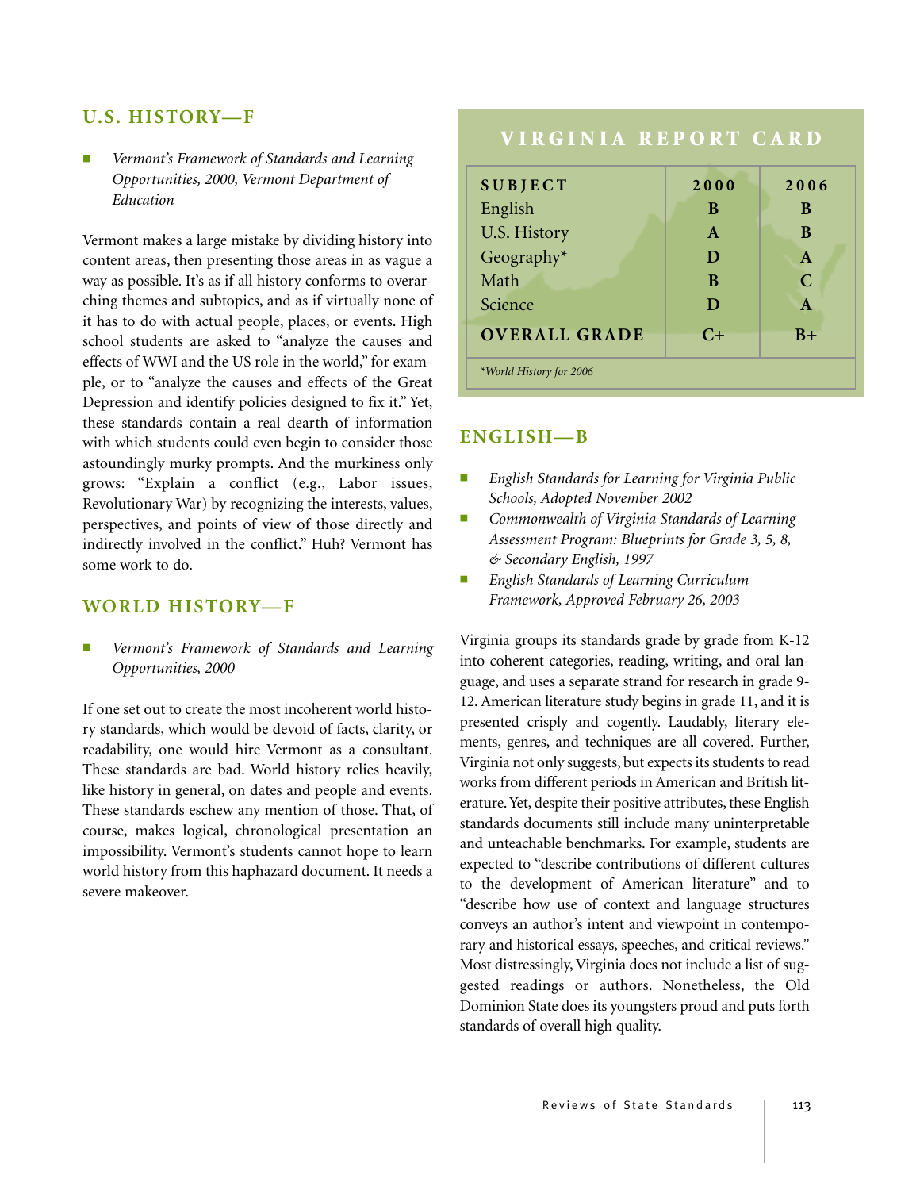## U.S. HISTORY—F

- *Vermont's Framework of Standards and Learning Opportunities, 2000, Vermont Department of Education*

Vermont makes a large mistake by dividing history into content areas, then presenting those areas in as vague a way as possible. It's as if all history conforms to overarching themes and subtopics, and as if virtually none of it has to do with actual people, places, or events. High school students are asked to "analyze the causes and effects of WWI and the US role in the world," for example, or to "analyze the causes and effects of the Great Depression and identify policies designed to fix it." Yet, these standards contain a real dearth of information with which students could even begin to consider those astoundingly murky prompts. And the murkiness only grows: "Explain a conflict (e.g., Labor issues, Revolutionary War) by recognizing the interests, values, perspectives, and points of view of those directly and indirectly involved in the conflict." Huh? Vermont has some work to do.

## WORLD HISTORY—F

- *Vermont's Framework of Standards and Learning Opportunities, 2000*

If one set out to create the most incoherent world history standards, which would be devoid of facts, clarity, or readability, one would hire Vermont as a consultant. These standards are bad. World history relies heavily, like history in general, on dates and people and events. These standards eschew any mention of those. That, of course, makes logical, chronological presentation an impossibility. Vermont's students cannot hope to learn world history from this haphazard document. It needs a severe makeover.

## VIRGINIA REPORT CARD

| SUBJECT | 2000 | 2006 |
|---|---|---|
| English | B | B |
| U.S. History | A | B |
| Geography* | D | A |
| Math | B | C |
| Science | D | A |
| **OVERALL GRADE** | C+ | B+ |

*World History for 2006

## ENGLISH—B

- *English Standards for Learning for Virginia Public Schools, Adopted November 2002*
- *Commonwealth of Virginia Standards of Learning Assessment Program: Blueprints for Grade 3, 5, 8, & Secondary English, 1997*
- *English Standards of Learning Curriculum Framework, Approved February 26, 2003*

Virginia groups its standards grade by grade from K-12 into coherent categories, reading, writing, and oral language, and uses a separate strand for research in grade 9-12. American literature study begins in grade 11, and it is presented crisply and cogently. Laudably, literary elements, genres, and techniques are all covered. Further, Virginia not only suggests, but expects its students to read works from different periods in American and British literature. Yet, despite their positive attributes, these English standards documents still include many uninterpretable and unteachable benchmarks. For example, students are expected to "describe contributions of different cultures to the development of American literature" and to "describe how use of context and language structures conveys an author's intent and viewpoint in contemporary and historical essays, speeches, and critical reviews." Most distressingly, Virginia does not include a list of suggested readings or authors. Nonetheless, the Old Dominion State does its youngsters proud and puts forth standards of overall high quality.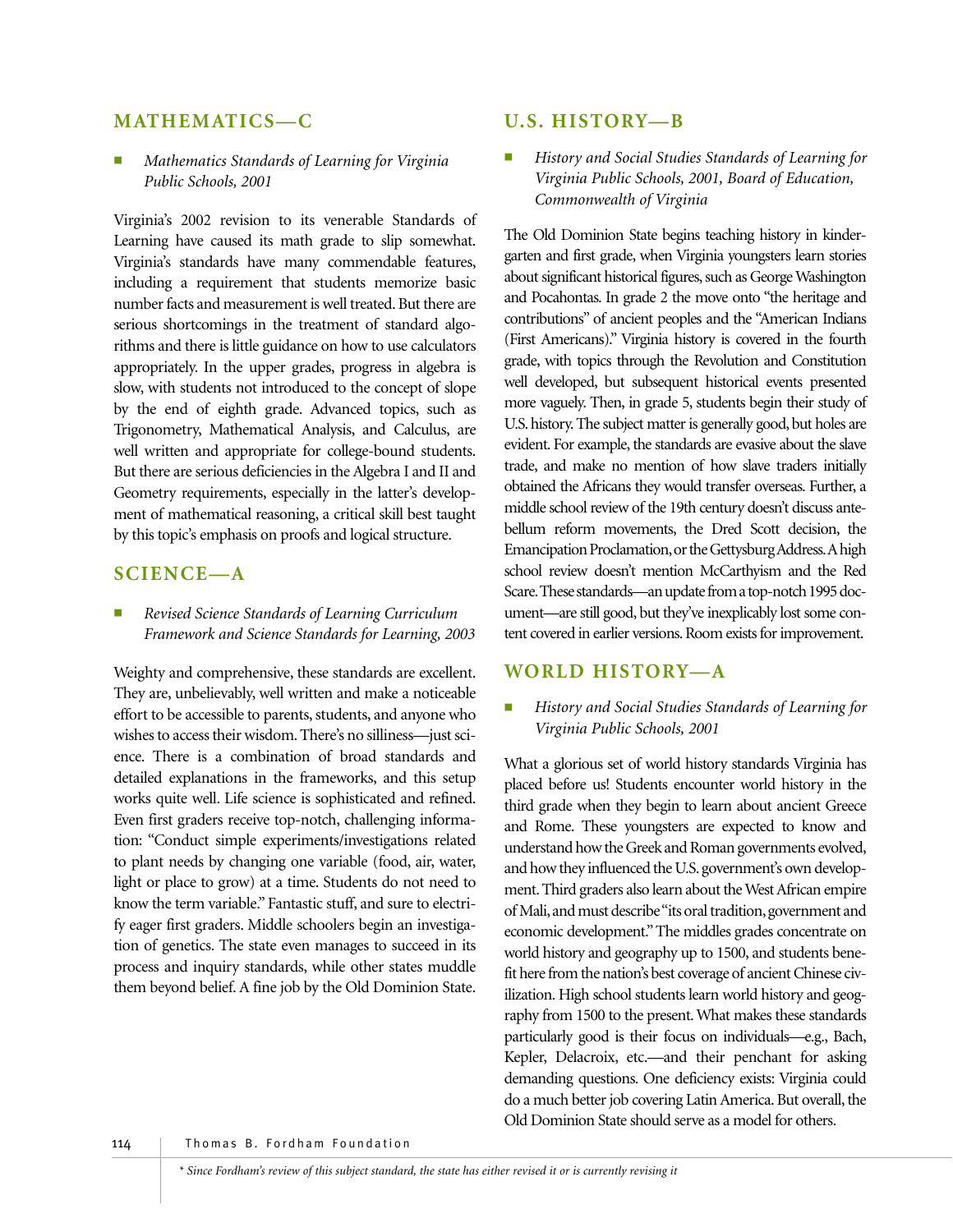## MATHEMATICS—C

- *Mathematics Standards of Learning for Virginia Public Schools, 2001*

Virginia's 2002 revision to its venerable Standards of Learning have caused its math grade to slip somewhat. Virginia's standards have many commendable features, including a requirement that students memorize basic number facts and measurement is well treated. But there are serious shortcomings in the treatment of standard algorithms and there is little guidance on how to use calculators appropriately. In the upper grades, progress in algebra is slow, with students not introduced to the concept of slope by the end of eighth grade. Advanced topics, such as Trigonometry, Mathematical Analysis, and Calculus, are well written and appropriate for college-bound students. But there are serious deficiencies in the Algebra I and II and Geometry requirements, especially in the latter's development of mathematical reasoning, a critical skill best taught by this topic's emphasis on proofs and logical structure.

## SCIENCE—A

- *Revised Science Standards of Learning Curriculum Framework and Science Standards for Learning, 2003*

Weighty and comprehensive, these standards are excellent. They are, unbelievably, well written and make a noticeable effort to be accessible to parents, students, and anyone who wishes to access their wisdom. There's no silliness—just science. There is a combination of broad standards and detailed explanations in the frameworks, and this setup works quite well. Life science is sophisticated and refined. Even first graders receive top-notch, challenging information: "Conduct simple experiments/investigations related to plant needs by changing one variable (food, air, water, light or place to grow) at a time. Students do not need to know the term variable." Fantastic stuff, and sure to electrify eager first graders. Middle schoolers begin an investigation of genetics. The state even manages to succeed in its process and inquiry standards, while other states muddle them beyond belief. A fine job by the Old Dominion State.

## U.S. HISTORY—B

- *History and Social Studies Standards of Learning for Virginia Public Schools, 2001, Board of Education, Commonwealth of Virginia*

The Old Dominion State begins teaching history in kindergarten and first grade, when Virginia youngsters learn stories about significant historical figures, such as George Washington and Pocahontas. In grade 2 the move onto "the heritage and contributions" of ancient peoples and the "American Indians (First Americans)." Virginia history is covered in the fourth grade, with topics through the Revolution and Constitution well developed, but subsequent historical events presented more vaguely. Then, in grade 5, students begin their study of U.S. history. The subject matter is generally good, but holes are evident. For example, the standards are evasive about the slave trade, and make no mention of how slave traders initially obtained the Africans they would transfer overseas. Further, a middle school review of the 19th century doesn't discuss antebellum reform movements, the Dred Scott decision, the Emancipation Proclamation, or the Gettysburg Address. A high school review doesn't mention McCarthyism and the Red Scare. These standards—an update from a top-notch 1995 document—are still good, but they've inexplicably lost some content covered in earlier versions. Room exists for improvement.

## WORLD HISTORY—A

- *History and Social Studies Standards of Learning for Virginia Public Schools, 2001*

What a glorious set of world history standards Virginia has placed before us! Students encounter world history in the third grade when they begin to learn about ancient Greece and Rome. These youngsters are expected to know and understand how the Greek and Roman governments evolved, and how they influenced the U.S. government's own development. Third graders also learn about the West African empire of Mali, and must describe "its oral tradition, government and economic development." The middles grades concentrate on world history and geography up to 1500, and students benefit here from the nation's best coverage of ancient Chinese civilization. High school students learn world history and geography from 1500 to the present. What makes these standards particularly good is their focus on individuals—e.g., Bach, Kepler, Delacroix, etc.—and their penchant for asking demanding questions. One deficiency exists: Virginia could do a much better job covering Latin America. But overall, the Old Dominion State should serve as a model for others.

*\* Since Fordham's review of this subject standard, the state has either revised it or is currently revising it*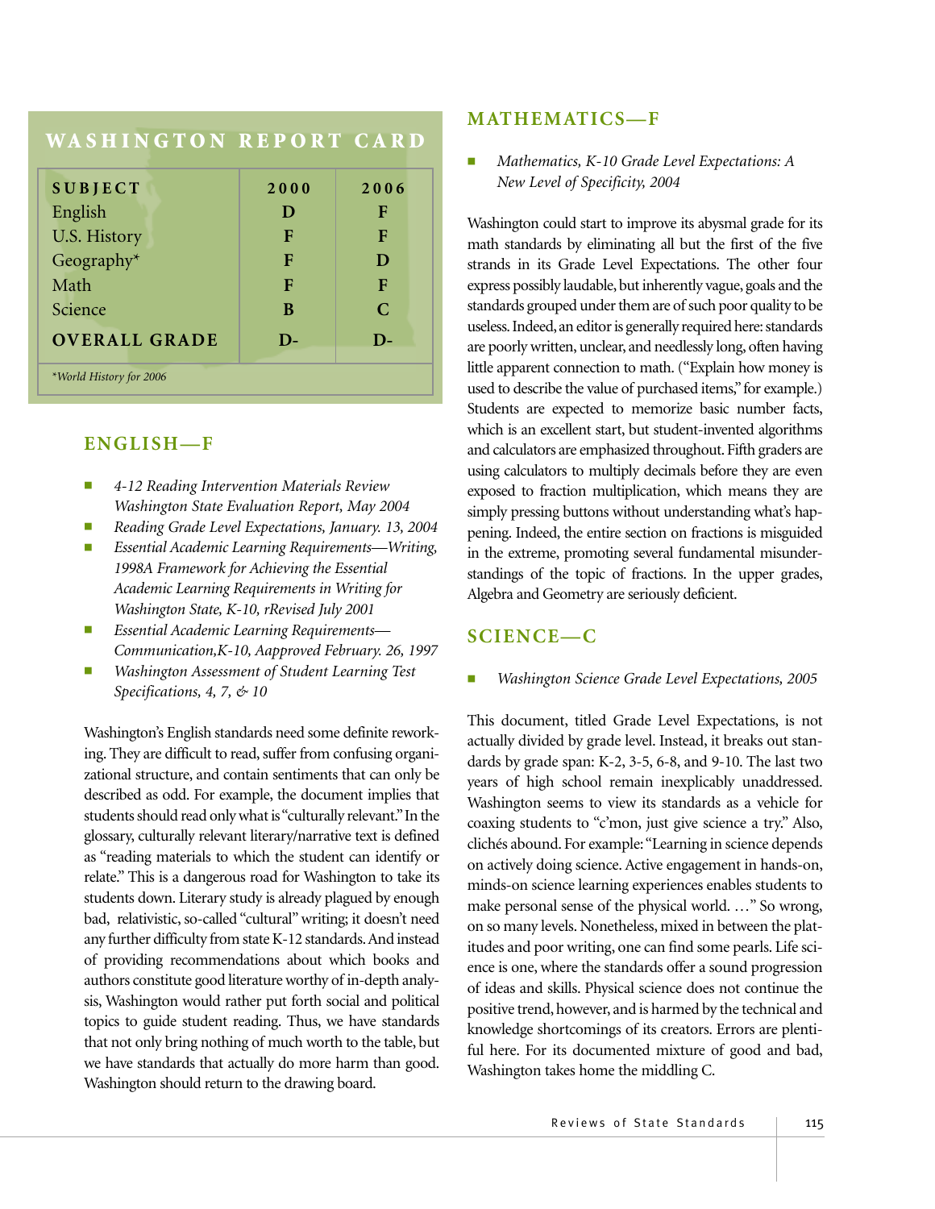## WASHINGTON REPORT CARD

| SUBJECT | 2000 | 2006 |
|---|---|---|
| English | D | F |
| U.S. History | F | F |
| Geography* | F | D |
| Math | F | F |
| Science | B | C |
| **OVERALL GRADE** | D- | D- |

*World History for 2006

## ENGLISH—F

- *4-12 Reading Intervention Materials Review Washington State Evaluation Report, May 2004*
- *Reading Grade Level Expectations, January. 13, 2004*
- *Essential Academic Learning Requirements—Writing, 1998A Framework for Achieving the Essential Academic Learning Requirements in Writing for Washington State, K-10, rRevised July 2001*
- *Essential Academic Learning Requirements—Communication,K-10, Aapproved February. 26, 1997*
- *Washington Assessment of Student Learning Test Specifications, 4, 7, & 10*

Washington's English standards need some definite reworking. They are difficult to read, suffer from confusing organizational structure, and contain sentiments that can only be described as odd. For example, the document implies that students should read only what is "culturally relevant." In the glossary, culturally relevant literary/narrative text is defined as "reading materials to which the student can identify or relate." This is a dangerous road for Washington to take its students down. Literary study is already plagued by enough bad, relativistic, so-called "cultural" writing; it doesn't need any further difficulty from state K-12 standards. And instead of providing recommendations about which books and authors constitute good literature worthy of in-depth analysis, Washington would rather put forth social and political topics to guide student reading. Thus, we have standards that not only bring nothing of much worth to the table, but we have standards that actually do more harm than good. Washington should return to the drawing board.

## MATHEMATICS—F

- *Mathematics, K-10 Grade Level Expectations: A New Level of Specificity, 2004*

Washington could start to improve its abysmal grade for its math standards by eliminating all but the first of the five strands in its Grade Level Expectations. The other four express possibly laudable, but inherently vague, goals and the standards grouped under them are of such poor quality to be useless. Indeed, an editor is generally required here: standards are poorly written, unclear, and needlessly long, often having little apparent connection to math. ("Explain how money is used to describe the value of purchased items," for example.) Students are expected to memorize basic number facts, which is an excellent start, but student-invented algorithms and calculators are emphasized throughout. Fifth graders are using calculators to multiply decimals before they are even exposed to fraction multiplication, which means they are simply pressing buttons without understanding what's happening. Indeed, the entire section on fractions is misguided in the extreme, promoting several fundamental misunderstandings of the topic of fractions. In the upper grades, Algebra and Geometry are seriously deficient.

## SCIENCE—C

- *Washington Science Grade Level Expectations, 2005*

This document, titled Grade Level Expectations, is not actually divided by grade level. Instead, it breaks out standards by grade span: K-2, 3-5, 6-8, and 9-10. The last two years of high school remain inexplicably unaddressed. Washington seems to view its standards as a vehicle for coaxing students to "c'mon, just give science a try." Also, clichés abound. For example: "Learning in science depends on actively doing science. Active engagement in hands-on, minds-on science learning experiences enables students to make personal sense of the physical world. …" So wrong, on so many levels. Nonetheless, mixed in between the platitudes and poor writing, one can find some pearls. Life science is one, where the standards offer a sound progression of ideas and skills. Physical science does not continue the positive trend, however, and is harmed by the technical and knowledge shortcomings of its creators. Errors are plentiful here. For its documented mixture of good and bad, Washington takes home the middling C.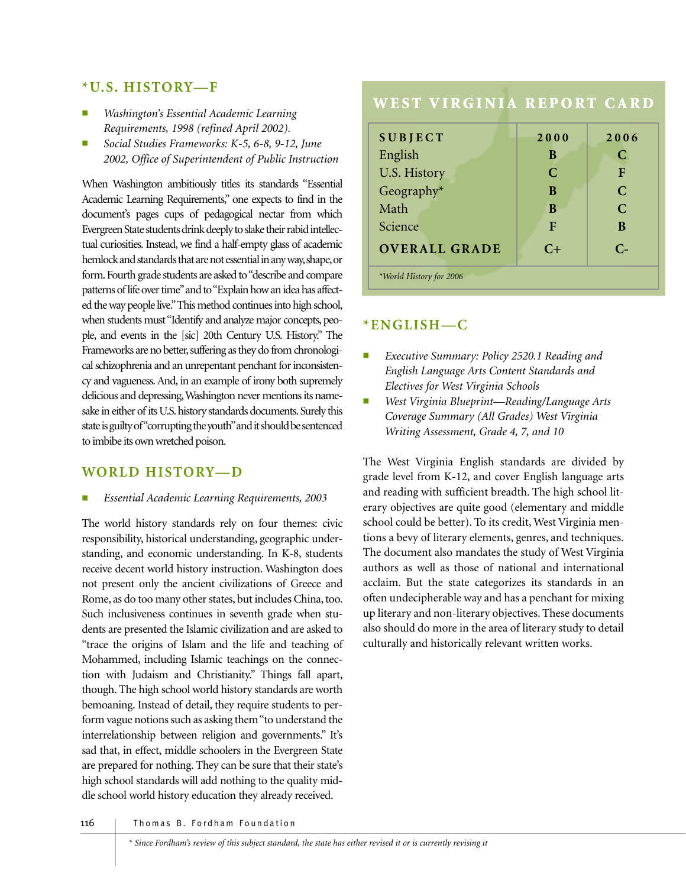## *U.S. HISTORY—F

- *Washington's Essential Academic Learning Requirements, 1998 (refined April 2002).*
- *Social Studies Frameworks: K-5, 6-8, 9-12, June 2002, Office of Superintendent of Public Instruction*

When Washington ambitiously titles its standards "Essential Academic Learning Requirements," one expects to find in the document's pages cups of pedagogical nectar from which Evergreen State students drink deeply to slake their rabid intellectual curiosities. Instead, we find a half-empty glass of academic hemlock and standards that are not essential in any way, shape, or form. Fourth grade students are asked to "describe and compare patterns of life over time" and to "Explain how an idea has affected the way people live." This method continues into high school, when students must "Identify and analyze major concepts, people, and events in the [sic] 20th Century U.S. History." The Frameworks are no better, suffering as they do from chronological schizophrenia and an unrepentant penchant for inconsistency and vagueness. And, in an example of irony both supremely delicious and depressing, Washington never mentions its namesake in either of its U.S. history standards documents. Surely this state is guilty of "corrupting the youth" and it should be sentenced to imbibe its own wretched poison.

## WORLD HISTORY—D

- *Essential Academic Learning Requirements, 2003*

The world history standards rely on four themes: civic responsibility, historical understanding, geographic understanding, and economic understanding. In K-8, students receive decent world history instruction. Washington does not present only the ancient civilizations of Greece and Rome, as do too many other states, but includes China, too. Such inclusiveness continues in seventh grade when students are presented the Islamic civilization and are asked to "trace the origins of Islam and the life and teaching of Mohammed, including Islamic teachings on the connection with Judaism and Christianity." Things fall apart, though. The high school world history standards are worth bemoaning. Instead of detail, they require students to perform vague notions such as asking them "to understand the interrelationship between religion and governments." It's sad that, in effect, middle schoolers in the Evergreen State are prepared for nothing. They can be sure that their state's high school standards will add nothing to the quality middle school world history education they already received.

## WEST VIRGINIA REPORT CARD

| SUBJECT | 2000 | 2006 |
|---|---|---|
| English | B | C |
| U.S. History | C | F |
| Geography* | B | C |
| Math | B | C |
| Science | F | B |
| **OVERALL GRADE** | C+ | C- |

*World History for 2006

## *ENGLISH—C

- *Executive Summary: Policy 2520.1 Reading and English Language Arts Content Standards and Electives for West Virginia Schools*
- *West Virginia Blueprint—Reading/Language Arts Coverage Summary (All Grades) West Virginia Writing Assessment, Grade 4, 7, and 10*

The West Virginia English standards are divided by grade level from K-12, and cover English language arts and reading with sufficient breadth. The high school literary objectives are quite good (elementary and middle school could be better). To its credit, West Virginia mentions a bevy of literary elements, genres, and techniques. The document also mandates the study of West Virginia authors as well as those of national and international acclaim. But the state categorizes its standards in an often undecipherable way and has a penchant for mixing up literary and non-literary objectives. These documents also should do more in the area of literary study to detail culturally and historically relevant written works.

* *Since Fordham's review of this subject standard, the state has either revised it or is currently revising it*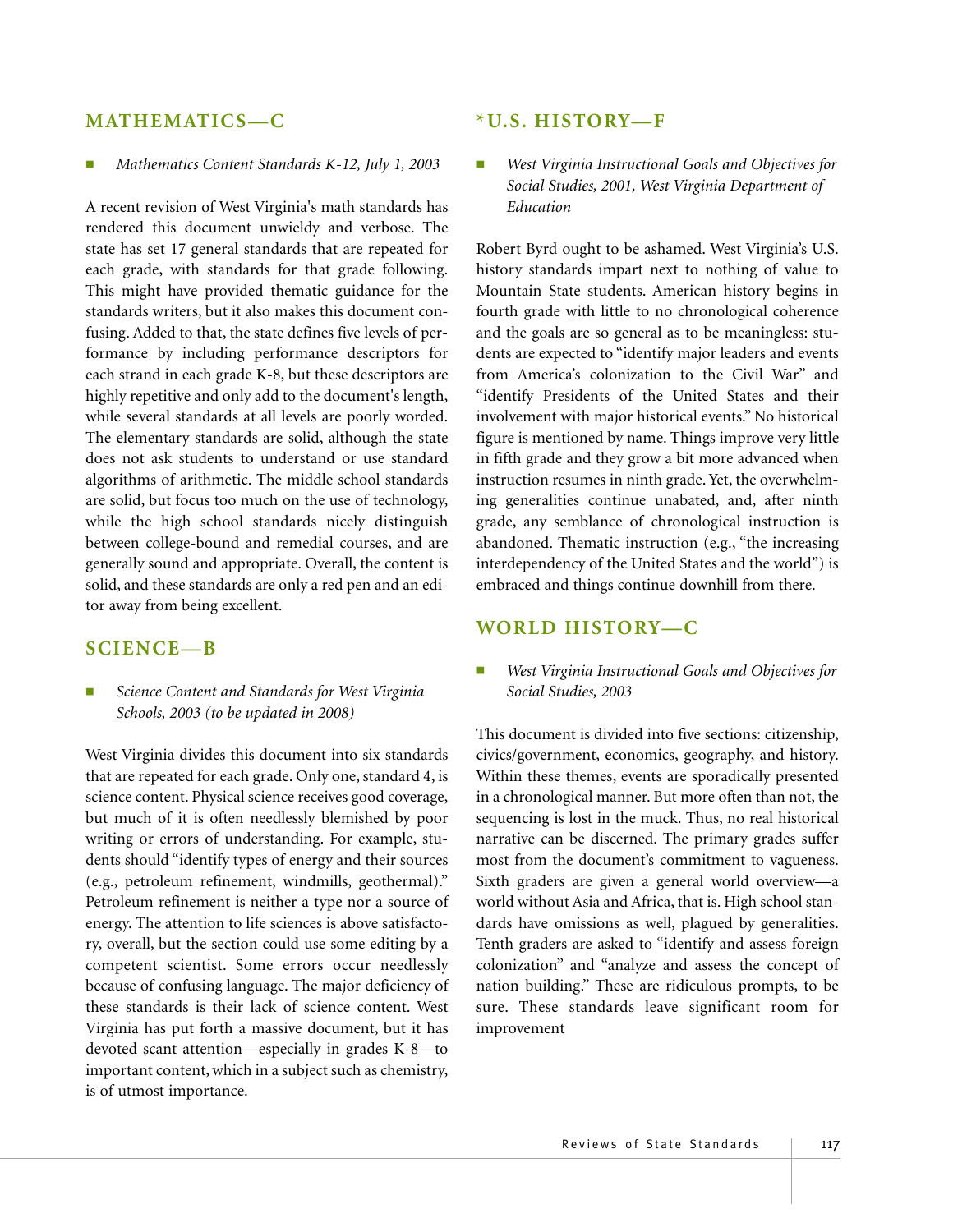## MATHEMATICS—C

- *Mathematics Content Standards K-12, July 1, 2003*

A recent revision of West Virginia's math standards has rendered this document unwieldy and verbose. The state has set 17 general standards that are repeated for each grade, with standards for that grade following. This might have provided thematic guidance for the standards writers, but it also makes this document confusing. Added to that, the state defines five levels of performance by including performance descriptors for each strand in each grade K-8, but these descriptors are highly repetitive and only add to the document's length, while several standards at all levels are poorly worded. The elementary standards are solid, although the state does not ask students to understand or use standard algorithms of arithmetic. The middle school standards are solid, but focus too much on the use of technology, while the high school standards nicely distinguish between college-bound and remedial courses, and are generally sound and appropriate. Overall, the content is solid, and these standards are only a red pen and an editor away from being excellent.

## SCIENCE—B

- *Science Content and Standards for West Virginia Schools, 2003 (to be updated in 2008)*

West Virginia divides this document into six standards that are repeated for each grade. Only one, standard 4, is science content. Physical science receives good coverage, but much of it is often needlessly blemished by poor writing or errors of understanding. For example, students should "identify types of energy and their sources (e.g., petroleum refinement, windmills, geothermal)." Petroleum refinement is neither a type nor a source of energy. The attention to life sciences is above satisfactory, overall, but the section could use some editing by a competent scientist. Some errors occur needlessly because of confusing language. The major deficiency of these standards is their lack of science content. West Virginia has put forth a massive document, but it has devoted scant attention—especially in grades K-8—to important content, which in a subject such as chemistry, is of utmost importance.

## *U.S. HISTORY—F

- *West Virginia Instructional Goals and Objectives for Social Studies, 2001, West Virginia Department of Education*

Robert Byrd ought to be ashamed. West Virginia's U.S. history standards impart next to nothing of value to Mountain State students. American history begins in fourth grade with little to no chronological coherence and the goals are so general as to be meaningless: students are expected to "identify major leaders and events from America's colonization to the Civil War" and "identify Presidents of the United States and their involvement with major historical events." No historical figure is mentioned by name. Things improve very little in fifth grade and they grow a bit more advanced when instruction resumes in ninth grade. Yet, the overwhelming generalities continue unabated, and, after ninth grade, any semblance of chronological instruction is abandoned. Thematic instruction (e.g., "the increasing interdependency of the United States and the world") is embraced and things continue downhill from there.

## WORLD HISTORY—C

- *West Virginia Instructional Goals and Objectives for Social Studies, 2003*

This document is divided into five sections: citizenship, civics/government, economics, geography, and history. Within these themes, events are sporadically presented in a chronological manner. But more often than not, the sequencing is lost in the muck. Thus, no real historical narrative can be discerned. The primary grades suffer most from the document's commitment to vagueness. Sixth graders are given a general world overview—a world without Asia and Africa, that is. High school standards have omissions as well, plagued by generalities. Tenth graders are asked to "identify and assess foreign colonization" and "analyze and assess the concept of nation building." These are ridiculous prompts, to be sure. These standards leave significant room for improvement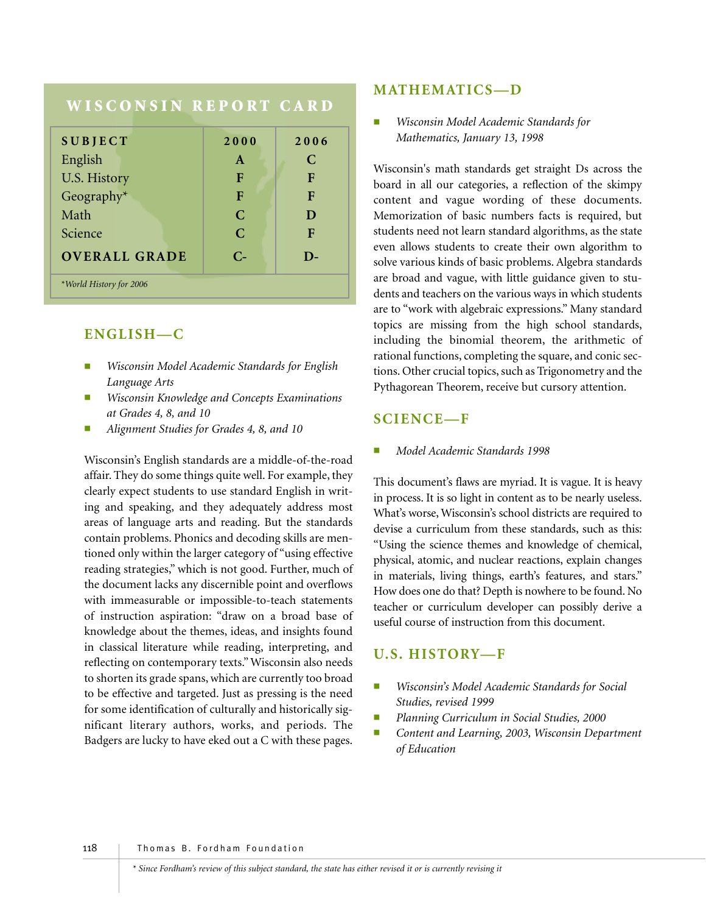## WISCONSIN REPORT CARD

| SUBJECT | 2000 | 2006 |
|---|---|---|
| English | A | C |
| U.S. History | F | F |
| Geography* | F | F |
| Math | C | D |
| Science | C | F |
| **OVERALL GRADE** | C- | D- |

*\*World History for 2006*

## ENGLISH—C

- *Wisconsin Model Academic Standards for English Language Arts*
- *Wisconsin Knowledge and Concepts Examinations at Grades 4, 8, and 10*
- *Alignment Studies for Grades 4, 8, and 10*

Wisconsin's English standards are a middle-of-the-road affair. They do some things quite well. For example, they clearly expect students to use standard English in writing and speaking, and they adequately address most areas of language arts and reading. But the standards contain problems. Phonics and decoding skills are mentioned only within the larger category of "using effective reading strategies," which is not good. Further, much of the document lacks any discernible point and overflows with immeasurable or impossible-to-teach statements of instruction aspiration: "draw on a broad base of knowledge about the themes, ideas, and insights found in classical literature while reading, interpreting, and reflecting on contemporary texts." Wisconsin also needs to shorten its grade spans, which are currently too broad to be effective and targeted. Just as pressing is the need for some identification of culturally and historically significant literary authors, works, and periods. The Badgers are lucky to have eked out a C with these pages.

## MATHEMATICS—D

- *Wisconsin Model Academic Standards for Mathematics, January 13, 1998*

Wisconsin's math standards get straight Ds across the board in all our categories, a reflection of the skimpy content and vague wording of these documents. Memorization of basic numbers facts is required, but students need not learn standard algorithms, as the state even allows students to create their own algorithm to solve various kinds of basic problems. Algebra standards are broad and vague, with little guidance given to students and teachers on the various ways in which students are to "work with algebraic expressions." Many standard topics are missing from the high school standards, including the binomial theorem, the arithmetic of rational functions, completing the square, and conic sections. Other crucial topics, such as Trigonometry and the Pythagorean Theorem, receive but cursory attention.

## SCIENCE—F

- *Model Academic Standards 1998*

This document's flaws are myriad. It is vague. It is heavy in process. It is so light in content as to be nearly useless. What's worse, Wisconsin's school districts are required to devise a curriculum from these standards, such as this: "Using the science themes and knowledge of chemical, physical, atomic, and nuclear reactions, explain changes in materials, living things, earth's features, and stars." How does one do that? Depth is nowhere to be found. No teacher or curriculum developer can possibly derive a useful course of instruction from this document.

## U.S. HISTORY—F

- *Wisconsin's Model Academic Standards for Social Studies, revised 1999*
- *Planning Curriculum in Social Studies, 2000*
- *Content and Learning, 2003, Wisconsin Department of Education*

*\* Since Fordham's review of this subject standard, the state has either revised it or is currently revising it*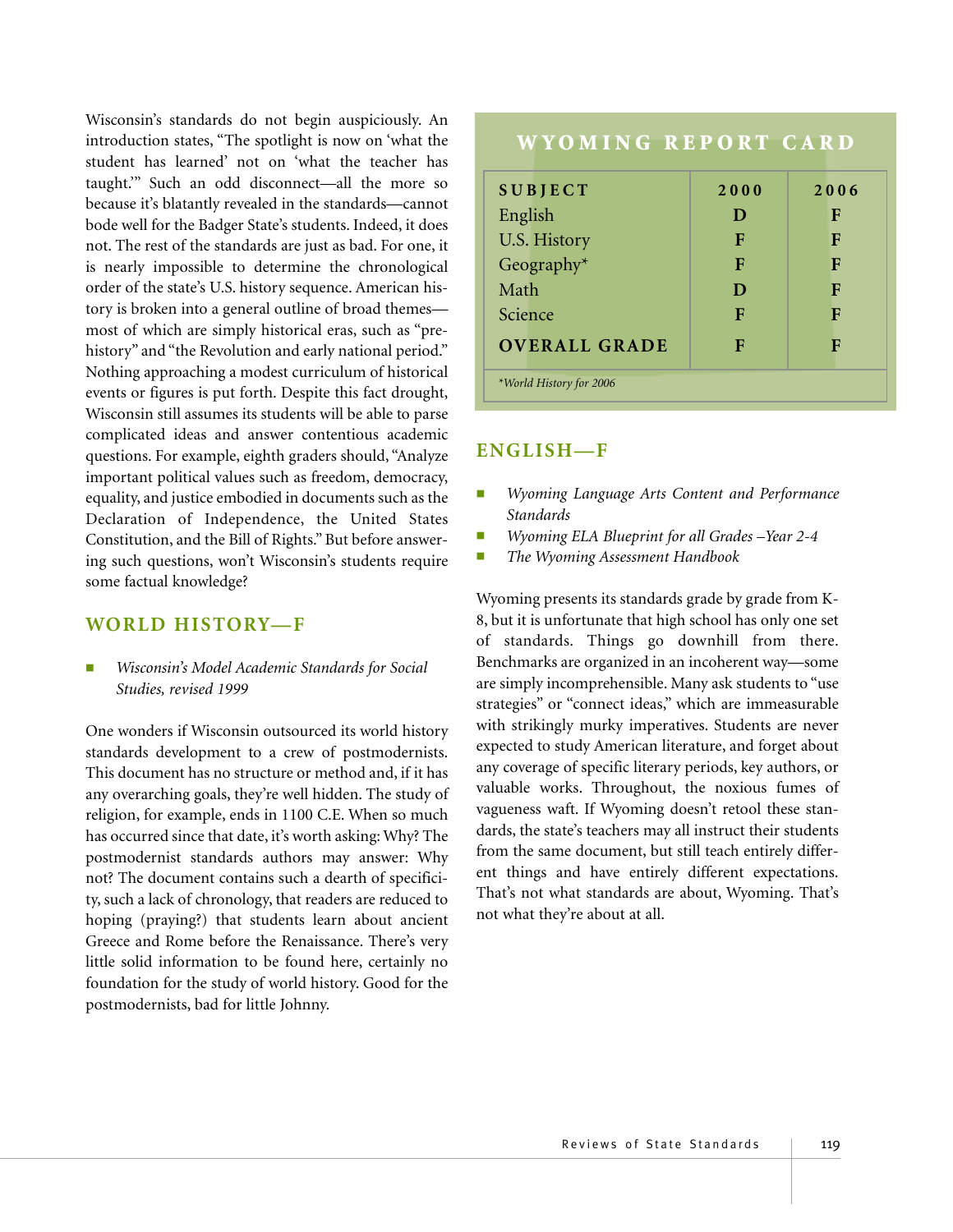Wisconsin's standards do not begin auspiciously. An introduction states, "The spotlight is now on 'what the student has learned' not on 'what the teacher has taught.'" Such an odd disconnect—all the more so because it's blatantly revealed in the standards—cannot bode well for the Badger State's students. Indeed, it does not. The rest of the standards are just as bad. For one, it is nearly impossible to determine the chronological order of the state's U.S. history sequence. American history is broken into a general outline of broad themes—most of which are simply historical eras, such as "prehistory" and "the Revolution and early national period." Nothing approaching a modest curriculum of historical events or figures is put forth. Despite this fact drought, Wisconsin still assumes its students will be able to parse complicated ideas and answer contentious academic questions. For example, eighth graders should, "Analyze important political values such as freedom, democracy, equality, and justice embodied in documents such as the Declaration of Independence, the United States Constitution, and the Bill of Rights." But before answering such questions, won't Wisconsin's students require some factual knowledge?

## WORLD HISTORY—F

- *Wisconsin's Model Academic Standards for Social Studies, revised 1999*

One wonders if Wisconsin outsourced its world history standards development to a crew of postmodernists. This document has no structure or method and, if it has any overarching goals, they're well hidden. The study of religion, for example, ends in 1100 C.E. When so much has occurred since that date, it's worth asking: Why? The postmodernist standards authors may answer: Why not? The document contains such a dearth of specificity, such a lack of chronology, that readers are reduced to hoping (praying?) that students learn about ancient Greece and Rome before the Renaissance. There's very little solid information to be found here, certainly no foundation for the study of world history. Good for the postmodernists, bad for little Johnny.

## WYOMING REPORT CARD

| SUBJECT | 2000 | 2006 |
|---|---|---|
| English | D | F |
| U.S. History | F | F |
| Geography* | F | F |
| Math | D | F |
| Science | F | F |
| **OVERALL GRADE** | **F** | **F** |

*World History for 2006

## ENGLISH—F

- *Wyoming Language Arts Content and Performance Standards*
- *Wyoming ELA Blueprint for all Grades –Year 2-4*
- *The Wyoming Assessment Handbook*

Wyoming presents its standards grade by grade from K-8, but it is unfortunate that high school has only one set of standards. Things go downhill from there. Benchmarks are organized in an incoherent way—some are simply incomprehensible. Many ask students to "use strategies" or "connect ideas," which are immeasurable with strikingly murky imperatives. Students are never expected to study American literature, and forget about any coverage of specific literary periods, key authors, or valuable works. Throughout, the noxious fumes of vagueness waft. If Wyoming doesn't retool these standards, the state's teachers may all instruct their students from the same document, but still teach entirely different things and have entirely different expectations. That's not what standards are about, Wyoming. That's not what they're about at all.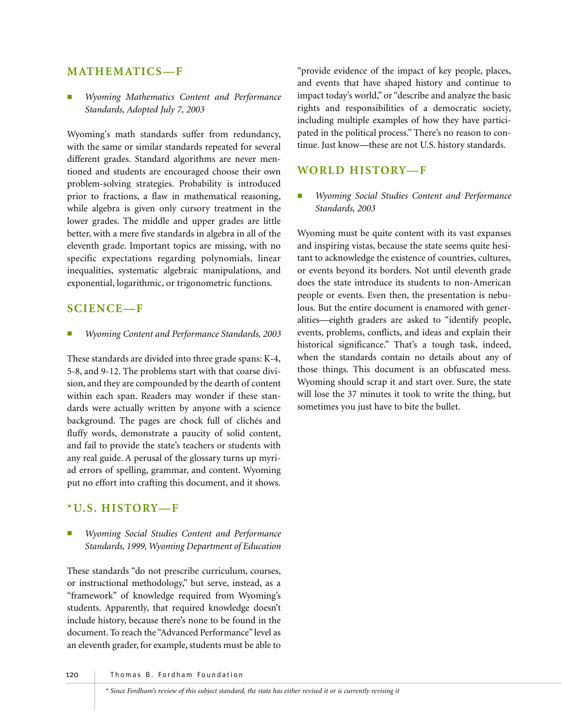## MATHEMATICS—F

- *Wyoming Mathematics Content and Performance Standards, Adopted July 7, 2003*

Wyoming's math standards suffer from redundancy, with the same or similar standards repeated for several different grades. Standard algorithms are never mentioned and students are encouraged choose their own problem-solving strategies. Probability is introduced prior to fractions, a flaw in mathematical reasoning, while algebra is given only cursory treatment in the lower grades. The middle and upper grades are little better, with a mere five standards in algebra in all of the eleventh grade. Important topics are missing, with no specific expectations regarding polynomials, linear inequalities, systematic algebraic manipulations, and exponential, logarithmic, or trigonometric functions.

## SCIENCE—F

- *Wyoming Content and Performance Standards, 2003*

These standards are divided into three grade spans: K-4, 5-8, and 9-12. The problems start with that coarse division, and they are compounded by the dearth of content within each span. Readers may wonder if these standards were actually written by anyone with a science background. The pages are chock full of clichés and fluffy words, demonstrate a paucity of solid content, and fail to provide the state's teachers or students with any real guide. A perusal of the glossary turns up myriad errors of spelling, grammar, and content. Wyoming put no effort into crafting this document, and it shows.

## *U.S. HISTORY—F

- *Wyoming Social Studies Content and Performance Standards, 1999, Wyoming Department of Education*

These standards "do not prescribe curriculum, courses, or instructional methodology," but serve, instead, as a "framework" of knowledge required from Wyoming's students. Apparently, that required knowledge doesn't include history, because there's none to be found in the document. To reach the "Advanced Performance" level as an eleventh grader, for example, students must be able to "provide evidence of the impact of key people, places, and events that have shaped history and continue to impact today's world," or "describe and analyze the basic rights and responsibilities of a democratic society, including multiple examples of how they have participated in the political process." There's no reason to continue. Just know—these are not U.S. history standards.

## WORLD HISTORY—F

- *Wyoming Social Studies Content and Performance Standards, 2003*

Wyoming must be quite content with its vast expanses and inspiring vistas, because the state seems quite hesitant to acknowledge the existence of countries, cultures, or events beyond its borders. Not until eleventh grade does the state introduce its students to non-American people or events. Even then, the presentation is nebulous. But the entire document is enamored with generalities—eighth graders are asked to "identify people, events, problems, conflicts, and ideas and explain their historical significance." That's a tough task, indeed, when the standards contain no details about any of those things. This document is an obfuscated mess. Wyoming should scrap it and start over. Sure, the state will lose the 37 minutes it took to write the thing, but sometimes you just have to bite the bullet.

*\* Since Fordham's review of this subject standard, the state has either revised it or is currently revising it*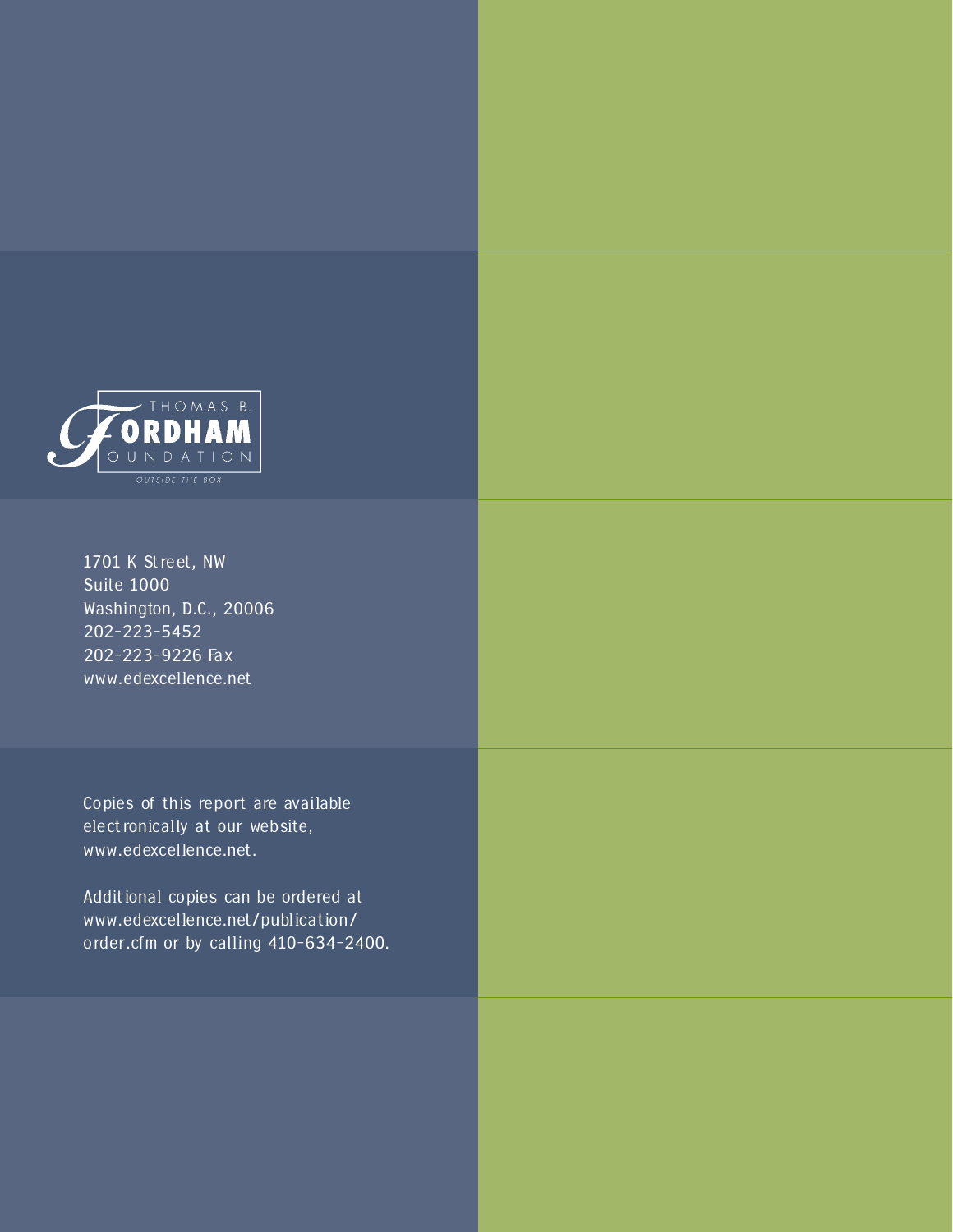THOMAS B. FORDHAM FOUNDATION

OUTSIDE THE BOX

1701 K Street, NW
Suite 1000
Washington, D.C., 20006
202-223-5452
202-223-9226 Fax
www.edexcellence.net

Copies of this report are available electronically at our website, www.edexcellence.net.

Additional copies can be ordered at www.edexcellence.net/publication/order.cfm or by calling 410-634-2400.